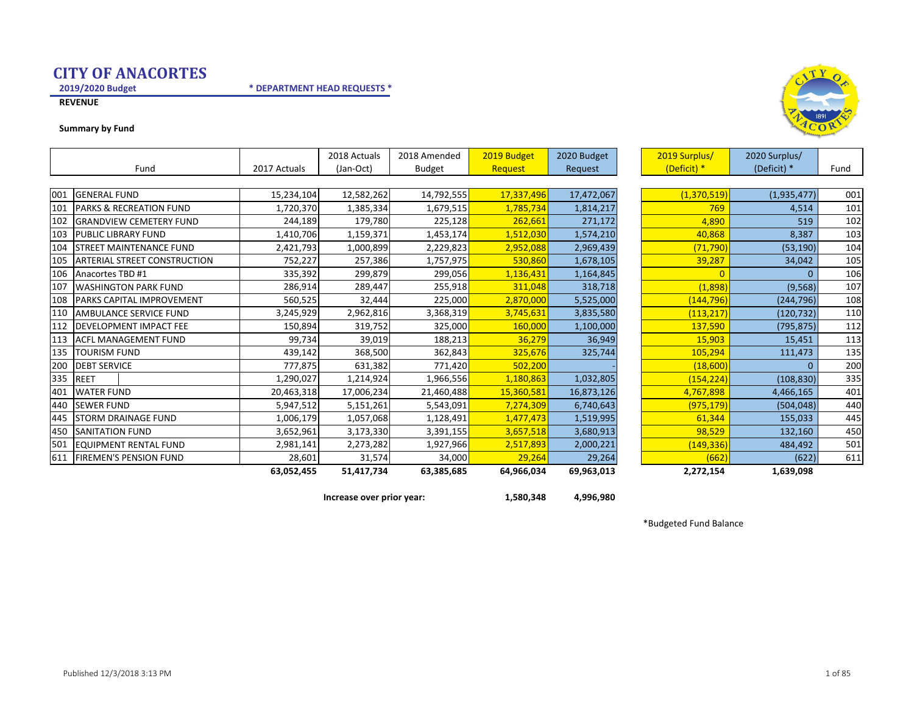# CITY OF ANACORTES

**2019/2020 Budget** **\* DEPARTMENT HEAD REQUESTS \***

**REVENUE**

**Summary by Fund**

| | Fund | 2017 Actuals | 2018 Actuals (Jan-Oct) | 2018 Amended Budget | 2019 Budget Request | 2020 Budget Request | 2019 Surplus/ (Deficit) * | 2020 Surplus/ (Deficit) * | Fund |
|---|---|---|---|---|---|---|---|---|---|
| 001 | GENERAL FUND | 15,234,104 | 12,582,262 | 14,792,555 | 17,337,496 | 17,472,067 | (1,370,519) | (1,935,477) | 001 |
| 101 | PARKS & RECREATION FUND | 1,720,370 | 1,385,334 | 1,679,515 | 1,785,734 | 1,814,217 | 769 | 4,514 | 101 |
| 102 | GRANDVIEW CEMETERY FUND | 244,189 | 179,780 | 225,128 | 262,661 | 271,172 | 4,890 | 519 | 102 |
| 103 | PUBLIC LIBRARY FUND | 1,410,706 | 1,159,371 | 1,453,174 | 1,512,030 | 1,574,210 | 40,868 | 8,387 | 103 |
| 104 | STREET MAINTENANCE FUND | 2,421,793 | 1,000,899 | 2,229,823 | 2,952,088 | 2,969,439 | (71,790) | (53,190) | 104 |
| 105 | ARTERIAL STREET CONSTRUCTION | 752,227 | 257,386 | 1,757,975 | 530,860 | 1,678,105 | 39,287 | 34,042 | 105 |
| 106 | Anacortes TBD #1 | 335,392 | 299,879 | 299,056 | 1,136,431 | 1,164,845 | 0 | 0 | 106 |
| 107 | WASHINGTON PARK FUND | 286,914 | 289,447 | 255,918 | 311,048 | 318,718 | (1,898) | (9,568) | 107 |
| 108 | PARKS CAPITAL IMPROVEMENT | 560,525 | 32,444 | 225,000 | 2,870,000 | 5,525,000 | (144,796) | (244,796) | 108 |
| 110 | AMBULANCE SERVICE FUND | 3,245,929 | 2,962,816 | 3,368,319 | 3,745,631 | 3,835,580 | (113,217) | (120,732) | 110 |
| 112 | DEVELOPMENT IMPACT FEE | 150,894 | 319,752 | 325,000 | 160,000 | 1,100,000 | 137,590 | (795,875) | 112 |
| 113 | ACFL MANAGEMENT FUND | 99,734 | 39,019 | 188,213 | 36,279 | 36,949 | 15,903 | 15,451 | 113 |
| 135 | TOURISM FUND | 439,142 | 368,500 | 362,843 | 325,676 | 325,744 | 105,294 | 111,473 | 135 |
| 200 | DEBT SERVICE | 777,875 | 631,382 | 771,420 | 502,200 | - | (18,600) | 0 | 200 |
| 335 | REET | 1,290,027 | 1,214,924 | 1,966,556 | 1,180,863 | 1,032,805 | (154,224) | (108,830) | 335 |
| 401 | WATER FUND | 20,463,318 | 17,006,234 | 21,460,488 | 15,360,581 | 16,873,126 | 4,767,898 | 4,466,165 | 401 |
| 440 | SEWER FUND | 5,947,512 | 5,151,261 | 5,543,091 | 7,274,309 | 6,740,643 | (975,179) | (504,048) | 440 |
| 445 | STORM DRAINAGE FUND | 1,006,179 | 1,057,068 | 1,128,491 | 1,477,473 | 1,519,995 | 61,344 | 155,033 | 445 |
| 450 | SANITATION FUND | 3,652,961 | 3,173,330 | 3,391,155 | 3,657,518 | 3,680,913 | 98,529 | 132,160 | 450 |
| 501 | EQUIPMENT RENTAL FUND | 2,981,141 | 2,273,282 | 1,927,966 | 2,517,893 | 2,000,221 | (149,336) | 484,492 | 501 |
| 611 | FIREMEN'S PENSION FUND | 28,601 | 31,574 | 34,000 | 29,264 | 29,264 | (662) | (622) | 611 |
| | | **63,052,455** | **51,417,734** | **63,385,685** | **64,966,034** | **69,963,013** | **2,272,154** | **1,639,098** | |
| | | | | **Increase over prior year:** | **1,580,348** | **4,996,980** | | | |

\*Budgeted Fund Balance

Published 12/3/2018 3:13 PM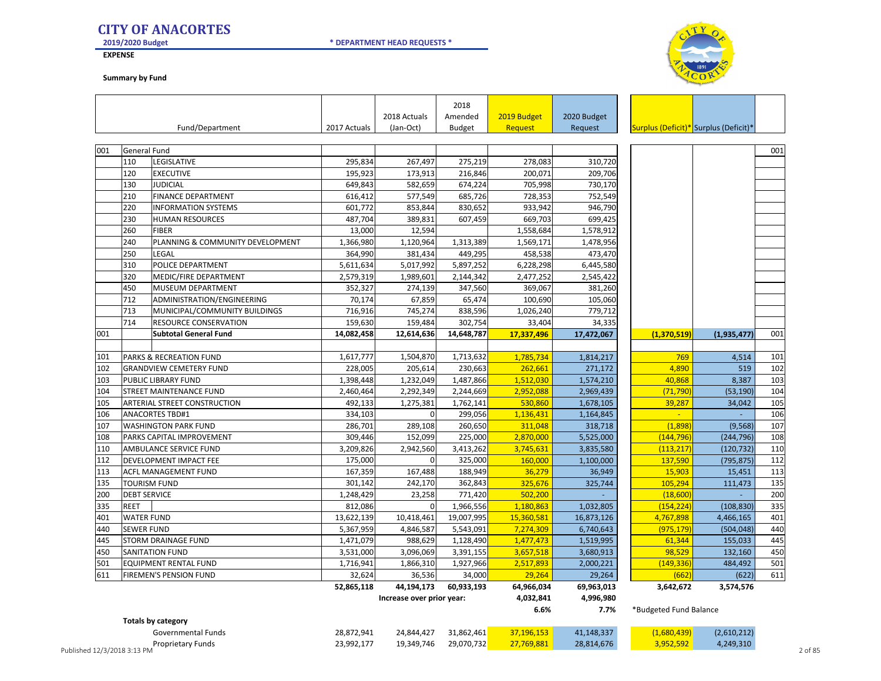# CITY OF ANACORTES

**2019/2020 Budget** **\* DEPARTMENT HEAD REQUESTS \***

**EXPENSE**

**Summary by Fund**

| | | Fund/Department | 2017 Actuals | 2018 Actuals (Jan-Oct) | 2018 Amended Budget | 2019 Budget Request | 2020 Budget Request | Surplus (Deficit)* | Surplus (Deficit)* | |
|---|---|---|---|---|---|---|---|---|---|---|
| 001 | General Fund | | | | | | | | | 001 |
| | 110 | LEGISLATIVE | 295,834 | 267,497 | 275,219 | 278,083 | 310,720 | | | |
| | 120 | EXECUTIVE | 195,923 | 173,913 | 216,846 | 200,071 | 209,706 | | | |
| | 130 | JUDICIAL | 649,843 | 582,659 | 674,224 | 705,998 | 730,170 | | | |
| | 210 | FINANCE DEPARTMENT | 616,412 | 577,549 | 685,726 | 728,353 | 752,549 | | | |
| | 220 | INFORMATION SYSTEMS | 601,772 | 853,844 | 830,652 | 933,942 | 946,790 | | | |
| | 230 | HUMAN RESOURCES | 487,704 | 389,831 | 607,459 | 669,703 | 699,425 | | | |
| | 260 | FIBER | 13,000 | 12,594 | | 1,558,684 | 1,578,912 | | | |
| | 240 | PLANNING & COMMUNITY DEVELOPMENT | 1,366,980 | 1,120,964 | 1,313,389 | 1,569,171 | 1,478,956 | | | |
| | 250 | LEGAL | 364,990 | 381,434 | 449,295 | 458,538 | 473,470 | | | |
| | 310 | POLICE DEPARTMENT | 5,611,634 | 5,017,992 | 5,897,252 | 6,228,298 | 6,445,580 | | | |
| | 320 | MEDIC/FIRE DEPARTMENT | 2,579,319 | 1,989,601 | 2,144,342 | 2,477,252 | 2,545,422 | | | |
| | 450 | MUSEUM DEPARTMENT | 352,327 | 274,139 | 347,560 | 369,067 | 381,260 | | | |
| | 712 | ADMINISTRATION/ENGINEERING | 70,174 | 67,859 | 65,474 | 100,690 | 105,060 | | | |
| | 713 | MUNICIPAL/COMMUNITY BUILDINGS | 716,916 | 745,274 | 838,596 | 1,026,240 | 779,712 | | | |
| | 714 | RESOURCE CONSERVATION | 159,630 | 159,484 | 302,754 | 33,404 | 34,335 | | | |
| 001 | | **Subtotal General Fund** | **14,082,458** | **12,614,636** | **14,648,787** | **17,337,496** | **17,472,067** | **(1,370,519)** | **(1,935,477)** | 001 |
| 101 | PARKS & RECREATION FUND | | 1,617,777 | 1,504,870 | 1,713,632 | 1,785,734 | 1,814,217 | 769 | 4,514 | 101 |
| 102 | GRANDVIEW CEMETERY FUND | | 228,005 | 205,614 | 230,663 | 262,661 | 271,172 | 4,890 | 519 | 102 |
| 103 | PUBLIC LIBRARY FUND | | 1,398,448 | 1,232,049 | 1,487,866 | 1,512,030 | 1,574,210 | 40,868 | 8,387 | 103 |
| 104 | STREET MAINTENANCE FUND | | 2,460,464 | 2,292,349 | 2,244,669 | 2,952,088 | 2,969,439 | (71,790) | (53,190) | 104 |
| 105 | ARTERIAL STREET CONSTRUCTION | | 492,133 | 1,275,381 | 1,762,141 | 530,860 | 1,678,105 | 39,287 | 34,042 | 105 |
| 106 | ANACORTES TBD#1 | | 334,103 | 0 | 299,056 | 1,136,431 | 1,164,845 | - | - | 106 |
| 107 | WASHINGTON PARK FUND | | 286,701 | 289,108 | 260,650 | 311,048 | 318,718 | (1,898) | (9,568) | 107 |
| 108 | PARKS CAPITAL IMPROVEMENT | | 309,446 | 152,099 | 225,000 | 2,870,000 | 5,525,000 | (144,796) | (244,796) | 108 |
| 110 | AMBULANCE SERVICE FUND | | 3,209,826 | 2,942,560 | 3,413,262 | 3,745,631 | 3,835,580 | (113,217) | (120,732) | 110 |
| 112 | DEVELOPMENT IMPACT FEE | | 175,000 | 0 | 325,000 | 160,000 | 1,100,000 | 137,590 | (795,875) | 112 |
| 113 | ACFL MANAGEMENT FUND | | 167,359 | 167,488 | 188,949 | 36,279 | 36,949 | 15,903 | 15,451 | 113 |
| 135 | TOURISM FUND | | 301,142 | 242,170 | 362,843 | 325,676 | 325,744 | 105,294 | 111,473 | 135 |
| 200 | DEBT SERVICE | | 1,248,429 | 23,258 | 771,420 | 502,200 | - | (18,600) | - | 200 |
| 335 | REET | | 812,086 | 0 | 1,966,556 | 1,180,863 | 1,032,805 | (154,224) | (108,830) | 335 |
| 401 | WATER FUND | | 13,622,139 | 10,418,461 | 19,007,995 | 15,360,581 | 16,873,126 | 4,767,898 | 4,466,165 | 401 |
| 440 | SEWER FUND | | 5,367,959 | 4,846,587 | 5,543,091 | 7,274,309 | 6,740,643 | (975,179) | (504,048) | 440 |
| 445 | STORM DRAINAGE FUND | | 1,471,079 | 988,629 | 1,128,490 | 1,477,473 | 1,519,995 | 61,344 | 155,033 | 445 |
| 450 | SANITATION FUND | | 3,531,000 | 3,096,069 | 3,391,155 | 3,657,518 | 3,680,913 | 98,529 | 132,160 | 450 |
| 501 | EQUIPMENT RENTAL FUND | | 1,716,941 | 1,866,310 | 1,927,966 | 2,517,893 | 2,000,221 | (149,336) | 484,492 | 501 |
| 611 | FIREMEN'S PENSION FUND | | 32,624 | 36,536 | 34,000 | 29,264 | 29,264 | (662) | (622) | 611 |
| | | | **52,865,118** | **44,194,173** | **60,933,193** | **64,966,034** | **69,963,013** | **3,642,672** | **3,574,576** | |
| | | | | **Increase over prior year:** | | **4,032,841** | **4,996,980** | | | |
| | | | | | | **6.6%** | **7.7%** | *Budgeted Fund Balance | | |
| | **Totals by category** | | | | | | | | | |
| | | Governmental Funds | 28,872,941 | 24,844,427 | 31,862,461 | 37,196,153 | 41,148,337 | (1,680,439) | (2,610,212) | |
| | | Proprietary Funds | 23,992,177 | 19,349,746 | 29,070,732 | 27,769,881 | 28,814,676 | 3,952,592 | 4,249,310 | |

Published 12/3/2018 3:13 PM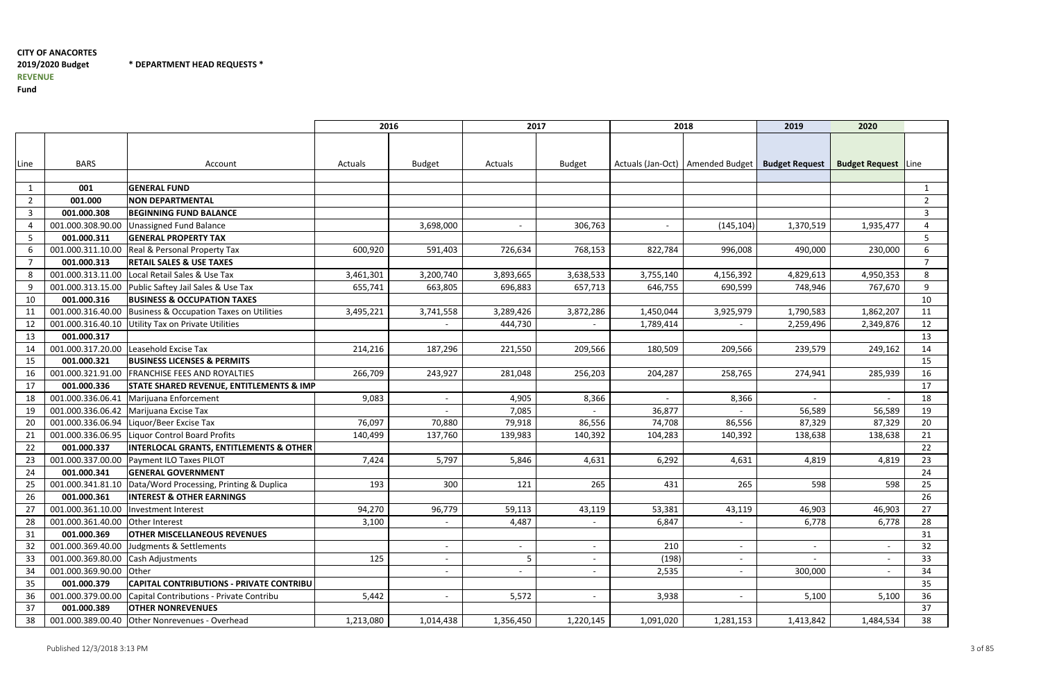**CITY OF ANACORTES**
**2019/2020 Budget** **\* DEPARTMENT HEAD REQUESTS \***
**REVENUE**
**Fund**

| | | | 2016 | | 2017 | | 2018 | | 2019 | 2020 | |
|---|---|---|---|---|---|---|---|---|---|---|---|
| Line | BARS | Account | Actuals | Budget | Actuals | Budget | Actuals (Jan-Oct) | Amended Budget | **Budget Request** | **Budget Request** | Line |
| 1 | **001** | **GENERAL FUND** | | | | | | | | | 1 |
| 2 | **001.000** | **NON DEPARTMENTAL** | | | | | | | | | 2 |
| 3 | **001.000.308** | **BEGINNING FUND BALANCE** | | | | | | | | | 3 |
| 4 | 001.000.308.90.00 | Unassigned Fund Balance | | 3,698,000 | - | 306,763 | - | (145,104) | 1,370,519 | 1,935,477 | 4 |
| 5 | **001.000.311** | **GENERAL PROPERTY TAX** | | | | | | | | | 5 |
| 6 | 001.000.311.10.00 | Real & Personal Property Tax | 600,920 | 591,403 | 726,634 | 768,153 | 822,784 | 996,008 | 490,000 | 230,000 | 6 |
| 7 | **001.000.313** | **RETAIL SALES & USE TAXES** | | | | | | | | | 7 |
| 8 | 001.000.313.11.00 | Local Retail Sales & Use Tax | 3,461,301 | 3,200,740 | 3,893,665 | 3,638,533 | 3,755,140 | 4,156,392 | 4,829,613 | 4,950,353 | 8 |
| 9 | 001.000.313.15.00 | Public Saftey Jail Sales & Use Tax | 655,741 | 663,805 | 696,883 | 657,713 | 646,755 | 690,599 | 748,946 | 767,670 | 9 |
| 10 | **001.000.316** | **BUSINESS & OCCUPATION TAXES** | | | | | | | | | 10 |
| 11 | 001.000.316.40.00 | Business & Occupation Taxes on Utilities | 3,495,221 | 3,741,558 | 3,289,426 | 3,872,286 | 1,450,044 | 3,925,979 | 1,790,583 | 1,862,207 | 11 |
| 12 | 001.000.316.40.10 | Utility Tax on Private Utilities | | - | 444,730 | - | 1,789,414 | - | 2,259,496 | 2,349,876 | 12 |
| 13 | **001.000.317** | | | | | | | | | | 13 |
| 14 | 001.000.317.20.00 | Leasehold Excise Tax | 214,216 | 187,296 | 221,550 | 209,566 | 180,509 | 209,566 | 239,579 | 249,162 | 14 |
| 15 | **001.000.321** | **BUSINESS LICENSES & PERMITS** | | | | | | | | | 15 |
| 16 | 001.000.321.91.00 | FRANCHISE FEES AND ROYALTIES | 266,709 | 243,927 | 281,048 | 256,203 | 204,287 | 258,765 | 274,941 | 285,939 | 16 |
| 17 | **001.000.336** | **STATE SHARED REVENUE, ENTITLEMENTS & IMP** | | | | | | | | | 17 |
| 18 | 001.000.336.06.41 | Marijuana Enforcement | 9,083 | - | 4,905 | 8,366 | - | 8,366 | - | - | 18 |
| 19 | 001.000.336.06.42 | Marijuana Excise Tax | | - | 7,085 | - | 36,877 | - | 56,589 | 56,589 | 19 |
| 20 | 001.000.336.06.94 | Liquor/Beer Excise Tax | 76,097 | 70,880 | 79,918 | 86,556 | 74,708 | 86,556 | 87,329 | 87,329 | 20 |
| 21 | 001.000.336.06.95 | Liquor Control Board Profits | 140,499 | 137,760 | 139,983 | 140,392 | 104,283 | 140,392 | 138,638 | 138,638 | 21 |
| 22 | **001.000.337** | **INTERLOCAL GRANTS, ENTITLEMENTS & OTHER** | | | | | | | | | 22 |
| 23 | 001.000.337.00.00 | Payment ILO Taxes PILOT | 7,424 | 5,797 | 5,846 | 4,631 | 6,292 | 4,631 | 4,819 | 4,819 | 23 |
| 24 | **001.000.341** | **GENERAL GOVERNMENT** | | | | | | | | | 24 |
| 25 | 001.000.341.81.10 | Data/Word Processing, Printing & Duplica | 193 | 300 | 121 | 265 | 431 | 265 | 598 | 598 | 25 |
| 26 | **001.000.361** | **INTEREST & OTHER EARNINGS** | | | | | | | | | 26 |
| 27 | 001.000.361.10.00 | Investment Interest | 94,270 | 96,779 | 59,113 | 43,119 | 53,381 | 43,119 | 46,903 | 46,903 | 27 |
| 28 | 001.000.361.40.00 | Other Interest | 3,100 | - | 4,487 | - | 6,847 | - | 6,778 | 6,778 | 28 |
| 31 | **001.000.369** | **OTHER MISCELLANEOUS REVENUES** | | | | | | | | | 31 |
| 32 | 001.000.369.40.00 | Judgments & Settlements | | - | - | - | 210 | - | - | - | 32 |
| 33 | 001.000.369.80.00 | Cash Adjustments | 125 | - | 5 | - | (198) | - | - | - | 33 |
| 34 | 001.000.369.90.00 | Other | | - | - | - | 2,535 | - | 300,000 | - | 34 |
| 35 | **001.000.379** | **CAPITAL CONTRIBUTIONS - PRIVATE CONTRIBU** | | | | | | | | | 35 |
| 36 | 001.000.379.00.00 | Capital Contributions - Private Contribu | 5,442 | - | 5,572 | - | 3,938 | - | 5,100 | 5,100 | 36 |
| 37 | **001.000.389** | **OTHER NONREVENUES** | | | | | | | | | 37 |
| 38 | 001.000.389.00.40 | Other Nonrevenues - Overhead | 1,213,080 | 1,014,438 | 1,356,450 | 1,220,145 | 1,091,020 | 1,281,153 | 1,413,842 | 1,484,534 | 38 |

Published 12/3/2018 3:13 PM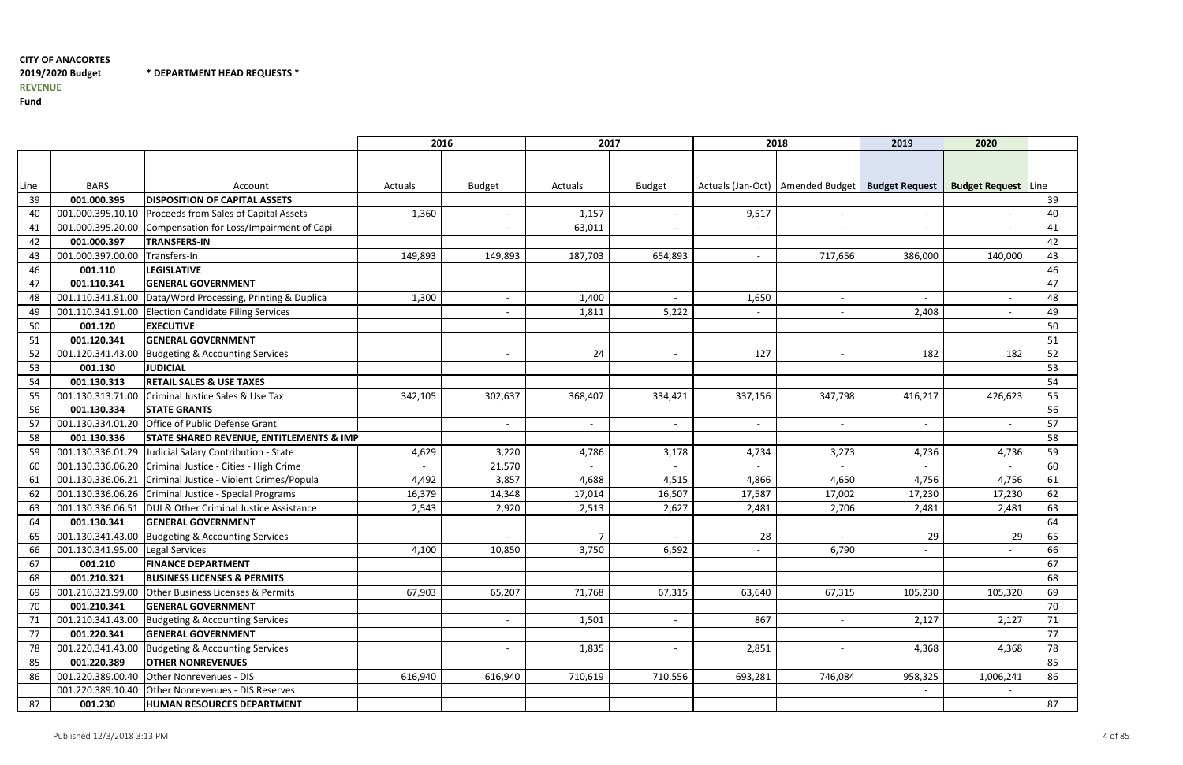**CITY OF ANACORTES**
**2019/2020 Budget** **\* DEPARTMENT HEAD REQUESTS \***
**REVENUE**
**Fund**

| | | | 2016 | | 2017 | | 2018 | | 2019 | 2020 | |
|---|---|---|---|---|---|---|---|---|---|---|---|
| Line | BARS | Account | Actuals | Budget | Actuals | Budget | Actuals (Jan-Oct) | Amended Budget | **Budget Request** | **Budget Request** | Line |
| 39 | **001.000.395** | **DISPOSITION OF CAPITAL ASSETS** | | | | | | | | | 39 |
| 40 | 001.000.395.10.10 | Proceeds from Sales of Capital Assets | 1,360 | - | 1,157 | - | 9,517 | - | - | - | 40 |
| 41 | 001.000.395.20.00 | Compensation for Loss/Impairment of Capi | | - | 63,011 | - | - | - | - | - | 41 |
| 42 | **001.000.397** | **TRANSFERS-IN** | | | | | | | | | 42 |
| 43 | 001.000.397.00.00 | Transfers-In | 149,893 | 149,893 | 187,703 | 654,893 | - | 717,656 | 386,000 | 140,000 | 43 |
| 46 | **001.110** | **LEGISLATIVE** | | | | | | | | | 46 |
| 47 | **001.110.341** | **GENERAL GOVERNMENT** | | | | | | | | | 47 |
| 48 | 001.110.341.81.00 | Data/Word Processing, Printing & Duplica | 1,300 | - | 1,400 | - | 1,650 | - | - | - | 48 |
| 49 | 001.110.341.91.00 | Election Candidate Filing Services | | - | 1,811 | 5,222 | - | - | 2,408 | - | 49 |
| 50 | **001.120** | **EXECUTIVE** | | | | | | | | | 50 |
| 51 | **001.120.341** | **GENERAL GOVERNMENT** | | | | | | | | | 51 |
| 52 | 001.120.341.43.00 | Budgeting & Accounting Services | | - | 24 | - | 127 | - | 182 | 182 | 52 |
| 53 | **001.130** | **JUDICIAL** | | | | | | | | | 53 |
| 54 | **001.130.313** | **RETAIL SALES & USE TAXES** | | | | | | | | | 54 |
| 55 | 001.130.313.71.00 | Criminal Justice Sales & Use Tax | 342,105 | 302,637 | 368,407 | 334,421 | 337,156 | 347,798 | 416,217 | 426,623 | 55 |
| 56 | **001.130.334** | **STATE GRANTS** | | | | | | | | | 56 |
| 57 | 001.130.334.01.20 | Office of Public Defense Grant | | - | - | - | - | - | - | - | 57 |
| 58 | **001.130.336** | **STATE SHARED REVENUE, ENTITLEMENTS & IMP** | | | | | | | | | 58 |
| 59 | 001.130.336.01.29 | Judicial Salary Contribution - State | 4,629 | 3,220 | 4,786 | 3,178 | 4,734 | 3,273 | 4,736 | 4,736 | 59 |
| 60 | 001.130.336.06.20 | Criminal Justice - Cities - High Crime | - | 21,570 | - | - | - | - | - | - | 60 |
| 61 | 001.130.336.06.21 | Criminal Justice - Violent Crimes/Popula | 4,492 | 3,857 | 4,688 | 4,515 | 4,866 | 4,650 | 4,756 | 4,756 | 61 |
| 62 | 001.130.336.06.26 | Criminal Justice - Special Programs | 16,379 | 14,348 | 17,014 | 16,507 | 17,587 | 17,002 | 17,230 | 17,230 | 62 |
| 63 | 001.130.336.06.51 | DUI & Other Criminal Justice Assistance | 2,543 | 2,920 | 2,513 | 2,627 | 2,481 | 2,706 | 2,481 | 2,481 | 63 |
| 64 | **001.130.341** | **GENERAL GOVERNMENT** | | | | | | | | | 64 |
| 65 | 001.130.341.43.00 | Budgeting & Accounting Services | | - | 7 | - | 28 | - | 29 | 29 | 65 |
| 66 | 001.130.341.95.00 | Legal Services | 4,100 | 10,850 | 3,750 | 6,592 | - | 6,790 | - | - | 66 |
| 67 | **001.210** | **FINANCE DEPARTMENT** | | | | | | | | | 67 |
| 68 | **001.210.321** | **BUSINESS LICENSES & PERMITS** | | | | | | | | | 68 |
| 69 | 001.210.321.99.00 | Other Business Licenses & Permits | 67,903 | 65,207 | 71,768 | 67,315 | 63,640 | 67,315 | 105,230 | 105,320 | 69 |
| 70 | **001.210.341** | **GENERAL GOVERNMENT** | | | | | | | | | 70 |
| 71 | 001.210.341.43.00 | Budgeting & Accounting Services | | - | 1,501 | - | 867 | - | 2,127 | 2,127 | 71 |
| 77 | **001.220.341** | **GENERAL GOVERNMENT** | | | | | | | | | 77 |
| 78 | 001.220.341.43.00 | Budgeting & Accounting Services | | - | 1,835 | - | 2,851 | - | 4,368 | 4,368 | 78 |
| 85 | **001.220.389** | **OTHER NONREVENUES** | | | | | | | | | 85 |
| 86 | 001.220.389.00.40 | Other Nonrevenues - DIS | 616,940 | 616,940 | 710,619 | 710,556 | 693,281 | 746,084 | 958,325 | 1,006,241 | 86 |
| | 001.220.389.10.40 | Other Nonrevenues - DIS Reserves | | | | | | | - | - | |
| 87 | **001.230** | **HUMAN RESOURCES DEPARTMENT** | | | | | | | | | 87 |

Published 12/3/2018 3:13 PM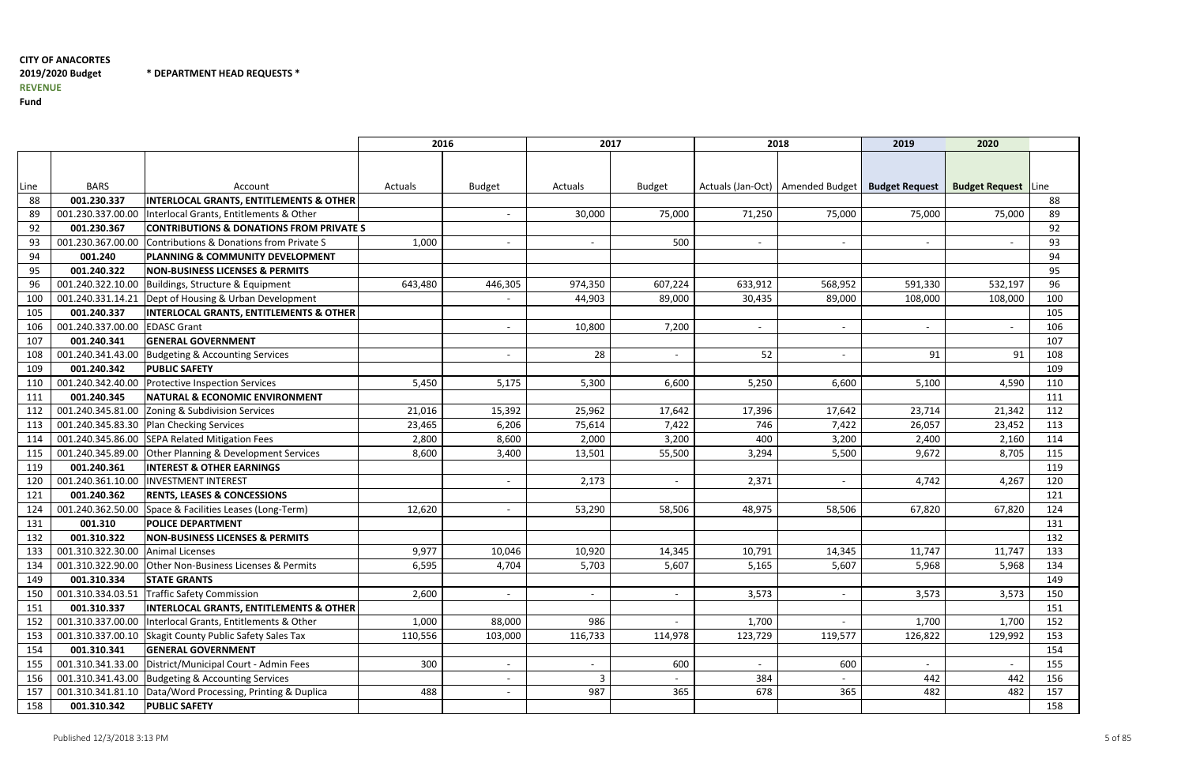**CITY OF ANACORTES**
**2019/2020 Budget** **\* DEPARTMENT HEAD REQUESTS \***
**REVENUE**
**Fund**

| | | | 2016 | | 2017 | | 2018 | | 2019 | 2020 | |
|---|---|---|---|---|---|---|---|---|---|---|---|
| Line | BARS | Account | Actuals | Budget | Actuals | Budget | Actuals (Jan-Oct) | Amended Budget | **Budget Request** | **Budget Request** | Line |
| 88 | **001.230.337** | **INTERLOCAL GRANTS, ENTITLEMENTS & OTHER** | | | | | | | | | 88 |
| 89 | 001.230.337.00.00 | Interlocal Grants, Entitlements & Other | | - | 30,000 | 75,000 | 71,250 | 75,000 | 75,000 | 75,000 | 89 |
| 92 | **001.230.367** | **CONTRIBUTIONS & DONATIONS FROM PRIVATE S** | | | | | | | | | 92 |
| 93 | 001.230.367.00.00 | Contributions & Donations from Private S | 1,000 | - | - | 500 | - | - | - | - | 93 |
| 94 | **001.240** | **PLANNING & COMMUNITY DEVELOPMENT** | | | | | | | | | 94 |
| 95 | **001.240.322** | **NON-BUSINESS LICENSES & PERMITS** | | | | | | | | | 95 |
| 96 | 001.240.322.10.00 | Buildings, Structure & Equipment | 643,480 | 446,305 | 974,350 | 607,224 | 633,912 | 568,952 | 591,330 | 532,197 | 96 |
| 100 | 001.240.331.14.21 | Dept of Housing & Urban Development | | - | 44,903 | 89,000 | 30,435 | 89,000 | 108,000 | 108,000 | 100 |
| 105 | **001.240.337** | **INTERLOCAL GRANTS, ENTITLEMENTS & OTHER** | | | | | | | | | 105 |
| 106 | 001.240.337.00.00 | EDASC Grant | | - | 10,800 | 7,200 | - | - | - | - | 106 |
| 107 | **001.240.341** | **GENERAL GOVERNMENT** | | | | | | | | | 107 |
| 108 | 001.240.341.43.00 | Budgeting & Accounting Services | | - | 28 | - | 52 | - | 91 | 91 | 108 |
| 109 | **001.240.342** | **PUBLIC SAFETY** | | | | | | | | | 109 |
| 110 | 001.240.342.40.00 | Protective Inspection Services | 5,450 | 5,175 | 5,300 | 6,600 | 5,250 | 6,600 | 5,100 | 4,590 | 110 |
| 111 | **001.240.345** | **NATURAL & ECONOMIC ENVIRONMENT** | | | | | | | | | 111 |
| 112 | 001.240.345.81.00 | Zoning & Subdivision Services | 21,016 | 15,392 | 25,962 | 17,642 | 17,396 | 17,642 | 23,714 | 21,342 | 112 |
| 113 | 001.240.345.83.30 | Plan Checking Services | 23,465 | 6,206 | 75,614 | 7,422 | 746 | 7,422 | 26,057 | 23,452 | 113 |
| 114 | 001.240.345.86.00 | SEPA Related Mitigation Fees | 2,800 | 8,600 | 2,000 | 3,200 | 400 | 3,200 | 2,400 | 2,160 | 114 |
| 115 | 001.240.345.89.00 | Other Planning & Development Services | 8,600 | 3,400 | 13,501 | 55,500 | 3,294 | 5,500 | 9,672 | 8,705 | 115 |
| 119 | **001.240.361** | **INTEREST & OTHER EARNINGS** | | | | | | | | | 119 |
| 120 | 001.240.361.10.00 | INVESTMENT INTEREST | | - | 2,173 | - | 2,371 | - | 4,742 | 4,267 | 120 |
| 121 | **001.240.362** | **RENTS, LEASES & CONCESSIONS** | | | | | | | | | 121 |
| 124 | 001.240.362.50.00 | Space & Facilities Leases (Long-Term) | 12,620 | - | 53,290 | 58,506 | 48,975 | 58,506 | 67,820 | 67,820 | 124 |
| 131 | **001.310** | **POLICE DEPARTMENT** | | | | | | | | | 131 |
| 132 | **001.310.322** | **NON-BUSINESS LICENSES & PERMITS** | | | | | | | | | 132 |
| 133 | 001.310.322.30.00 | Animal Licenses | 9,977 | 10,046 | 10,920 | 14,345 | 10,791 | 14,345 | 11,747 | 11,747 | 133 |
| 134 | 001.310.322.90.00 | Other Non-Business Licenses & Permits | 6,595 | 4,704 | 5,703 | 5,607 | 5,165 | 5,607 | 5,968 | 5,968 | 134 |
| 149 | **001.310.334** | **STATE GRANTS** | | | | | | | | | 149 |
| 150 | 001.310.334.03.51 | Traffic Safety Commission | 2,600 | - | - | - | 3,573 | - | 3,573 | 3,573 | 150 |
| 151 | **001.310.337** | **INTERLOCAL GRANTS, ENTITLEMENTS & OTHER** | | | | | | | | | 151 |
| 152 | 001.310.337.00.00 | Interlocal Grants, Entitlements & Other | 1,000 | 88,000 | 986 | - | 1,700 | - | 1,700 | 1,700 | 152 |
| 153 | 001.310.337.00.10 | Skagit County Public Safety Sales Tax | 110,556 | 103,000 | 116,733 | 114,978 | 123,729 | 119,577 | 126,822 | 129,992 | 153 |
| 154 | **001.310.341** | **GENERAL GOVERNMENT** | | | | | | | | | 154 |
| 155 | 001.310.341.33.00 | District/Municipal Court - Admin Fees | 300 | - | - | 600 | - | 600 | - | - | 155 |
| 156 | 001.310.341.43.00 | Budgeting & Accounting Services | | - | 3 | - | 384 | - | 442 | 442 | 156 |
| 157 | 001.310.341.81.10 | Data/Word Processing, Printing & Duplica | 488 | - | 987 | 365 | 678 | 365 | 482 | 482 | 157 |
| 158 | **001.310.342** | **PUBLIC SAFETY** | | | | | | | | | 158 |

Published 12/3/2018 3:13 PM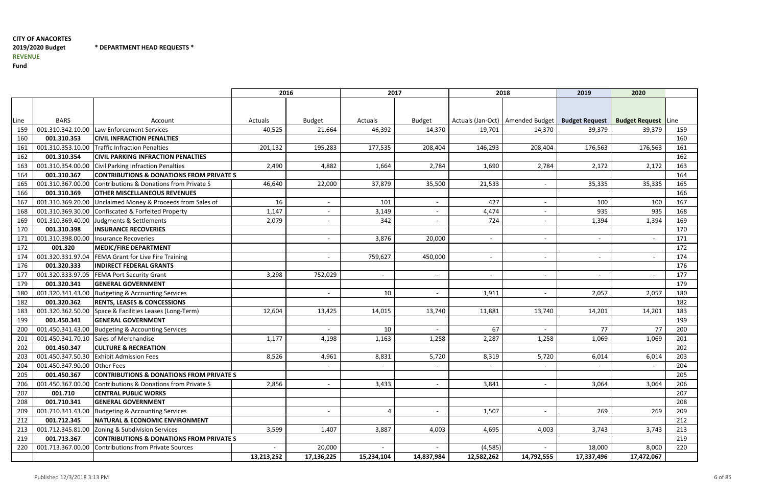**CITY OF ANACORTES**
**2019/2020 Budget** **\* DEPARTMENT HEAD REQUESTS \***
**REVENUE**
**Fund**

| | | | 2016 | | 2017 | | 2018 | | 2019 | 2020 | |
|---|---|---|---|---|---|---|---|---|---|---|---|
| Line | BARS | Account | Actuals | Budget | Actuals | Budget | Actuals (Jan-Oct) | Amended Budget | **Budget Request** | **Budget Request** | Line |
| 159 | 001.310.342.10.00 | Law Enforcement Services | 40,525 | 21,664 | 46,392 | 14,370 | 19,701 | 14,370 | 39,379 | 39,379 | 159 |
| 160 | **001.310.353** | **CIVIL INFRACTION PENALTIES** | | | | | | | | | 160 |
| 161 | 001.310.353.10.00 | Traffic Infraction Penalties | 201,132 | 195,283 | 177,535 | 208,404 | 146,293 | 208,404 | 176,563 | 176,563 | 161 |
| 162 | **001.310.354** | **CIVIL PARKING INFRACTION PENALTIES** | | | | | | | | | 162 |
| 163 | 001.310.354.00.00 | Civil Parking Infraction Penalties | 2,490 | 4,882 | 1,664 | 2,784 | 1,690 | 2,784 | 2,172 | 2,172 | 163 |
| 164 | **001.310.367** | **CONTRIBUTIONS & DONATIONS FROM PRIVATE S** | | | | | | | | | 164 |
| 165 | 001.310.367.00.00 | Contributions & Donations from Private S | 46,640 | 22,000 | 37,879 | 35,500 | 21,533 | - | 35,335 | 35,335 | 165 |
| 166 | **001.310.369** | **OTHER MISCELLANEOUS REVENUES** | | | | | | | | | 166 |
| 167 | 001.310.369.20.00 | Unclaimed Money & Proceeds from Sales of | 16 | - | 101 | - | 427 | - | 100 | 100 | 167 |
| 168 | 001.310.369.30.00 | Confiscated & Forfeited Property | 1,147 | - | 3,149 | - | 4,474 | - | 935 | 935 | 168 |
| 169 | 001.310.369.40.00 | Judgments & Settlements | 2,079 | - | 342 | - | 724 | - | 1,394 | 1,394 | 169 |
| 170 | **001.310.398** | **INSURANCE RECOVERIES** | | | | | | | | | 170 |
| 171 | 001.310.398.00.00 | Insurance Recoveries | | - | 3,876 | 20,000 | - | - | - | - | 171 |
| 172 | **001.320** | **MEDIC/FIRE DEPARTMENT** | | | | | | | | | 172 |
| 174 | 001.320.331.97.04 | FEMA Grant for Live Fire Training | | - | 759,627 | 450,000 | - | - | - | - | 174 |
| 176 | **001.320.333** | **INDIRECT FEDERAL GRANTS** | | | | | | | | | 176 |
| 177 | 001.320.333.97.05 | FEMA Port Security Grant | 3,298 | 752,029 | - | - | - | - | - | - | 177 |
| 179 | **001.320.341** | **GENERAL GOVERNMENT** | | | | | | | | | 179 |
| 180 | 001.320.341.43.00 | Budgeting & Accounting Services | | - | 10 | - | 1,911 | - | 2,057 | 2,057 | 180 |
| 182 | **001.320.362** | **RENTS, LEASES & CONCESSIONS** | | | | | | | | | 182 |
| 183 | 001.320.362.50.00 | Space & Facilities Leases (Long-Term) | 12,604 | 13,425 | 14,015 | 13,740 | 11,881 | 13,740 | 14,201 | 14,201 | 183 |
| 199 | **001.450.341** | **GENERAL GOVERNMENT** | | | | | | | | | 199 |
| 200 | 001.450.341.43.00 | Budgeting & Accounting Services | | - | 10 | - | 67 | - | 77 | 77 | 200 |
| 201 | 001.450.341.70.10 | Sales of Merchandise | 1,177 | 4,198 | 1,163 | 1,258 | 2,287 | 1,258 | 1,069 | 1,069 | 201 |
| 202 | **001.450.347** | **CULTURE & RECREATION** | | | | | | | | | 202 |
| 203 | 001.450.347.50.30 | Exhibit Admission Fees | 8,526 | 4,961 | 8,831 | 5,720 | 8,319 | 5,720 | 6,014 | 6,014 | 203 |
| 204 | 001.450.347.90.00 | Other Fees | | - | - | - | - | - | - | - | 204 |
| 205 | **001.450.367** | **CONTRIBUTIONS & DONATIONS FROM PRIVATE S** | | | | | | | | | 205 |
| 206 | 001.450.367.00.00 | Contributions & Donations from Private S | 2,856 | - | 3,433 | - | 3,841 | - | 3,064 | 3,064 | 206 |
| 207 | **001.710** | **CENTRAL PUBLIC WORKS** | | | | | | | | | 207 |
| 208 | **001.710.341** | **GENERAL GOVERNMENT** | | | | | | | | | 208 |
| 209 | 001.710.341.43.00 | Budgeting & Accounting Services | | - | 4 | - | 1,507 | - | 269 | 269 | 209 |
| 212 | **001.712.345** | **NATURAL & ECONOMIC ENVIRONMENT** | | | | | | | | | 212 |
| 213 | 001.712.345.81.00 | Zoning & Subdivision Services | 3,599 | 1,407 | 3,887 | 4,003 | 4,695 | 4,003 | 3,743 | 3,743 | 213 |
| 219 | **001.713.367** | **CONTRIBUTIONS & DONATIONS FROM PRIVATE S** | | | | | | | | | 219 |
| 220 | 001.713.367.00.00 | Contributions from Private Sources | - | 20,000 | - | - | (4,585) | - | 18,000 | 8,000 | 220 |
| | | | **13,213,252** | **17,136,225** | **15,234,104** | **14,837,984** | **12,582,262** | **14,792,555** | **17,337,496** | **17,472,067** | |

Published 12/3/2018 3:13 PM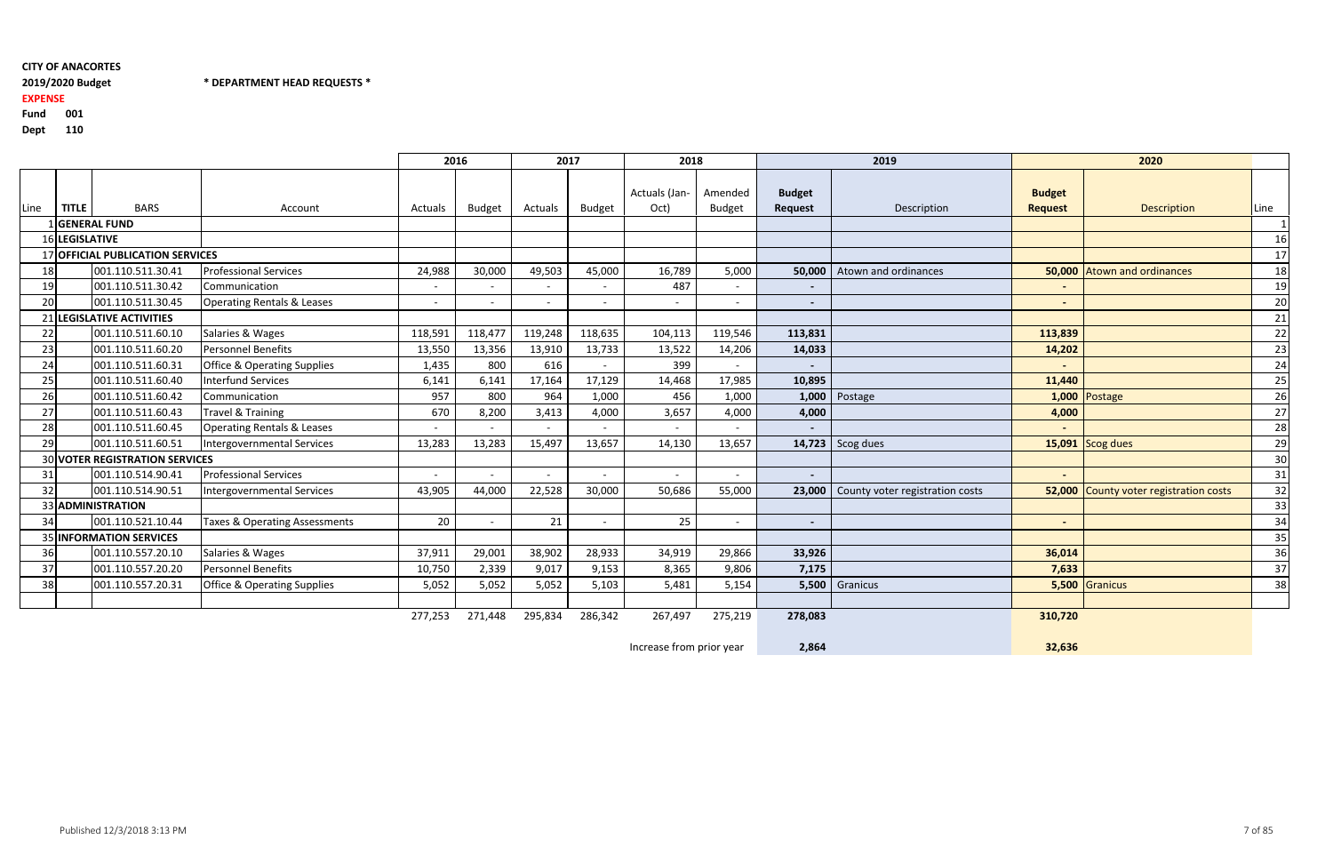**CITY OF ANACORTES**

**2019/2020 Budget** **\* DEPARTMENT HEAD REQUESTS \***

**EXPENSE**

**Fund 001**

**Dept 110**

| | | | | 2016 | | 2017 | | 2018 | | 2019 | | 2020 | | |
|---|---|---|---|---|---|---|---|---|---|---|---|---|---|---|
| Line | TITLE | BARS | Account | Actuals | Budget | Actuals | Budget | Actuals (Jan-Oct) | Amended Budget | Budget Request | Description | Budget Request | Description | Line |
| 1 | GENERAL FUND | | | | | | | | | | | | | 1 |
| 16 | LEGISLATIVE | | | | | | | | | | | | | 16 |
| 17 | OFFICIAL PUBLICATION SERVICES | | | | | | | | | | | | | 17 |
| 18 | | 001.110.511.30.41 | Professional Services | 24,988 | 30,000 | 49,503 | 45,000 | 16,789 | 5,000 | 50,000 | Atown and ordinances | 50,000 | Atown and ordinances | 18 |
| 19 | | 001.110.511.30.42 | Communication | - | - | - | - | 487 | - | - | | - | | 19 |
| 20 | | 001.110.511.30.45 | Operating Rentals & Leases | - | - | - | - | - | - | - | | - | | 20 |
| 21 | LEGISLATIVE ACTIVITIES | | | | | | | | | | | | | 21 |
| 22 | | 001.110.511.60.10 | Salaries & Wages | 118,591 | 118,477 | 119,248 | 118,635 | 104,113 | 119,546 | 113,831 | | 113,839 | | 22 |
| 23 | | 001.110.511.60.20 | Personnel Benefits | 13,550 | 13,356 | 13,910 | 13,733 | 13,522 | 14,206 | 14,033 | | 14,202 | | 23 |
| 24 | | 001.110.511.60.31 | Office & Operating Supplies | 1,435 | 800 | 616 | - | 399 | - | - | | - | | 24 |
| 25 | | 001.110.511.60.40 | Interfund Services | 6,141 | 6,141 | 17,164 | 17,129 | 14,468 | 17,985 | 10,895 | | 11,440 | | 25 |
| 26 | | 001.110.511.60.42 | Communication | 957 | 800 | 964 | 1,000 | 456 | 1,000 | 1,000 | Postage | 1,000 | Postage | 26 |
| 27 | | 001.110.511.60.43 | Travel & Training | 670 | 8,200 | 3,413 | 4,000 | 3,657 | 4,000 | 4,000 | | 4,000 | | 27 |
| 28 | | 001.110.511.60.45 | Operating Rentals & Leases | - | - | - | - | - | - | - | | - | | 28 |
| 29 | | 001.110.511.60.51 | Intergovernmental Services | 13,283 | 13,283 | 15,497 | 13,657 | 14,130 | 13,657 | 14,723 | Scog dues | 15,091 | Scog dues | 29 |
| 30 | VOTER REGISTRATION SERVICES | | | | | | | | | | | | | 30 |
| 31 | | 001.110.514.90.41 | Professional Services | - | - | - | - | - | - | - | | - | | 31 |
| 32 | | 001.110.514.90.51 | Intergovernmental Services | 43,905 | 44,000 | 22,528 | 30,000 | 50,686 | 55,000 | 23,000 | County voter registration costs | 52,000 | County voter registration costs | 32 |
| 33 | ADMINISTRATION | | | | | | | | | | | | | 33 |
| 34 | | 001.110.521.10.44 | Taxes & Operating Assessments | 20 | - | 21 | - | 25 | - | - | | - | | 34 |
| 35 | INFORMATION SERVICES | | | | | | | | | | | | | 35 |
| 36 | | 001.110.557.20.10 | Salaries & Wages | 37,911 | 29,001 | 38,902 | 28,933 | 34,919 | 29,866 | 33,926 | | 36,014 | | 36 |
| 37 | | 001.110.557.20.20 | Personnel Benefits | 10,750 | 2,339 | 9,017 | 9,153 | 8,365 | 9,806 | 7,175 | | 7,633 | | 37 |
| 38 | | 001.110.557.20.31 | Office & Operating Supplies | 5,052 | 5,052 | 5,052 | 5,103 | 5,481 | 5,154 | 5,500 | Granicus | 5,500 | Granicus | 38 |
| | | | | 277,253 | 271,448 | 295,834 | 286,342 | 267,497 | 275,219 | 278,083 | | 310,720 | | |
| | | | | | | | | Increase from prior year | | 2,864 | | 32,636 | | |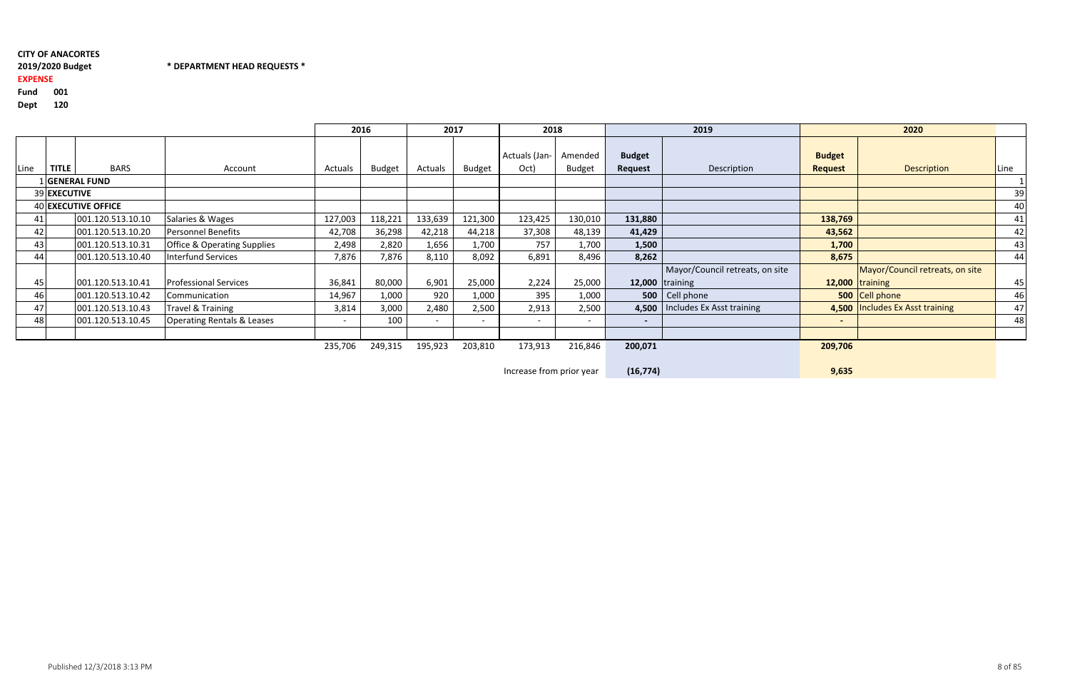**CITY OF ANACORTES**

**2019/2020 Budget** **\* DEPARTMENT HEAD REQUESTS \***

**EXPENSE**

**Fund 001**

**Dept 120**

| | | | | 2016 | | 2017 | | 2018 | | 2019 | | 2020 | | |
|---|---|---|---|---|---|---|---|---|---|---|---|---|---|---|
| Line | TITLE | BARS | Account | Actuals | Budget | Actuals | Budget | Actuals (Jan-Oct) | Amended Budget | **Budget Request** | Description | **Budget Request** | Description | Line |
| 1 | **GENERAL FUND** | | | | | | | | | | | | | 1 |
| 39 | **EXECUTIVE** | | | | | | | | | | | | | 39 |
| 40 | **EXECUTIVE OFFICE** | | | | | | | | | | | | | 40 |
| 41 | | 001.120.513.10.10 | Salaries & Wages | 127,003 | 118,221 | 133,639 | 121,300 | 123,425 | 130,010 | **131,880** | | **138,769** | | 41 |
| 42 | | 001.120.513.10.20 | Personnel Benefits | 42,708 | 36,298 | 42,218 | 44,218 | 37,308 | 48,139 | **41,429** | | **43,562** | | 42 |
| 43 | | 001.120.513.10.31 | Office & Operating Supplies | 2,498 | 2,820 | 1,656 | 1,700 | 757 | 1,700 | **1,500** | | **1,700** | | 43 |
| 44 | | 001.120.513.10.40 | Interfund Services | 7,876 | 7,876 | 8,110 | 8,092 | 6,891 | 8,496 | **8,262** | | **8,675** | | 44 |
| 45 | | 001.120.513.10.41 | Professional Services | 36,841 | 80,000 | 6,901 | 25,000 | 2,224 | 25,000 | **12,000** | Mayor/Council retreats, on site training | **12,000** | Mayor/Council retreats, on site training | 45 |
| 46 | | 001.120.513.10.42 | Communication | 14,967 | 1,000 | 920 | 1,000 | 395 | 1,000 | **500** | Cell phone | **500** | Cell phone | 46 |
| 47 | | 001.120.513.10.43 | Travel & Training | 3,814 | 3,000 | 2,480 | 2,500 | 2,913 | 2,500 | **4,500** | Includes Ex Asst training | **4,500** | Includes Ex Asst training | 47 |
| 48 | | 001.120.513.10.45 | Operating Rentals & Leases | - | 100 | - | - | - | - | **-** | | **-** | | 48 |
| | | | | 235,706 | 249,315 | 195,923 | 203,810 | 173,913 | 216,846 | **200,071** | | **209,706** | | |
| | | | | | | | | Increase from prior year | | **(16,774)** | | **9,635** | | |

Published 12/3/2018 3:13 PM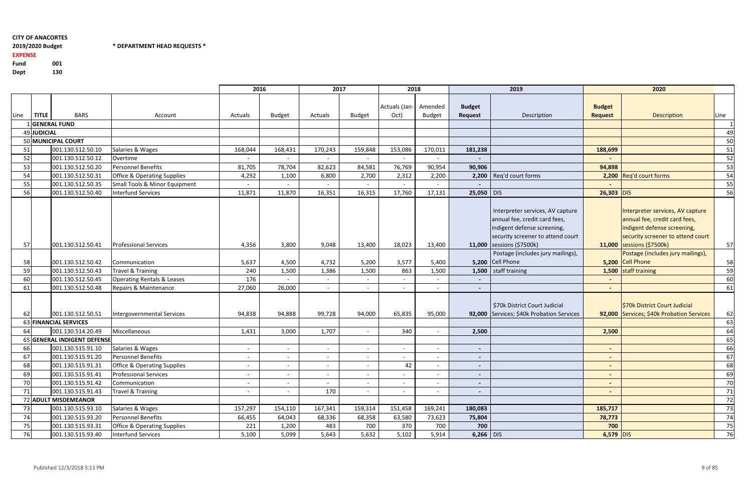**CITY OF ANACORTES**

**2019/2020 Budget** **\* DEPARTMENT HEAD REQUESTS \***

**EXPENSE**

**Fund** **001**

**Dept** **130**

| Line | TITLE | BARS | Account | 2016 Actuals | 2016 Budget | 2017 Actuals | 2017 Budget | 2018 Actuals (Jan-Oct) | 2018 Amended Budget | 2019 Budget Request | 2019 Description | 2020 Budget Request | 2020 Description | Line |
|---|---|---|---|---|---|---|---|---|---|---|---|---|---|---|
| 1 | GENERAL FUND | | | | | | | | | | | | | 1 |
| 49 | JUDICIAL | | | | | | | | | | | | | 49 |
| 50 | MUNICIPAL COURT | | | | | | | | | | | | | 50 |
| 51 | | 001.130.512.50.10 | Salaries & Wages | 168,044 | 168,431 | 170,243 | 159,848 | 153,086 | 170,011 | 181,238 | | 188,699 | | 51 |
| 52 | | 001.130.512.50.12 | Overtime | - | - | - | - | - | - | - | | - | | 52 |
| 53 | | 001.130.512.50.20 | Personnel Benefits | 81,705 | 78,704 | 82,623 | 84,581 | 76,769 | 90,954 | 90,906 | | 94,898 | | 53 |
| 54 | | 001.130.512.50.31 | Office & Operating Supplies | 4,292 | 1,100 | 6,800 | 2,700 | 2,312 | 2,200 | 2,200 | Req'd court forms | 2,200 | Req'd court forms | 54 |
| 55 | | 001.130.512.50.35 | Small Tools & Minor Equipment | - | - | - | - | - | - | - | | - | | 55 |
| 56 | | 001.130.512.50.40 | Interfund Services | 11,871 | 11,870 | 16,351 | 16,315 | 17,760 | 17,131 | 25,050 | DIS | 26,303 | DIS | 56 |
| 57 | | 001.130.512.50.41 | Professional Services | 4,356 | 3,800 | 9,048 | 13,400 | 18,023 | 13,400 | 11,000 | Interpreter services, AV capture annual fee, credit card fees, indigent defense screening, security screener to attend court sessions ($7500k) | 11,000 | Interpreter services, AV capture annual fee, credit card fees, indigent defense screening, security screener to attend court sessions ($7500k) | 57 |
| 58 | | 001.130.512.50.42 | Communication | 5,637 | 4,500 | 4,732 | 5,200 | 3,577 | 5,400 | 5,200 | Postage (includes jury mailings), Cell Phone | 5,200 | Postage (includes jury mailings), Cell Phone | 58 |
| 59 | | 001.130.512.50.43 | Travel & Training | 240 | 1,500 | 1,386 | 1,500 | 863 | 1,500 | 1,500 | staff training | 1,500 | staff training | 59 |
| 60 | | 001.130.512.50.45 | Operating Rentals & Leases | 176 | - | - | - | - | - | - | | - | | 60 |
| 61 | | 001.130.512.50.48 | Repairs & Maintenance | 27,060 | 26,000 | - | - | - | - | - | | - | | 61 |
| 62 | | 001.130.512.50.51 | Intergovernmental Services | 94,838 | 94,888 | 99,728 | 94,000 | 65,835 | 95,000 | 92,000 | $70k District Court Judicial Services; $40k Probation Services | 92,000 | $70k District Court Judicial Services; $40k Probation Services | 62 |
| 63 | FINANCIAL SERVICES | | | | | | | | | | | | | 63 |
| 64 | | 001.130.514.20.49 | Miscellaneous | 1,431 | 3,000 | 1,707 | - | 340 | - | 2,500 | | 2,500 | | 64 |
| 65 | GENERAL INDIGENT DEFENSE | | | | | | | | | | | | | 65 |
| 66 | | 001.130.515.91.10 | Salaries & Wages | - | - | - | - | - | - | - | | - | | 66 |
| 67 | | 001.130.515.91.20 | Personnel Benefits | - | - | - | - | - | - | - | | - | | 67 |
| 68 | | 001.130.515.91.31 | Office & Operating Supplies | - | - | - | - | 42 | - | - | | - | | 68 |
| 69 | | 001.130.515.91.41 | Professional Services | - | - | - | - | - | - | - | | - | | 69 |
| 70 | | 001.130.515.91.42 | Communication | - | - | - | - | - | - | - | | - | | 70 |
| 71 | | 001.130.515.91.43 | Travel & Training | - | - | 170 | - | - | - | - | | - | | 71 |
| 72 | ADULT MISDEMEANOR | | | | | | | | | | | | | 72 |
| 73 | | 001.130.515.93.10 | Salaries & Wages | 157,297 | 154,110 | 167,341 | 159,314 | 151,458 | 169,241 | 180,083 | | 185,717 | | 73 |
| 74 | | 001.130.515.93.20 | Personnel Benefits | 66,455 | 64,043 | 68,336 | 68,358 | 63,580 | 73,623 | 75,804 | | 78,773 | | 74 |
| 75 | | 001.130.515.93.31 | Office & Operating Supplies | 221 | 1,200 | 483 | 700 | 370 | 700 | 700 | | 700 | | 75 |
| 76 | | 001.130.515.93.40 | Interfund Services | 5,100 | 5,099 | 5,643 | 5,632 | 5,102 | 5,914 | 6,266 | DIS | 6,579 | DIS | 76 |

Published 12/3/2018 3:13 PM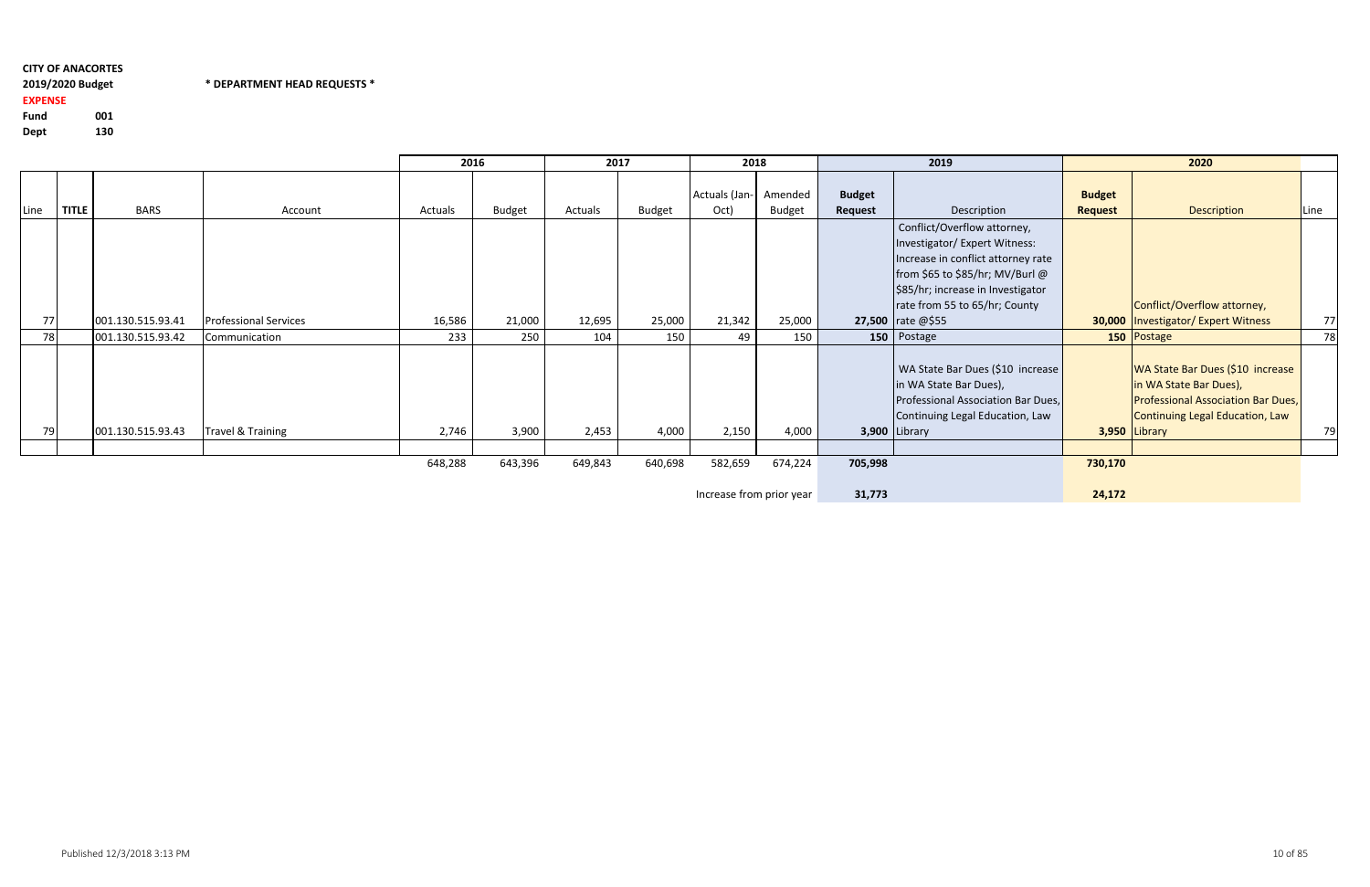**CITY OF ANACORTES**
**2019/2020 Budget** **\* DEPARTMENT HEAD REQUESTS \***
**EXPENSE**
**Fund** **001**
**Dept** **130**

| | | | | 2016 | | 2017 | | 2018 | | 2019 | | 2020 | | |
|---|---|---|---|---|---|---|---|---|---|---|---|---|---|---|
| Line | TITLE | BARS | Account | Actuals | Budget | Actuals | Budget | Actuals (Jan-Oct) | Amended Budget | **Budget Request** | Description | **Budget Request** | Description | Line |
| 77 | | 001.130.515.93.41 | Professional Services | 16,586 | 21,000 | 12,695 | 25,000 | 21,342 | 25,000 | **27,500** | Conflict/Overflow attorney, Investigator/ Expert Witness: Increase in conflict attorney rate from $65 to $85/hr; MV/Burl @ $85/hr; increase in Investigator rate from 55 to 65/hr; County rate @$55 | **30,000** | Conflict/Overflow attorney, Investigator/ Expert Witness | 77 |
| 78 | | 001.130.515.93.42 | Communication | 233 | 250 | 104 | 150 | 49 | 150 | **150** | Postage | **150** | Postage | 78 |
| 79 | | 001.130.515.93.43 | Travel & Training | 2,746 | 3,900 | 2,453 | 4,000 | 2,150 | 4,000 | **3,900** | WA State Bar Dues ($10 increase in WA State Bar Dues), Professional Association Bar Dues, Continuing Legal Education, Law Library | **3,950** | WA State Bar Dues ($10 increase in WA State Bar Dues), Professional Association Bar Dues, Continuing Legal Education, Law Library | 79 |
| | | | | | | | | | | | | | | |
| | | | | 648,288 | 643,396 | 649,843 | 640,698 | 582,659 | 674,224 | **705,998** | | **730,170** | | |
| | | | | | | | | Increase from prior year | | **31,773** | | **24,172** | | |

Published 12/3/2018 3:13 PM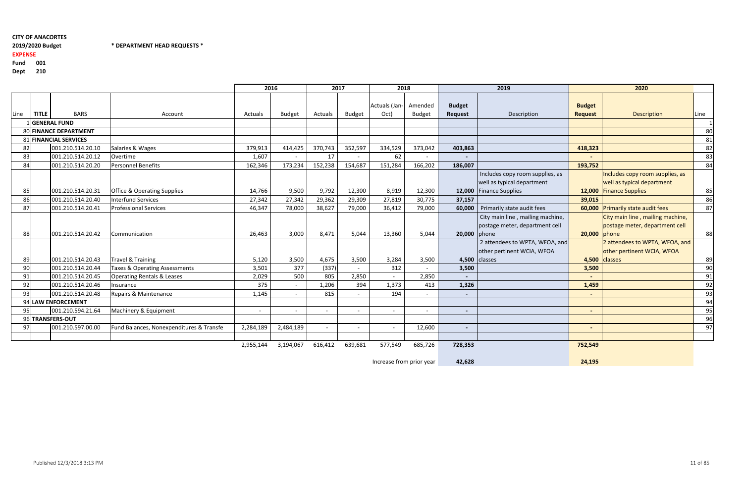**CITY OF ANACORTES**

**2019/2020 Budget** **\* DEPARTMENT HEAD REQUESTS \***

**EXPENSE**

**Fund 001**

**Dept 210**

| | | | | 2016 | | 2017 | | 2018 | | 2019 | | 2020 | | |
|---|---|---|---|---|---|---|---|---|---|---|---|---|---|---|
| Line | TITLE | BARS | Account | Actuals | Budget | Actuals | Budget | Actuals (Jan-Oct) | Amended Budget | Budget Request | Description | Budget Request | Description | Line |
| 1 | GENERAL FUND | | | | | | | | | | | | | 1 |
| 80 | FINANCE DEPARTMENT | | | | | | | | | | | | | 80 |
| 81 | FINANCIAL SERVICES | | | | | | | | | | | | | 81 |
| 82 | | 001.210.514.20.10 | Salaries & Wages | 379,913 | 414,425 | 370,743 | 352,597 | 334,529 | 373,042 | 403,863 | | 418,323 | | 82 |
| 83 | | 001.210.514.20.12 | Overtime | 1,607 | - | 17 | - | 62 | - | - | | - | | 83 |
| 84 | | 001.210.514.20.20 | Personnel Benefits | 162,346 | 173,234 | 152,238 | 154,687 | 151,284 | 166,202 | 186,007 | | 193,752 | | 84 |
| 85 | | 001.210.514.20.31 | Office & Operating Supplies | 14,766 | 9,500 | 9,792 | 12,300 | 8,919 | 12,300 | 12,000 | Includes copy room supplies, as well as typical department Finance Supplies | 12,000 | Includes copy room supplies, as well as typical department Finance Supplies | 85 |
| 86 | | 001.210.514.20.40 | Interfund Services | 27,342 | 27,342 | 29,362 | 29,309 | 27,819 | 30,775 | 37,157 | | 39,015 | | 86 |
| 87 | | 001.210.514.20.41 | Professional Services | 46,347 | 78,000 | 38,627 | 79,000 | 36,412 | 79,000 | 60,000 | Primarily state audit fees | 60,000 | Primarily state audit fees | 87 |
| 88 | | 001.210.514.20.42 | Communication | 26,463 | 3,000 | 8,471 | 5,044 | 13,360 | 5,044 | 20,000 | City main line , mailing machine, postage meter, department cell phone | 20,000 | City main line , mailing machine, postage meter, department cell phone | 88 |
| 89 | | 001.210.514.20.43 | Travel & Training | 5,120 | 3,500 | 4,675 | 3,500 | 3,284 | 3,500 | 4,500 | 2 attendees to WPTA, WFOA, and other pertinent WCIA, WFOA classes | 4,500 | 2 attendees to WPTA, WFOA, and other pertinent WCIA, WFOA classes | 89 |
| 90 | | 001.210.514.20.44 | Taxes & Operating Assessments | 3,501 | 377 | (337) | - | 312 | - | 3,500 | | 3,500 | | 90 |
| 91 | | 001.210.514.20.45 | Operating Rentals & Leases | 2,029 | 500 | 805 | 2,850 | - | 2,850 | - | | - | | 91 |
| 92 | | 001.210.514.20.46 | Insurance | 375 | - | 1,206 | 394 | 1,373 | 413 | 1,326 | | 1,459 | | 92 |
| 93 | | 001.210.514.20.48 | Repairs & Maintenance | 1,145 | - | 815 | - | 194 | - | - | | - | | 93 |
| 94 | LAW ENFORCEMENT | | | | | | | | | | | | | 94 |
| 95 | | 001.210.594.21.64 | Machinery & Equipment | - | - | - | - | - | - | - | | - | | 95 |
| 96 | TRANSFERS-OUT | | | | | | | | | | | | | 96 |
| 97 | | 001.210.597.00.00 | Fund Balances, Nonexpenditures & Transfe | 2,284,189 | 2,484,189 | - | - | - | 12,600 | - | | - | | 97 |
| | | | | 2,955,144 | 3,194,067 | 616,412 | 639,681 | 577,549 | 685,726 | 728,353 | | 752,549 | | |
| | | | | | | | | Increase from prior year | | 42,628 | | 24,195 | | |

Published 12/3/2018 3:13 PM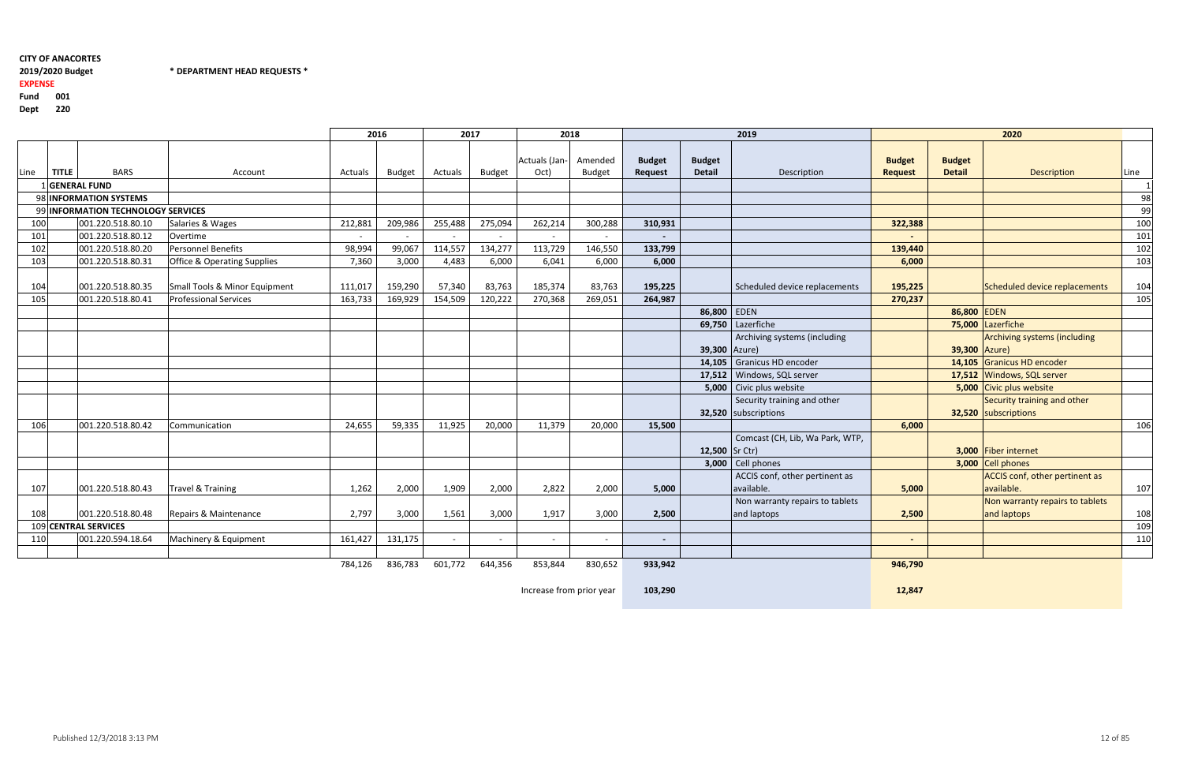**CITY OF ANACORTES**
**2019/2020 Budget** **\* DEPARTMENT HEAD REQUESTS \***
**EXPENSE**
**Fund 001**
**Dept 220**

| | | | | 2016 | | 2017 | | 2018 | | 2019 | | | 2020 | | | |
|---|---|---|---|---|---|---|---|---|---|---|---|---|---|---|---|---|
| Line | TITLE | BARS | Account | Actuals | Budget | Actuals | Budget | Actuals (Jan-Oct) | Amended Budget | Budget Request | Budget Detail | Description | Budget Request | Budget Detail | Description | Line |
| 1 | GENERAL FUND | | | | | | | | | | | | | | | 1 |
| 98 | INFORMATION SYSTEMS | | | | | | | | | | | | | | | 98 |
| 99 | INFORMATION TECHNOLOGY SERVICES | | | | | | | | | | | | | | | 99 |
| 100 | | 001.220.518.80.10 | Salaries & Wages | 212,881 | 209,986 | 255,488 | 275,094 | 262,214 | 300,288 | 310,931 | | | 322,388 | | | 100 |
| 101 | | 001.220.518.80.12 | Overtime | - | - | - | - | - | - | - | | | - | | | 101 |
| 102 | | 001.220.518.80.20 | Personnel Benefits | 98,994 | 99,067 | 114,557 | 134,277 | 113,729 | 146,550 | 133,799 | | | 139,440 | | | 102 |
| 103 | | 001.220.518.80.31 | Office & Operating Supplies | 7,360 | 3,000 | 4,483 | 6,000 | 6,041 | 6,000 | 6,000 | | | 6,000 | | | 103 |
| 104 | | 001.220.518.80.35 | Small Tools & Minor Equipment | 111,017 | 159,290 | 57,340 | 83,763 | 185,374 | 83,763 | 195,225 | | Scheduled device replacements | 195,225 | | Scheduled device replacements | 104 |
| 105 | | 001.220.518.80.41 | Professional Services | 163,733 | 169,929 | 154,509 | 120,222 | 270,368 | 269,051 | 264,987 | | | 270,237 | | | 105 |
| | | | | | | | | | | | 86,800 | EDEN | | 86,800 | EDEN | |
| | | | | | | | | | | | 69,750 | Lazerfiche | | 75,000 | Lazerfiche | |
| | | | | | | | | | | | 39,300 | Archiving systems (including Azure) | | 39,300 | Archiving systems (including Azure) | |
| | | | | | | | | | | | 14,105 | Granicus HD encoder | | 14,105 | Granicus HD encoder | |
| | | | | | | | | | | | 17,512 | Windows, SQL server | | 17,512 | Windows, SQL server | |
| | | | | | | | | | | | 5,000 | Civic plus website | | 5,000 | Civic plus website | |
| | | | | | | | | | | | 32,520 | Security training and other subscriptions | | 32,520 | Security training and other subscriptions | |
| 106 | | 001.220.518.80.42 | Communication | 24,655 | 59,335 | 11,925 | 20,000 | 11,379 | 20,000 | 15,500 | | | 6,000 | | | 106 |
| | | | | | | | | | | | 12,500 | Comcast (CH, Lib, Wa Park, WTP, Sr Ctr) | | 3,000 | Fiber internet | |
| | | | | | | | | | | | 3,000 | Cell phones | | 3,000 | Cell phones | |
| 107 | | 001.220.518.80.43 | Travel & Training | 1,262 | 2,000 | 1,909 | 2,000 | 2,822 | 2,000 | 5,000 | | ACCIS conf, other pertinent as available. | 5,000 | | ACCIS conf, other pertinent as available. | 107 |
| 108 | | 001.220.518.80.48 | Repairs & Maintenance | 2,797 | 3,000 | 1,561 | 3,000 | 1,917 | 3,000 | 2,500 | | Non warranty repairs to tablets and laptops | 2,500 | | Non warranty repairs to tablets and laptops | 108 |
| 109 | CENTRAL SERVICES | | | | | | | | | | | | | | | 109 |
| 110 | | 001.220.594.18.64 | Machinery & Equipment | 161,427 | 131,175 | - | - | - | - | - | | | - | | | 110 |
| | | | | 784,126 | 836,783 | 601,772 | 644,356 | 853,844 | 830,652 | 933,942 | | | 946,790 | | | |
| | | | | | | | | Increase from prior year | | 103,290 | | | 12,847 | | | |

Published 12/3/2018 3:13 PM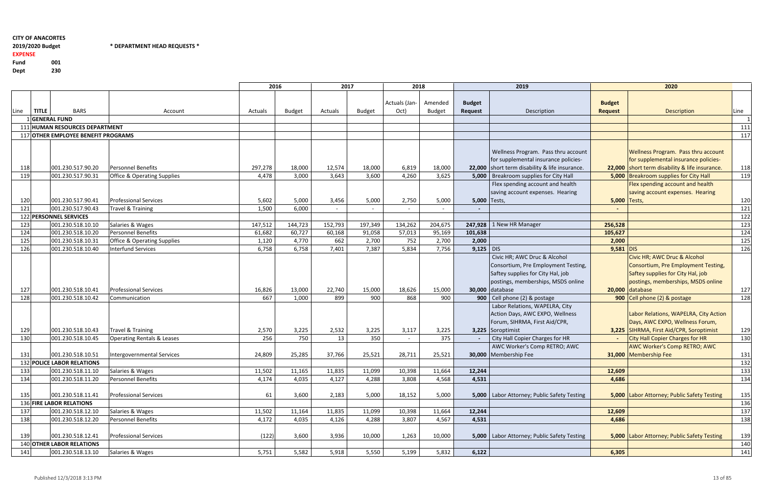**CITY OF ANACORTES**

**2019/2020 Budget** **\* DEPARTMENT HEAD REQUESTS \***

**EXPENSE**

**Fund** **001**

**Dept** **230**

| Line | TITLE | BARS | Account | 2016 Actuals | 2016 Budget | 2017 Actuals | 2017 Budget | 2018 Actuals (Jan-Oct) | 2018 Amended Budget | 2019 Budget Request | 2019 Description | 2020 Budget Request | 2020 Description | Line |
|---|---|---|---|---|---|---|---|---|---|---|---|---|---|---|
| 1 | **GENERAL FUND** | | | | | | | | | | | | | 1 |
| 111 | **HUMAN RESOURCES DEPARTMENT** | | | | | | | | | | | | | 111 |
| 117 | **OTHER EMPLOYEE BENEFIT PROGRAMS** | | | | | | | | | | | | | 117 |
| 118 | | 001.230.517.90.20 | Personnel Benefits | 297,278 | 18,000 | 12,574 | 18,000 | 6,819 | 18,000 | **22,000** | Wellness Program. Pass thru account for supplemental insurance policies- short term disability & life insurance. | **22,000** | Wellness Program. Pass thru account for supplemental insurance policies- short term disability & life insurance. | 118 |
| 119 | | 001.230.517.90.31 | Office & Operating Supplies | 4,478 | 3,000 | 3,643 | 3,600 | 4,260 | 3,625 | **5,000** | Breakroom supplies for City Hall | **5,000** | Breakroom supplies for City Hall | 119 |
| 120 | | 001.230.517.90.41 | Professional Services | 5,602 | 5,000 | 3,456 | 5,000 | 2,750 | 5,000 | **5,000** | Flex spending account and health saving account expenses. Hearing Tests, | **5,000** | Flex spending account and health saving account expenses. Hearing Tests, | 120 |
| 121 | | 001.230.517.90.43 | Travel & Training | 1,500 | 6,000 | - | - | - | - | **-** | | **-** | | 121 |
| 122 | **PERSONNEL SERVICES** | | | | | | | | | | | | | 122 |
| 123 | | 001.230.518.10.10 | Salaries & Wages | 147,512 | 144,723 | 152,793 | 197,349 | 134,262 | 204,675 | **247,928** | 1 New HR Manager | **256,528** | | 123 |
| 124 | | 001.230.518.10.20 | Personnel Benefits | 61,682 | 60,727 | 60,168 | 91,058 | 57,013 | 95,169 | **101,638** | | **105,627** | | 124 |
| 125 | | 001.230.518.10.31 | Office & Operating Supplies | 1,120 | 4,770 | 662 | 2,700 | 752 | 2,700 | **2,000** | | **2,000** | | 125 |
| 126 | | 001.230.518.10.40 | Interfund Services | 6,758 | 6,758 | 7,401 | 7,387 | 5,834 | 7,756 | **9,125** | DIS | **9,581** | DIS | 126 |
| 127 | | 001.230.518.10.41 | Professional Services | 16,826 | 13,000 | 22,740 | 15,000 | 18,626 | 15,000 | **30,000** | Civic HR; AWC Druc & Alcohol Consortium, Pre Employment Testing, Saftey supplies for City Hal, job postings, memberships, MSDS online database | **20,000** | Civic HR; AWC Druc & Alcohol Consortium, Pre Employment Testing, Saftey supplies for City Hal, job postings, memberships, MSDS online database | 127 |
| 128 | | 001.230.518.10.42 | Communication | 667 | 1,000 | 899 | 900 | 868 | 900 | **900** | Cell phone (2) & postage | **900** | Cell phone (2) & postage | 128 |
| 129 | | 001.230.518.10.43 | Travel & Training | 2,570 | 3,225 | 2,532 | 3,225 | 3,117 | 3,225 | **3,225** | Labor Relations, WAPELRA, City Action Days, AWC EXPO, Wellness Forum, SIHRMA, First Aid/CPR, Soroptimist | **3,225** | Labor Relations, WAPELRA, City Action Days, AWC EXPO, Wellness Forum, SIHRMA, First Aid/CPR, Soroptimist | 129 |
| 130 | | 001.230.518.10.45 | Operating Rentals & Leases | 256 | 750 | 13 | 350 | - | 375 | **-** | City Hall Copier Charges for HR | **-** | City Hall Copier Charges for HR | 130 |
| 131 | | 001.230.518.10.51 | Intergovernmental Services | 24,809 | 25,285 | 37,766 | 25,521 | 28,711 | 25,521 | **30,000** | AWC Worker's Comp RETRO; AWC Membership Fee | **31,000** | AWC Worker's Comp RETRO; AWC Membership Fee | 131 |
| 132 | **POLICE LABOR RELATIONS** | | | | | | | | | | | | | 132 |
| 133 | | 001.230.518.11.10 | Salaries & Wages | 11,502 | 11,165 | 11,835 | 11,099 | 10,398 | 11,664 | **12,244** | | **12,609** | | 133 |
| 134 | | 001.230.518.11.20 | Personnel Benefits | 4,174 | 4,035 | 4,127 | 4,288 | 3,808 | 4,568 | **4,531** | | **4,686** | | 134 |
| 135 | | 001.230.518.11.41 | Professional Services | 61 | 3,600 | 2,183 | 5,000 | 18,152 | 5,000 | **5,000** | Labor Attorney; Public Safety Testing | **5,000** | Labor Attorney; Public Safety Testing | 135 |
| 136 | **FIRE LABOR RELATIONS** | | | | | | | | | | | | | 136 |
| 137 | | 001.230.518.12.10 | Salaries & Wages | 11,502 | 11,164 | 11,835 | 11,099 | 10,398 | 11,664 | **12,244** | | **12,609** | | 137 |
| 138 | | 001.230.518.12.20 | Personnel Benefits | 4,172 | 4,035 | 4,126 | 4,288 | 3,807 | 4,567 | **4,531** | | **4,686** | | 138 |
| 139 | | 001.230.518.12.41 | Professional Services | (122) | 3,600 | 3,936 | 10,000 | 1,263 | 10,000 | **5,000** | Labor Attorney; Public Safety Testing | **5,000** | Labor Attorney; Public Safety Testing | 139 |
| 140 | **OTHER LABOR RELATIONS** | | | | | | | | | | | | | 140 |
| 141 | | 001.230.518.13.10 | Salaries & Wages | 5,751 | 5,582 | 5,918 | 5,550 | 5,199 | 5,832 | **6,122** | | **6,305** | | 141 |

Published 12/3/2018 3:13 PM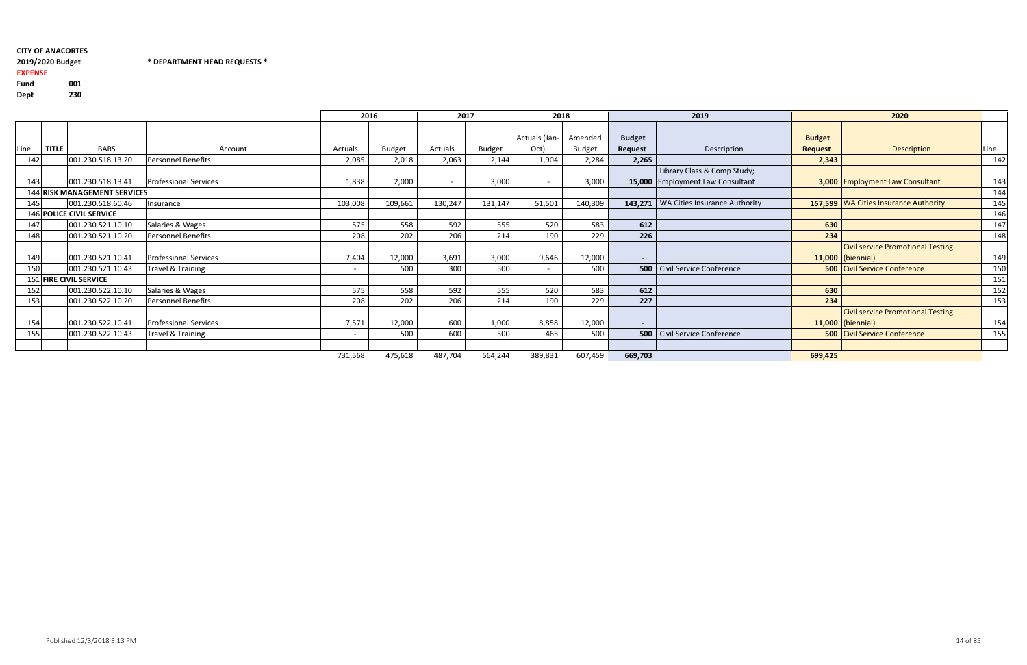**CITY OF ANACORTES**

**2019/2020 Budget** **\* DEPARTMENT HEAD REQUESTS \***

**EXPENSE**

**Fund** 001

**Dept** 230

| | | | | 2016 | | 2017 | | 2018 | | 2019 | | 2020 | | |
|---|---|---|---|---|---|---|---|---|---|---|---|---|---|---|
| Line | TITLE | BARS | Account | Actuals | Budget | Actuals | Budget | Actuals (Jan-Oct) | Amended Budget | **Budget Request** | Description | **Budget Request** | Description | Line |
| 142 | | 001.230.518.13.20 | Personnel Benefits | 2,085 | 2,018 | 2,063 | 2,144 | 1,904 | 2,284 | **2,265** | | **2,343** | | 142 |
| 143 | | 001.230.518.13.41 | Professional Services | 1,838 | 2,000 | - | 3,000 | - | 3,000 | **15,000** | Library Class & Comp Study; Employment Law Consultant | **3,000** | Employment Law Consultant | 143 |
| 144 | **RISK MANAGEMENT SERVICES** | | | | | | | | | | | | | 144 |
| 145 | | 001.230.518.60.46 | Insurance | 103,008 | 109,661 | 130,247 | 131,147 | 51,501 | 140,309 | **143,271** | WA Cities Insurance Authority | **157,599** | WA Cities Insurance Authority | 145 |
| 146 | **POLICE CIVIL SERVICE** | | | | | | | | | | | | | 146 |
| 147 | | 001.230.521.10.10 | Salaries & Wages | 575 | 558 | 592 | 555 | 520 | 583 | **612** | | **630** | | 147 |
| 148 | | 001.230.521.10.20 | Personnel Benefits | 208 | 202 | 206 | 214 | 190 | 229 | **226** | | **234** | | 148 |
| 149 | | 001.230.521.10.41 | Professional Services | 7,404 | 12,000 | 3,691 | 3,000 | 9,646 | 12,000 | **-** | | **11,000** | Civil service Promotional Testing (biennial) | 149 |
| 150 | | 001.230.521.10.43 | Travel & Training | - | 500 | 300 | 500 | - | 500 | **500** | Civil Service Conference | **500** | Civil Service Conference | 150 |
| 151 | **FIRE CIVIL SERVICE** | | | | | | | | | | | | | 151 |
| 152 | | 001.230.522.10.10 | Salaries & Wages | 575 | 558 | 592 | 555 | 520 | 583 | **612** | | **630** | | 152 |
| 153 | | 001.230.522.10.20 | Personnel Benefits | 208 | 202 | 206 | 214 | 190 | 229 | **227** | | **234** | | 153 |
| 154 | | 001.230.522.10.41 | Professional Services | 7,571 | 12,000 | 600 | 1,000 | 8,858 | 12,000 | **-** | | **11,000** | Civil service Promotional Testing (biennial) | 154 |
| 155 | | 001.230.522.10.43 | Travel & Training | - | 500 | 600 | 500 | 465 | 500 | **500** | Civil Service Conference | **500** | Civil Service Conference | 155 |
| | | | | | | | | | | | | | | |
| | | | | 731,568 | 475,618 | 487,704 | 564,244 | 389,831 | 607,459 | **669,703** | | **699,425** | | |

Published 12/3/2018 3:13 PM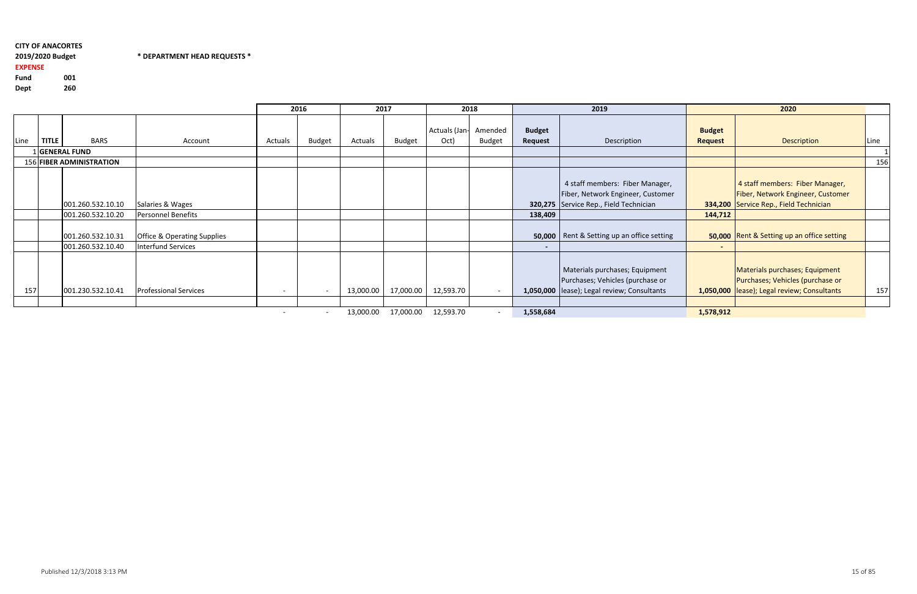**CITY OF ANACORTES**
**2019/2020 Budget** **\* DEPARTMENT HEAD REQUESTS \***
**EXPENSE**
**Fund** **001**
**Dept** **260**

| | | | | 2016 | | 2017 | | 2018 | | 2019 | | 2020 | | |
|---|---|---|---|---|---|---|---|---|---|---|---|---|---|---|
| Line | TITLE | BARS | Account | Actuals | Budget | Actuals | Budget | Actuals (Jan-Oct) | Amended Budget | **Budget Request** | Description | **Budget Request** | Description | Line |
| 1 | **GENERAL FUND** | | | | | | | | | | | | | 1 |
| 156 | **FIBER ADMINISTRATION** | | | | | | | | | | | | | 156 |
| | | 001.260.532.10.10 | Salaries & Wages | | | | | | | **320,275** | 4 staff members: Fiber Manager, Fiber, Network Engineer, Customer Service Rep., Field Technician | **334,200** | 4 staff members: Fiber Manager, Fiber, Network Engineer, Customer Service Rep., Field Technician | |
| | | 001.260.532.10.20 | Personnel Benefits | | | | | | | **138,409** | | **144,712** | | |
| | | 001.260.532.10.31 | Office & Operating Supplies | | | | | | | **50,000** | Rent & Setting up an office setting | **50,000** | Rent & Setting up an office setting | |
| | | 001.260.532.10.40 | Interfund Services | | | | | | | - | | - | | |
| 157 | | 001.230.532.10.41 | Professional Services | - | - | 13,000.00 | 17,000.00 | 12,593.70 | - | **1,050,000** | Materials purchases; Equipment Purchases; Vehicles (purchase or lease); Legal review; Consultants | **1,050,000** | Materials purchases; Equipment Purchases; Vehicles (purchase or lease); Legal review; Consultants | 157 |
| | | | | | | | | | | | | | | |
| | | | | - | - | 13,000.00 | 17,000.00 | 12,593.70 | - | **1,558,684** | | **1,578,912** | | |

Published 12/3/2018 3:13 PM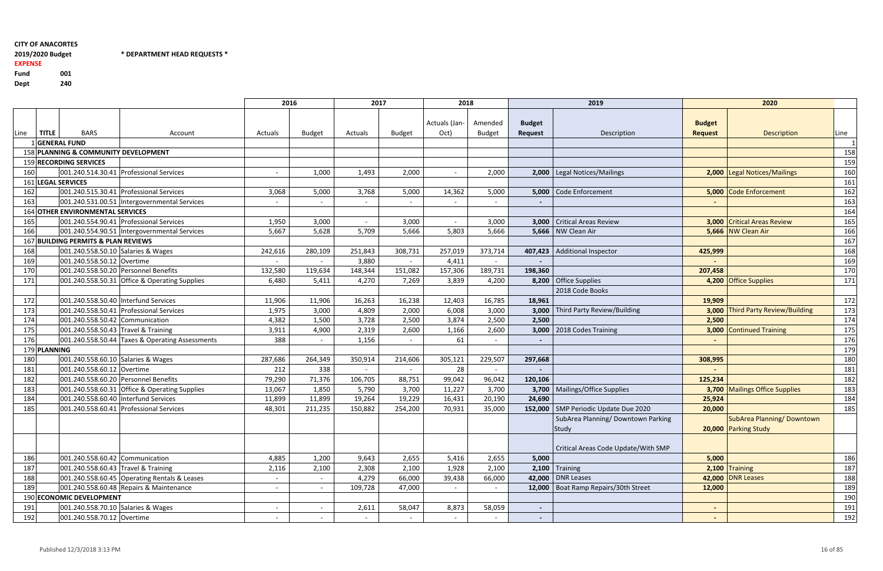**CITY OF ANACORTES**

**2019/2020 Budget** **\* DEPARTMENT HEAD REQUESTS \***

**EXPENSE**

**Fund** 001

**Dept** 240

| Line | TITLE | BARS | Account | 2016 Actuals | 2016 Budget | 2017 Actuals | 2017 Budget | 2018 Actuals (Jan-Oct) | 2018 Amended Budget | 2019 Budget Request | 2019 Description | 2020 Budget Request | 2020 Description | Line |
|---|---|---|---|---|---|---|---|---|---|---|---|---|---|---|
| 1 | **GENERAL FUND** | | | | | | | | | | | | | 1 |
| 158 | **PLANNING & COMMUNITY DEVELOPMENT** | | | | | | | | | | | | | 158 |
| 159 | **RECORDING SERVICES** | | | | | | | | | | | | | 159 |
| 160 | | 001.240.514.30.41 | Professional Services | - | 1,000 | 1,493 | 2,000 | - | 2,000 | **2,000** | Legal Notices/Mailings | **2,000** | Legal Notices/Mailings | 160 |
| 161 | **LEGAL SERVICES** | | | | | | | | | | | | | 161 |
| 162 | | 001.240.515.30.41 | Professional Services | 3,068 | 5,000 | 3,768 | 5,000 | 14,362 | 5,000 | **5,000** | Code Enforcement | **5,000** | Code Enforcement | 162 |
| 163 | | 001.240.531.00.51 | Intergovernmental Services | - | - | - | - | - | - | **-** | | **-** | | 163 |
| 164 | **OTHER ENVIRONMENTAL SERVICES** | | | | | | | | | | | | | 164 |
| 165 | | 001.240.554.90.41 | Professional Services | 1,950 | 3,000 | - | 3,000 | - | 3,000 | **3,000** | Critical Areas Review | **3,000** | Critical Areas Review | 165 |
| 166 | | 001.240.554.90.51 | Intergovernmental Services | 5,667 | 5,628 | 5,709 | 5,666 | 5,803 | 5,666 | **5,666** | NW Clean Air | **5,666** | NW Clean Air | 166 |
| 167 | **BUILDING PERMITS & PLAN REVIEWS** | | | | | | | | | | | | | 167 |
| 168 | | 001.240.558.50.10 | Salaries & Wages | 242,616 | 280,109 | 251,843 | 308,731 | 257,019 | 373,714 | **407,423** | Additional Inspector | **425,999** | | 168 |
| 169 | | 001.240.558.50.12 | Overtime | - | - | 3,880 | - | 4,411 | - | **-** | | **-** | | 169 |
| 170 | | 001.240.558.50.20 | Personnel Benefits | 132,580 | 119,634 | 148,344 | 151,082 | 157,306 | 189,731 | **198,360** | | **207,458** | | 170 |
| 171 | | 001.240.558.50.31 | Office & Operating Supplies | 6,480 | 5,411 | 4,270 | 7,269 | 3,839 | 4,200 | **8,200** | Office Supplies | **4,200** | Office Supplies | 171 |
| | | | | | | | | | | | 2018 Code Books | | | |
| 172 | | 001.240.558.50.40 | Interfund Services | 11,906 | 11,906 | 16,263 | 16,238 | 12,403 | 16,785 | **18,961** | | **19,909** | | 172 |
| 173 | | 001.240.558.50.41 | Professional Services | 1,975 | 3,000 | 4,809 | 2,000 | 6,008 | 3,000 | **3,000** | Third Party Review/Building | **3,000** | Third Party Review/Building | 173 |
| 174 | | 001.240.558.50.42 | Communication | 4,382 | 1,500 | 3,728 | 2,500 | 3,874 | 2,500 | **2,500** | | **2,500** | | 174 |
| 175 | | 001.240.558.50.43 | Travel & Training | 3,911 | 4,900 | 2,319 | 2,600 | 1,166 | 2,600 | **3,000** | 2018 Codes Training | **3,000** | Continued Training | 175 |
| 176 | | 001.240.558.50.44 | Taxes & Operating Assessments | 388 | - | 1,156 | - | 61 | - | **-** | | **-** | | 176 |
| 179 | **PLANNING** | | | | | | | | | | | | | 179 |
| 180 | | 001.240.558.60.10 | Salaries & Wages | 287,686 | 264,349 | 350,914 | 214,606 | 305,121 | 229,507 | **297,668** | | **308,995** | | 180 |
| 181 | | 001.240.558.60.12 | Overtime | 212 | 338 | - | - | 28 | - | **-** | | **-** | | 181 |
| 182 | | 001.240.558.60.20 | Personnel Benefits | 79,290 | 71,376 | 106,705 | 88,751 | 99,042 | 96,042 | **120,106** | | **125,234** | | 182 |
| 183 | | 001.240.558.60.31 | Office & Operating Supplies | 13,067 | 1,850 | 5,790 | 3,700 | 11,227 | 3,700 | **3,700** | Mailings/Office Supplies | **3,700** | Mailings Office Supplies | 183 |
| 184 | | 001.240.558.60.40 | Interfund Services | 11,899 | 11,899 | 19,264 | 19,229 | 16,431 | 20,190 | **24,690** | | **25,924** | | 184 |
| 185 | | 001.240.558.60.41 | Professional Services | 48,301 | 211,235 | 150,882 | 254,200 | 70,931 | 35,000 | **152,000** | SMP Periodic Update Due 2020 | **20,000** | | 185 |
| | | | | | | | | | | | SubArea Planning/ Downtown Parking Study | **20,000** | SubArea Planning/ Downtown Parking Study | |
| | | | | | | | | | | | Critical Areas Code Update/With SMP | | | |
| 186 | | 001.240.558.60.42 | Communication | 4,885 | 1,200 | 9,643 | 2,655 | 5,416 | 2,655 | **5,000** | | **5,000** | | 186 |
| 187 | | 001.240.558.60.43 | Travel & Training | 2,116 | 2,100 | 2,308 | 2,100 | 1,928 | 2,100 | **2,100** | Training | **2,100** | Training | 187 |
| 188 | | 001.240.558.60.45 | Operating Rentals & Leases | - | - | 4,279 | 66,000 | 39,438 | 66,000 | **42,000** | DNR Leases | **42,000** | DNR Leases | 188 |
| 189 | | 001.240.558.60.48 | Repairs & Maintenance | - | - | 109,728 | 47,000 | - | - | **12,000** | Boat Ramp Repairs/30th Street | **12,000** | | 189 |
| 190 | **ECONOMIC DEVELOPMENT** | | | | | | | | | | | | | 190 |
| 191 | | 001.240.558.70.10 | Salaries & Wages | - | - | 2,611 | 58,047 | 8,873 | 58,059 | **-** | | **-** | | 191 |
| 192 | | 001.240.558.70.12 | Overtime | - | - | - | - | - | - | **-** | | **-** | | 192 |

Published 12/3/2018 3:13 PM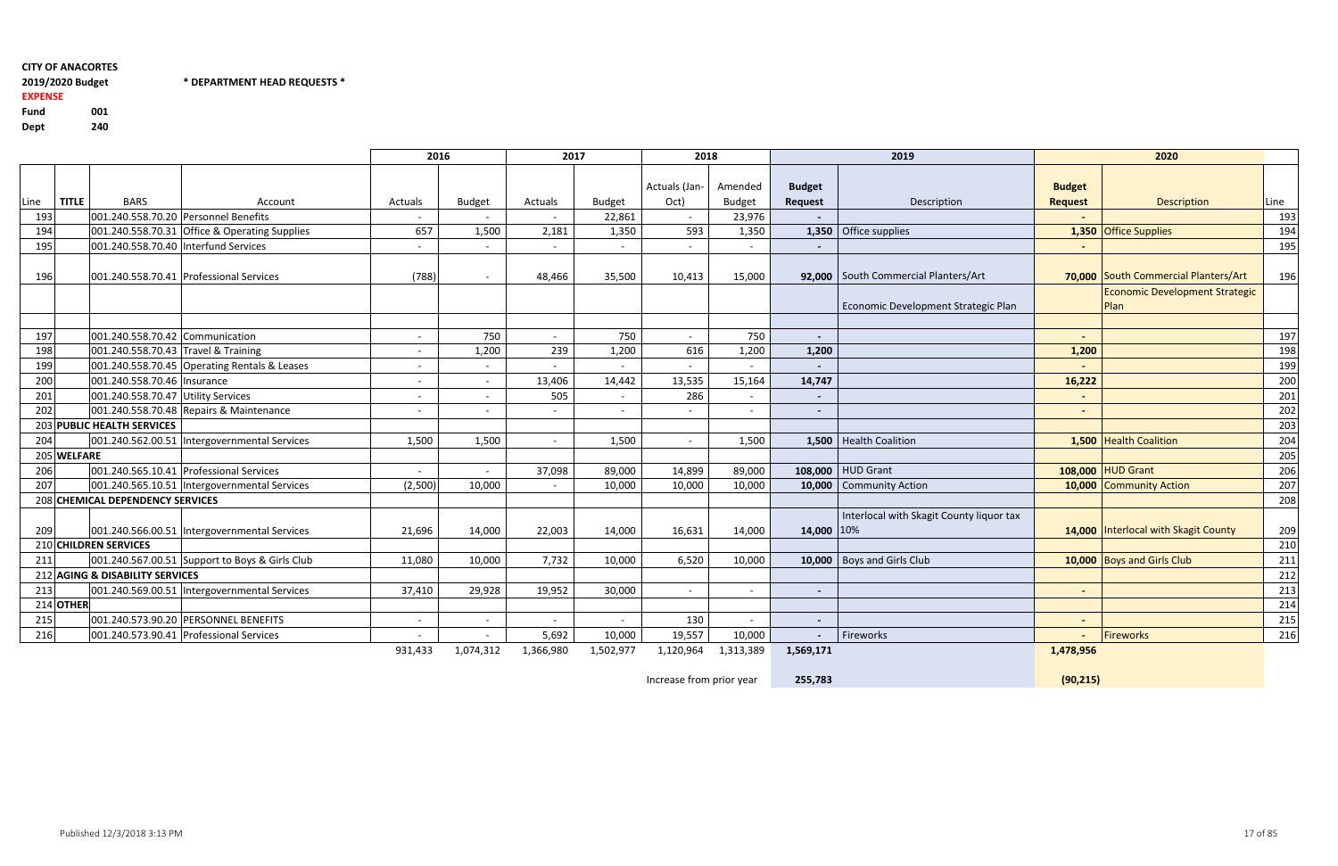**CITY OF ANACORTES**
**2019/2020 Budget** **\* DEPARTMENT HEAD REQUESTS \***
**EXPENSE**
**Fund** **001**
**Dept** **240**

| Line | TITLE | BARS | Account | 2016 Actuals | 2016 Budget | 2017 Actuals | 2017 Budget | 2018 Actuals (Jan-Oct) | 2018 Amended Budget | 2019 Budget Request | 2019 Description | 2020 Budget Request | 2020 Description | Line |
|---|---|---|---|---|---|---|---|---|---|---|---|---|---|---|
| 193 | | 001.240.558.70.20 | Personnel Benefits | - | - | - | 22,861 | - | 23,976 | - | | - | | 193 |
| 194 | | 001.240.558.70.31 | Office & Operating Supplies | 657 | 1,500 | 2,181 | 1,350 | 593 | 1,350 | 1,350 | Office supplies | 1,350 | Office Supplies | 194 |
| 195 | | 001.240.558.70.40 | Interfund Services | - | - | - | - | - | - | - | | - | | 195 |
| 196 | | 001.240.558.70.41 | Professional Services | (788) | - | 48,466 | 35,500 | 10,413 | 15,000 | 92,000 | South Commercial Planters/Art | 70,000 | South Commercial Planters/Art | 196 |
| | | | | | | | | | | | Economic Development Strategic Plan | | Economic Development Strategic Plan | |
| | | | | | | | | | | | | | | |
| 197 | | 001.240.558.70.42 | Communication | - | 750 | - | 750 | - | 750 | - | | - | | 197 |
| 198 | | 001.240.558.70.43 | Travel & Training | - | 1,200 | 239 | 1,200 | 616 | 1,200 | 1,200 | | 1,200 | | 198 |
| 199 | | 001.240.558.70.45 | Operating Rentals & Leases | - | - | - | - | - | - | - | | - | | 199 |
| 200 | | 001.240.558.70.46 | Insurance | - | - | 13,406 | 14,442 | 13,535 | 15,164 | 14,747 | | 16,222 | | 200 |
| 201 | | 001.240.558.70.47 | Utility Services | - | - | 505 | - | 286 | - | - | | - | | 201 |
| 202 | | 001.240.558.70.48 | Repairs & Maintenance | - | - | - | - | - | - | - | | - | | 202 |
| 203 | PUBLIC HEALTH SERVICES | | | | | | | | | | | | | 203 |
| 204 | | 001.240.562.00.51 | Intergovernmental Services | 1,500 | 1,500 | - | 1,500 | - | 1,500 | 1,500 | Health Coalition | 1,500 | Health Coalition | 204 |
| 205 | WELFARE | | | | | | | | | | | | | 205 |
| 206 | | 001.240.565.10.41 | Professional Services | - | - | 37,098 | 89,000 | 14,899 | 89,000 | 108,000 | HUD Grant | 108,000 | HUD Grant | 206 |
| 207 | | 001.240.565.10.51 | Intergovernmental Services | (2,500) | 10,000 | - | 10,000 | 10,000 | 10,000 | 10,000 | Community Action | 10,000 | Community Action | 207 |
| 208 | CHEMICAL DEPENDENCY SERVICES | | | | | | | | | | | | | 208 |
| 209 | | 001.240.566.00.51 | Intergovernmental Services | 21,696 | 14,000 | 22,003 | 14,000 | 16,631 | 14,000 | 14,000 | Interlocal with Skagit County liquor tax 10% | 14,000 | Interlocal with Skagit County | 209 |
| 210 | CHILDREN SERVICES | | | | | | | | | | | | | 210 |
| 211 | | 001.240.567.00.51 | Support to Boys & Girls Club | 11,080 | 10,000 | 7,732 | 10,000 | 6,520 | 10,000 | 10,000 | Boys and Girls Club | 10,000 | Boys and Girls Club | 211 |
| 212 | AGING & DISABILITY SERVICES | | | | | | | | | | | | | 212 |
| 213 | | 001.240.569.00.51 | Intergovernmental Services | 37,410 | 29,928 | 19,952 | 30,000 | - | - | - | | - | | 213 |
| 214 | OTHER | | | | | | | | | | | | | 214 |
| 215 | | 001.240.573.90.20 | PERSONNEL BENEFITS | - | - | - | - | 130 | - | - | | - | | 215 |
| 216 | | 001.240.573.90.41 | Professional Services | - | - | 5,692 | 10,000 | 19,557 | 10,000 | - | Fireworks | - | Fireworks | 216 |
| | | | | 931,433 | 1,074,312 | 1,366,980 | 1,502,977 | 1,120,964 | 1,313,389 | 1,569,171 | | 1,478,956 | | |
| | | | | | | | | Increase from prior year | | 255,783 | | (90,215) | | |

Published 12/3/2018 3:13 PM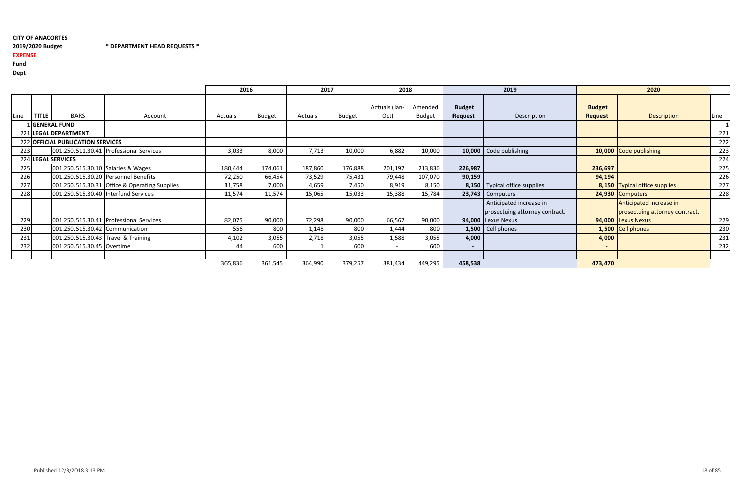**CITY OF ANACORTES**

**2019/2020 Budget** **\* DEPARTMENT HEAD REQUESTS \***

**EXPENSE**

**Fund**

**Dept**

| | | | | 2016 | | 2017 | | 2018 | | 2019 | | 2020 | | |
|---|---|---|---|---|---|---|---|---|---|---|---|---|---|---|
| Line | TITLE | BARS | Account | Actuals | Budget | Actuals | Budget | Actuals (Jan-Oct) | Amended Budget | Budget Request | Description | Budget Request | Description | Line |
| 1 | GENERAL FUND | | | | | | | | | | | | | 1 |
| 221 | LEGAL DEPARTMENT | | | | | | | | | | | | | 221 |
| 222 | OFFICIAL PUBLICATION SERVICES | | | | | | | | | | | | | 222 |
| 223 | | 001.250.511.30.41 | Professional Services | 3,033 | 8,000 | 7,713 | 10,000 | 6,882 | 10,000 | **10,000** | Code publishing | **10,000** | Code publishing | 223 |
| 224 | LEGAL SERVICES | | | | | | | | | | | | | 224 |
| 225 | | 001.250.515.30.10 | Salaries & Wages | 180,444 | 174,061 | 187,860 | 176,888 | 201,197 | 213,836 | **226,987** | | **236,697** | | 225 |
| 226 | | 001.250.515.30.20 | Personnel Benefits | 72,250 | 66,454 | 73,529 | 75,431 | 79,448 | 107,070 | **90,159** | | **94,194** | | 226 |
| 227 | | 001.250.515.30.31 | Office & Operating Supplies | 11,758 | 7,000 | 4,659 | 7,450 | 8,919 | 8,150 | **8,150** | Typical office supplies | **8,150** | Typical office supplies | 227 |
| 228 | | 001.250.515.30.40 | Interfund Services | 11,574 | 11,574 | 15,065 | 15,033 | 15,388 | 15,784 | **23,743** | Computers | **24,930** | Computers | 228 |
| 229 | | 001.250.515.30.41 | Professional Services | 82,075 | 90,000 | 72,298 | 90,000 | 66,567 | 90,000 | **94,000** | Anticipated increase in prosectuing attorney contract. Lexus Nexus | **94,000** | Anticipated increase in prosectuing attorney contract. Lexus Nexus | 229 |
| 230 | | 001.250.515.30.42 | Communication | 556 | 800 | 1,148 | 800 | 1,444 | 800 | **1,500** | Cell phones | **1,500** | Cell phones | 230 |
| 231 | | 001.250.515.30.43 | Travel & Training | 4,102 | 3,055 | 2,718 | 3,055 | 1,588 | 3,055 | **4,000** | | **4,000** | | 231 |
| 232 | | 001.250.515.30.45 | Overtime | 44 | 600 | 1 | 600 | - | 600 | **-** | | **-** | | 232 |
| | | | | | | | | | | | | | | |
| | | | | 365,836 | 361,545 | 364,990 | 379,257 | 381,434 | 449,295 | **458,538** | | **473,470** | | |

Published 12/3/2018 3:13 PM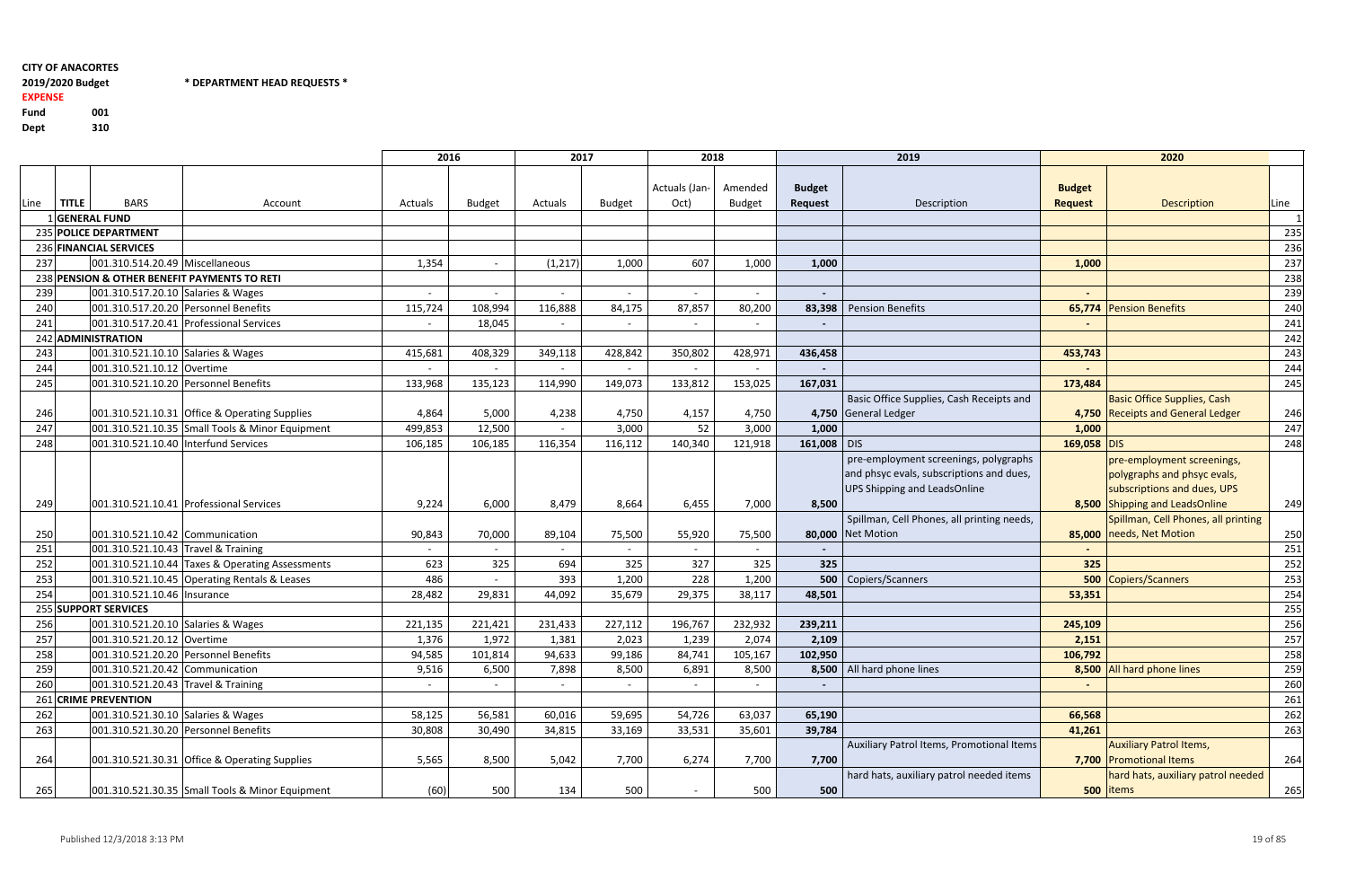**CITY OF ANACORTES**
**2019/2020 Budget** **\* DEPARTMENT HEAD REQUESTS \***
**EXPENSE**
**Fund** **001**
**Dept** **310**

| | | | | 2016 | | 2017 | | 2018 | | 2019 | | 2020 | | |
|---|---|---|---|---|---|---|---|---|---|---|---|---|---|---|
| Line | TITLE | BARS | Account | Actuals | Budget | Actuals | Budget | Actuals (Jan-Oct) | Amended Budget | Budget Request | Description | Budget Request | Description | Line |
| 1 | GENERAL FUND | | | | | | | | | | | | | 1 |
| 235 | POLICE DEPARTMENT | | | | | | | | | | | | | 235 |
| 236 | FINANCIAL SERVICES | | | | | | | | | | | | | 236 |
| 237 | | 001.310.514.20.49 | Miscellaneous | 1,354 | - | (1,217) | 1,000 | 607 | 1,000 | 1,000 | | 1,000 | | 237 |
| 238 | PENSION & OTHER BENEFIT PAYMENTS TO RETI | | | | | | | | | | | | | 238 |
| 239 | | 001.310.517.20.10 | Salaries & Wages | - | - | - | - | - | - | - | | - | | 239 |
| 240 | | 001.310.517.20.20 | Personnel Benefits | 115,724 | 108,994 | 116,888 | 84,175 | 87,857 | 80,200 | 83,398 | Pension Benefits | 65,774 | Pension Benefits | 240 |
| 241 | | 001.310.517.20.41 | Professional Services | - | 18,045 | - | - | - | - | - | | - | | 241 |
| 242 | ADMINISTRATION | | | | | | | | | | | | | 242 |
| 243 | | 001.310.521.10.10 | Salaries & Wages | 415,681 | 408,329 | 349,118 | 428,842 | 350,802 | 428,971 | 436,458 | | 453,743 | | 243 |
| 244 | | 001.310.521.10.12 | Overtime | - | - | - | - | - | - | - | | - | | 244 |
| 245 | | 001.310.521.10.20 | Personnel Benefits | 133,968 | 135,123 | 114,990 | 149,073 | 133,812 | 153,025 | 167,031 | | 173,484 | | 245 |
| 246 | | 001.310.521.10.31 | Office & Operating Supplies | 4,864 | 5,000 | 4,238 | 4,750 | 4,157 | 4,750 | 4,750 | Basic Office Supplies, Cash Receipts and General Ledger | 4,750 | Basic Office Supplies, Cash Receipts and General Ledger | 246 |
| 247 | | 001.310.521.10.35 | Small Tools & Minor Equipment | 499,853 | 12,500 | - | 3,000 | 52 | 3,000 | 1,000 | | 1,000 | | 247 |
| 248 | | 001.310.521.10.40 | Interfund Services | 106,185 | 106,185 | 116,354 | 116,112 | 140,340 | 121,918 | 161,008 | DIS | 169,058 | DIS | 248 |
| 249 | | 001.310.521.10.41 | Professional Services | 9,224 | 6,000 | 8,479 | 8,664 | 6,455 | 7,000 | 8,500 | pre-employment screenings, polygraphs and phsyc evals, subscriptions and dues, UPS Shipping and LeadsOnline | 8,500 | pre-employment screenings, polygraphs and phsyc evals, subscriptions and dues, UPS Shipping and LeadsOnline | 249 |
| 250 | | 001.310.521.10.42 | Communication | 90,843 | 70,000 | 89,104 | 75,500 | 55,920 | 75,500 | 80,000 | Spillman, Cell Phones, all printing needs, Net Motion | 85,000 | Spillman, Cell Phones, all printing needs, Net Motion | 250 |
| 251 | | 001.310.521.10.43 | Travel & Training | - | - | - | - | - | - | - | | - | | 251 |
| 252 | | 001.310.521.10.44 | Taxes & Operating Assessments | 623 | 325 | 694 | 325 | 327 | 325 | 325 | | 325 | | 252 |
| 253 | | 001.310.521.10.45 | Operating Rentals & Leases | 486 | - | 393 | 1,200 | 228 | 1,200 | 500 | Copiers/Scanners | 500 | Copiers/Scanners | 253 |
| 254 | | 001.310.521.10.46 | Insurance | 28,482 | 29,831 | 44,092 | 35,679 | 29,375 | 38,117 | 48,501 | | 53,351 | | 254 |
| 255 | SUPPORT SERVICES | | | | | | | | | | | | | 255 |
| 256 | | 001.310.521.20.10 | Salaries & Wages | 221,135 | 221,421 | 231,433 | 227,112 | 196,767 | 232,932 | 239,211 | | 245,109 | | 256 |
| 257 | | 001.310.521.20.12 | Overtime | 1,376 | 1,972 | 1,381 | 2,023 | 1,239 | 2,074 | 2,109 | | 2,151 | | 257 |
| 258 | | 001.310.521.20.20 | Personnel Benefits | 94,585 | 101,814 | 94,633 | 99,186 | 84,741 | 105,167 | 102,950 | | 106,792 | | 258 |
| 259 | | 001.310.521.20.42 | Communication | 9,516 | 6,500 | 7,898 | 8,500 | 6,891 | 8,500 | 8,500 | All hard phone lines | 8,500 | All hard phone lines | 259 |
| 260 | | 001.310.521.20.43 | Travel & Training | - | - | - | - | - | - | - | | - | | 260 |
| 261 | CRIME PREVENTION | | | | | | | | | | | | | 261 |
| 262 | | 001.310.521.30.10 | Salaries & Wages | 58,125 | 56,581 | 60,016 | 59,695 | 54,726 | 63,037 | 65,190 | | 66,568 | | 262 |
| 263 | | 001.310.521.30.20 | Personnel Benefits | 30,808 | 30,490 | 34,815 | 33,169 | 33,531 | 35,601 | 39,784 | | 41,261 | | 263 |
| 264 | | 001.310.521.30.31 | Office & Operating Supplies | 5,565 | 8,500 | 5,042 | 7,700 | 6,274 | 7,700 | 7,700 | Auxiliary Patrol Items, Promotional Items | 7,700 | Auxiliary Patrol Items, Promotional Items | 264 |
| 265 | | 001.310.521.30.35 | Small Tools & Minor Equipment | (60) | 500 | 134 | 500 | - | 500 | 500 | hard hats, auxiliary patrol needed items | 500 | hard hats, auxiliary patrol needed items | 265 |

Published 12/3/2018 3:13 PM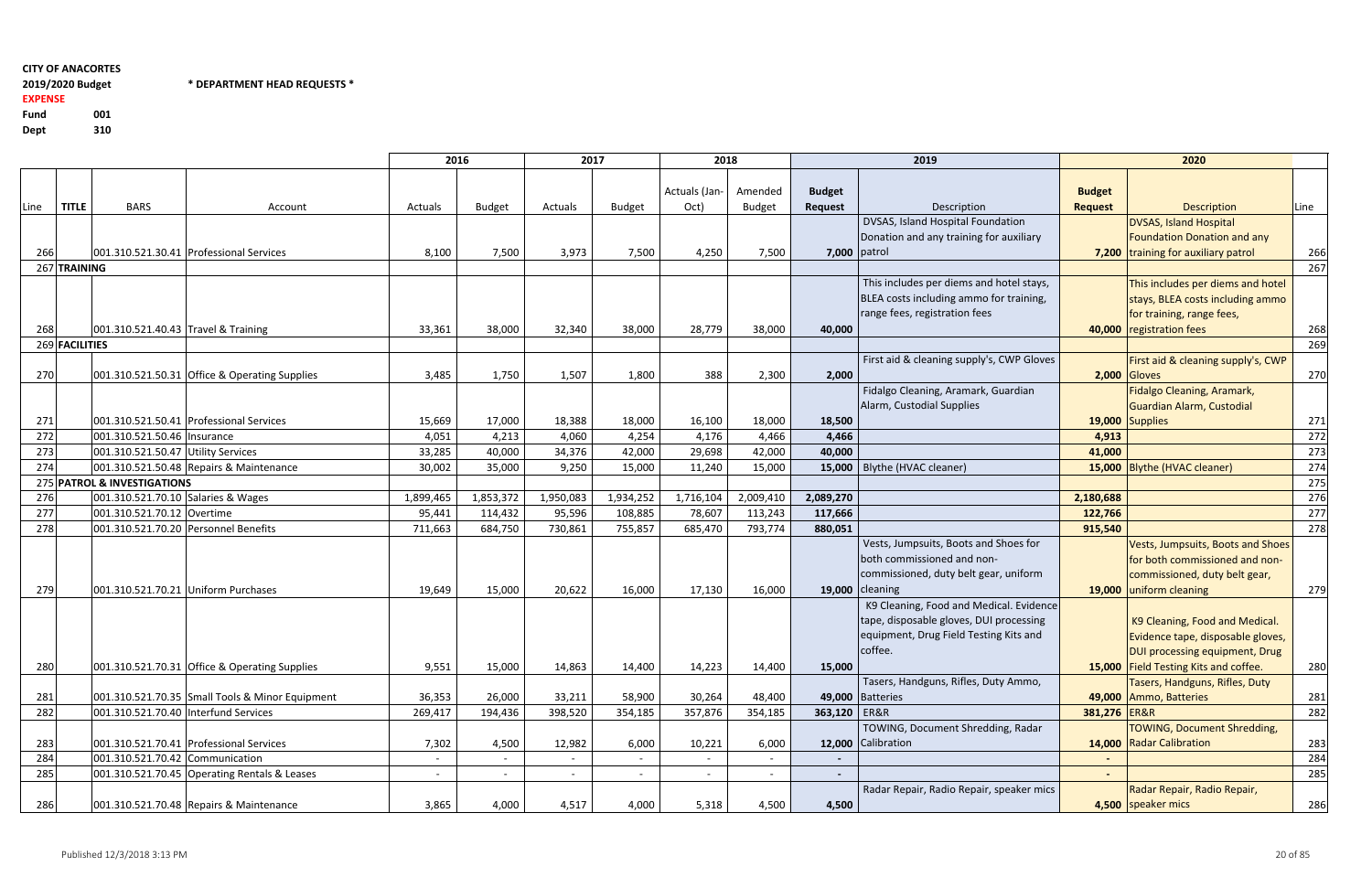**CITY OF ANACORTES**

**2019/2020 Budget** **\* DEPARTMENT HEAD REQUESTS \***

**EXPENSE**

**Fund** 001

**Dept** 310

| | | | | 2016 | | 2017 | | 2018 | | 2019 | | 2020 | | |
|---|---|---|---|---|---|---|---|---|---|---|---|---|---|---|
| Line | TITLE | BARS | Account | Actuals | Budget | Actuals | Budget | Actuals (Jan-Oct) | Amended Budget | Budget Request | Description | Budget Request | Description | Line |
| 266 | | 001.310.521.30.41 | Professional Services | 8,100 | 7,500 | 3,973 | 7,500 | 4,250 | 7,500 | 7,000 | DVSAS, Island Hospital Foundation Donation and any training for auxiliary patrol | 7,200 | DVSAS, Island Hospital Foundation Donation and any training for auxiliary patrol | 266 |
| 267 | TRAINING | | | | | | | | | | | | | 267 |
| 268 | | 001.310.521.40.43 | Travel & Training | 33,361 | 38,000 | 32,340 | 38,000 | 28,779 | 38,000 | 40,000 | This includes per diems and hotel stays, BLEA costs including ammo for training, range fees, registration fees | 40,000 | This includes per diems and hotel stays, BLEA costs including ammo for training, range fees, registration fees | 268 |
| 269 | FACILITIES | | | | | | | | | | | | | 269 |
| 270 | | 001.310.521.50.31 | Office & Operating Supplies | 3,485 | 1,750 | 1,507 | 1,800 | 388 | 2,300 | 2,000 | First aid & cleaning supply's, CWP Gloves | 2,000 | First aid & cleaning supply's, CWP Gloves | 270 |
| 271 | | 001.310.521.50.41 | Professional Services | 15,669 | 17,000 | 18,388 | 18,000 | 16,100 | 18,000 | 18,500 | Fidalgo Cleaning, Aramark, Guardian Alarm, Custodial Supplies | 19,000 | Fidalgo Cleaning, Aramark, Guardian Alarm, Custodial Supplies | 271 |
| 272 | | 001.310.521.50.46 | Insurance | 4,051 | 4,213 | 4,060 | 4,254 | 4,176 | 4,466 | 4,466 | | 4,913 | | 272 |
| 273 | | 001.310.521.50.47 | Utility Services | 33,285 | 40,000 | 34,376 | 42,000 | 29,698 | 42,000 | 40,000 | | 41,000 | | 273 |
| 274 | | 001.310.521.50.48 | Repairs & Maintenance | 30,002 | 35,000 | 9,250 | 15,000 | 11,240 | 15,000 | 15,000 | Blythe (HVAC cleaner) | 15,000 | Blythe (HVAC cleaner) | 274 |
| 275 | PATROL & INVESTIGATIONS | | | | | | | | | | | | | 275 |
| 276 | | 001.310.521.70.10 | Salaries & Wages | 1,899,465 | 1,853,372 | 1,950,083 | 1,934,252 | 1,716,104 | 2,009,410 | 2,089,270 | | 2,180,688 | | 276 |
| 277 | | 001.310.521.70.12 | Overtime | 95,441 | 114,432 | 95,596 | 108,885 | 78,607 | 113,243 | 117,666 | | 122,766 | | 277 |
| 278 | | 001.310.521.70.20 | Personnel Benefits | 711,663 | 684,750 | 730,861 | 755,857 | 685,470 | 793,774 | 880,051 | | 915,540 | | 278 |
| 279 | | 001.310.521.70.21 | Uniform Purchases | 19,649 | 15,000 | 20,622 | 16,000 | 17,130 | 16,000 | 19,000 | Vests, Jumpsuits, Boots and Shoes for both commissioned and non-commissioned, duty belt gear, uniform cleaning | 19,000 | Vests, Jumpsuits, Boots and Shoes for both commissioned and non-commissioned, duty belt gear, uniform cleaning | 279 |
| 280 | | 001.310.521.70.31 | Office & Operating Supplies | 9,551 | 15,000 | 14,863 | 14,400 | 14,223 | 14,400 | 15,000 | K9 Cleaning, Food and Medical. Evidence tape, disposable gloves, DUI processing equipment, Drug Field Testing Kits and coffee. | 15,000 | K9 Cleaning, Food and Medical. Evidence tape, disposable gloves, DUI processing equipment, Drug Field Testing Kits and coffee. | 280 |
| 281 | | 001.310.521.70.35 | Small Tools & Minor Equipment | 36,353 | 26,000 | 33,211 | 58,900 | 30,264 | 48,400 | 49,000 | Tasers, Handguns, Rifles, Duty Ammo, Batteries | 49,000 | Tasers, Handguns, Rifles, Duty Ammo, Batteries | 281 |
| 282 | | 001.310.521.70.40 | Interfund Services | 269,417 | 194,436 | 398,520 | 354,185 | 357,876 | 354,185 | 363,120 | ER&R | 381,276 | ER&R | 282 |
| 283 | | 001.310.521.70.41 | Professional Services | 7,302 | 4,500 | 12,982 | 6,000 | 10,221 | 6,000 | 12,000 | TOWING, Document Shredding, Radar Calibration | 14,000 | TOWING, Document Shredding, Radar Calibration | 283 |
| 284 | | 001.310.521.70.42 | Communication | - | - | - | - | - | - | - | | - | | 284 |
| 285 | | 001.310.521.70.45 | Operating Rentals & Leases | - | - | - | - | - | - | - | | - | | 285 |
| 286 | | 001.310.521.70.48 | Repairs & Maintenance | 3,865 | 4,000 | 4,517 | 4,000 | 5,318 | 4,500 | 4,500 | Radar Repair, Radio Repair, speaker mics | 4,500 | Radar Repair, Radio Repair, speaker mics | 286 |

Published 12/3/2018 3:13 PM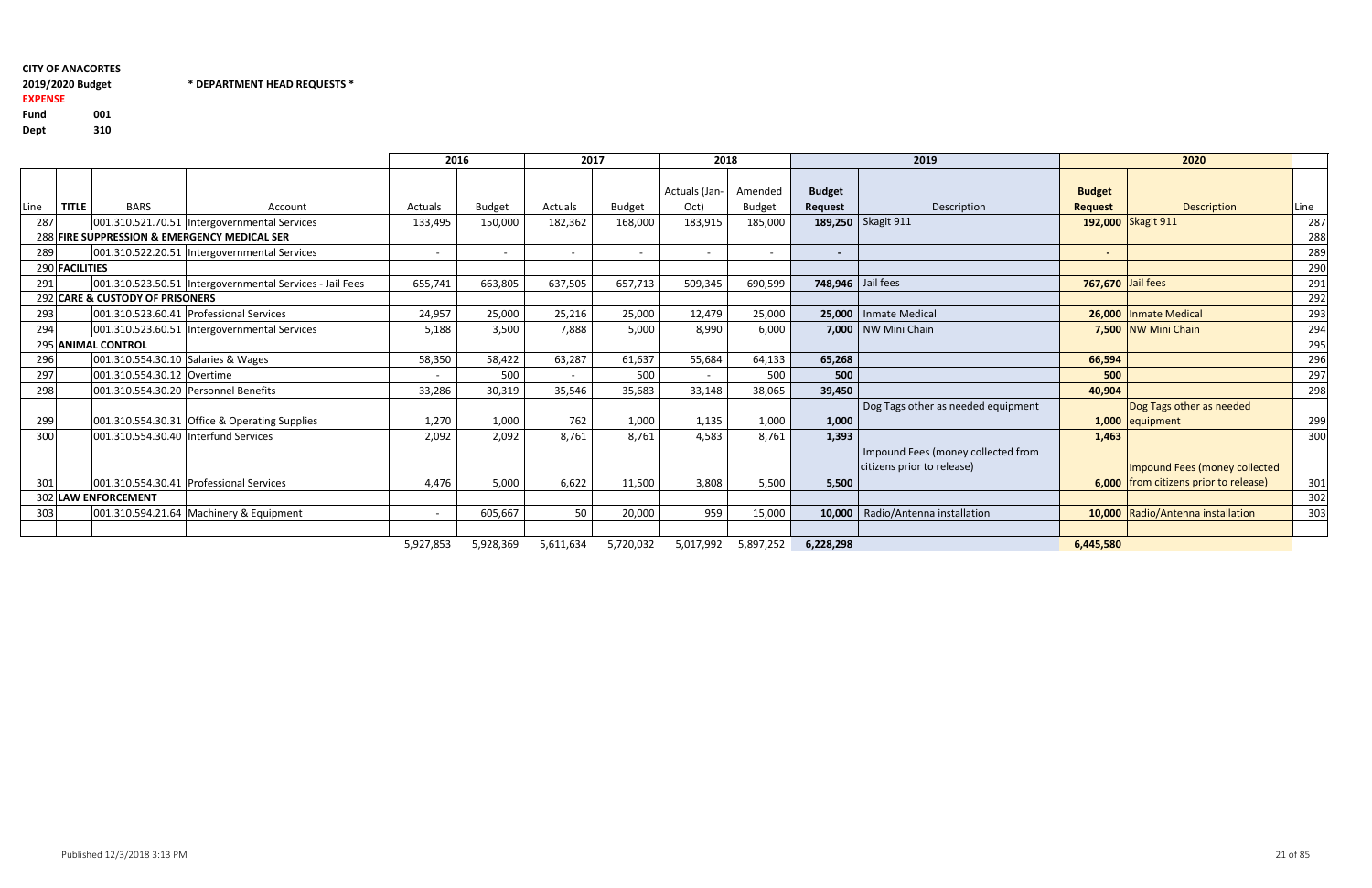**CITY OF ANACORTES**

**2019/2020 Budget** **\* DEPARTMENT HEAD REQUESTS \***

**EXPENSE**

**Fund** **001**

**Dept** **310**

| | | | | 2016 | | 2017 | | 2018 | | 2019 | | 2020 | | |
|---|---|---|---|---|---|---|---|---|---|---|---|---|---|---|
| Line | TITLE | BARS | Account | Actuals | Budget | Actuals | Budget | Actuals (Jan-Oct) | Amended Budget | Budget Request | Description | Budget Request | Description | Line |
| 287 | | 001.310.521.70.51 | Intergovernmental Services | 133,495 | 150,000 | 182,362 | 168,000 | 183,915 | 185,000 | **189,250** | Skagit 911 | **192,000** | Skagit 911 | 287 |
| 288 | FIRE SUPPRESSION & EMERGENCY MEDICAL SER | | | | | | | | | | | | | 288 |
| 289 | | 001.310.522.20.51 | Intergovernmental Services | - | - | - | - | - | - | - | | - | | 289 |
| 290 | FACILITIES | | | | | | | | | | | | | 290 |
| 291 | | 001.310.523.50.51 | Intergovernmental Services - Jail Fees | 655,741 | 663,805 | 637,505 | 657,713 | 509,345 | 690,599 | **748,946** | Jail fees | **767,670** | Jail fees | 291 |
| 292 | CARE & CUSTODY OF PRISONERS | | | | | | | | | | | | | 292 |
| 293 | | 001.310.523.60.41 | Professional Services | 24,957 | 25,000 | 25,216 | 25,000 | 12,479 | 25,000 | **25,000** | Inmate Medical | **26,000** | Inmate Medical | 293 |
| 294 | | 001.310.523.60.51 | Intergovernmental Services | 5,188 | 3,500 | 7,888 | 5,000 | 8,990 | 6,000 | **7,000** | NW Mini Chain | **7,500** | NW Mini Chain | 294 |
| 295 | ANIMAL CONTROL | | | | | | | | | | | | | 295 |
| 296 | | 001.310.554.30.10 | Salaries & Wages | 58,350 | 58,422 | 63,287 | 61,637 | 55,684 | 64,133 | **65,268** | | **66,594** | | 296 |
| 297 | | 001.310.554.30.12 | Overtime | - | 500 | - | 500 | - | 500 | **500** | | **500** | | 297 |
| 298 | | 001.310.554.30.20 | Personnel Benefits | 33,286 | 30,319 | 35,546 | 35,683 | 33,148 | 38,065 | **39,450** | | **40,904** | | 298 |
| 299 | | 001.310.554.30.31 | Office & Operating Supplies | 1,270 | 1,000 | 762 | 1,000 | 1,135 | 1,000 | **1,000** | Dog Tags other as needed equipment | **1,000** | Dog Tags other as needed equipment | 299 |
| 300 | | 001.310.554.30.40 | Interfund Services | 2,092 | 2,092 | 8,761 | 8,761 | 4,583 | 8,761 | **1,393** | | **1,463** | | 300 |
| 301 | | 001.310.554.30.41 | Professional Services | 4,476 | 5,000 | 6,622 | 11,500 | 3,808 | 5,500 | **5,500** | Impound Fees (money collected from citizens prior to release) | **6,000** | Impound Fees (money collected from citizens prior to release) | 301 |
| 302 | LAW ENFORCEMENT | | | | | | | | | | | | | 302 |
| 303 | | 001.310.594.21.64 | Machinery & Equipment | - | 605,667 | 50 | 20,000 | 959 | 15,000 | **10,000** | Radio/Antenna installation | **10,000** | Radio/Antenna installation | 303 |
| | | | | 5,927,853 | 5,928,369 | 5,611,634 | 5,720,032 | 5,017,992 | 5,897,252 | **6,228,298** | | **6,445,580** | | |

Published 12/3/2018 3:13 PM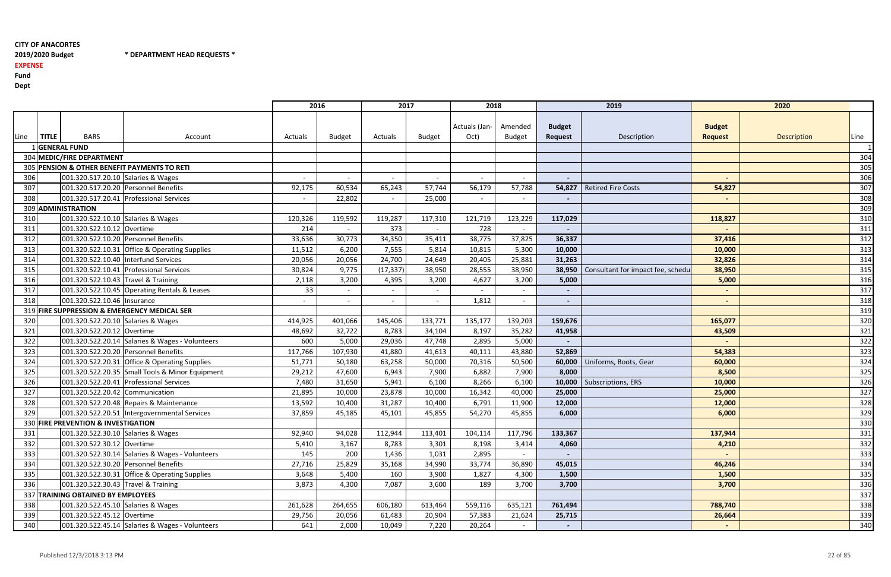**CITY OF ANACORTES**

**2019/2020 Budget** **\* DEPARTMENT HEAD REQUESTS \***

**EXPENSE**

**Fund**

**Dept**

| | | | | 2016 | | 2017 | | 2018 | | 2019 | | 2020 | | |
|---|---|---|---|---|---|---|---|---|---|---|---|---|---|---|
| Line | TITLE | BARS | Account | Actuals | Budget | Actuals | Budget | Actuals (Jan-Oct) | Amended Budget | Budget Request | Description | Budget Request | Description | Line |
| 1 | GENERAL FUND | | | | | | | | | | | | | 1 |
| 304 | MEDIC/FIRE DEPARTMENT | | | | | | | | | | | | | 304 |
| 305 | PENSION & OTHER BENEFIT PAYMENTS TO RETI | | | | | | | | | | | | | 305 |
| 306 | | 001.320.517.20.10 | Salaries & Wages | - | - | - | - | - | - | - | | - | | 306 |
| 307 | | 001.320.517.20.20 | Personnel Benefits | 92,175 | 60,534 | 65,243 | 57,744 | 56,179 | 57,788 | 54,827 | Retired Fire Costs | 54,827 | | 307 |
| 308 | | 001.320.517.20.41 | Professional Services | - | 22,802 | - | 25,000 | - | - | - | | - | | 308 |
| 309 | ADMINISTRATION | | | | | | | | | | | | | 309 |
| 310 | | 001.320.522.10.10 | Salaries & Wages | 120,326 | 119,592 | 119,287 | 117,310 | 121,719 | 123,229 | 117,029 | | 118,827 | | 310 |
| 311 | | 001.320.522.10.12 | Overtime | 214 | - | 373 | - | 728 | - | - | | - | | 311 |
| 312 | | 001.320.522.10.20 | Personnel Benefits | 33,636 | 30,773 | 34,350 | 35,411 | 38,775 | 37,825 | 36,337 | | 37,416 | | 312 |
| 313 | | 001.320.522.10.31 | Office & Operating Supplies | 11,512 | 6,200 | 7,555 | 5,814 | 10,815 | 5,300 | 10,000 | | 10,000 | | 313 |
| 314 | | 001.320.522.10.40 | Interfund Services | 20,056 | 20,056 | 24,700 | 24,649 | 20,405 | 25,881 | 31,263 | | 32,826 | | 314 |
| 315 | | 001.320.522.10.41 | Professional Services | 30,824 | 9,775 | (17,337) | 38,950 | 28,555 | 38,950 | 38,950 | Consultant for impact fee, schedu | 38,950 | | 315 |
| 316 | | 001.320.522.10.43 | Travel & Training | 2,118 | 3,200 | 4,395 | 3,200 | 4,627 | 3,200 | 5,000 | | 5,000 | | 316 |
| 317 | | 001.320.522.10.45 | Operating Rentals & Leases | 33 | - | - | - | - | - | - | | - | | 317 |
| 318 | | 001.320.522.10.46 | Insurance | - | - | - | - | 1,812 | - | - | | - | | 318 |
| 319 | FIRE SUPPRESSION & EMERGENCY MEDICAL SER | | | | | | | | | | | | | 319 |
| 320 | | 001.320.522.20.10 | Salaries & Wages | 414,925 | 401,066 | 145,406 | 133,771 | 135,177 | 139,203 | 159,676 | | 165,077 | | 320 |
| 321 | | 001.320.522.20.12 | Overtime | 48,692 | 32,722 | 8,783 | 34,104 | 8,197 | 35,282 | 41,958 | | 43,509 | | 321 |
| 322 | | 001.320.522.20.14 | Salaries & Wages - Volunteers | 600 | 5,000 | 29,036 | 47,748 | 2,895 | 5,000 | - | | - | | 322 |
| 323 | | 001.320.522.20.20 | Personnel Benefits | 117,766 | 107,930 | 41,880 | 41,613 | 40,111 | 43,880 | 52,869 | | 54,383 | | 323 |
| 324 | | 001.320.522.20.31 | Office & Operating Supplies | 51,771 | 50,180 | 63,258 | 50,000 | 70,316 | 50,500 | 60,000 | Uniforms, Boots, Gear | 60,000 | | 324 |
| 325 | | 001.320.522.20.35 | Small Tools & Minor Equipment | 29,212 | 47,600 | 6,943 | 7,900 | 6,882 | 7,900 | 8,000 | | 8,500 | | 325 |
| 326 | | 001.320.522.20.41 | Professional Services | 7,480 | 31,650 | 5,941 | 6,100 | 8,266 | 6,100 | 10,000 | Subscriptions, ERS | 10,000 | | 326 |
| 327 | | 001.320.522.20.42 | Communication | 21,895 | 10,000 | 23,878 | 10,000 | 16,342 | 40,000 | 25,000 | | 25,000 | | 327 |
| 328 | | 001.320.522.20.48 | Repairs & Maintenance | 13,592 | 10,400 | 31,287 | 10,400 | 6,791 | 11,900 | 12,000 | | 12,000 | | 328 |
| 329 | | 001.320.522.20.51 | Intergovernmental Services | 37,859 | 45,185 | 45,101 | 45,855 | 54,270 | 45,855 | 6,000 | | 6,000 | | 329 |
| 330 | FIRE PREVENTION & INVESTIGATION | | | | | | | | | | | | | 330 |
| 331 | | 001.320.522.30.10 | Salaries & Wages | 92,940 | 94,028 | 112,944 | 113,401 | 104,114 | 117,796 | 133,367 | | 137,944 | | 331 |
| 332 | | 001.320.522.30.12 | Overtime | 5,410 | 3,167 | 8,783 | 3,301 | 8,198 | 3,414 | 4,060 | | 4,210 | | 332 |
| 333 | | 001.320.522.30.14 | Salaries & Wages - Volunteers | 145 | 200 | 1,436 | 1,031 | 2,895 | - | - | | - | | 333 |
| 334 | | 001.320.522.30.20 | Personnel Benefits | 27,716 | 25,829 | 35,168 | 34,990 | 33,774 | 36,890 | 45,015 | | 46,246 | | 334 |
| 335 | | 001.320.522.30.31 | Office & Operating Supplies | 3,648 | 5,400 | 160 | 3,900 | 1,827 | 4,300 | 1,500 | | 1,500 | | 335 |
| 336 | | 001.320.522.30.43 | Travel & Training | 3,873 | 4,300 | 7,087 | 3,600 | 189 | 3,700 | 3,700 | | 3,700 | | 336 |
| 337 | TRAINING OBTAINED BY EMPLOYEES | | | | | | | | | | | | | 337 |
| 338 | | 001.320.522.45.10 | Salaries & Wages | 261,628 | 264,655 | 606,180 | 613,464 | 559,116 | 635,121 | 761,494 | | 788,740 | | 338 |
| 339 | | 001.320.522.45.12 | Overtime | 29,756 | 20,056 | 61,483 | 20,904 | 57,383 | 21,624 | 25,715 | | 26,664 | | 339 |
| 340 | | 001.320.522.45.14 | Salaries & Wages - Volunteers | 641 | 2,000 | 10,049 | 7,220 | 20,264 | - | - | | - | | 340 |

Published 12/3/2018 3:13 PM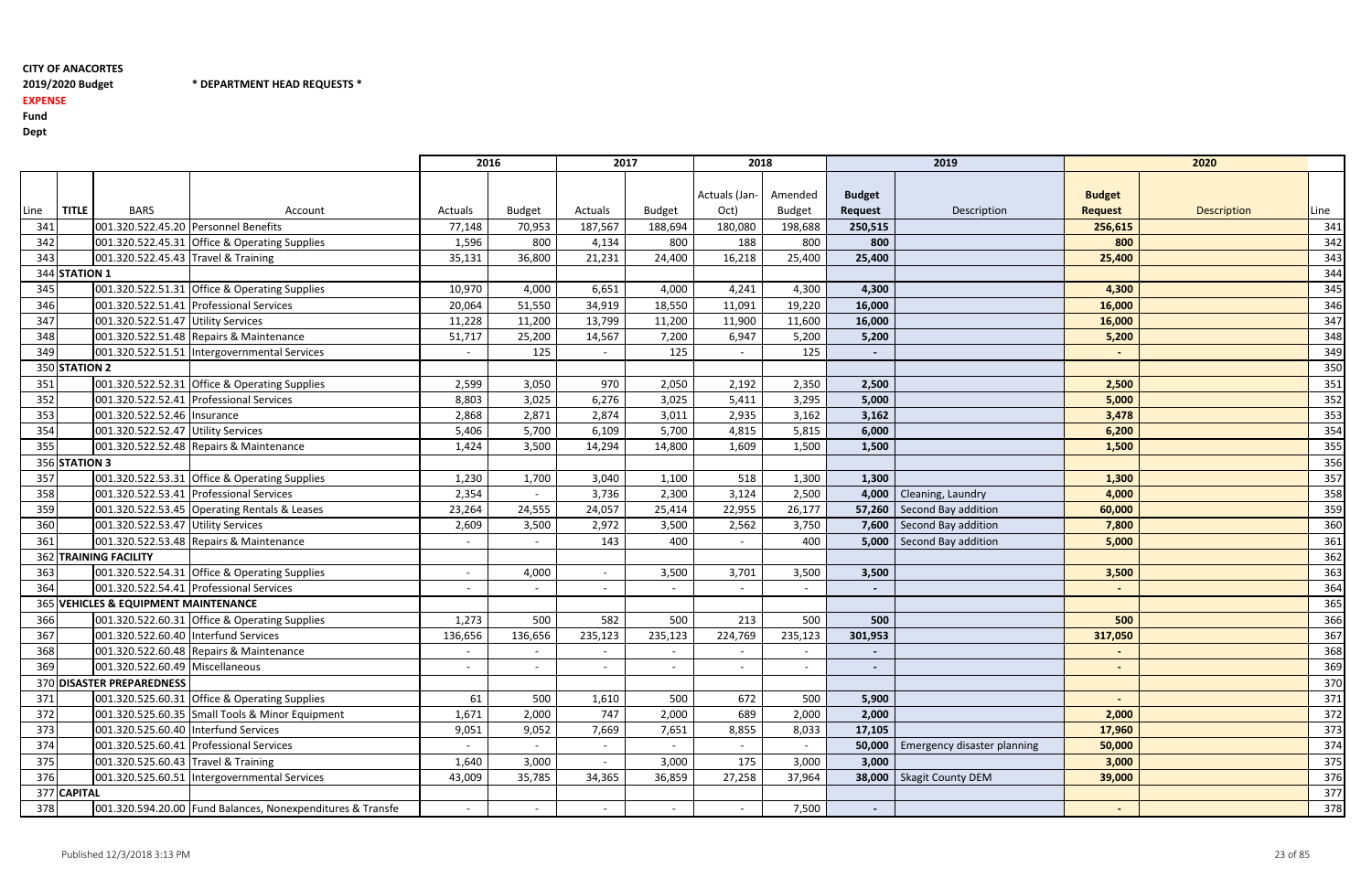**CITY OF ANACORTES**
**2019/2020 Budget** **\* DEPARTMENT HEAD REQUESTS \***
**EXPENSE**
**Fund**
**Dept**

| Line | TITLE | BARS | Account | 2016 Actuals | 2016 Budget | 2017 Actuals | 2017 Budget | 2018 Actuals (Jan-Oct) | 2018 Amended Budget | 2019 Budget Request | 2019 Description | 2020 Budget Request | 2020 Description | Line |
|---|---|---|---|---|---|---|---|---|---|---|---|---|---|---|
| 341 | | 001.320.522.45.20 | Personnel Benefits | 77,148 | 70,953 | 187,567 | 188,694 | 180,080 | 198,688 | **250,515** | | **256,615** | | 341 |
| 342 | | 001.320.522.45.31 | Office & Operating Supplies | 1,596 | 800 | 4,134 | 800 | 188 | 800 | **800** | | **800** | | 342 |
| 343 | | 001.320.522.45.43 | Travel & Training | 35,131 | 36,800 | 21,231 | 24,400 | 16,218 | 25,400 | **25,400** | | **25,400** | | 343 |
| 344 | **STATION 1** | | | | | | | | | | | | | 344 |
| 345 | | 001.320.522.51.31 | Office & Operating Supplies | 10,970 | 4,000 | 6,651 | 4,000 | 4,241 | 4,300 | **4,300** | | **4,300** | | 345 |
| 346 | | 001.320.522.51.41 | Professional Services | 20,064 | 51,550 | 34,919 | 18,550 | 11,091 | 19,220 | **16,000** | | **16,000** | | 346 |
| 347 | | 001.320.522.51.47 | Utility Services | 11,228 | 11,200 | 13,799 | 11,200 | 11,900 | 11,600 | **16,000** | | **16,000** | | 347 |
| 348 | | 001.320.522.51.48 | Repairs & Maintenance | 51,717 | 25,200 | 14,567 | 7,200 | 6,947 | 5,200 | **5,200** | | **5,200** | | 348 |
| 349 | | 001.320.522.51.51 | Intergovernmental Services | - | 125 | - | 125 | - | 125 | **-** | | **-** | | 349 |
| 350 | **STATION 2** | | | | | | | | | | | | | 350 |
| 351 | | 001.320.522.52.31 | Office & Operating Supplies | 2,599 | 3,050 | 970 | 2,050 | 2,192 | 2,350 | **2,500** | | **2,500** | | 351 |
| 352 | | 001.320.522.52.41 | Professional Services | 8,803 | 3,025 | 6,276 | 3,025 | 5,411 | 3,295 | **5,000** | | **5,000** | | 352 |
| 353 | | 001.320.522.52.46 | Insurance | 2,868 | 2,871 | 2,874 | 3,011 | 2,935 | 3,162 | **3,162** | | **3,478** | | 353 |
| 354 | | 001.320.522.52.47 | Utility Services | 5,406 | 5,700 | 6,109 | 5,700 | 4,815 | 5,815 | **6,000** | | **6,200** | | 354 |
| 355 | | 001.320.522.52.48 | Repairs & Maintenance | 1,424 | 3,500 | 14,294 | 14,800 | 1,609 | 1,500 | **1,500** | | **1,500** | | 355 |
| 356 | **STATION 3** | | | | | | | | | | | | | 356 |
| 357 | | 001.320.522.53.31 | Office & Operating Supplies | 1,230 | 1,700 | 3,040 | 1,100 | 518 | 1,300 | **1,300** | | **1,300** | | 357 |
| 358 | | 001.320.522.53.41 | Professional Services | 2,354 | - | 3,736 | 2,300 | 3,124 | 2,500 | **4,000** | Cleaning, Laundry | **4,000** | | 358 |
| 359 | | 001.320.522.53.45 | Operating Rentals & Leases | 23,264 | 24,555 | 24,057 | 25,414 | 22,955 | 26,177 | **57,260** | Second Bay addition | **60,000** | | 359 |
| 360 | | 001.320.522.53.47 | Utility Services | 2,609 | 3,500 | 2,972 | 3,500 | 2,562 | 3,750 | **7,600** | Second Bay addition | **7,800** | | 360 |
| 361 | | 001.320.522.53.48 | Repairs & Maintenance | - | - | 143 | 400 | - | 400 | **5,000** | Second Bay addition | **5,000** | | 361 |
| 362 | **TRAINING FACILITY** | | | | | | | | | | | | | 362 |
| 363 | | 001.320.522.54.31 | Office & Operating Supplies | - | 4,000 | - | 3,500 | 3,701 | 3,500 | **3,500** | | **3,500** | | 363 |
| 364 | | 001.320.522.54.41 | Professional Services | - | - | - | - | - | - | **-** | | **-** | | 364 |
| 365 | **VEHICLES & EQUIPMENT MAINTENANCE** | | | | | | | | | | | | | 365 |
| 366 | | 001.320.522.60.31 | Office & Operating Supplies | 1,273 | 500 | 582 | 500 | 213 | 500 | **500** | | **500** | | 366 |
| 367 | | 001.320.522.60.40 | Interfund Services | 136,656 | 136,656 | 235,123 | 235,123 | 224,769 | 235,123 | **301,953** | | **317,050** | | 367 |
| 368 | | 001.320.522.60.48 | Repairs & Maintenance | - | - | - | - | - | - | **-** | | **-** | | 368 |
| 369 | | 001.320.522.60.49 | Miscellaneous | - | - | - | - | - | - | **-** | | **-** | | 369 |
| 370 | **DISASTER PREPAREDNESS** | | | | | | | | | | | | | 370 |
| 371 | | 001.320.525.60.31 | Office & Operating Supplies | 61 | 500 | 1,610 | 500 | 672 | 500 | **5,900** | | **-** | | 371 |
| 372 | | 001.320.525.60.35 | Small Tools & Minor Equipment | 1,671 | 2,000 | 747 | 2,000 | 689 | 2,000 | **2,000** | | **2,000** | | 372 |
| 373 | | 001.320.525.60.40 | Interfund Services | 9,051 | 9,052 | 7,669 | 7,651 | 8,855 | 8,033 | **17,105** | | **17,960** | | 373 |
| 374 | | 001.320.525.60.41 | Professional Services | - | - | - | - | - | - | **50,000** | Emergency disaster planning | **50,000** | | 374 |
| 375 | | 001.320.525.60.43 | Travel & Training | 1,640 | 3,000 | - | 3,000 | 175 | 3,000 | **3,000** | | **3,000** | | 375 |
| 376 | | 001.320.525.60.51 | Intergovernmental Services | 43,009 | 35,785 | 34,365 | 36,859 | 27,258 | 37,964 | **38,000** | Skagit County DEM | **39,000** | | 376 |
| 377 | **CAPITAL** | | | | | | | | | | | | | 377 |
| 378 | | 001.320.594.20.00 | Fund Balances, Nonexpenditures & Transfe | - | - | - | - | - | 7,500 | **-** | | **-** | | 378 |

Published 12/3/2018 3:13 PM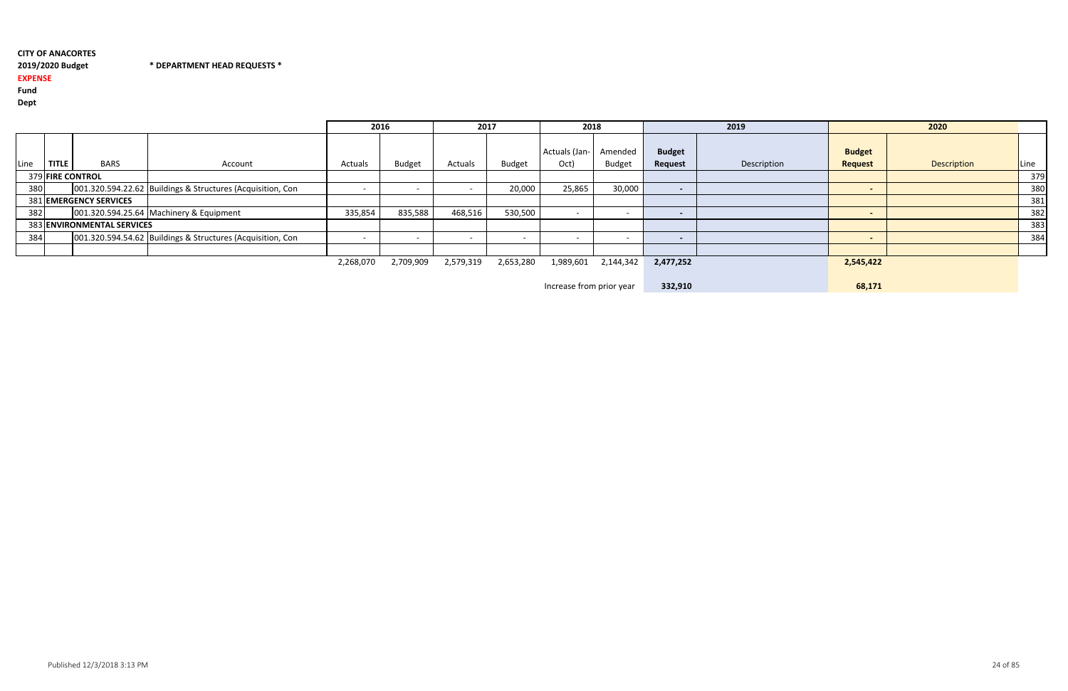**CITY OF ANACORTES**

**2019/2020 Budget** **\* DEPARTMENT HEAD REQUESTS \***

**EXPENSE**

**Fund**

**Dept**

| | | | | 2016 | | 2017 | | 2018 | | 2019 | | 2020 | | |
|---|---|---|---|---|---|---|---|---|---|---|---|---|---|---|
| Line | TITLE | BARS | Account | Actuals | Budget | Actuals | Budget | Actuals (Jan-Oct) | Amended Budget | Budget Request | Description | Budget Request | Description | Line |
| 379 | **FIRE CONTROL** | | | | | | | | | | | | | 379 |
| 380 | | 001.320.594.22.62 | Buildings & Structures (Acquisition, Con | - | - | - | 20,000 | 25,865 | 30,000 | - | | - | | 380 |
| 381 | **EMERGENCY SERVICES** | | | | | | | | | | | | | 381 |
| 382 | | 001.320.594.25.64 | Machinery & Equipment | 335,854 | 835,588 | 468,516 | 530,500 | - | - | - | | - | | 382 |
| 383 | **ENVIRONMENTAL SERVICES** | | | | | | | | | | | | | 383 |
| 384 | | 001.320.594.54.62 | Buildings & Structures (Acquisition, Con | - | - | - | - | - | - | - | | - | | 384 |
| | | | | | | | | | | | | | | |
| | | | | 2,268,070 | 2,709,909 | 2,579,319 | 2,653,280 | 1,989,601 | 2,144,342 | **2,477,252** | | **2,545,422** | | |
| | | | | | | | | Increase from prior year | | **332,910** | | **68,171** | | |

Published 12/3/2018 3:13 PM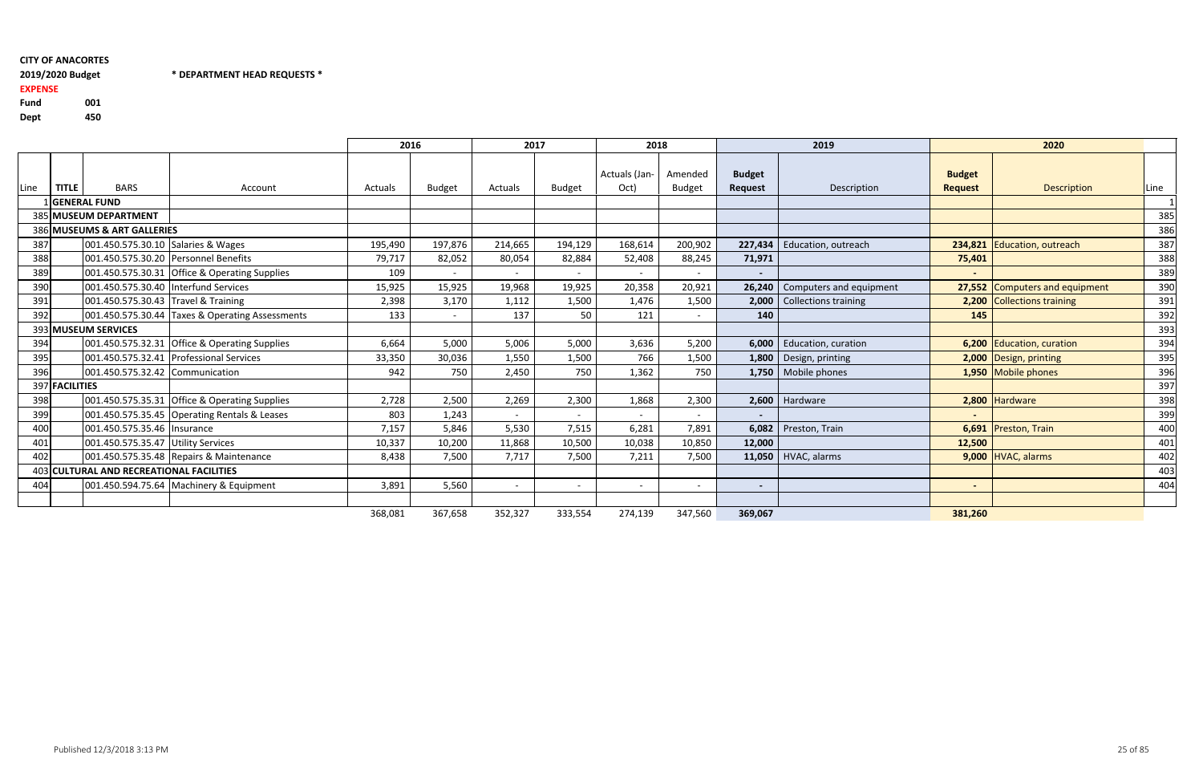**CITY OF ANACORTES**

**2019/2020 Budget** **\* DEPARTMENT HEAD REQUESTS \***

**EXPENSE**

**Fund** **001**

**Dept** **450**

| | | | | 2016 | | 2017 | | 2018 | | 2019 | | 2020 | | |
|---|---|---|---|---|---|---|---|---|---|---|---|---|---|---|
| Line | TITLE | BARS | Account | Actuals | Budget | Actuals | Budget | Actuals (Jan-Oct) | Amended Budget | **Budget Request** | Description | **Budget Request** | Description | Line |
| 1 | **GENERAL FUND** | | | | | | | | | | | | | 1 |
| 385 | **MUSEUM DEPARTMENT** | | | | | | | | | | | | | 385 |
| 386 | **MUSEUMS & ART GALLERIES** | | | | | | | | | | | | | 386 |
| 387 | | 001.450.575.30.10 | Salaries & Wages | 195,490 | 197,876 | 214,665 | 194,129 | 168,614 | 200,902 | **227,434** | Education, outreach | **234,821** | Education, outreach | 387 |
| 388 | | 001.450.575.30.20 | Personnel Benefits | 79,717 | 82,052 | 80,054 | 82,884 | 52,408 | 88,245 | **71,971** | | **75,401** | | 388 |
| 389 | | 001.450.575.30.31 | Office & Operating Supplies | 109 | - | - | - | - | - | **-** | | **-** | | 389 |
| 390 | | 001.450.575.30.40 | Interfund Services | 15,925 | 15,925 | 19,968 | 19,925 | 20,358 | 20,921 | **26,240** | Computers and equipment | **27,552** | Computers and equipment | 390 |
| 391 | | 001.450.575.30.43 | Travel & Training | 2,398 | 3,170 | 1,112 | 1,500 | 1,476 | 1,500 | **2,000** | Collections training | **2,200** | Collections training | 391 |
| 392 | | 001.450.575.30.44 | Taxes & Operating Assessments | 133 | - | 137 | 50 | 121 | - | **140** | | **145** | | 392 |
| 393 | **MUSEUM SERVICES** | | | | | | | | | | | | | 393 |
| 394 | | 001.450.575.32.31 | Office & Operating Supplies | 6,664 | 5,000 | 5,006 | 5,000 | 3,636 | 5,200 | **6,000** | Education, curation | **6,200** | Education, curation | 394 |
| 395 | | 001.450.575.32.41 | Professional Services | 33,350 | 30,036 | 1,550 | 1,500 | 766 | 1,500 | **1,800** | Design, printing | **2,000** | Design, printing | 395 |
| 396 | | 001.450.575.32.42 | Communication | 942 | 750 | 2,450 | 750 | 1,362 | 750 | **1,750** | Mobile phones | **1,950** | Mobile phones | 396 |
| 397 | **FACILITIES** | | | | | | | | | | | | | 397 |
| 398 | | 001.450.575.35.31 | Office & Operating Supplies | 2,728 | 2,500 | 2,269 | 2,300 | 1,868 | 2,300 | **2,600** | Hardware | **2,800** | Hardware | 398 |
| 399 | | 001.450.575.35.45 | Operating Rentals & Leases | 803 | 1,243 | - | - | - | - | **-** | | **-** | | 399 |
| 400 | | 001.450.575.35.46 | Insurance | 7,157 | 5,846 | 5,530 | 7,515 | 6,281 | 7,891 | **6,082** | Preston, Train | **6,691** | Preston, Train | 400 |
| 401 | | 001.450.575.35.47 | Utility Services | 10,337 | 10,200 | 11,868 | 10,500 | 10,038 | 10,850 | **12,000** | | **12,500** | | 401 |
| 402 | | 001.450.575.35.48 | Repairs & Maintenance | 8,438 | 7,500 | 7,717 | 7,500 | 7,211 | 7,500 | **11,050** | HVAC, alarms | **9,000** | HVAC, alarms | 402 |
| 403 | **CULTURAL AND RECREATIONAL FACILITIES** | | | | | | | | | | | | | 403 |
| 404 | | 001.450.594.75.64 | Machinery & Equipment | 3,891 | 5,560 | - | - | - | - | **-** | | **-** | | 404 |
| | | | | | | | | | | | | | | |
| | | | | 368,081 | 367,658 | 352,327 | 333,554 | 274,139 | 347,560 | **369,067** | | **381,260** | | |

Published 12/3/2018 3:13 PM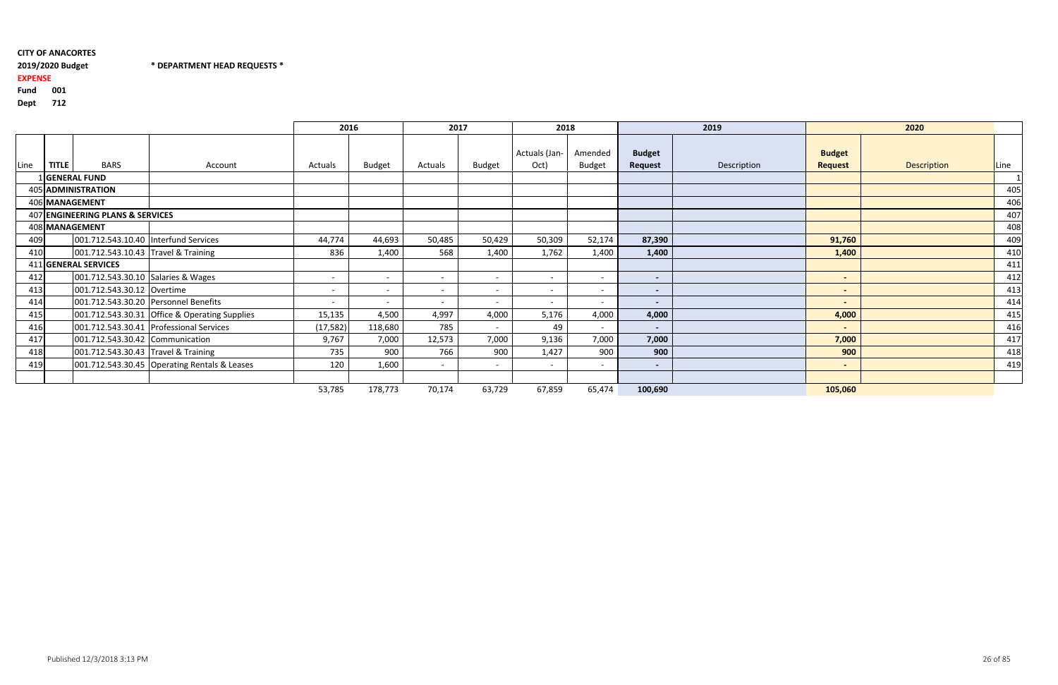**CITY OF ANACORTES**

**2019/2020 Budget** **\* DEPARTMENT HEAD REQUESTS \***

**EXPENSE**

**Fund 001**

**Dept 712**

| | | | | 2016 | | 2017 | | 2018 | | 2019 | | 2020 | | |
|---|---|---|---|---|---|---|---|---|---|---|---|---|---|---|
| Line | TITLE | BARS | Account | Actuals | Budget | Actuals | Budget | Actuals (Jan-Oct) | Amended Budget | **Budget Request** | Description | **Budget Request** | Description | Line |
| 1 | **GENERAL FUND** | | | | | | | | | | | | | 1 |
| 405 | **ADMINISTRATION** | | | | | | | | | | | | | 405 |
| 406 | **MANAGEMENT** | | | | | | | | | | | | | 406 |
| 407 | **ENGINEERING PLANS & SERVICES** | | | | | | | | | | | | | 407 |
| 408 | **MANAGEMENT** | | | | | | | | | | | | | 408 |
| 409 | | 001.712.543.10.40 | Interfund Services | 44,774 | 44,693 | 50,485 | 50,429 | 50,309 | 52,174 | **87,390** | | **91,760** | | 409 |
| 410 | | 001.712.543.10.43 | Travel & Training | 836 | 1,400 | 568 | 1,400 | 1,762 | 1,400 | **1,400** | | **1,400** | | 410 |
| 411 | **GENERAL SERVICES** | | | | | | | | | | | | | 411 |
| 412 | | 001.712.543.30.10 | Salaries & Wages | - | - | - | - | - | - | **-** | | **-** | | 412 |
| 413 | | 001.712.543.30.12 | Overtime | - | - | - | - | - | - | **-** | | **-** | | 413 |
| 414 | | 001.712.543.30.20 | Personnel Benefits | - | - | - | - | - | - | **-** | | **-** | | 414 |
| 415 | | 001.712.543.30.31 | Office & Operating Supplies | 15,135 | 4,500 | 4,997 | 4,000 | 5,176 | 4,000 | **4,000** | | **4,000** | | 415 |
| 416 | | 001.712.543.30.41 | Professional Services | (17,582) | 118,680 | 785 | - | 49 | - | **-** | | **-** | | 416 |
| 417 | | 001.712.543.30.42 | Communication | 9,767 | 7,000 | 12,573 | 7,000 | 9,136 | 7,000 | **7,000** | | **7,000** | | 417 |
| 418 | | 001.712.543.30.43 | Travel & Training | 735 | 900 | 766 | 900 | 1,427 | 900 | **900** | | **900** | | 418 |
| 419 | | 001.712.543.30.45 | Operating Rentals & Leases | 120 | 1,600 | - | - | - | - | **-** | | **-** | | 419 |
| | | | | | | | | | | | | | | |
| | | | | 53,785 | 178,773 | 70,174 | 63,729 | 67,859 | 65,474 | **100,690** | | **105,060** | | |

Published 12/3/2018 3:13 PM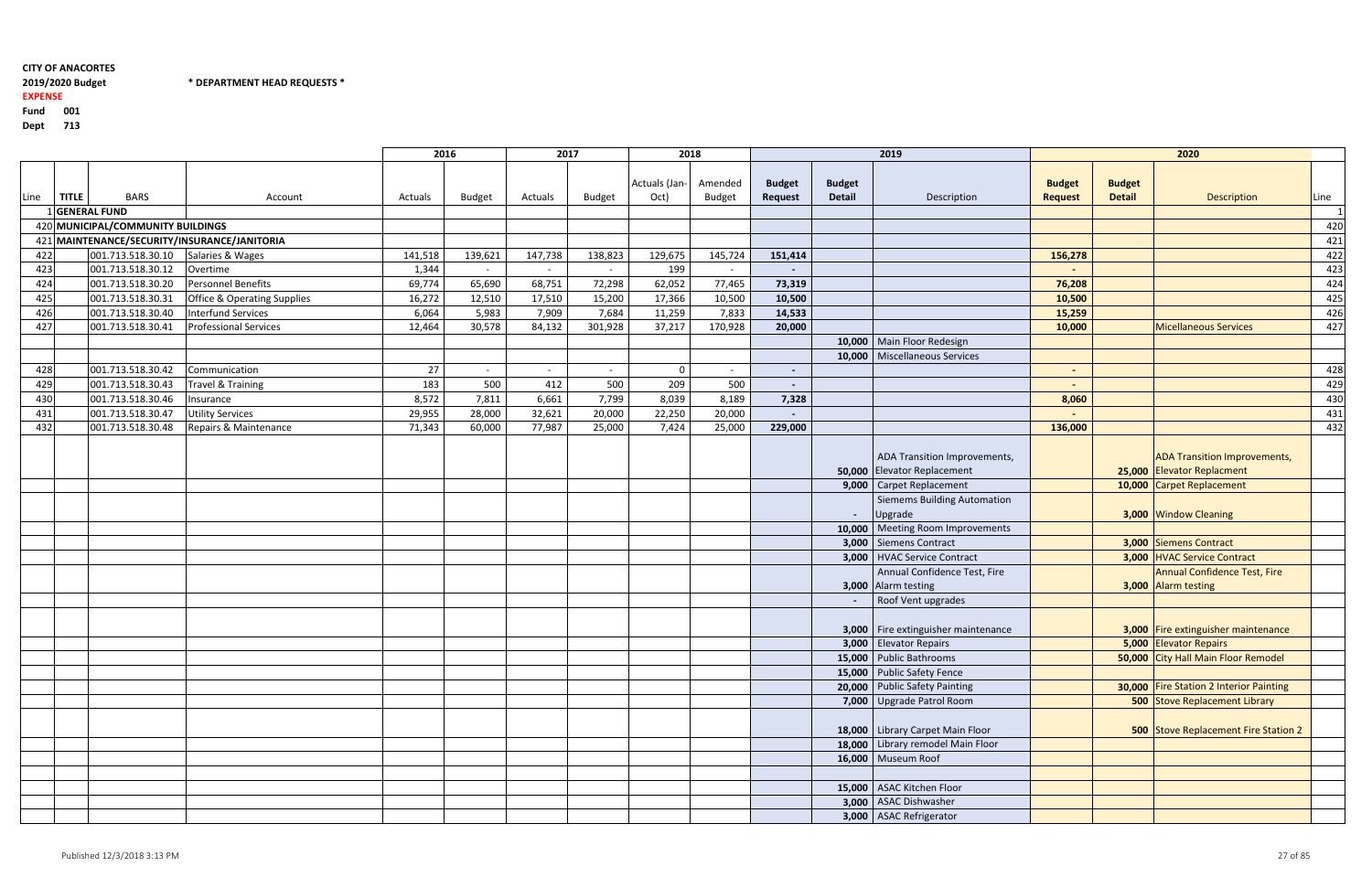**CITY OF ANACORTES**

**2019/2020 Budget** **\* DEPARTMENT HEAD REQUESTS \***

**EXPENSE**

**Fund 001**

**Dept 713**

| | | | | 2016 | | 2017 | | 2018 | | 2019 | | | 2020 | | | |
|---|---|---|---|---|---|---|---|---|---|---|---|---|---|---|---|---|
| Line | TITLE | BARS | Account | Actuals | Budget | Actuals | Budget | Actuals (Jan-Oct) | Amended Budget | Budget Request | Budget Detail | Description | Budget Request | Budget Detail | Description | Line |
| 1 | GENERAL FUND | | | | | | | | | | | | | | | 1 |
| 420 | MUNICIPAL/COMMUNITY BUILDINGS | | | | | | | | | | | | | | | 420 |
| 421 | MAINTENANCE/SECURITY/INSURANCE/JANITORIA | | | | | | | | | | | | | | | 421 |
| 422 | | 001.713.518.30.10 | Salaries & Wages | 141,518 | 139,621 | 147,738 | 138,823 | 129,675 | 145,724 | 151,414 | | | 156,278 | | | 422 |
| 423 | | 001.713.518.30.12 | Overtime | 1,344 | - | - | - | 199 | - | - | | | - | | | 423 |
| 424 | | 001.713.518.30.20 | Personnel Benefits | 69,774 | 65,690 | 68,751 | 72,298 | 62,052 | 77,465 | 73,319 | | | 76,208 | | | 424 |
| 425 | | 001.713.518.30.31 | Office & Operating Supplies | 16,272 | 12,510 | 17,510 | 15,200 | 17,366 | 10,500 | 10,500 | | | 10,500 | | | 425 |
| 426 | | 001.713.518.30.40 | Interfund Services | 6,064 | 5,983 | 7,909 | 7,684 | 11,259 | 7,833 | 14,533 | | | 15,259 | | | 426 |
| 427 | | 001.713.518.30.41 | Professional Services | 12,464 | 30,578 | 84,132 | 301,928 | 37,217 | 170,928 | 20,000 | | | 10,000 | | Micellaneous Services | 427 |
| | | | | | | | | | | | 10,000 | Main Floor Redesign | | | | |
| | | | | | | | | | | | 10,000 | Miscellaneous Services | | | | |
| 428 | | 001.713.518.30.42 | Communication | 27 | - | - | - | 0 | - | - | | | - | | | 428 |
| 429 | | 001.713.518.30.43 | Travel & Training | 183 | 500 | 412 | 500 | 209 | 500 | - | | | - | | | 429 |
| 430 | | 001.713.518.30.46 | Insurance | 8,572 | 7,811 | 6,661 | 7,799 | 8,039 | 8,189 | 7,328 | | | 8,060 | | | 430 |
| 431 | | 001.713.518.30.47 | Utility Services | 29,955 | 28,000 | 32,621 | 20,000 | 22,250 | 20,000 | - | | | - | | | 431 |
| 432 | | 001.713.518.30.48 | Repairs & Maintenance | 71,343 | 60,000 | 77,987 | 25,000 | 7,424 | 25,000 | 229,000 | | | 136,000 | | | 432 |
| | | | | | | | | | | | 50,000 | ADA Transition Improvements, Elevator Replacement | | 25,000 | ADA Transition Improvements, Elevator Replacment | |
| | | | | | | | | | | | 9,000 | Carpet Replacement | | 10,000 | Carpet Replacement | |
| | | | | | | | | | | | - | Siemems Building Automation Upgrade | | 3,000 | Window Cleaning | |
| | | | | | | | | | | | 10,000 | Meeting Room Improvements | | | | |
| | | | | | | | | | | | 3,000 | Siemens Contract | | 3,000 | Siemens Contract | |
| | | | | | | | | | | | 3,000 | HVAC Service Contract | | 3,000 | HVAC Service Contract | |
| | | | | | | | | | | | 3,000 | Annual Confidence Test, Fire Alarm testing | | 3,000 | Annual Confidence Test, Fire Alarm testing | |
| | | | | | | | | | | | - | Roof Vent upgrades | | | | |
| | | | | | | | | | | | 3,000 | Fire extinguisher maintenance | | 3,000 | Fire extinguisher maintenance | |
| | | | | | | | | | | | 3,000 | Elevator Repairs | | 5,000 | Elevator Repairs | |
| | | | | | | | | | | | 15,000 | Public Bathrooms | | 50,000 | City Hall Main Floor Remodel | |
| | | | | | | | | | | | 15,000 | Public Safety Fence | | | | |
| | | | | | | | | | | | 20,000 | Public Safety Painting | | 30,000 | Fire Station 2 Interior Painting | |
| | | | | | | | | | | | 7,000 | Upgrade Patrol Room | | 500 | Stove Replacement Library | |
| | | | | | | | | | | | 18,000 | Library Carpet Main Floor | | 500 | Stove Replacement Fire Station 2 | |
| | | | | | | | | | | | 18,000 | Library remodel Main Floor | | | | |
| | | | | | | | | | | | 16,000 | Museum Roof | | | | |
| | | | | | | | | | | | | | | | | |
| | | | | | | | | | | | 15,000 | ASAC Kitchen Floor | | | | |
| | | | | | | | | | | | 3,000 | ASAC Dishwasher | | | | |
| | | | | | | | | | | | 3,000 | ASAC Refrigerator | | | | |

Published 12/3/2018 3:13 PM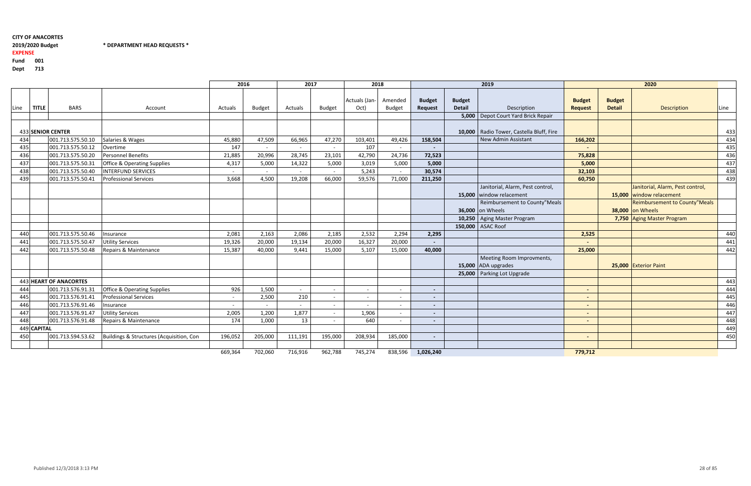**CITY OF ANACORTES**

**2019/2020 Budget** **\* DEPARTMENT HEAD REQUESTS \***

**EXPENSE**

**Fund 001**

**Dept 713**

| Line | TITLE | BARS | Account | 2016 Actuals | 2016 Budget | 2017 Actuals | 2017 Budget | 2018 Actuals (Jan-Oct) | 2018 Amended Budget | 2019 Budget Request | 2019 Budget Detail | 2019 Description | 2020 Budget Request | 2020 Budget Detail | 2020 Description | Line |
|---|---|---|---|---|---|---|---|---|---|---|---|---|---|---|---|---|
| | | | | | | | | | | | 5,000 | Depot Court Yard Brick Repair | | | | |
| 433 | SENIOR CENTER | | | | | | | | | | 10,000 | Radio Tower, Castella Bluff, Fire | | | | 433 |
| 434 | | 001.713.575.50.10 | Salaries & Wages | 45,880 | 47,509 | 66,965 | 47,270 | 103,401 | 49,426 | 158,504 | | New Admin Assistant | 166,202 | | | 434 |
| 435 | | 001.713.575.50.12 | Overtime | 147 | - | - | - | 107 | - | - | | | - | | | 435 |
| 436 | | 001.713.575.50.20 | Personnel Benefits | 21,885 | 20,996 | 28,745 | 23,101 | 42,790 | 24,736 | 72,523 | | | 75,828 | | | 436 |
| 437 | | 001.713.575.50.31 | Office & Operating Supplies | 4,317 | 5,000 | 14,322 | 5,000 | 3,019 | 5,000 | 5,000 | | | 5,000 | | | 437 |
| 438 | | 001.713.575.50.40 | INTERFUND SERVICES | - | - | - | - | 5,243 | - | 30,574 | | | 32,103 | | | 438 |
| 439 | | 001.713.575.50.41 | Professional Services | 3,668 | 4,500 | 19,208 | 66,000 | 59,576 | 71,000 | 211,250 | | | 60,750 | | | 439 |
| | | | | | | | | | | | 15,000 | Janitorial, Alarm, Pest control, window relacement | | 15,000 | Janitorial, Alarm, Pest control, window relacement | |
| | | | | | | | | | | | 36,000 | Reimbursement to County"Meals on Wheels | | 38,000 | Reimbursement to County"Meals on Wheels | |
| | | | | | | | | | | | 10,250 | Aging Master Program | | 7,750 | Aging Master Program | |
| | | | | | | | | | | | 150,000 | ASAC Roof | | | | |
| 440 | | 001.713.575.50.46 | Insurance | 2,081 | 2,163 | 2,086 | 2,185 | 2,532 | 2,294 | 2,295 | | | 2,525 | | | 440 |
| 441 | | 001.713.575.50.47 | Utility Services | 19,326 | 20,000 | 19,134 | 20,000 | 16,327 | 20,000 | - | | | - | | | 441 |
| 442 | | 001.713.575.50.48 | Repairs & Maintenance | 15,387 | 40,000 | 9,441 | 15,000 | 5,107 | 15,000 | 40,000 | | | 25,000 | | | 442 |
| | | | | | | | | | | | 15,000 | Meeting Room Improvments, ADA upgrades | | 25,000 | Exterior Paint | |
| | | | | | | | | | | | 25,000 | Parking Lot Upgrade | | | | |
| 443 | HEART OF ANACORTES | | | | | | | | | | | | | | | 443 |
| 444 | | 001.713.576.91.31 | Office & Operating Supplies | 926 | 1,500 | - | - | - | - | - | | | - | | | 444 |
| 445 | | 001.713.576.91.41 | Professional Services | - | 2,500 | 210 | - | - | - | - | | | - | | | 445 |
| 446 | | 001.713.576.91.46 | Insurance | - | - | - | - | - | - | - | | | - | | | 446 |
| 447 | | 001.713.576.91.47 | Utility Services | 2,005 | 1,200 | 1,877 | - | 1,906 | - | - | | | - | | | 447 |
| 448 | | 001.713.576.91.48 | Repairs & Maintenance | 174 | 1,000 | 13 | - | 640 | - | - | | | - | | | 448 |
| 449 | CAPITAL | | | | | | | | | | | | | | | 449 |
| 450 | | 001.713.594.53.62 | Buildings & Structures (Acquisition, Con | 196,052 | 205,000 | 111,191 | 195,000 | 208,934 | 185,000 | - | | | - | | | 450 |
| | | | | 669,364 | 702,060 | 716,916 | 962,788 | 745,274 | 838,596 | 1,026,240 | | | 779,712 | | | |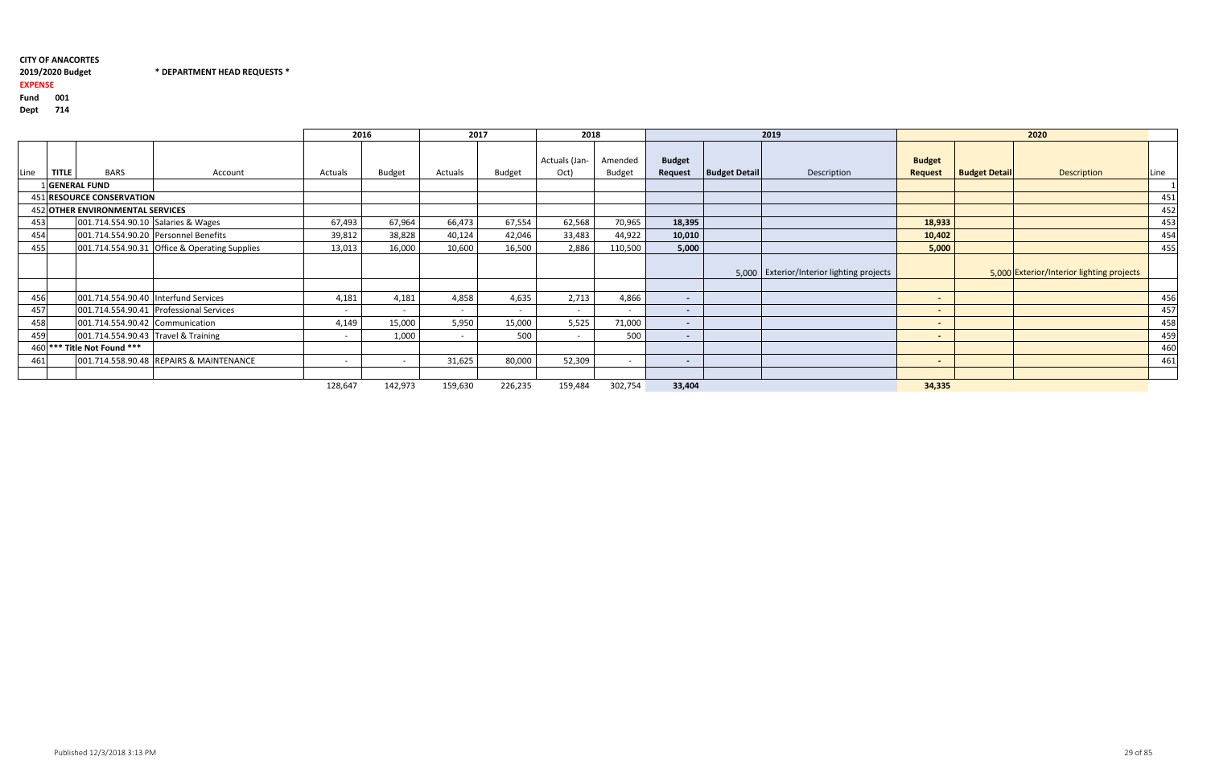**CITY OF ANACORTES**

**2019/2020 Budget** **\* DEPARTMENT HEAD REQUESTS \***

**EXPENSE**

**Fund** **001**

**Dept** **714**

| | | | | 2016 | | 2017 | | 2018 | | 2019 | | | 2020 | | | |
|---|---|---|---|---|---|---|---|---|---|---|---|---|---|---|---|---|
| Line | TITLE | BARS | Account | Actuals | Budget | Actuals | Budget | Actuals (Jan-Oct) | Amended Budget | Budget Request | Budget Detail | Description | Budget Request | Budget Detail | Description | Line |
| 1 | GENERAL FUND | | | | | | | | | | | | | | | 1 |
| 451 | RESOURCE CONSERVATION | | | | | | | | | | | | | | | 451 |
| 452 | OTHER ENVIRONMENTAL SERVICES | | | | | | | | | | | | | | | 452 |
| 453 | | 001.714.554.90.10 | Salaries & Wages | 67,493 | 67,964 | 66,473 | 67,554 | 62,568 | 70,965 | 18,395 | | | 18,933 | | | 453 |
| 454 | | 001.714.554.90.20 | Personnel Benefits | 39,812 | 38,828 | 40,124 | 42,046 | 33,483 | 44,922 | 10,010 | | | 10,402 | | | 454 |
| 455 | | 001.714.554.90.31 | Office & Operating Supplies | 13,013 | 16,000 | 10,600 | 16,500 | 2,886 | 110,500 | 5,000 | | | 5,000 | | | 455 |
| | | | | | | | | | | | 5,000 | Exterior/Interior lighting projects | | 5,000 | Exterior/Interior lighting projects | |
| 456 | | 001.714.554.90.40 | Interfund Services | 4,181 | 4,181 | 4,858 | 4,635 | 2,713 | 4,866 | - | | | - | | | 456 |
| 457 | | 001.714.554.90.41 | Professional Services | - | - | - | - | - | - | - | | | - | | | 457 |
| 458 | | 001.714.554.90.42 | Communication | 4,149 | 15,000 | 5,950 | 15,000 | 5,525 | 71,000 | - | | | - | | | 458 |
| 459 | | 001.714.554.90.43 | Travel & Training | - | 1,000 | - | 500 | - | 500 | - | | | - | | | 459 |
| 460 | *** Title Not Found *** | | | | | | | | | | | | | | | 460 |
| 461 | | 001.714.558.90.48 | REPAIRS & MAINTENANCE | - | - | 31,625 | 80,000 | 52,309 | - | - | | | - | | | 461 |
| | | | | 128,647 | 142,973 | 159,630 | 226,235 | 159,484 | 302,754 | 33,404 | | | 34,335 | | | |

Published 12/3/2018 3:13 PM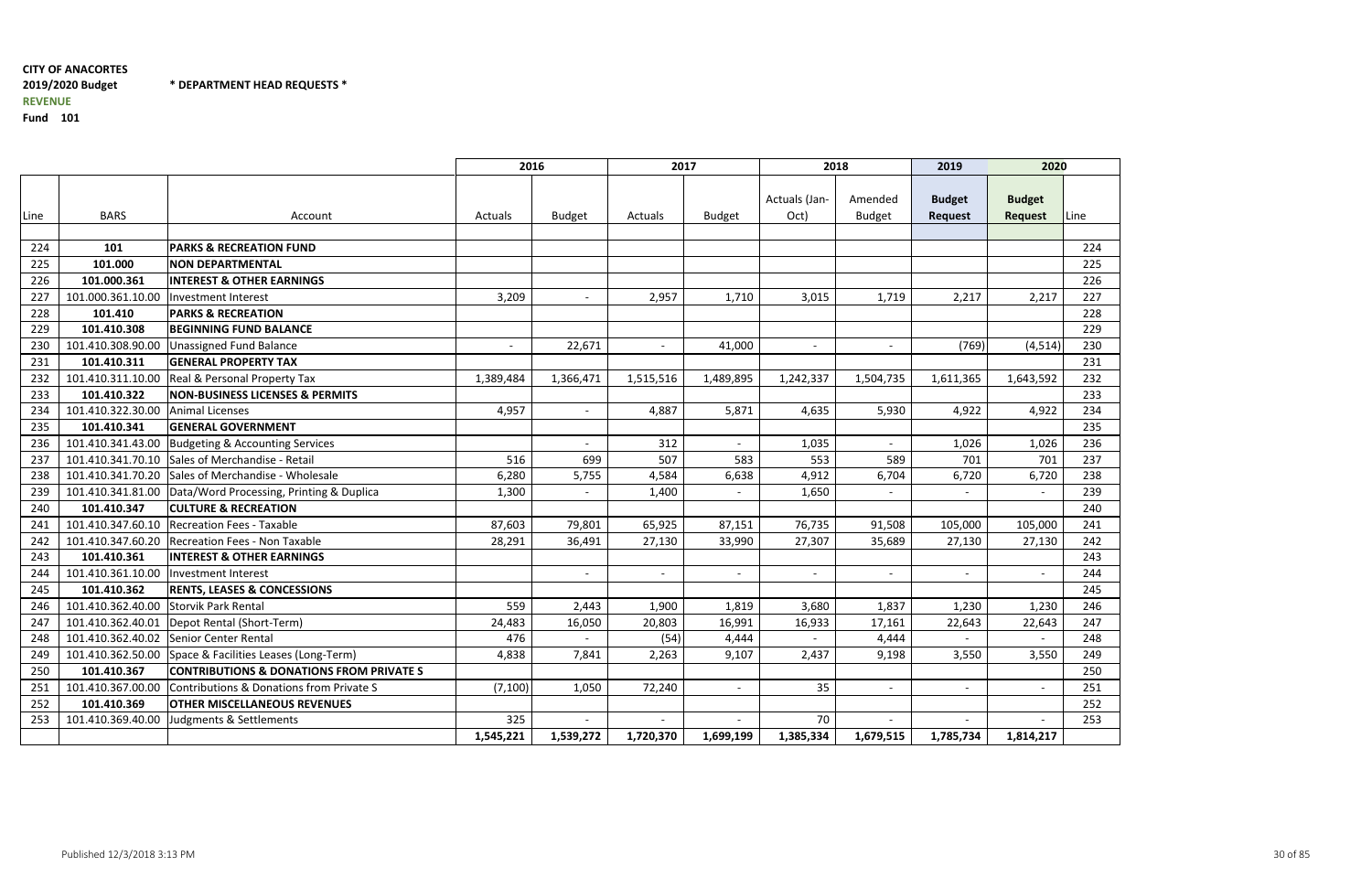**CITY OF ANACORTES**

**2019/2020 Budget** **\* DEPARTMENT HEAD REQUESTS \***

**REVENUE**

**Fund 101**

| Line | BARS | Account | 2016 Actuals | 2016 Budget | 2017 Actuals | 2017 Budget | 2018 Actuals (Jan-Oct) | 2018 Amended Budget | 2019 Budget Request | 2020 Budget Request | Line |
|---|---|---|---|---|---|---|---|---|---|---|---|
| 224 | **101** | **PARKS & RECREATION FUND** | | | | | | | | | 224 |
| 225 | **101.000** | **NON DEPARTMENTAL** | | | | | | | | | 225 |
| 226 | **101.000.361** | **INTEREST & OTHER EARNINGS** | | | | | | | | | 226 |
| 227 | 101.000.361.10.00 | Investment Interest | 3,209 | - | 2,957 | 1,710 | 3,015 | 1,719 | 2,217 | 2,217 | 227 |
| 228 | **101.410** | **PARKS & RECREATION** | | | | | | | | | 228 |
| 229 | **101.410.308** | **BEGINNING FUND BALANCE** | | | | | | | | | 229 |
| 230 | 101.410.308.90.00 | Unassigned Fund Balance | - | 22,671 | - | 41,000 | - | - | (769) | (4,514) | 230 |
| 231 | **101.410.311** | **GENERAL PROPERTY TAX** | | | | | | | | | 231 |
| 232 | 101.410.311.10.00 | Real & Personal Property Tax | 1,389,484 | 1,366,471 | 1,515,516 | 1,489,895 | 1,242,337 | 1,504,735 | 1,611,365 | 1,643,592 | 232 |
| 233 | **101.410.322** | **NON-BUSINESS LICENSES & PERMITS** | | | | | | | | | 233 |
| 234 | 101.410.322.30.00 | Animal Licenses | 4,957 | - | 4,887 | 5,871 | 4,635 | 5,930 | 4,922 | 4,922 | 234 |
| 235 | **101.410.341** | **GENERAL GOVERNMENT** | | | | | | | | | 235 |
| 236 | 101.410.341.43.00 | Budgeting & Accounting Services | | - | 312 | - | 1,035 | - | 1,026 | 1,026 | 236 |
| 237 | 101.410.341.70.10 | Sales of Merchandise - Retail | 516 | 699 | 507 | 583 | 553 | 589 | 701 | 701 | 237 |
| 238 | 101.410.341.70.20 | Sales of Merchandise - Wholesale | 6,280 | 5,755 | 4,584 | 6,638 | 4,912 | 6,704 | 6,720 | 6,720 | 238 |
| 239 | 101.410.341.81.00 | Data/Word Processing, Printing & Duplica | 1,300 | - | 1,400 | - | 1,650 | - | - | - | 239 |
| 240 | **101.410.347** | **CULTURE & RECREATION** | | | | | | | | | 240 |
| 241 | 101.410.347.60.10 | Recreation Fees - Taxable | 87,603 | 79,801 | 65,925 | 87,151 | 76,735 | 91,508 | 105,000 | 105,000 | 241 |
| 242 | 101.410.347.60.20 | Recreation Fees - Non Taxable | 28,291 | 36,491 | 27,130 | 33,990 | 27,307 | 35,689 | 27,130 | 27,130 | 242 |
| 243 | **101.410.361** | **INTEREST & OTHER EARNINGS** | | | | | | | | | 243 |
| 244 | 101.410.361.10.00 | Investment Interest | | - | - | - | - | - | - | - | 244 |
| 245 | **101.410.362** | **RENTS, LEASES & CONCESSIONS** | | | | | | | | | 245 |
| 246 | 101.410.362.40.00 | Storvik Park Rental | 559 | 2,443 | 1,900 | 1,819 | 3,680 | 1,837 | 1,230 | 1,230 | 246 |
| 247 | 101.410.362.40.01 | Depot Rental (Short-Term) | 24,483 | 16,050 | 20,803 | 16,991 | 16,933 | 17,161 | 22,643 | 22,643 | 247 |
| 248 | 101.410.362.40.02 | Senior Center Rental | 476 | - | (54) | 4,444 | - | 4,444 | - | - | 248 |
| 249 | 101.410.362.50.00 | Space & Facilities Leases (Long-Term) | 4,838 | 7,841 | 2,263 | 9,107 | 2,437 | 9,198 | 3,550 | 3,550 | 249 |
| 250 | **101.410.367** | **CONTRIBUTIONS & DONATIONS FROM PRIVATE S** | | | | | | | | | 250 |
| 251 | 101.410.367.00.00 | Contributions & Donations from Private S | (7,100) | 1,050 | 72,240 | - | 35 | - | - | - | 251 |
| 252 | **101.410.369** | **OTHER MISCELLANEOUS REVENUES** | | | | | | | | | 252 |
| 253 | 101.410.369.40.00 | Judgments & Settlements | 325 | - | - | - | 70 | - | - | - | 253 |
| | | | **1,545,221** | **1,539,272** | **1,720,370** | **1,699,199** | **1,385,334** | **1,679,515** | **1,785,734** | **1,814,217** | |

Published 12/3/2018 3:13 PM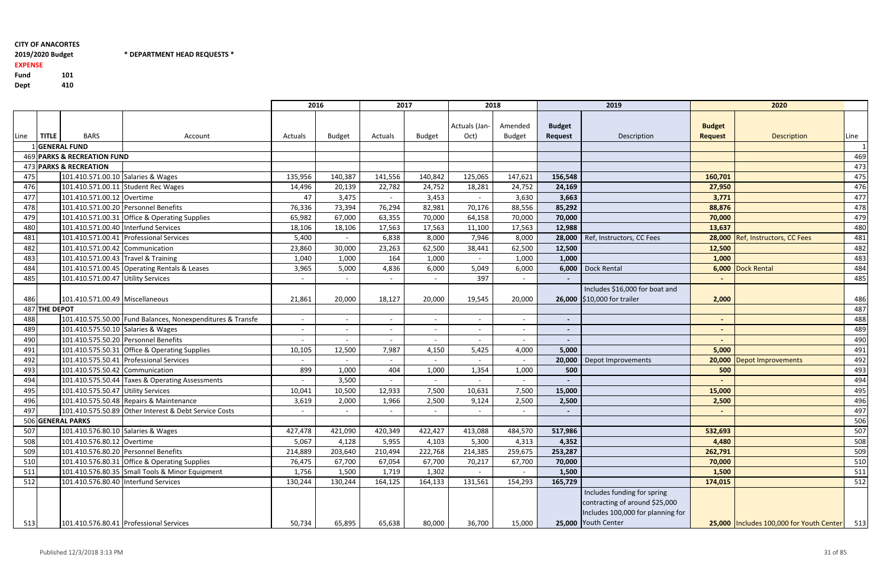**CITY OF ANACORTES**
**2019/2020 Budget** **\* DEPARTMENT HEAD REQUESTS \***
**EXPENSE**
**Fund** 101
**Dept** 410

| | | | | 2016 | | 2017 | | 2018 | | 2019 | | 2020 | | |
|---|---|---|---|---|---|---|---|---|---|---|---|---|---|---|
| Line | TITLE | BARS | Account | Actuals | Budget | Actuals | Budget | Actuals (Jan-Oct) | Amended Budget | **Budget Request** | Description | **Budget Request** | Description | Line |
| 1 | **GENERAL FUND** | | | | | | | | | | | | | 1 |
| 469 | **PARKS & RECREATION FUND** | | | | | | | | | | | | | 469 |
| 473 | **PARKS & RECREATION** | | | | | | | | | | | | | 473 |
| 475 | | 101.410.571.00.10 | Salaries & Wages | 135,956 | 140,387 | 141,556 | 140,842 | 125,065 | 147,621 | **156,548** | | **160,701** | | 475 |
| 476 | | 101.410.571.00.11 | Student Rec Wages | 14,496 | 20,139 | 22,782 | 24,752 | 18,281 | 24,752 | **24,169** | | **27,950** | | 476 |
| 477 | | 101.410.571.00.12 | Overtime | 47 | 3,475 | - | 3,453 | - | 3,630 | **3,663** | | **3,771** | | 477 |
| 478 | | 101.410.571.00.20 | Personnel Benefits | 76,336 | 73,394 | 76,294 | 82,981 | 70,176 | 88,556 | **85,292** | | **88,876** | | 478 |
| 479 | | 101.410.571.00.31 | Office & Operating Supplies | 65,982 | 67,000 | 63,355 | 70,000 | 64,158 | 70,000 | **70,000** | | **70,000** | | 479 |
| 480 | | 101.410.571.00.40 | Interfund Services | 18,106 | 18,106 | 17,563 | 17,563 | 11,100 | 17,563 | **12,988** | | **13,637** | | 480 |
| 481 | | 101.410.571.00.41 | Professional Services | 5,400 | - | 6,838 | 8,000 | 7,946 | 8,000 | **28,000** | Ref, Instructors, CC Fees | **28,000** | Ref, Instructors, CC Fees | 481 |
| 482 | | 101.410.571.00.42 | Communication | 23,860 | 30,000 | 23,263 | 62,500 | 38,441 | 62,500 | **12,500** | | **12,500** | | 482 |
| 483 | | 101.410.571.00.43 | Travel & Training | 1,040 | 1,000 | 164 | 1,000 | - | 1,000 | **1,000** | | **1,000** | | 483 |
| 484 | | 101.410.571.00.45 | Operating Rentals & Leases | 3,965 | 5,000 | 4,836 | 6,000 | 5,049 | 6,000 | **6,000** | Dock Rental | **6,000** | Dock Rental | 484 |
| 485 | | 101.410.571.00.47 | Utility Services | - | - | - | - | 397 | - | **-** | | **-** | | 485 |
| 486 | | 101.410.571.00.49 | Miscellaneous | 21,861 | 20,000 | 18,127 | 20,000 | 19,545 | 20,000 | **26,000** | Includes $16,000 for boat and $10,000 for trailer | **2,000** | | 486 |
| 487 | **THE DEPOT** | | | | | | | | | | | | | 487 |
| 488 | | 101.410.575.50.00 | Fund Balances, Nonexpenditures & Transfe | - | - | - | - | - | - | **-** | | **-** | | 488 |
| 489 | | 101.410.575.50.10 | Salaries & Wages | - | - | - | - | - | - | **-** | | **-** | | 489 |
| 490 | | 101.410.575.50.20 | Personnel Benefits | - | - | - | - | - | - | **-** | | **-** | | 490 |
| 491 | | 101.410.575.50.31 | Office & Operating Supplies | 10,105 | 12,500 | 7,987 | 4,150 | 5,425 | 4,000 | **5,000** | | **5,000** | | 491 |
| 492 | | 101.410.575.50.41 | Professional Services | - | - | - | - | - | - | **20,000** | Depot Improvements | **20,000** | Depot Improvements | 492 |
| 493 | | 101.410.575.50.42 | Communication | 899 | 1,000 | 404 | 1,000 | 1,354 | 1,000 | **500** | | **500** | | 493 |
| 494 | | 101.410.575.50.44 | Taxes & Operating Assessments | - | 3,500 | - | - | - | - | **-** | | **-** | | 494 |
| 495 | | 101.410.575.50.47 | Utility Services | 10,041 | 10,500 | 12,933 | 7,500 | 10,631 | 7,500 | **15,000** | | **15,000** | | 495 |
| 496 | | 101.410.575.50.48 | Repairs & Maintenance | 3,619 | 2,000 | 1,966 | 2,500 | 9,124 | 2,500 | **2,500** | | **2,500** | | 496 |
| 497 | | 101.410.575.50.89 | Other Interest & Debt Service Costs | - | - | - | - | - | - | **-** | | **-** | | 497 |
| 506 | **GENERAL PARKS** | | | | | | | | | | | | | 506 |
| 507 | | 101.410.576.80.10 | Salaries & Wages | 427,478 | 421,090 | 420,349 | 422,427 | 413,088 | 484,570 | **517,986** | | **532,693** | | 507 |
| 508 | | 101.410.576.80.12 | Overtime | 5,067 | 4,128 | 5,955 | 4,103 | 5,300 | 4,313 | **4,352** | | **4,480** | | 508 |
| 509 | | 101.410.576.80.20 | Personnel Benefits | 214,889 | 203,640 | 210,494 | 222,768 | 214,385 | 259,675 | **253,287** | | **262,791** | | 509 |
| 510 | | 101.410.576.80.31 | Office & Operating Supplies | 76,475 | 67,700 | 67,054 | 67,700 | 70,217 | 67,700 | **70,000** | | **70,000** | | 510 |
| 511 | | 101.410.576.80.35 | Small Tools & Minor Equipment | 1,756 | 1,500 | 1,719 | 1,302 | - | - | **1,500** | | **1,500** | | 511 |
| 512 | | 101.410.576.80.40 | Interfund Services | 130,244 | 130,244 | 164,125 | 164,133 | 131,561 | 154,293 | **165,729** | | **174,015** | | 512 |
| 513 | | 101.410.576.80.41 | Professional Services | 50,734 | 65,895 | 65,638 | 80,000 | 36,700 | 15,000 | **25,000** | Includes funding for spring contracting of around $25,000 Includes 100,000 for planning for Youth Center | **25,000** | Includes 100,000 for Youth Center | 513 |

Published 12/3/2018 3:13 PM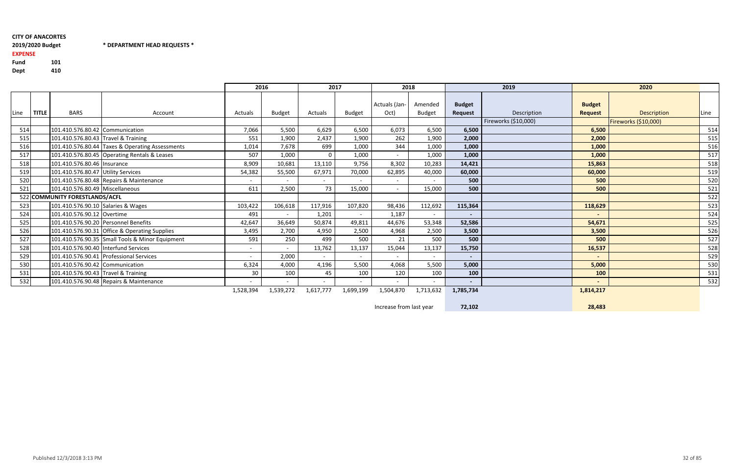**CITY OF ANACORTES**

**2019/2020 Budget** **\* DEPARTMENT HEAD REQUESTS \***

**EXPENSE**

**Fund** 101

**Dept** 410

| | | | | 2016 | | 2017 | | 2018 | | 2019 | | 2020 | | |
|---|---|---|---|---|---|---|---|---|---|---|---|---|---|---|
| Line | TITLE | BARS | Account | Actuals | Budget | Actuals | Budget | Actuals (Jan-Oct) | Amended Budget | **Budget Request** | Description | **Budget Request** | Description | Line |
| | | | | | | | | | | | Fireworks ($10,000) | | Fireworks ($10,000) | |
| 514 | | 101.410.576.80.42 | Communication | 7,066 | 5,500 | 6,629 | 6,500 | 6,073 | 6,500 | **6,500** | | **6,500** | | 514 |
| 515 | | 101.410.576.80.43 | Travel & Training | 551 | 1,900 | 2,437 | 1,900 | 262 | 1,900 | **2,000** | | **2,000** | | 515 |
| 516 | | 101.410.576.80.44 | Taxes & Operating Assessments | 1,014 | 7,678 | 699 | 1,000 | 344 | 1,000 | **1,000** | | **1,000** | | 516 |
| 517 | | 101.410.576.80.45 | Operating Rentals & Leases | 507 | 1,000 | 0 | 1,000 | - | 1,000 | **1,000** | | **1,000** | | 517 |
| 518 | | 101.410.576.80.46 | Insurance | 8,909 | 10,681 | 13,110 | 9,756 | 8,302 | 10,283 | **14,421** | | **15,863** | | 518 |
| 519 | | 101.410.576.80.47 | Utility Services | 54,382 | 55,500 | 67,971 | 70,000 | 62,895 | 40,000 | **60,000** | | **60,000** | | 519 |
| 520 | | 101.410.576.80.48 | Repairs & Maintenance | - | - | - | - | - | - | **500** | | **500** | | 520 |
| 521 | | 101.410.576.80.49 | Miscellaneous | 611 | 2,500 | 73 | 15,000 | - | 15,000 | **500** | | **500** | | 521 |
| 522 | **COMMUNITY FORESTLANDS/ACFL** | | | | | | | | | | | | | 522 |
| 523 | | 101.410.576.90.10 | Salaries & Wages | 103,422 | 106,618 | 117,916 | 107,820 | 98,436 | 112,692 | **115,364** | | **118,629** | | 523 |
| 524 | | 101.410.576.90.12 | Overtime | 491 | - | 1,201 | - | 1,187 | - | **-** | | **-** | | 524 |
| 525 | | 101.410.576.90.20 | Personnel Benefits | 42,647 | 36,649 | 50,874 | 49,811 | 44,676 | 53,348 | **52,586** | | **54,671** | | 525 |
| 526 | | 101.410.576.90.31 | Office & Operating Supplies | 3,495 | 2,700 | 4,950 | 2,500 | 4,968 | 2,500 | **3,500** | | **3,500** | | 526 |
| 527 | | 101.410.576.90.35 | Small Tools & Minor Equipment | 591 | 250 | 499 | 500 | 21 | 500 | **500** | | **500** | | 527 |
| 528 | | 101.410.576.90.40 | Interfund Services | - | - | 13,762 | 13,137 | 15,044 | 13,137 | **15,750** | | **16,537** | | 528 |
| 529 | | 101.410.576.90.41 | Professional Services | - | 2,000 | - | - | - | - | **-** | | **-** | | 529 |
| 530 | | 101.410.576.90.42 | Communication | 6,324 | 4,000 | 4,196 | 5,500 | 4,068 | 5,500 | **5,000** | | **5,000** | | 530 |
| 531 | | 101.410.576.90.43 | Travel & Training | 30 | 100 | 45 | 100 | 120 | 100 | **100** | | **100** | | 531 |
| 532 | | 101.410.576.90.48 | Repairs & Maintenance | - | - | - | - | - | - | **-** | | **-** | | 532 |
| | | | | 1,528,394 | 1,539,272 | 1,617,777 | 1,699,199 | 1,504,870 | 1,713,632 | **1,785,734** | | **1,814,217** | | |
| | | | | | | | | Increase from last year | | **72,102** | | **28,483** | | |

Published 12/3/2018 3:13 PM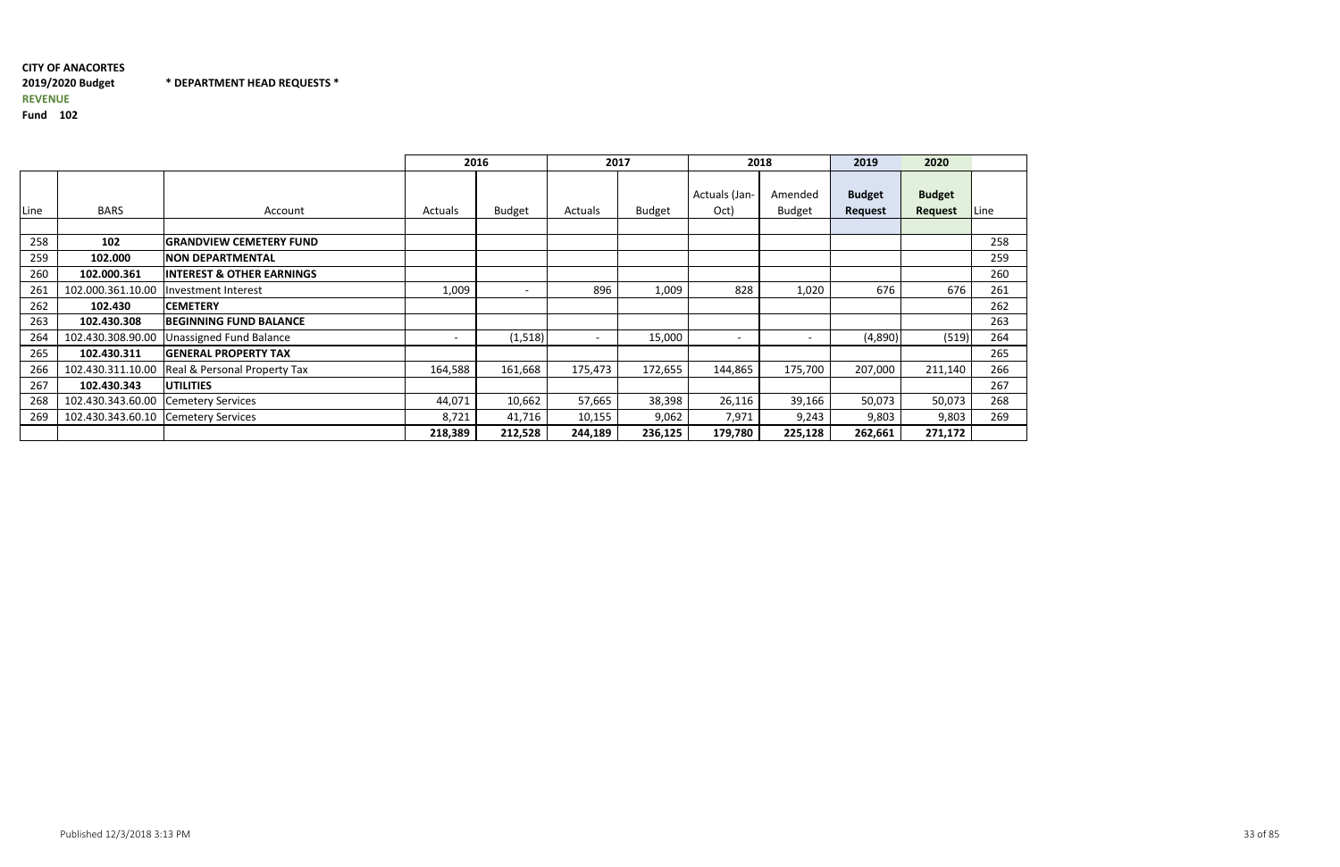**CITY OF ANACORTES**

**2019/2020 Budget** **\* DEPARTMENT HEAD REQUESTS \***

**REVENUE**

**Fund 102**

| | | | 2016 | | 2017 | | 2018 | | 2019 | 2020 | |
|---|---|---|---|---|---|---|---|---|---|---|---|
| Line | BARS | Account | Actuals | Budget | Actuals | Budget | Actuals (Jan-Oct) | Amended Budget | **Budget Request** | **Budget Request** | Line |
| 258 | **102** | **GRANDVIEW CEMETERY FUND** | | | | | | | | | 258 |
| 259 | **102.000** | **NON DEPARTMENTAL** | | | | | | | | | 259 |
| 260 | **102.000.361** | **INTEREST & OTHER EARNINGS** | | | | | | | | | 260 |
| 261 | 102.000.361.10.00 | Investment Interest | 1,009 | - | 896 | 1,009 | 828 | 1,020 | 676 | 676 | 261 |
| 262 | **102.430** | **CEMETERY** | | | | | | | | | 262 |
| 263 | **102.430.308** | **BEGINNING FUND BALANCE** | | | | | | | | | 263 |
| 264 | 102.430.308.90.00 | Unassigned Fund Balance | - | (1,518) | - | 15,000 | - | - | (4,890) | (519) | 264 |
| 265 | **102.430.311** | **GENERAL PROPERTY TAX** | | | | | | | | | 265 |
| 266 | 102.430.311.10.00 | Real & Personal Property Tax | 164,588 | 161,668 | 175,473 | 172,655 | 144,865 | 175,700 | 207,000 | 211,140 | 266 |
| 267 | **102.430.343** | **UTILITIES** | | | | | | | | | 267 |
| 268 | 102.430.343.60.00 | Cemetery Services | 44,071 | 10,662 | 57,665 | 38,398 | 26,116 | 39,166 | 50,073 | 50,073 | 268 |
| 269 | 102.430.343.60.10 | Cemetery Services | 8,721 | 41,716 | 10,155 | 9,062 | 7,971 | 9,243 | 9,803 | 9,803 | 269 |
| | | | **218,389** | **212,528** | **244,189** | **236,125** | **179,780** | **225,128** | **262,661** | **271,172** | |

Published 12/3/2018 3:13 PM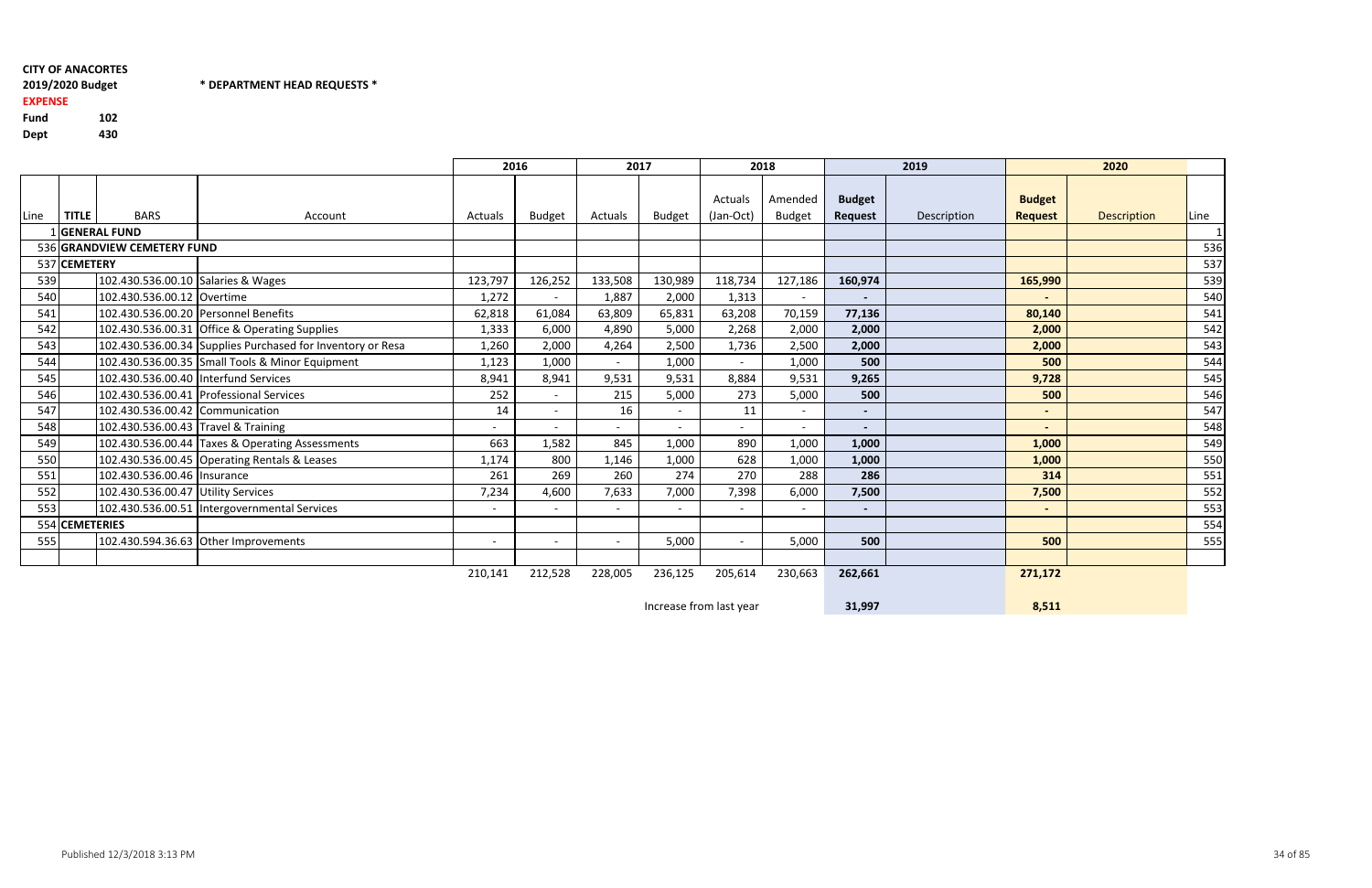**CITY OF ANACORTES**

**2019/2020 Budget** **\* DEPARTMENT HEAD REQUESTS \***

**EXPENSE**

**Fund** **102**

**Dept** **430**

| | | | | 2016 | | 2017 | | 2018 | | 2019 | | 2020 | | |
|---|---|---|---|---|---|---|---|---|---|---|---|---|---|---|
| Line | TITLE | BARS | Account | Actuals | Budget | Actuals | Budget | Actuals (Jan-Oct) | Amended Budget | **Budget Request** | Description | **Budget Request** | Description | Line |
| 1 | **GENERAL FUND** | | | | | | | | | | | | | 1 |
| 536 | **GRANDVIEW CEMETERY FUND** | | | | | | | | | | | | | 536 |
| 537 | **CEMETERY** | | | | | | | | | | | | | 537 |
| 539 | | 102.430.536.00.10 | Salaries & Wages | 123,797 | 126,252 | 133,508 | 130,989 | 118,734 | 127,186 | **160,974** | | **165,990** | | 539 |
| 540 | | 102.430.536.00.12 | Overtime | 1,272 | - | 1,887 | 2,000 | 1,313 | - | **-** | | **-** | | 540 |
| 541 | | 102.430.536.00.20 | Personnel Benefits | 62,818 | 61,084 | 63,809 | 65,831 | 63,208 | 70,159 | **77,136** | | **80,140** | | 541 |
| 542 | | 102.430.536.00.31 | Office & Operating Supplies | 1,333 | 6,000 | 4,890 | 5,000 | 2,268 | 2,000 | **2,000** | | **2,000** | | 542 |
| 543 | | 102.430.536.00.34 | Supplies Purchased for Inventory or Resa | 1,260 | 2,000 | 4,264 | 2,500 | 1,736 | 2,500 | **2,000** | | **2,000** | | 543 |
| 544 | | 102.430.536.00.35 | Small Tools & Minor Equipment | 1,123 | 1,000 | - | 1,000 | - | 1,000 | **500** | | **500** | | 544 |
| 545 | | 102.430.536.00.40 | Interfund Services | 8,941 | 8,941 | 9,531 | 9,531 | 8,884 | 9,531 | **9,265** | | **9,728** | | 545 |
| 546 | | 102.430.536.00.41 | Professional Services | 252 | - | 215 | 5,000 | 273 | 5,000 | **500** | | **500** | | 546 |
| 547 | | 102.430.536.00.42 | Communication | 14 | - | 16 | - | 11 | - | **-** | | **-** | | 547 |
| 548 | | 102.430.536.00.43 | Travel & Training | - | - | - | - | - | - | **-** | | **-** | | 548 |
| 549 | | 102.430.536.00.44 | Taxes & Operating Assessments | 663 | 1,582 | 845 | 1,000 | 890 | 1,000 | **1,000** | | **1,000** | | 549 |
| 550 | | 102.430.536.00.45 | Operating Rentals & Leases | 1,174 | 800 | 1,146 | 1,000 | 628 | 1,000 | **1,000** | | **1,000** | | 550 |
| 551 | | 102.430.536.00.46 | Insurance | 261 | 269 | 260 | 274 | 270 | 288 | **286** | | **314** | | 551 |
| 552 | | 102.430.536.00.47 | Utility Services | 7,234 | 4,600 | 7,633 | 7,000 | 7,398 | 6,000 | **7,500** | | **7,500** | | 552 |
| 553 | | 102.430.536.00.51 | Intergovernmental Services | - | - | - | - | - | - | **-** | | **-** | | 553 |
| 554 | **CEMETERIES** | | | | | | | | | | | | | 554 |
| 555 | | 102.430.594.36.63 | Other Improvements | - | - | - | 5,000 | - | 5,000 | **500** | | **500** | | 555 |
| | | | | | | | | | | | | | | |
| | | | | 210,141 | 212,528 | 228,005 | 236,125 | 205,614 | 230,663 | **262,661** | | **271,172** | | |
| | | | | | | | | Increase from last year | | **31,997** | | **8,511** | | |

Published 12/3/2018 3:13 PM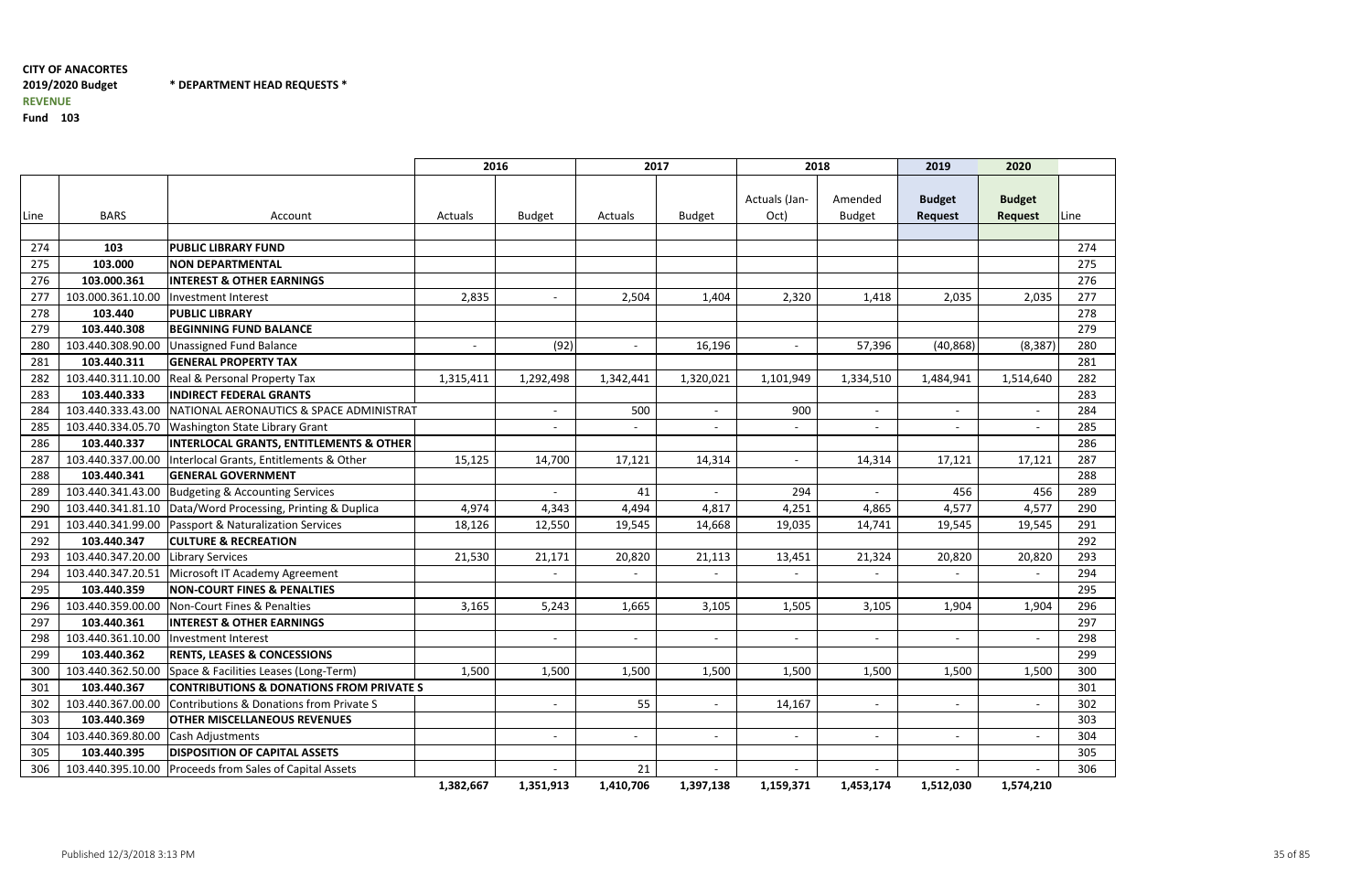**CITY OF ANACORTES**
**2019/2020 Budget** **\* DEPARTMENT HEAD REQUESTS \***
**REVENUE**
**Fund 103**

| | | | 2016 | | 2017 | | 2018 | | 2019 | 2020 | |
|---|---|---|---|---|---|---|---|---|---|---|---|
| Line | BARS | Account | Actuals | Budget | Actuals | Budget | Actuals (Jan-Oct) | Amended Budget | **Budget Request** | **Budget Request** | Line |
| 274 | **103** | **PUBLIC LIBRARY FUND** | | | | | | | | | 274 |
| 275 | **103.000** | **NON DEPARTMENTAL** | | | | | | | | | 275 |
| 276 | **103.000.361** | **INTEREST & OTHER EARNINGS** | | | | | | | | | 276 |
| 277 | 103.000.361.10.00 | Investment Interest | 2,835 | - | 2,504 | 1,404 | 2,320 | 1,418 | 2,035 | 2,035 | 277 |
| 278 | **103.440** | **PUBLIC LIBRARY** | | | | | | | | | 278 |
| 279 | **103.440.308** | **BEGINNING FUND BALANCE** | | | | | | | | | 279 |
| 280 | 103.440.308.90.00 | Unassigned Fund Balance | - | (92) | - | 16,196 | - | 57,396 | (40,868) | (8,387) | 280 |
| 281 | **103.440.311** | **GENERAL PROPERTY TAX** | | | | | | | | | 281 |
| 282 | 103.440.311.10.00 | Real & Personal Property Tax | 1,315,411 | 1,292,498 | 1,342,441 | 1,320,021 | 1,101,949 | 1,334,510 | 1,484,941 | 1,514,640 | 282 |
| 283 | **103.440.333** | **INDIRECT FEDERAL GRANTS** | | | | | | | | | 283 |
| 284 | 103.440.333.43.00 | NATIONAL AERONAUTICS & SPACE ADMINISTRAT | | - | 500 | - | 900 | - | - | - | 284 |
| 285 | 103.440.334.05.70 | Washington State Library Grant | | - | - | - | - | - | - | - | 285 |
| 286 | **103.440.337** | **INTERLOCAL GRANTS, ENTITLEMENTS & OTHER** | | | | | | | | | 286 |
| 287 | 103.440.337.00.00 | Interlocal Grants, Entitlements & Other | 15,125 | 14,700 | 17,121 | 14,314 | - | 14,314 | 17,121 | 17,121 | 287 |
| 288 | **103.440.341** | **GENERAL GOVERNMENT** | | | | | | | | | 288 |
| 289 | 103.440.341.43.00 | Budgeting & Accounting Services | | - | 41 | - | 294 | - | 456 | 456 | 289 |
| 290 | 103.440.341.81.10 | Data/Word Processing, Printing & Duplica | 4,974 | 4,343 | 4,494 | 4,817 | 4,251 | 4,865 | 4,577 | 4,577 | 290 |
| 291 | 103.440.341.99.00 | Passport & Naturalization Services | 18,126 | 12,550 | 19,545 | 14,668 | 19,035 | 14,741 | 19,545 | 19,545 | 291 |
| 292 | **103.440.347** | **CULTURE & RECREATION** | | | | | | | | | 292 |
| 293 | 103.440.347.20.00 | Library Services | 21,530 | 21,171 | 20,820 | 21,113 | 13,451 | 21,324 | 20,820 | 20,820 | 293 |
| 294 | 103.440.347.20.51 | Microsoft IT Academy Agreement | | - | - | - | - | - | - | - | 294 |
| 295 | **103.440.359** | **NON-COURT FINES & PENALTIES** | | | | | | | | | 295 |
| 296 | 103.440.359.00.00 | Non-Court Fines & Penalties | 3,165 | 5,243 | 1,665 | 3,105 | 1,505 | 3,105 | 1,904 | 1,904 | 296 |
| 297 | **103.440.361** | **INTEREST & OTHER EARNINGS** | | | | | | | | | 297 |
| 298 | 103.440.361.10.00 | Investment Interest | | - | - | - | - | - | - | - | 298 |
| 299 | **103.440.362** | **RENTS, LEASES & CONCESSIONS** | | | | | | | | | 299 |
| 300 | 103.440.362.50.00 | Space & Facilities Leases (Long-Term) | 1,500 | 1,500 | 1,500 | 1,500 | 1,500 | 1,500 | 1,500 | 1,500 | 300 |
| 301 | **103.440.367** | **CONTRIBUTIONS & DONATIONS FROM PRIVATE S** | | | | | | | | | 301 |
| 302 | 103.440.367.00.00 | Contributions & Donations from Private S | | - | 55 | - | 14,167 | - | - | - | 302 |
| 303 | **103.440.369** | **OTHER MISCELLANEOUS REVENUES** | | | | | | | | | 303 |
| 304 | 103.440.369.80.00 | Cash Adjustments | | - | - | - | - | - | - | - | 304 |
| 305 | **103.440.395** | **DISPOSITION OF CAPITAL ASSETS** | | | | | | | | | 305 |
| 306 | 103.440.395.10.00 | Proceeds from Sales of Capital Assets | | - | 21 | - | - | - | - | - | 306 |
| | | | **1,382,667** | **1,351,913** | **1,410,706** | **1,397,138** | **1,159,371** | **1,453,174** | **1,512,030** | **1,574,210** | |

Published 12/3/2018 3:13 PM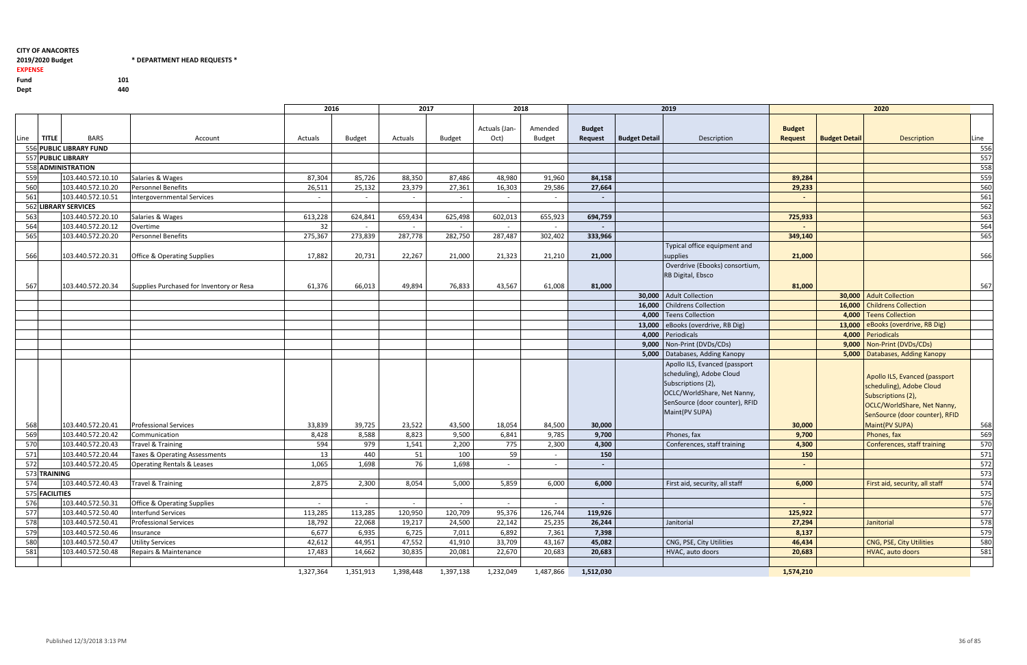**CITY OF ANACORTES**
**2019/2020 Budget** **\* DEPARTMENT HEAD REQUESTS \***
**EXPENSE**
**Fund** 101
**Dept** 440

| Line | TITLE | BARS | Account | 2016 Actuals | 2016 Budget | 2017 Actuals | 2017 Budget | 2018 Actuals (Jan-Oct) | 2018 Amended Budget | 2019 Budget Request | 2019 Budget Detail | 2019 Description | 2020 Budget Request | 2020 Budget Detail | 2020 Description | Line |
|---|---|---|---|---|---|---|---|---|---|---|---|---|---|---|---|---|
| 556 | PUBLIC LIBRARY FUND | | | | | | | | | | | | | | | 556 |
| 557 | PUBLIC LIBRARY | | | | | | | | | | | | | | | 557 |
| 558 | ADMINISTRATION | | | | | | | | | | | | | | | 558 |
| 559 | | 103.440.572.10.10 | Salaries & Wages | 87,304 | 85,726 | 88,350 | 87,486 | 48,980 | 91,960 | 84,158 | | | 89,284 | | | 559 |
| 560 | | 103.440.572.10.20 | Personnel Benefits | 26,511 | 25,132 | 23,379 | 27,361 | 16,303 | 29,586 | 27,664 | | | 29,233 | | | 560 |
| 561 | | 103.440.572.10.51 | Intergovernmental Services | - | - | - | - | - | - | - | | | - | | | 561 |
| 562 | LIBRARY SERVICES | | | | | | | | | | | | | | | 562 |
| 563 | | 103.440.572.20.10 | Salaries & Wages | 613,228 | 624,841 | 659,434 | 625,498 | 602,013 | 655,923 | 694,759 | | | 725,933 | | | 563 |
| 564 | | 103.440.572.20.12 | Overtime | 32 | - | - | - | - | - | - | | | - | | | 564 |
| 565 | | 103.440.572.20.20 | Personnel Benefits | 275,367 | 273,839 | 287,778 | 282,750 | 287,487 | 302,402 | 333,966 | | | 349,140 | | | 565 |
| 566 | | 103.440.572.20.31 | Office & Operating Supplies | 17,882 | 20,731 | 22,267 | 21,000 | 21,323 | 21,210 | 21,000 | | Typical office equipment and supplies | 21,000 | | | 566 |
| 567 | | 103.440.572.20.34 | Supplies Purchased for Inventory or Resa | 61,376 | 66,013 | 49,894 | 76,833 | 43,567 | 61,008 | 81,000 | | Overdrive (Ebooks) consortium, RB Digital, Ebsco | 81,000 | | | 567 |
| | | | | | | | | | | | 30,000 | Adult Collection | | 30,000 | Adult Collection | |
| | | | | | | | | | | | 16,000 | Childrens Collection | | 16,000 | Childrens Collection | |
| | | | | | | | | | | | 4,000 | Teens Collection | | 4,000 | Teens Collection | |
| | | | | | | | | | | | 13,000 | eBooks (overdrive, RB Dig) | | 13,000 | eBooks (overdrive, RB Dig) | |
| | | | | | | | | | | | 4,000 | Periodicals | | 4,000 | Periodicals | |
| | | | | | | | | | | | 9,000 | Non-Print (DVDs/CDs) | | 9,000 | Non-Print (DVDs/CDs) | |
| | | | | | | | | | | | 5,000 | Databases, Adding Kanopy | | 5,000 | Databases, Adding Kanopy | |
| 568 | | 103.440.572.20.41 | Professional Services | 33,839 | 39,725 | 23,522 | 43,500 | 18,054 | 84,500 | 30,000 | | Apollo ILS, Evanced (passport scheduling), Adobe Cloud Subscriptions (2), OCLC/WorldShare, Net Nanny, SenSource (door counter), RFID Maint(PV SUPA) | 30,000 | | Apollo ILS, Evanced (passport scheduling), Adobe Cloud Subscriptions (2), OCLC/WorldShare, Net Nanny, SenSource (door counter), RFID Maint(PV SUPA) | 568 |
| 569 | | 103.440.572.20.42 | Communication | 8,428 | 8,588 | 8,823 | 9,500 | 6,841 | 9,785 | 9,700 | | Phones, fax | 9,700 | | Phones, fax | 569 |
| 570 | | 103.440.572.20.43 | Travel & Training | 594 | 979 | 1,541 | 2,200 | 775 | 2,300 | 4,300 | | Conferences, staff training | 4,300 | | Conferences, staff training | 570 |
| 571 | | 103.440.572.20.44 | Taxes & Operating Assessments | 13 | 440 | 51 | 100 | 59 | - | 150 | | | 150 | | | 571 |
| 572 | | 103.440.572.20.45 | Operating Rentals & Leases | 1,065 | 1,698 | 76 | 1,698 | - | - | - | | | - | | | 572 |
| 573 | TRAINING | | | | | | | | | | | | | | | 573 |
| 574 | | 103.440.572.40.43 | Travel & Training | 2,875 | 2,300 | 8,054 | 5,000 | 5,859 | 6,000 | 6,000 | | First aid, security, all staff | 6,000 | | First aid, security, all staff | 574 |
| 575 | FACILITIES | | | | | | | | | | | | | | | 575 |
| 576 | | 103.440.572.50.31 | Office & Operating Supplies | - | - | - | - | - | - | - | | | - | | | 576 |
| 577 | | 103.440.572.50.40 | Interfund Services | 113,285 | 113,285 | 120,950 | 120,709 | 95,376 | 126,744 | 119,926 | | | 125,922 | | | 577 |
| 578 | | 103.440.572.50.41 | Professional Services | 18,792 | 22,068 | 19,217 | 24,500 | 22,142 | 25,235 | 26,244 | | Janitorial | 27,294 | | Janitorial | 578 |
| 579 | | 103.440.572.50.46 | Insurance | 6,677 | 6,935 | 6,725 | 7,011 | 6,892 | 7,361 | 7,398 | | | 8,137 | | | 579 |
| 580 | | 103.440.572.50.47 | Utility Services | 42,612 | 44,951 | 47,552 | 41,910 | 33,709 | 43,167 | 45,082 | | CNG, PSE, City Utilities | 46,434 | | CNG, PSE, City Utilities | 580 |
| 581 | | 103.440.572.50.48 | Repairs & Maintenance | 17,483 | 14,662 | 30,835 | 20,081 | 22,670 | 20,683 | 20,683 | | HVAC, auto doors | 20,683 | | HVAC, auto doors | 581 |
| | | | | 1,327,364 | 1,351,913 | 1,398,448 | 1,397,138 | 1,232,049 | 1,487,866 | 1,512,030 | | | 1,574,210 | | | |

Published 12/3/2018 3:13 PM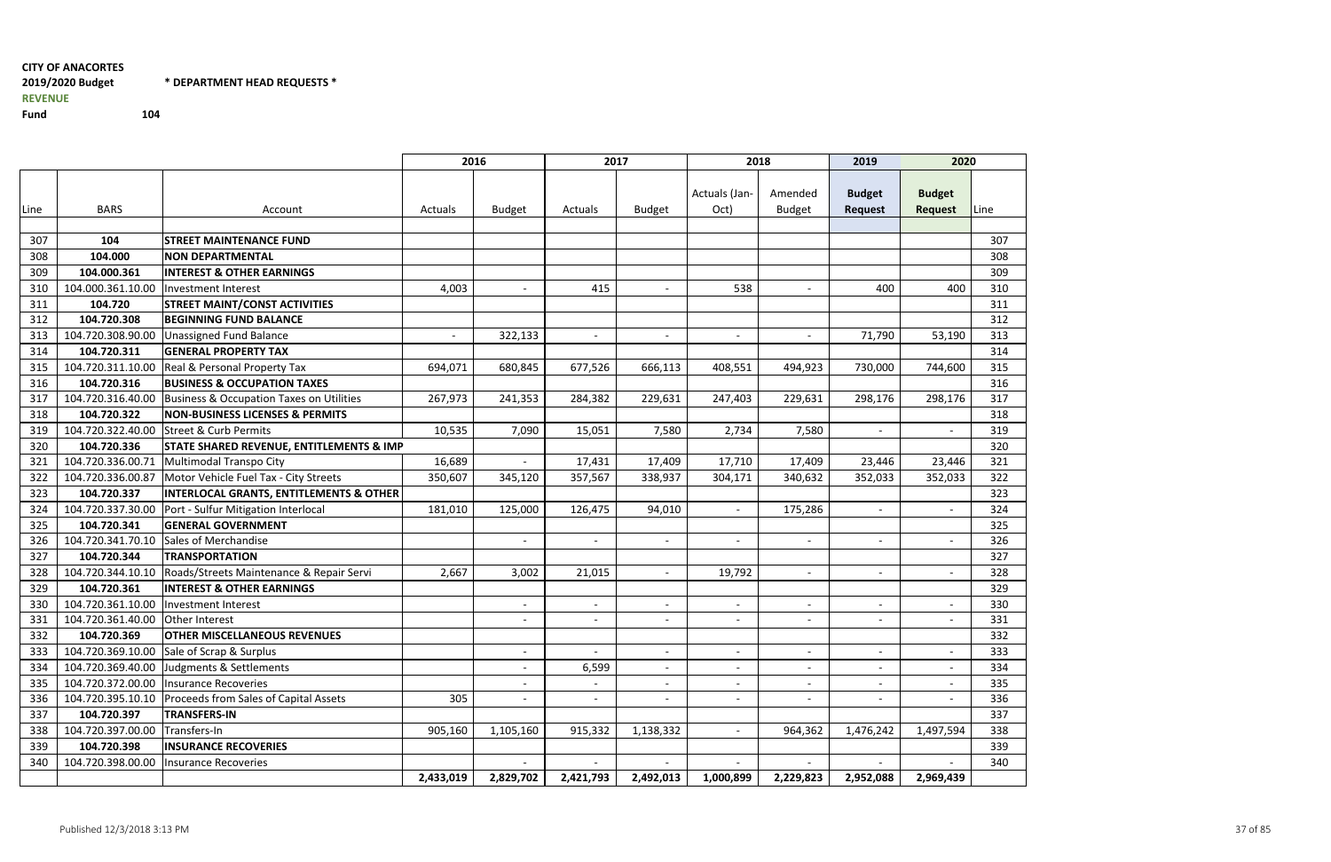**CITY OF ANACORTES**

**2019/2020 Budget** **\* DEPARTMENT HEAD REQUESTS \***

**REVENUE**

**Fund** **104**

| | | | 2016 | | 2017 | | 2018 | | 2019 | 2020 | |
|---|---|---|---|---|---|---|---|---|---|---|---|
| Line | BARS | Account | Actuals | Budget | Actuals | Budget | Actuals (Jan-Oct) | Amended Budget | **Budget Request** | **Budget Request** | Line |
| 307 | **104** | **STREET MAINTENANCE FUND** | | | | | | | | | 307 |
| 308 | **104.000** | **NON DEPARTMENTAL** | | | | | | | | | 308 |
| 309 | **104.000.361** | **INTEREST & OTHER EARNINGS** | | | | | | | | | 309 |
| 310 | 104.000.361.10.00 | Investment Interest | 4,003 | - | 415 | - | 538 | - | 400 | 400 | 310 |
| 311 | **104.720** | **STREET MAINT/CONST ACTIVITIES** | | | | | | | | | 311 |
| 312 | **104.720.308** | **BEGINNING FUND BALANCE** | | | | | | | | | 312 |
| 313 | 104.720.308.90.00 | Unassigned Fund Balance | - | 322,133 | - | - | - | - | 71,790 | 53,190 | 313 |
| 314 | **104.720.311** | **GENERAL PROPERTY TAX** | | | | | | | | | 314 |
| 315 | 104.720.311.10.00 | Real & Personal Property Tax | 694,071 | 680,845 | 677,526 | 666,113 | 408,551 | 494,923 | 730,000 | 744,600 | 315 |
| 316 | **104.720.316** | **BUSINESS & OCCUPATION TAXES** | | | | | | | | | 316 |
| 317 | 104.720.316.40.00 | Business & Occupation Taxes on Utilities | 267,973 | 241,353 | 284,382 | 229,631 | 247,403 | 229,631 | 298,176 | 298,176 | 317 |
| 318 | **104.720.322** | **NON-BUSINESS LICENSES & PERMITS** | | | | | | | | | 318 |
| 319 | 104.720.322.40.00 | Street & Curb Permits | 10,535 | 7,090 | 15,051 | 7,580 | 2,734 | 7,580 | - | - | 319 |
| 320 | **104.720.336** | **STATE SHARED REVENUE, ENTITLEMENTS & IMP** | | | | | | | | | 320 |
| 321 | 104.720.336.00.71 | Multimodal Transpo City | 16,689 | - | 17,431 | 17,409 | 17,710 | 17,409 | 23,446 | 23,446 | 321 |
| 322 | 104.720.336.00.87 | Motor Vehicle Fuel Tax - City Streets | 350,607 | 345,120 | 357,567 | 338,937 | 304,171 | 340,632 | 352,033 | 352,033 | 322 |
| 323 | **104.720.337** | **INTERLOCAL GRANTS, ENTITLEMENTS & OTHER** | | | | | | | | | 323 |
| 324 | 104.720.337.30.00 | Port - Sulfur Mitigation Interlocal | 181,010 | 125,000 | 126,475 | 94,010 | - | 175,286 | - | - | 324 |
| 325 | **104.720.341** | **GENERAL GOVERNMENT** | | | | | | | | | 325 |
| 326 | 104.720.341.70.10 | Sales of Merchandise | | - | - | - | - | - | - | - | 326 |
| 327 | **104.720.344** | **TRANSPORTATION** | | | | | | | | | 327 |
| 328 | 104.720.344.10.10 | Roads/Streets Maintenance & Repair Servi | 2,667 | 3,002 | 21,015 | - | 19,792 | - | - | - | 328 |
| 329 | **104.720.361** | **INTEREST & OTHER EARNINGS** | | | | | | | | | 329 |
| 330 | 104.720.361.10.00 | Investment Interest | | - | - | - | - | - | - | - | 330 |
| 331 | 104.720.361.40.00 | Other Interest | | - | - | - | - | - | - | - | 331 |
| 332 | **104.720.369** | **OTHER MISCELLANEOUS REVENUES** | | | | | | | | | 332 |
| 333 | 104.720.369.10.00 | Sale of Scrap & Surplus | | - | - | - | - | - | - | - | 333 |
| 334 | 104.720.369.40.00 | Judgments & Settlements | | - | 6,599 | - | - | - | - | - | 334 |
| 335 | 104.720.372.00.00 | Insurance Recoveries | | - | - | - | - | - | - | - | 335 |
| 336 | 104.720.395.10.10 | Proceeds from Sales of Capital Assets | 305 | - | - | - | - | - | - | - | 336 |
| 337 | **104.720.397** | **TRANSFERS-IN** | | | | | | | | | 337 |
| 338 | 104.720.397.00.00 | Transfers-In | 905,160 | 1,105,160 | 915,332 | 1,138,332 | - | 964,362 | 1,476,242 | 1,497,594 | 338 |
| 339 | **104.720.398** | **INSURANCE RECOVERIES** | | | | | | | | | 339 |
| 340 | 104.720.398.00.00 | Insurance Recoveries | | - | - | - | - | - | - | - | 340 |
| | | | **2,433,019** | **2,829,702** | **2,421,793** | **2,492,013** | **1,000,899** | **2,229,823** | **2,952,088** | **2,969,439** | |

Published 12/3/2018 3:13 PM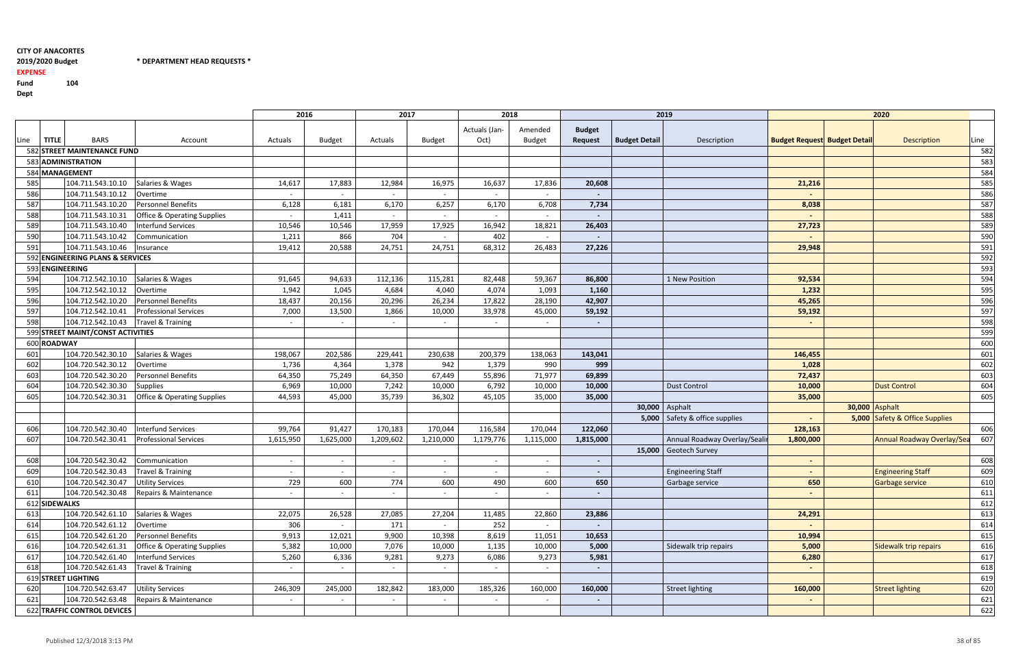**CITY OF ANACORTES**
**2019/2020 Budget** **\* DEPARTMENT HEAD REQUESTS \***
**EXPENSE**
**Fund** **104**
**Dept**

| | | | | 2016 | | 2017 | | 2018 | | 2019 | | | 2020 | | | |
|---|---|---|---|---|---|---|---|---|---|---|---|---|---|---|---|---|
| Line | TITLE | BARS | Account | Actuals | Budget | Actuals | Budget | Actuals (Jan-Oct) | Amended Budget | Budget Request | Budget Detail | Description | Budget Request | Budget Detail | Description | Line |
| 582 | STREET MAINTENANCE FUND | | | | | | | | | | | | | | | 582 |
| 583 | ADMINISTRATION | | | | | | | | | | | | | | | 583 |
| 584 | MANAGEMENT | | | | | | | | | | | | | | | 584 |
| 585 | | 104.711.543.10.10 | Salaries & Wages | 14,617 | 17,883 | 12,984 | 16,975 | 16,637 | 17,836 | 20,608 | | | 21,216 | | | 585 |
| 586 | | 104.711.543.10.12 | Overtime | - | - | - | - | - | - | - | | | - | | | 586 |
| 587 | | 104.711.543.10.20 | Personnel Benefits | 6,128 | 6,181 | 6,170 | 6,257 | 6,170 | 6,708 | 7,734 | | | 8,038 | | | 587 |
| 588 | | 104.711.543.10.31 | Office & Operating Supplies | - | 1,411 | - | - | - | - | - | | | - | | | 588 |
| 589 | | 104.711.543.10.40 | Interfund Services | 10,546 | 10,546 | 17,959 | 17,925 | 16,942 | 18,821 | 26,403 | | | 27,723 | | | 589 |
| 590 | | 104.711.543.10.42 | Communication | 1,211 | 866 | 704 | - | 402 | - | - | | | - | | | 590 |
| 591 | | 104.711.543.10.46 | Insurance | 19,412 | 20,588 | 24,751 | 24,751 | 68,312 | 26,483 | 27,226 | | | 29,948 | | | 591 |
| 592 | ENGINEERING PLANS & SERVICES | | | | | | | | | | | | | | | 592 |
| 593 | ENGINEERING | | | | | | | | | | | | | | | 593 |
| 594 | | 104.712.542.10.10 | Salaries & Wages | 91,645 | 94,633 | 112,136 | 115,281 | 82,448 | 59,367 | 86,800 | | 1 New Position | 92,534 | | | 594 |
| 595 | | 104.712.542.10.12 | Overtime | 1,942 | 1,045 | 4,684 | 4,040 | 4,074 | 1,093 | 1,160 | | | 1,232 | | | 595 |
| 596 | | 104.712.542.10.20 | Personnel Benefits | 18,437 | 20,156 | 20,296 | 26,234 | 17,822 | 28,190 | 42,907 | | | 45,265 | | | 596 |
| 597 | | 104.712.542.10.41 | Professional Services | 7,000 | 13,500 | 1,866 | 10,000 | 33,978 | 45,000 | 59,192 | | | 59,192 | | | 597 |
| 598 | | 104.712.542.10.43 | Travel & Training | - | - | - | - | - | - | - | | | - | | | 598 |
| 599 | STREET MAINT/CONST ACTIVITIES | | | | | | | | | | | | | | | 599 |
| 600 | ROADWAY | | | | | | | | | | | | | | | 600 |
| 601 | | 104.720.542.30.10 | Salaries & Wages | 198,067 | 202,586 | 229,441 | 230,638 | 200,379 | 138,063 | 143,041 | | | 146,455 | | | 601 |
| 602 | | 104.720.542.30.12 | Overtime | 1,736 | 4,364 | 1,378 | 942 | 1,379 | 990 | 999 | | | 1,028 | | | 602 |
| 603 | | 104.720.542.30.20 | Personnel Benefits | 64,350 | 75,249 | 64,350 | 67,449 | 55,896 | 71,977 | 69,899 | | | 72,437 | | | 603 |
| 604 | | 104.720.542.30.30 | Supplies | 6,969 | 10,000 | 7,242 | 10,000 | 6,792 | 10,000 | 10,000 | | Dust Control | 10,000 | | Dust Control | 604 |
| 605 | | 104.720.542.30.31 | Office & Operating Supplies | 44,593 | 45,000 | 35,739 | 36,302 | 45,105 | 35,000 | 35,000 | | | 35,000 | | | 605 |
| | | | | | | | | | | | 30,000 | Asphalt | | 30,000 | Asphalt | |
| | | | | | | | | | | | 5,000 | Safety & office supplies | - | 5,000 | Safety & Office Supplies | |
| 606 | | 104.720.542.30.40 | Interfund Services | 99,764 | 91,427 | 170,183 | 170,044 | 116,584 | 170,044 | 122,060 | | | 128,163 | | | 606 |
| 607 | | 104.720.542.30.41 | Professional Services | 1,615,950 | 1,625,000 | 1,209,602 | 1,210,000 | 1,179,776 | 1,115,000 | 1,815,000 | | Annual Roadway Overlay/Sealir | 1,800,000 | | Annual Roadway Overlay/Sea | 607 |
| | | | | | | | | | | | 15,000 | Geotech Survey | | | | |
| 608 | | 104.720.542.30.42 | Communication | - | - | - | - | - | - | - | | | - | | | 608 |
| 609 | | 104.720.542.30.43 | Travel & Training | - | - | - | - | - | - | - | | Engineering Staff | - | | Engineering Staff | 609 |
| 610 | | 104.720.542.30.47 | Utility Services | 729 | 600 | 774 | 600 | 490 | 600 | 650 | | Garbage service | 650 | | Garbage service | 610 |
| 611 | | 104.720.542.30.48 | Repairs & Maintenance | - | - | - | - | - | - | - | | | - | | | 611 |
| 612 | SIDEWALKS | | | | | | | | | | | | | | | 612 |
| 613 | | 104.720.542.61.10 | Salaries & Wages | 22,075 | 26,528 | 27,085 | 27,204 | 11,485 | 22,860 | 23,886 | | | 24,291 | | | 613 |
| 614 | | 104.720.542.61.12 | Overtime | 306 | - | 171 | - | 252 | - | - | | | - | | | 614 |
| 615 | | 104.720.542.61.20 | Personnel Benefits | 9,913 | 12,021 | 9,900 | 10,398 | 8,619 | 11,051 | 10,653 | | | 10,994 | | | 615 |
| 616 | | 104.720.542.61.31 | Office & Operating Supplies | 5,382 | 10,000 | 7,076 | 10,000 | 1,135 | 10,000 | 5,000 | | Sidewalk trip repairs | 5,000 | | Sidewalk trip repairs | 616 |
| 617 | | 104.720.542.61.40 | Interfund Services | 5,260 | 6,336 | 9,281 | 9,273 | 6,086 | 9,273 | 5,981 | | | 6,280 | | | 617 |
| 618 | | 104.720.542.61.43 | Travel & Training | - | - | - | - | - | - | - | | | - | | | 618 |
| 619 | STREET LIGHTING | | | | | | | | | | | | | | | 619 |
| 620 | | 104.720.542.63.47 | Utility Services | 246,309 | 245,000 | 182,842 | 183,000 | 185,326 | 160,000 | 160,000 | | Street lighting | 160,000 | | Street lighting | 620 |
| 621 | | 104.720.542.63.48 | Repairs & Maintenance | - | - | - | - | - | - | - | | | - | | | 621 |
| 622 | TRAFFIC CONTROL DEVICES | | | | | | | | | | | | | | | 622 |

Published 12/3/2018 3:13 PM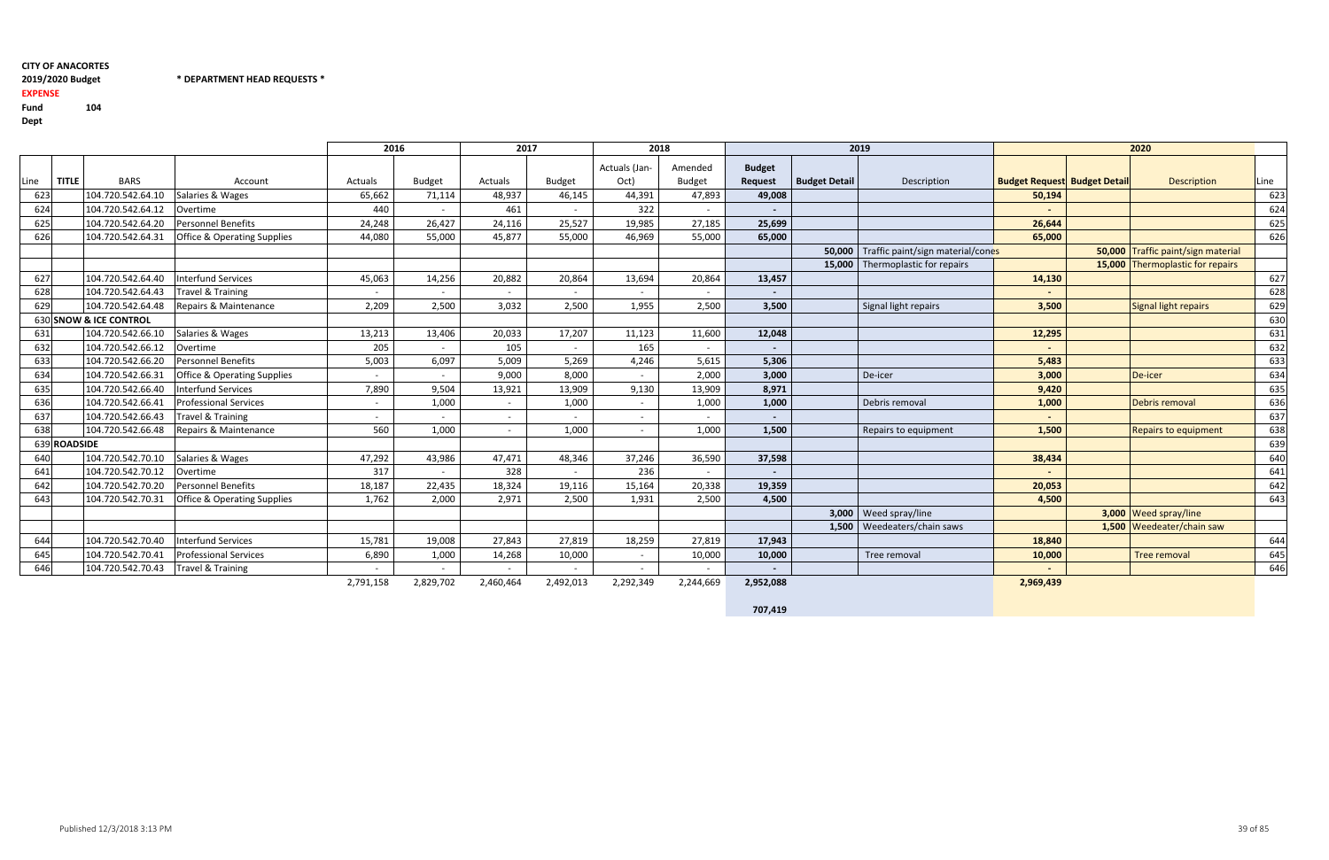**CITY OF ANACORTES**

**2019/2020 Budget** **\* DEPARTMENT HEAD REQUESTS \***

**EXPENSE**

**Fund** **104**

**Dept**

| | | | | 2016 | | 2017 | | 2018 | | 2019 | | | 2020 | | | |
|---|---|---|---|---|---|---|---|---|---|---|---|---|---|---|---|---|
| Line | TITLE | BARS | Account | Actuals | Budget | Actuals | Budget | Actuals (Jan-Oct) | Amended Budget | Budget Request | Budget Detail | Description | Budget Request | Budget Detail | Description | Line |
| 623 | | 104.720.542.64.10 | Salaries & Wages | 65,662 | 71,114 | 48,937 | 46,145 | 44,391 | 47,893 | 49,008 | | | 50,194 | | | 623 |
| 624 | | 104.720.542.64.12 | Overtime | 440 | - | 461 | - | 322 | - | - | | | - | | | 624 |
| 625 | | 104.720.542.64.20 | Personnel Benefits | 24,248 | 26,427 | 24,116 | 25,527 | 19,985 | 27,185 | 25,699 | | | 26,644 | | | 625 |
| 626 | | 104.720.542.64.31 | Office & Operating Supplies | 44,080 | 55,000 | 45,877 | 55,000 | 46,969 | 55,000 | 65,000 | | | 65,000 | | | 626 |
| | | | | | | | | | | | 50,000 | Traffic paint/sign material/cones | | 50,000 | Traffic paint/sign material | |
| | | | | | | | | | | | 15,000 | Thermoplastic for repairs | | 15,000 | Thermoplastic for repairs | |
| 627 | | 104.720.542.64.40 | Interfund Services | 45,063 | 14,256 | 20,882 | 20,864 | 13,694 | 20,864 | 13,457 | | | 14,130 | | | 627 |
| 628 | | 104.720.542.64.43 | Travel & Training | - | - | - | - | - | - | - | | | - | | | 628 |
| 629 | | 104.720.542.64.48 | Repairs & Maintenance | 2,209 | 2,500 | 3,032 | 2,500 | 1,955 | 2,500 | 3,500 | | Signal light repairs | 3,500 | | Signal light repairs | 629 |
| 630 | SNOW & ICE CONTROL | | | | | | | | | | | | | | | 630 |
| 631 | | 104.720.542.66.10 | Salaries & Wages | 13,213 | 13,406 | 20,033 | 17,207 | 11,123 | 11,600 | 12,048 | | | 12,295 | | | 631 |
| 632 | | 104.720.542.66.12 | Overtime | 205 | - | 105 | - | 165 | - | - | | | - | | | 632 |
| 633 | | 104.720.542.66.20 | Personnel Benefits | 5,003 | 6,097 | 5,009 | 5,269 | 4,246 | 5,615 | 5,306 | | | 5,483 | | | 633 |
| 634 | | 104.720.542.66.31 | Office & Operating Supplies | - | - | 9,000 | 8,000 | - | 2,000 | 3,000 | | De-icer | 3,000 | | De-icer | 634 |
| 635 | | 104.720.542.66.40 | Interfund Services | 7,890 | 9,504 | 13,921 | 13,909 | 9,130 | 13,909 | 8,971 | | | 9,420 | | | 635 |
| 636 | | 104.720.542.66.41 | Professional Services | - | 1,000 | - | 1,000 | - | 1,000 | 1,000 | | Debris removal | 1,000 | | Debris removal | 636 |
| 637 | | 104.720.542.66.43 | Travel & Training | - | - | - | - | - | - | - | | | - | | | 637 |
| 638 | | 104.720.542.66.48 | Repairs & Maintenance | 560 | 1,000 | - | 1,000 | - | 1,000 | 1,500 | | Repairs to equipment | 1,500 | | Repairs to equipment | 638 |
| 639 | ROADSIDE | | | | | | | | | | | | | | | 639 |
| 640 | | 104.720.542.70.10 | Salaries & Wages | 47,292 | 43,986 | 47,471 | 48,346 | 37,246 | 36,590 | 37,598 | | | 38,434 | | | 640 |
| 641 | | 104.720.542.70.12 | Overtime | 317 | - | 328 | - | 236 | - | - | | | - | | | 641 |
| 642 | | 104.720.542.70.20 | Personnel Benefits | 18,187 | 22,435 | 18,324 | 19,116 | 15,164 | 20,338 | 19,359 | | | 20,053 | | | 642 |
| 643 | | 104.720.542.70.31 | Office & Operating Supplies | 1,762 | 2,000 | 2,971 | 2,500 | 1,931 | 2,500 | 4,500 | | | 4,500 | | | 643 |
| | | | | | | | | | | | 3,000 | Weed spray/line | | 3,000 | Weed spray/line | |
| | | | | | | | | | | | 1,500 | Weedeaters/chain saws | | 1,500 | Weedeater/chain saw | |
| 644 | | 104.720.542.70.40 | Interfund Services | 15,781 | 19,008 | 27,843 | 27,819 | 18,259 | 27,819 | 17,943 | | | 18,840 | | | 644 |
| 645 | | 104.720.542.70.41 | Professional Services | 6,890 | 1,000 | 14,268 | 10,000 | - | 10,000 | 10,000 | | Tree removal | 10,000 | | Tree removal | 645 |
| 646 | | 104.720.542.70.43 | Travel & Training | - | - | - | - | - | - | - | | | - | | | 646 |
| | | | | 2,791,158 | 2,829,702 | 2,460,464 | 2,492,013 | 2,292,349 | 2,244,669 | 2,952,088 | | | 2,969,439 | | | |
| | | | | | | | | | | 707,419 | | | | | | |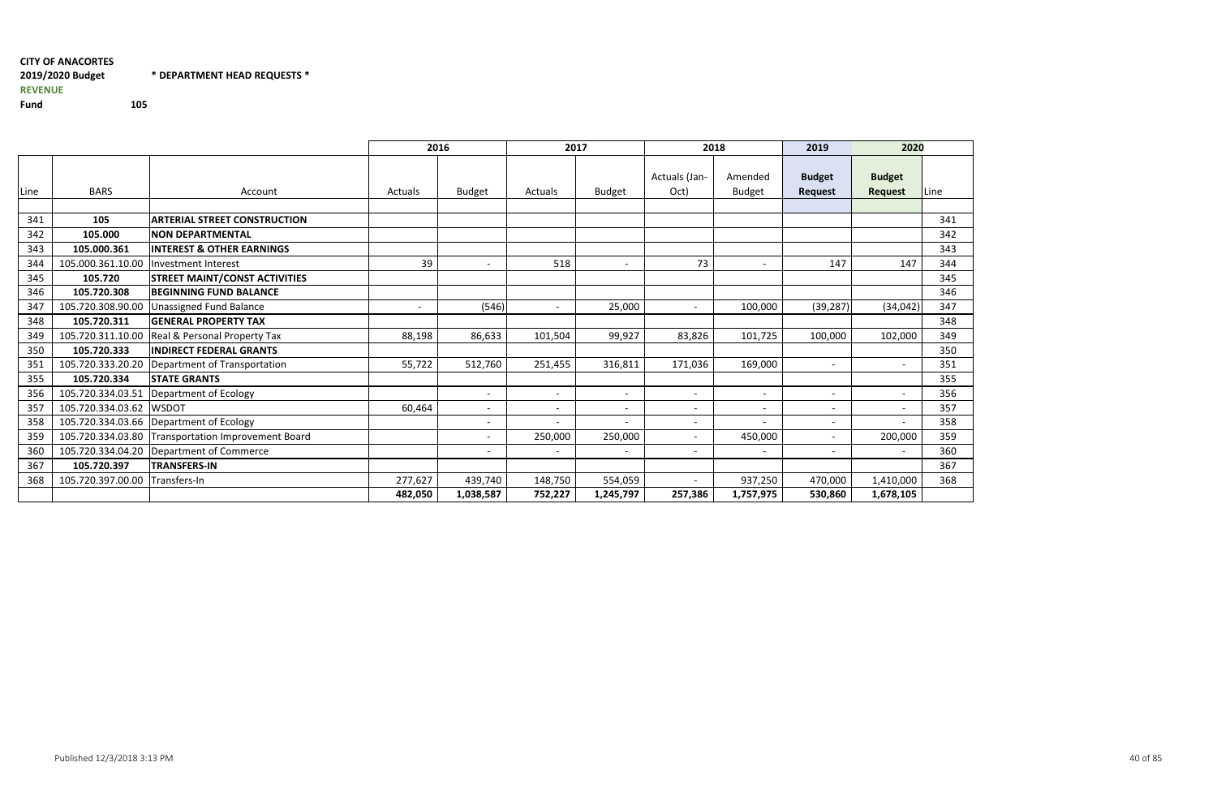**CITY OF ANACORTES**

**2019/2020 Budget** **\* DEPARTMENT HEAD REQUESTS \***

**REVENUE**

**Fund** **105**

| | | | 2016 | | 2017 | | 2018 | | 2019 | 2020 | |
|---|---|---|---|---|---|---|---|---|---|---|---|
| Line | BARS | Account | Actuals | Budget | Actuals | Budget | Actuals (Jan-Oct) | Amended Budget | **Budget Request** | **Budget Request** | Line |
| 341 | **105** | **ARTERIAL STREET CONSTRUCTION** | | | | | | | | | 341 |
| 342 | **105.000** | **NON DEPARTMENTAL** | | | | | | | | | 342 |
| 343 | **105.000.361** | **INTEREST & OTHER EARNINGS** | | | | | | | | | 343 |
| 344 | 105.000.361.10.00 | Investment Interest | 39 | - | 518 | - | 73 | - | 147 | 147 | 344 |
| 345 | **105.720** | **STREET MAINT/CONST ACTIVITIES** | | | | | | | | | 345 |
| 346 | **105.720.308** | **BEGINNING FUND BALANCE** | | | | | | | | | 346 |
| 347 | 105.720.308.90.00 | Unassigned Fund Balance | - | (546) | - | 25,000 | - | 100,000 | (39,287) | (34,042) | 347 |
| 348 | **105.720.311** | **GENERAL PROPERTY TAX** | | | | | | | | | 348 |
| 349 | 105.720.311.10.00 | Real & Personal Property Tax | 88,198 | 86,633 | 101,504 | 99,927 | 83,826 | 101,725 | 100,000 | 102,000 | 349 |
| 350 | **105.720.333** | **INDIRECT FEDERAL GRANTS** | | | | | | | | | 350 |
| 351 | 105.720.333.20.20 | Department of Transportation | 55,722 | 512,760 | 251,455 | 316,811 | 171,036 | 169,000 | - | - | 351 |
| 355 | **105.720.334** | **STATE GRANTS** | | | | | | | | | 355 |
| 356 | 105.720.334.03.51 | Department of Ecology | | - | - | - | - | - | - | - | 356 |
| 357 | 105.720.334.03.62 | WSDOT | 60,464 | - | - | - | - | - | - | - | 357 |
| 358 | 105.720.334.03.66 | Department of Ecology | | - | - | - | - | - | - | - | 358 |
| 359 | 105.720.334.03.80 | Transportation Improvement Board | | - | 250,000 | 250,000 | - | 450,000 | - | 200,000 | 359 |
| 360 | 105.720.334.04.20 | Department of Commerce | | - | - | - | - | - | - | - | 360 |
| 367 | **105.720.397** | **TRANSFERS-IN** | | | | | | | | | 367 |
| 368 | 105.720.397.00.00 | Transfers-In | 277,627 | 439,740 | 148,750 | 554,059 | - | 937,250 | 470,000 | 1,410,000 | 368 |
| | | | **482,050** | **1,038,587** | **752,227** | **1,245,797** | **257,386** | **1,757,975** | **530,860** | **1,678,105** | |

Published 12/3/2018 3:13 PM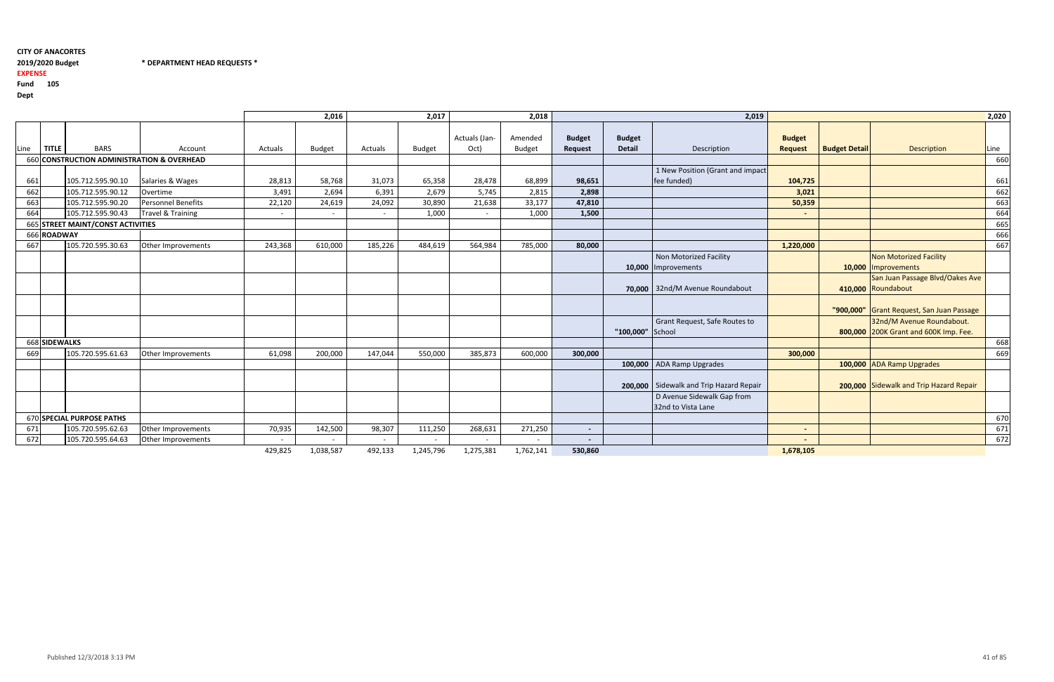**CITY OF ANACORTES**

**2019/2020 Budget** **\* DEPARTMENT HEAD REQUESTS \***

**EXPENSE**

**Fund 105**

**Dept**

| | | | | | 2,016 | | 2,017 | | 2,018 | | | 2,019 | | | | 2,020 |
|---|---|---|---|---|---|---|---|---|---|---|---|---|---|---|---|---|
| Line | TITLE | BARS | Account | Actuals | Budget | Actuals | Budget | Actuals (Jan-Oct) | Amended Budget | Budget Request | Budget Detail | Description | Budget Request | Budget Detail | Description | Line |
| 660 | CONSTRUCTION ADMINISTRATION & OVERHEAD | | | | | | | | | | | | | | | 660 |
| 661 | | 105.712.595.90.10 | Salaries & Wages | 28,813 | 58,768 | 31,073 | 65,358 | 28,478 | 68,899 | 98,651 | | 1 New Position (Grant and impact fee funded) | 104,725 | | | 661 |
| 662 | | 105.712.595.90.12 | Overtime | 3,491 | 2,694 | 6,391 | 2,679 | 5,745 | 2,815 | 2,898 | | | 3,021 | | | 662 |
| 663 | | 105.712.595.90.20 | Personnel Benefits | 22,120 | 24,619 | 24,092 | 30,890 | 21,638 | 33,177 | 47,810 | | | 50,359 | | | 663 |
| 664 | | 105.712.595.90.43 | Travel & Training | - | - | - | 1,000 | - | 1,000 | 1,500 | | | - | | | 664 |
| 665 | STREET MAINT/CONST ACTIVITIES | | | | | | | | | | | | | | | 665 |
| 666 | ROADWAY | | | | | | | | | | | | | | | 666 |
| 667 | | 105.720.595.30.63 | Other Improvements | 243,368 | 610,000 | 185,226 | 484,619 | 564,984 | 785,000 | 80,000 | | | 1,220,000 | | | 667 |
| | | | | | | | | | | | 10,000 | Non Motorized Facility Improvements | | 10,000 | Non Motorized Facility Improvements | |
| | | | | | | | | | | | 70,000 | 32nd/M Avenue Roundabout | | 410,000 | San Juan Passage Blvd/Oakes Ave Roundabout | |
| | | | | | | | | | | | | | | "900,000" | Grant Request, San Juan Passage | |
| | | | | | | | | | | | "100,000" | Grant Request, Safe Routes to School | | 800,000 | 32nd/M Avenue Roundabout. 200K Grant and 600K Imp. Fee. | |
| 668 | SIDEWALKS | | | | | | | | | | | | | | | 668 |
| 669 | | 105.720.595.61.63 | Other Improvements | 61,098 | 200,000 | 147,044 | 550,000 | 385,873 | 600,000 | 300,000 | | | 300,000 | | | 669 |
| | | | | | | | | | | | 100,000 | ADA Ramp Upgrades | | 100,000 | ADA Ramp Upgrades | |
| | | | | | | | | | | | 200,000 | Sidewalk and Trip Hazard Repair | | 200,000 | Sidewalk and Trip Hazard Repair | |
| | | | | | | | | | | | | D Avenue Sidewalk Gap from 32nd to Vista Lane | | | | |
| 670 | SPECIAL PURPOSE PATHS | | | | | | | | | | | | | | | 670 |
| 671 | | 105.720.595.62.63 | Other Improvements | 70,935 | 142,500 | 98,307 | 111,250 | 268,631 | 271,250 | - | | | - | | | 671 |
| 672 | | 105.720.595.64.63 | Other Improvements | - | - | - | - | - | - | - | | | - | | | 672 |
| | | | | 429,825 | 1,038,587 | 492,133 | 1,245,796 | 1,275,381 | 1,762,141 | 530,860 | | | 1,678,105 | | | |

Published 12/3/2018 3:13 PM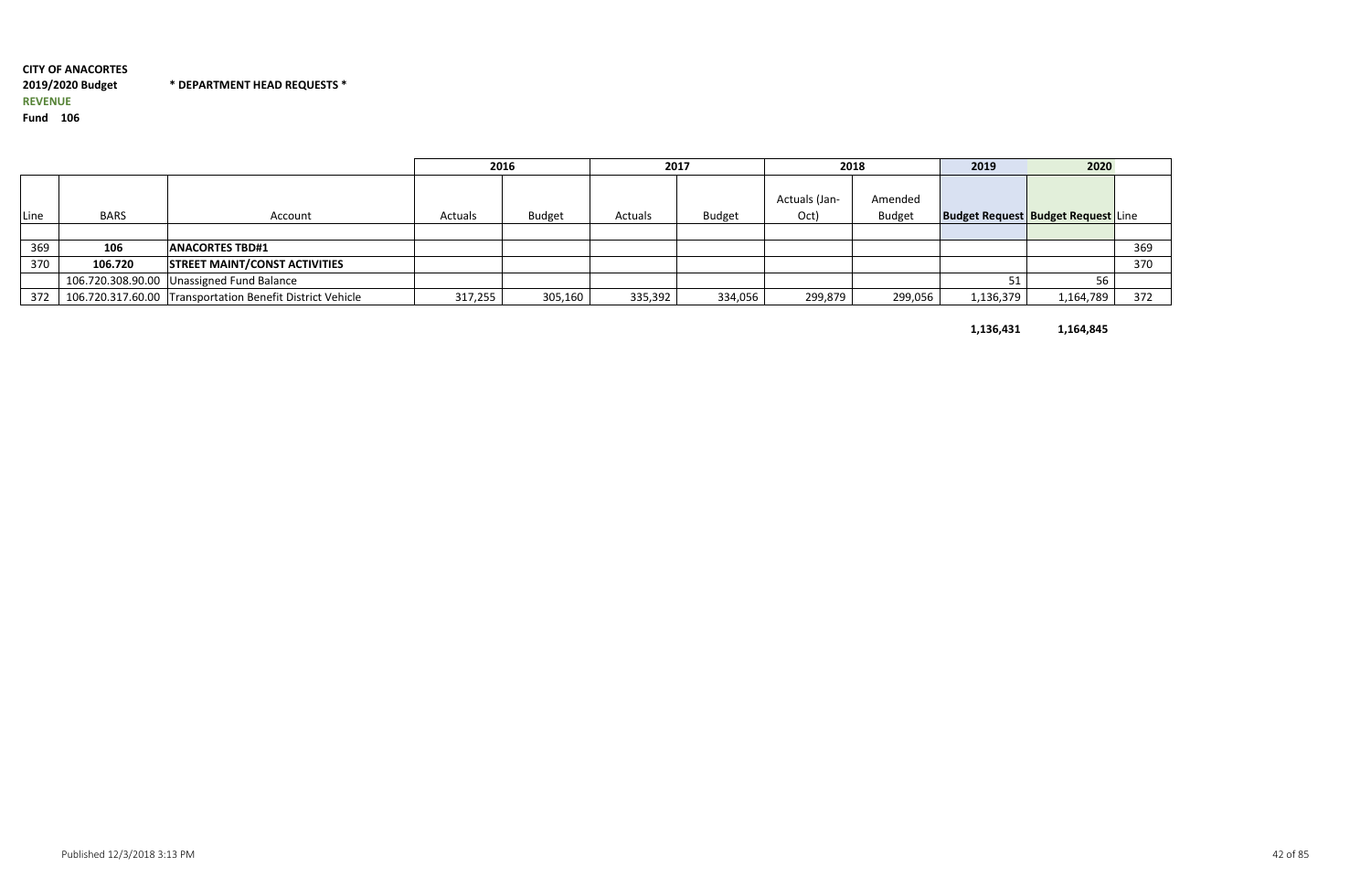**CITY OF ANACORTES**
**2019/2020 Budget** **\* DEPARTMENT HEAD REQUESTS \***
**REVENUE**
**Fund 106**

| | | | 2016 | | 2017 | | 2018 | | 2019 | 2020 | |
|---|---|---|---|---|---|---|---|---|---|---|---|
| Line | BARS | Account | Actuals | Budget | Actuals | Budget | Actuals (Jan-Oct) | Amended Budget | **Budget Request** | **Budget Request** | Line |
| 369 | **106** | **ANACORTES TBD#1** | | | | | | | | | 369 |
| 370 | **106.720** | **STREET MAINT/CONST ACTIVITIES** | | | | | | | | | 370 |
| | 106.720.308.90.00 | Unassigned Fund Balance | | | | | | | 51 | 56 | |
| 372 | 106.720.317.60.00 | Transportation Benefit District Vehicle | 317,255 | 305,160 | 335,392 | 334,056 | 299,879 | 299,056 | 1,136,379 | 1,164,789 | 372 |
| | | | | | | | | | **1,136,431** | **1,164,845** | |

Published 12/3/2018 3:13 PM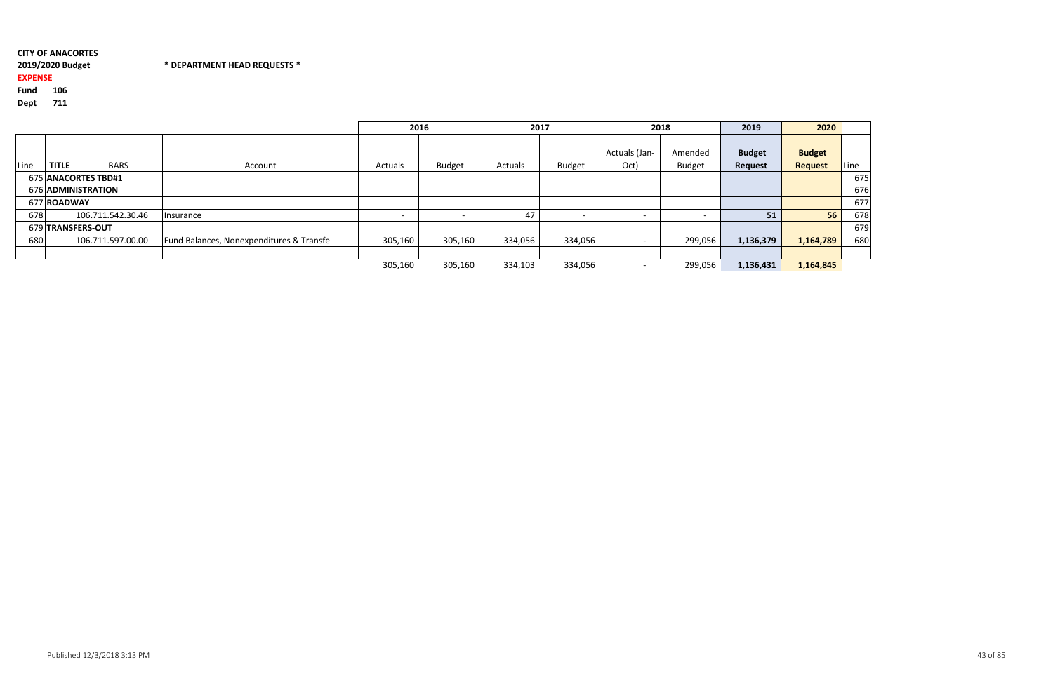**CITY OF ANACORTES**

**2019/2020 Budget** **\* DEPARTMENT HEAD REQUESTS \***

**EXPENSE**

**Fund 106**

**Dept 711**

| | | | | 2016 | | 2017 | | 2018 | | 2019 | 2020 | |
|---|---|---|---|---|---|---|---|---|---|---|---|---|
| Line | TITLE | BARS | Account | Actuals | Budget | Actuals | Budget | Actuals (Jan-Oct) | Amended Budget | **Budget Request** | **Budget Request** | Line |
| 675 | **ANACORTES TBD#1** | | | | | | | | | | | 675 |
| 676 | **ADMINISTRATION** | | | | | | | | | | | 676 |
| 677 | **ROADWAY** | | | | | | | | | | | 677 |
| 678 | | 106.711.542.30.46 | Insurance | - | - | 47 | - | - | - | **51** | **56** | 678 |
| 679 | **TRANSFERS-OUT** | | | | | | | | | | | 679 |
| 680 | | 106.711.597.00.00 | Fund Balances, Nonexpenditures & Transfe | 305,160 | 305,160 | 334,056 | 334,056 | - | 299,056 | **1,136,379** | **1,164,789** | 680 |
| | | | | | | | | | | | | |
| | | | | 305,160 | 305,160 | 334,103 | 334,056 | - | 299,056 | **1,136,431** | **1,164,845** | |

Published 12/3/2018 3:13 PM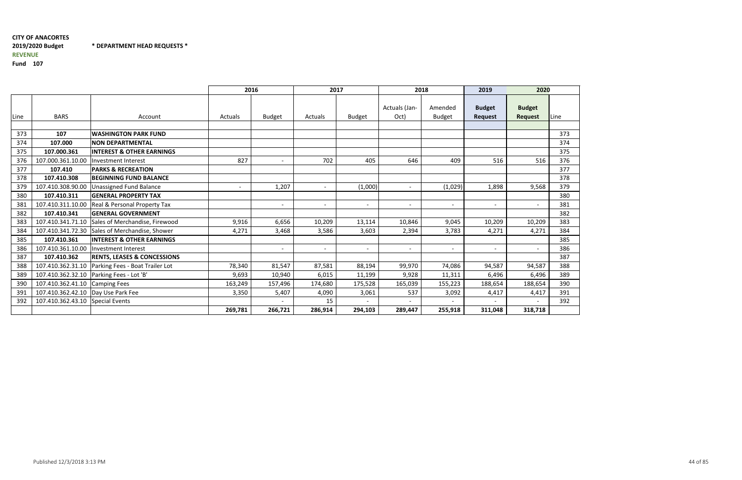**CITY OF ANACORTES**

**2019/2020 Budget** **\* DEPARTMENT HEAD REQUESTS \***

**REVENUE**

**Fund 107**

| | | | 2016 | | 2017 | | 2018 | | 2019 | 2020 | |
|---|---|---|---|---|---|---|---|---|---|---|---|
| Line | BARS | Account | Actuals | Budget | Actuals | Budget | Actuals (Jan-Oct) | Amended Budget | **Budget Request** | **Budget Request** | Line |
| 373 | **107** | **WASHINGTON PARK FUND** | | | | | | | | | 373 |
| 374 | **107.000** | **NON DEPARTMENTAL** | | | | | | | | | 374 |
| 375 | **107.000.361** | **INTEREST & OTHER EARNINGS** | | | | | | | | | 375 |
| 376 | 107.000.361.10.00 | Investment Interest | 827 | - | 702 | 405 | 646 | 409 | 516 | 516 | 376 |
| 377 | **107.410** | **PARKS & RECREATION** | | | | | | | | | 377 |
| 378 | **107.410.308** | **BEGINNING FUND BALANCE** | | | | | | | | | 378 |
| 379 | 107.410.308.90.00 | Unassigned Fund Balance | - | 1,207 | - | (1,000) | - | (1,029) | 1,898 | 9,568 | 379 |
| 380 | **107.410.311** | **GENERAL PROPERTY TAX** | | | | | | | | | 380 |
| 381 | 107.410.311.10.00 | Real & Personal Property Tax | | - | - | - | - | - | - | - | 381 |
| 382 | **107.410.341** | **GENERAL GOVERNMENT** | | | | | | | | | 382 |
| 383 | 107.410.341.71.10 | Sales of Merchandise, Firewood | 9,916 | 6,656 | 10,209 | 13,114 | 10,846 | 9,045 | 10,209 | 10,209 | 383 |
| 384 | 107.410.341.72.30 | Sales of Merchandise, Shower | 4,271 | 3,468 | 3,586 | 3,603 | 2,394 | 3,783 | 4,271 | 4,271 | 384 |
| 385 | **107.410.361** | **INTEREST & OTHER EARNINGS** | | | | | | | | | 385 |
| 386 | 107.410.361.10.00 | Investment Interest | | - | - | - | - | - | - | - | 386 |
| 387 | **107.410.362** | **RENTS, LEASES & CONCESSIONS** | | | | | | | | | 387 |
| 388 | 107.410.362.31.10 | Parking Fees - Boat Trailer Lot | 78,340 | 81,547 | 87,581 | 88,194 | 99,970 | 74,086 | 94,587 | 94,587 | 388 |
| 389 | 107.410.362.32.10 | Parking Fees - Lot 'B' | 9,693 | 10,940 | 6,015 | 11,199 | 9,928 | 11,311 | 6,496 | 6,496 | 389 |
| 390 | 107.410.362.41.10 | Camping Fees | 163,249 | 157,496 | 174,680 | 175,528 | 165,039 | 155,223 | 188,654 | 188,654 | 390 |
| 391 | 107.410.362.42.10 | Day Use Park Fee | 3,350 | 5,407 | 4,090 | 3,061 | 537 | 3,092 | 4,417 | 4,417 | 391 |
| 392 | 107.410.362.43.10 | Special Events | | - | 15 | - | - | - | - | - | 392 |
| | | | **269,781** | **266,721** | **286,914** | **294,103** | **289,447** | **255,918** | **311,048** | **318,718** | |

Published 12/3/2018 3:13 PM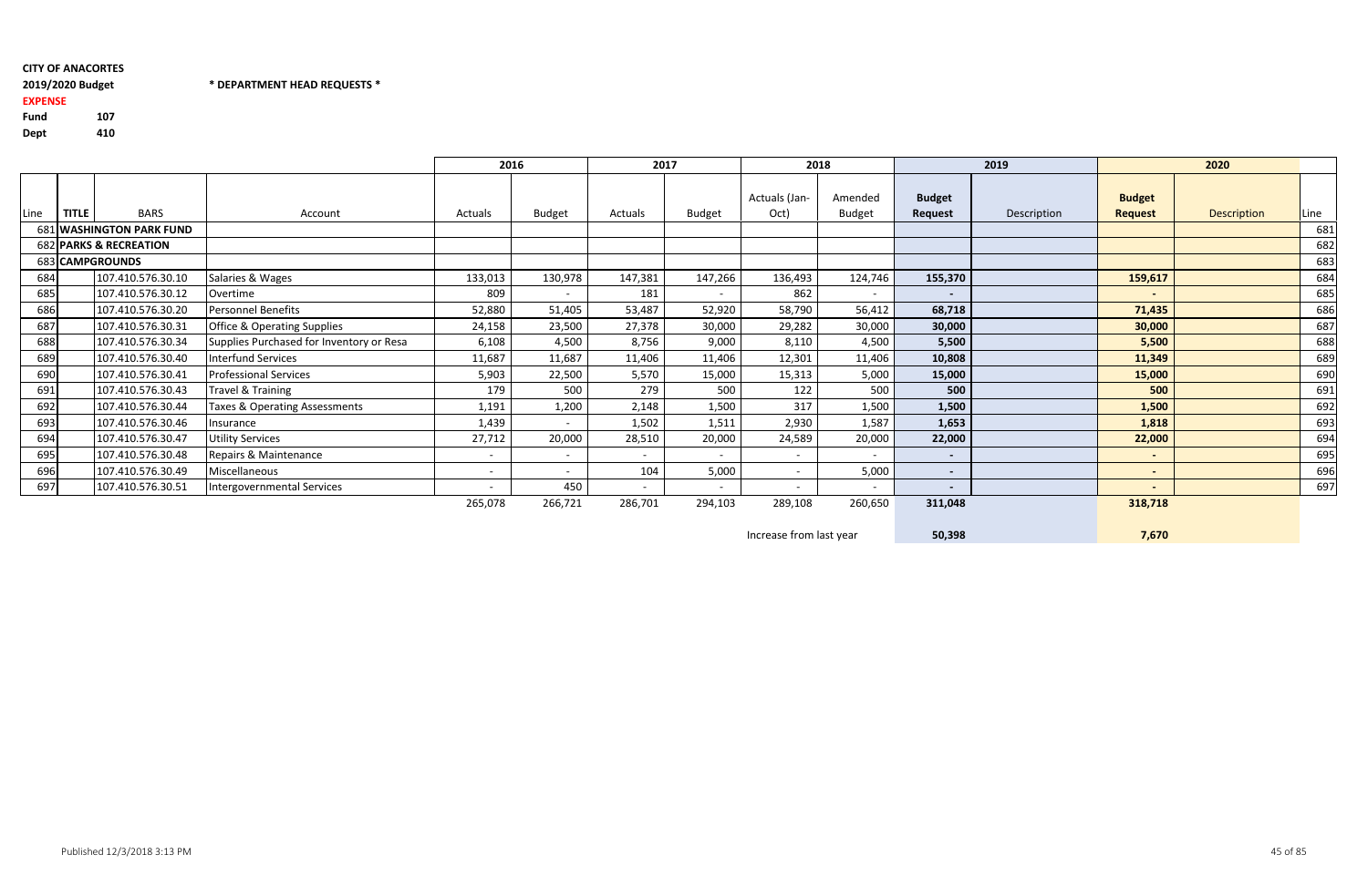**CITY OF ANACORTES**

**2019/2020 Budget** **\* DEPARTMENT HEAD REQUESTS \***

**EXPENSE**

**Fund** 107

**Dept** 410

| | | | | 2016 | | 2017 | | 2018 | | 2019 | | 2020 | | |
|---|---|---|---|---|---|---|---|---|---|---|---|---|---|---|
| Line | TITLE | BARS | Account | Actuals | Budget | Actuals | Budget | Actuals (Jan-Oct) | Amended Budget | Budget Request | Description | Budget Request | Description | Line |
| 681 | **WASHINGTON PARK FUND** | | | | | | | | | | | | | 681 |
| 682 | **PARKS & RECREATION** | | | | | | | | | | | | | 682 |
| 683 | **CAMPGROUNDS** | | | | | | | | | | | | | 683 |
| 684 | | 107.410.576.30.10 | Salaries & Wages | 133,013 | 130,978 | 147,381 | 147,266 | 136,493 | 124,746 | **155,370** | | **159,617** | | 684 |
| 685 | | 107.410.576.30.12 | Overtime | 809 | - | 181 | - | 862 | - | **-** | | **-** | | 685 |
| 686 | | 107.410.576.30.20 | Personnel Benefits | 52,880 | 51,405 | 53,487 | 52,920 | 58,790 | 56,412 | **68,718** | | **71,435** | | 686 |
| 687 | | 107.410.576.30.31 | Office & Operating Supplies | 24,158 | 23,500 | 27,378 | 30,000 | 29,282 | 30,000 | **30,000** | | **30,000** | | 687 |
| 688 | | 107.410.576.30.34 | Supplies Purchased for Inventory or Resa | 6,108 | 4,500 | 8,756 | 9,000 | 8,110 | 4,500 | **5,500** | | **5,500** | | 688 |
| 689 | | 107.410.576.30.40 | Interfund Services | 11,687 | 11,687 | 11,406 | 11,406 | 12,301 | 11,406 | **10,808** | | **11,349** | | 689 |
| 690 | | 107.410.576.30.41 | Professional Services | 5,903 | 22,500 | 5,570 | 15,000 | 15,313 | 5,000 | **15,000** | | **15,000** | | 690 |
| 691 | | 107.410.576.30.43 | Travel & Training | 179 | 500 | 279 | 500 | 122 | 500 | **500** | | **500** | | 691 |
| 692 | | 107.410.576.30.44 | Taxes & Operating Assessments | 1,191 | 1,200 | 2,148 | 1,500 | 317 | 1,500 | **1,500** | | **1,500** | | 692 |
| 693 | | 107.410.576.30.46 | Insurance | 1,439 | - | 1,502 | 1,511 | 2,930 | 1,587 | **1,653** | | **1,818** | | 693 |
| 694 | | 107.410.576.30.47 | Utility Services | 27,712 | 20,000 | 28,510 | 20,000 | 24,589 | 20,000 | **22,000** | | **22,000** | | 694 |
| 695 | | 107.410.576.30.48 | Repairs & Maintenance | - | - | - | - | - | - | **-** | | **-** | | 695 |
| 696 | | 107.410.576.30.49 | Miscellaneous | - | - | 104 | 5,000 | - | 5,000 | **-** | | **-** | | 696 |
| 697 | | 107.410.576.30.51 | Intergovernmental Services | - | 450 | - | - | - | - | **-** | | **-** | | 697 |
| | | | | 265,078 | 266,721 | 286,701 | 294,103 | 289,108 | 260,650 | **311,048** | | **318,718** | | |
| | | | | | | | | Increase from last year | | **50,398** | | **7,670** | | |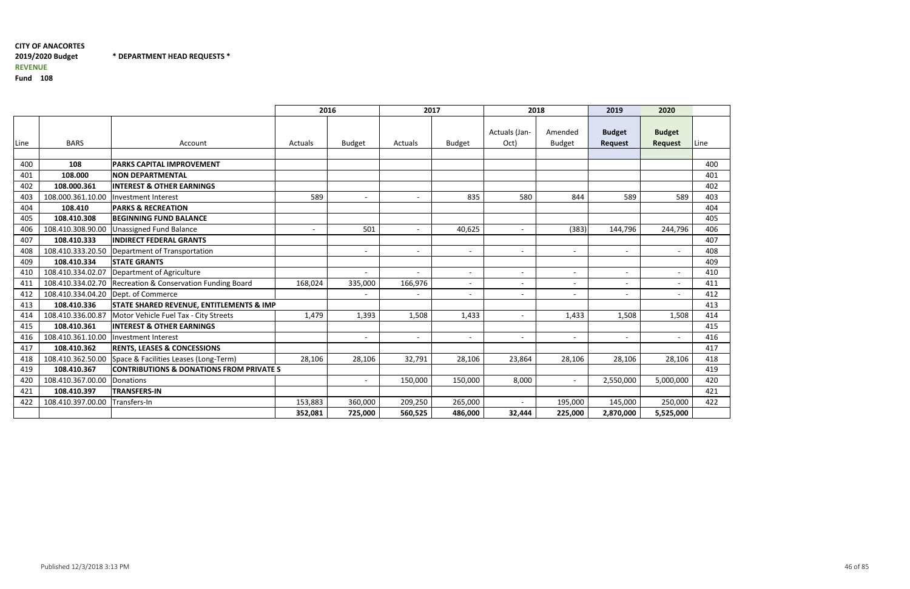**CITY OF ANACORTES**
**2019/2020 Budget** **\* DEPARTMENT HEAD REQUESTS \***
**REVENUE**
**Fund 108**

| | | | 2016 | | 2017 | | 2018 | | 2019 | 2020 | |
|---|---|---|---|---|---|---|---|---|---|---|---|
| Line | BARS | Account | Actuals | Budget | Actuals | Budget | Actuals (Jan-Oct) | Amended Budget | **Budget Request** | **Budget Request** | Line |
| 400 | **108** | **PARKS CAPITAL IMPROVEMENT** | | | | | | | | | 400 |
| 401 | **108.000** | **NON DEPARTMENTAL** | | | | | | | | | 401 |
| 402 | **108.000.361** | **INTEREST & OTHER EARNINGS** | | | | | | | | | 402 |
| 403 | 108.000.361.10.00 | Investment Interest | 589 | - | - | 835 | 580 | 844 | 589 | 589 | 403 |
| 404 | **108.410** | **PARKS & RECREATION** | | | | | | | | | 404 |
| 405 | **108.410.308** | **BEGINNING FUND BALANCE** | | | | | | | | | 405 |
| 406 | 108.410.308.90.00 | Unassigned Fund Balance | - | 501 | - | 40,625 | - | (383) | 144,796 | 244,796 | 406 |
| 407 | **108.410.333** | **INDIRECT FEDERAL GRANTS** | | | | | | | | | 407 |
| 408 | 108.410.333.20.50 | Department of Transportation | | - | - | - | - | - | - | - | 408 |
| 409 | **108.410.334** | **STATE GRANTS** | | | | | | | | | 409 |
| 410 | 108.410.334.02.07 | Department of Agriculture | | - | - | - | - | - | - | - | 410 |
| 411 | 108.410.334.02.70 | Recreation & Conservation Funding Board | 168,024 | 335,000 | 166,976 | - | - | - | - | - | 411 |
| 412 | 108.410.334.04.20 | Dept. of Commerce | | - | - | - | - | - | - | - | 412 |
| 413 | **108.410.336** | **STATE SHARED REVENUE, ENTITLEMENTS & IMP** | | | | | | | | | 413 |
| 414 | 108.410.336.00.87 | Motor Vehicle Fuel Tax - City Streets | 1,479 | 1,393 | 1,508 | 1,433 | - | 1,433 | 1,508 | 1,508 | 414 |
| 415 | **108.410.361** | **INTEREST & OTHER EARNINGS** | | | | | | | | | 415 |
| 416 | 108.410.361.10.00 | Investment Interest | | - | - | - | - | - | - | - | 416 |
| 417 | **108.410.362** | **RENTS, LEASES & CONCESSIONS** | | | | | | | | | 417 |
| 418 | 108.410.362.50.00 | Space & Facilities Leases (Long-Term) | 28,106 | 28,106 | 32,791 | 28,106 | 23,864 | 28,106 | 28,106 | 28,106 | 418 |
| 419 | **108.410.367** | **CONTRIBUTIONS & DONATIONS FROM PRIVATE S** | | | | | | | | | 419 |
| 420 | 108.410.367.00.00 | Donations | | - | 150,000 | 150,000 | 8,000 | - | 2,550,000 | 5,000,000 | 420 |
| 421 | **108.410.397** | **TRANSFERS-IN** | | | | | | | | | 421 |
| 422 | 108.410.397.00.00 | Transfers-In | 153,883 | 360,000 | 209,250 | 265,000 | - | 195,000 | 145,000 | 250,000 | 422 |
| | | | **352,081** | **725,000** | **560,525** | **486,000** | **32,444** | **225,000** | **2,870,000** | **5,525,000** | |

Published 12/3/2018 3:13 PM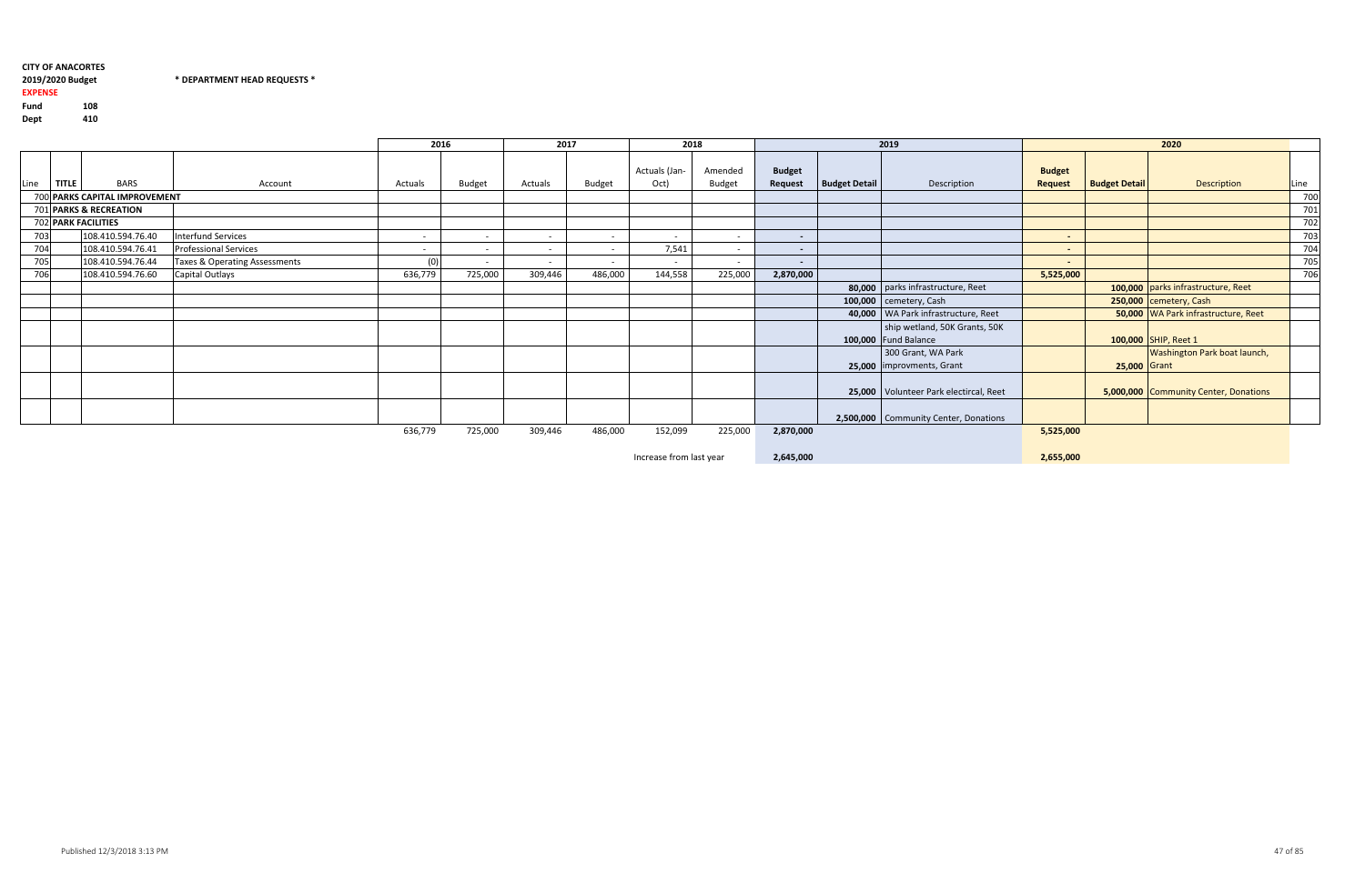**CITY OF ANACORTES**

**2019/2020 Budget** **\* DEPARTMENT HEAD REQUESTS \***

**EXPENSE**

**Fund** 108

**Dept** 410

| | | | | 2016 | | 2017 | | 2018 | | 2019 | | | 2020 | | | |
|---|---|---|---|---|---|---|---|---|---|---|---|---|---|---|---|---|
| Line | TITLE | BARS | Account | Actuals | Budget | Actuals | Budget | Actuals (Jan-Oct) | Amended Budget | **Budget Request** | **Budget Detail** | Description | **Budget Request** | **Budget Detail** | Description | Line |
| 700 | **PARKS CAPITAL IMPROVEMENT** | | | | | | | | | | | | | | | 700 |
| 701 | **PARKS & RECREATION** | | | | | | | | | | | | | | | 701 |
| 702 | **PARK FACILITIES** | | | | | | | | | | | | | | | 702 |
| 703 | | 108.410.594.76.40 | Interfund Services | - | - | - | - | - | - | - | | | - | | | 703 |
| 704 | | 108.410.594.76.41 | Professional Services | - | - | - | - | 7,541 | - | - | | | - | | | 704 |
| 705 | | 108.410.594.76.44 | Taxes & Operating Assessments | (0) | - | - | - | - | - | - | | | - | | | 705 |
| 706 | | 108.410.594.76.60 | Capital Outlays | 636,779 | 725,000 | 309,446 | 486,000 | 144,558 | 225,000 | 2,870,000 | | | 5,525,000 | | | 706 |
| | | | | | | | | | | | **80,000** | parks infrastructure, Reet | | **100,000** | parks infrastructure, Reet | |
| | | | | | | | | | | | **100,000** | cemetery, Cash | | **250,000** | cemetery, Cash | |
| | | | | | | | | | | | **40,000** | WA Park infrastructure, Reet | | **50,000** | WA Park infrastructure, Reet | |
| | | | | | | | | | | | **100,000** | ship wetland, 50K Grants, 50K Fund Balance | | **100,000** | SHIP, Reet 1 | |
| | | | | | | | | | | | **25,000** | 300 Grant, WA Park improvments, Grant | | **25,000** | Washington Park boat launch, Grant | |
| | | | | | | | | | | | **25,000** | Volunteer Park electircal, Reet | | **5,000,000** | Community Center, Donations | |
| | | | | | | | | | | | **2,500,000** | Community Center, Donations | | | | |
| | | | | 636,779 | 725,000 | 309,446 | 486,000 | 152,099 | 225,000 | **2,870,000** | | | **5,525,000** | | | |
| | | | | | | | | Increase from last year | | **2,645,000** | | | **2,655,000** | | | |

Published 12/3/2018 3:13 PM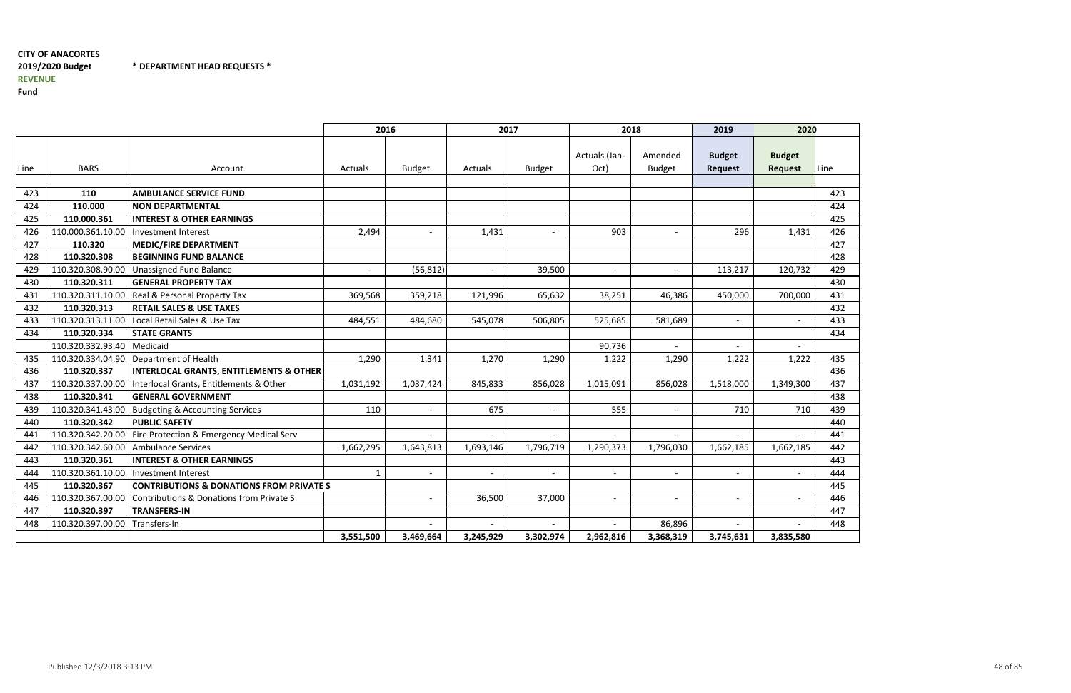**CITY OF ANACORTES**

**2019/2020 Budget** **\* DEPARTMENT HEAD REQUESTS \***

**REVENUE**

**Fund**

| | | | 2016 | | 2017 | | 2018 | | 2019 | 2020 | |
|---|---|---|---|---|---|---|---|---|---|---|---|
| Line | BARS | Account | Actuals | Budget | Actuals | Budget | Actuals (Jan-Oct) | Amended Budget | **Budget Request** | **Budget Request** | Line |
| 423 | **110** | **AMBULANCE SERVICE FUND** | | | | | | | | | 423 |
| 424 | **110.000** | **NON DEPARTMENTAL** | | | | | | | | | 424 |
| 425 | **110.000.361** | **INTEREST & OTHER EARNINGS** | | | | | | | | | 425 |
| 426 | 110.000.361.10.00 | Investment Interest | 2,494 | - | 1,431 | - | 903 | - | 296 | 1,431 | 426 |
| 427 | **110.320** | **MEDIC/FIRE DEPARTMENT** | | | | | | | | | 427 |
| 428 | **110.320.308** | **BEGINNING FUND BALANCE** | | | | | | | | | 428 |
| 429 | 110.320.308.90.00 | Unassigned Fund Balance | - | (56,812) | - | 39,500 | - | - | 113,217 | 120,732 | 429 |
| 430 | **110.320.311** | **GENERAL PROPERTY TAX** | | | | | | | | | 430 |
| 431 | 110.320.311.10.00 | Real & Personal Property Tax | 369,568 | 359,218 | 121,996 | 65,632 | 38,251 | 46,386 | 450,000 | 700,000 | 431 |
| 432 | **110.320.313** | **RETAIL SALES & USE TAXES** | | | | | | | | | 432 |
| 433 | 110.320.313.11.00 | Local Retail Sales & Use Tax | 484,551 | 484,680 | 545,078 | 506,805 | 525,685 | 581,689 | - | - | 433 |
| 434 | **110.320.334** | **STATE GRANTS** | | | | | | | | | 434 |
| | 110.320.332.93.40 | Medicaid | | | | | 90,736 | - | - | - | |
| 435 | 110.320.334.04.90 | Department of Health | 1,290 | 1,341 | 1,270 | 1,290 | 1,222 | 1,290 | 1,222 | 1,222 | 435 |
| 436 | **110.320.337** | **INTERLOCAL GRANTS, ENTITLEMENTS & OTHER** | | | | | | | | | 436 |
| 437 | 110.320.337.00.00 | Interlocal Grants, Entitlements & Other | 1,031,192 | 1,037,424 | 845,833 | 856,028 | 1,015,091 | 856,028 | 1,518,000 | 1,349,300 | 437 |
| 438 | **110.320.341** | **GENERAL GOVERNMENT** | | | | | | | | | 438 |
| 439 | 110.320.341.43.00 | Budgeting & Accounting Services | 110 | - | 675 | - | 555 | - | 710 | 710 | 439 |
| 440 | **110.320.342** | **PUBLIC SAFETY** | | | | | | | | | 440 |
| 441 | 110.320.342.20.00 | Fire Protection & Emergency Medical Serv | | - | - | - | - | - | - | - | 441 |
| 442 | 110.320.342.60.00 | Ambulance Services | 1,662,295 | 1,643,813 | 1,693,146 | 1,796,719 | 1,290,373 | 1,796,030 | 1,662,185 | 1,662,185 | 442 |
| 443 | **110.320.361** | **INTEREST & OTHER EARNINGS** | | | | | | | | | 443 |
| 444 | 110.320.361.10.00 | Investment Interest | 1 | - | - | - | - | - | - | - | 444 |
| 445 | **110.320.367** | **CONTRIBUTIONS & DONATIONS FROM PRIVATE S** | | | | | | | | | 445 |
| 446 | 110.320.367.00.00 | Contributions & Donations from Private S | | - | 36,500 | 37,000 | - | - | - | - | 446 |
| 447 | **110.320.397** | **TRANSFERS-IN** | | | | | | | | | 447 |
| 448 | 110.320.397.00.00 | Transfers-In | | - | - | - | - | 86,896 | - | - | 448 |
| | | | **3,551,500** | **3,469,664** | **3,245,929** | **3,302,974** | **2,962,816** | **3,368,319** | **3,745,631** | **3,835,580** | |

Published 12/3/2018 3:13 PM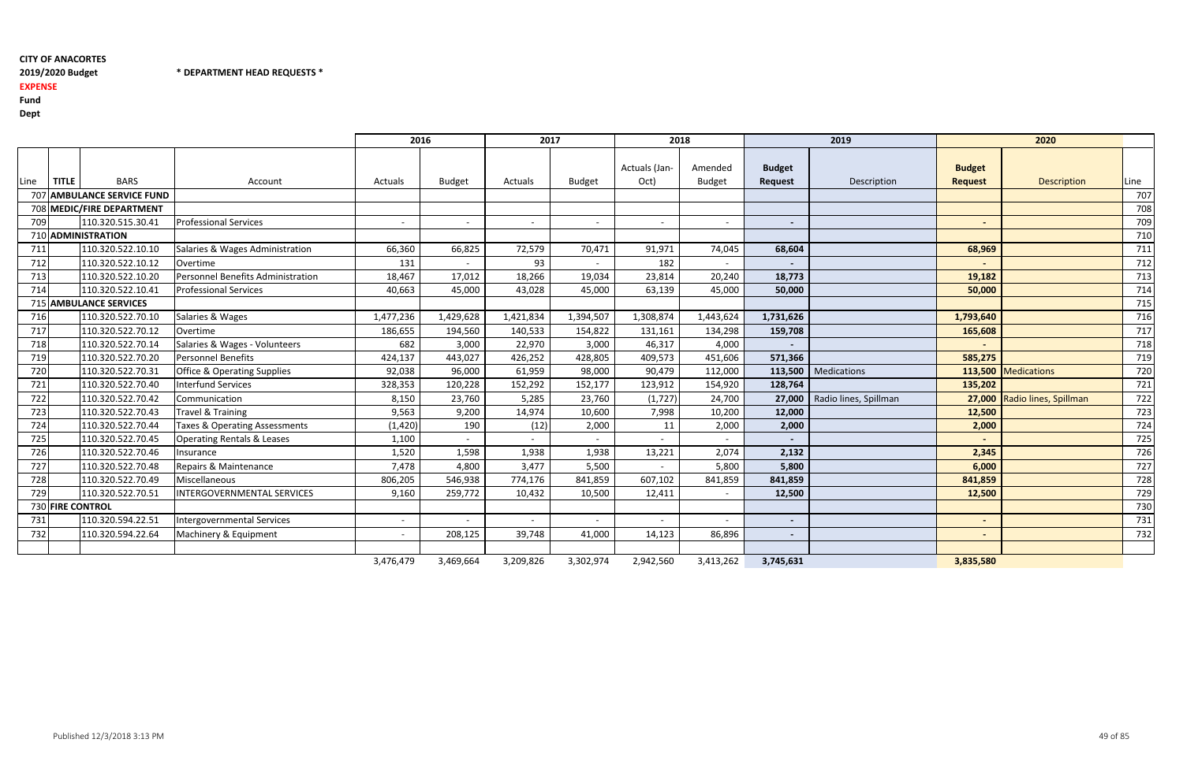**CITY OF ANACORTES**
**2019/2020 Budget** **\* DEPARTMENT HEAD REQUESTS \***
**EXPENSE**
**Fund**
**Dept**

| | | | | 2016 | | 2017 | | 2018 | | 2019 | | 2020 | | |
|---|---|---|---|---|---|---|---|---|---|---|---|---|---|---|
| Line | TITLE | BARS | Account | Actuals | Budget | Actuals | Budget | Actuals (Jan-Oct) | Amended Budget | **Budget Request** | Description | **Budget Request** | Description | Line |
| 707 | **AMBULANCE SERVICE FUND** | | | | | | | | | | | | | 707 |
| 708 | **MEDIC/FIRE DEPARTMENT** | | | | | | | | | | | | | 708 |
| 709 | | 110.320.515.30.41 | Professional Services | - | - | - | - | - | - | **-** | | **-** | | 709 |
| 710 | **ADMINISTRATION** | | | | | | | | | | | | | 710 |
| 711 | | 110.320.522.10.10 | Salaries & Wages Administration | 66,360 | 66,825 | 72,579 | 70,471 | 91,971 | 74,045 | **68,604** | | **68,969** | | 711 |
| 712 | | 110.320.522.10.12 | Overtime | 131 | - | 93 | - | 182 | - | **-** | | **-** | | 712 |
| 713 | | 110.320.522.10.20 | Personnel Benefits Administration | 18,467 | 17,012 | 18,266 | 19,034 | 23,814 | 20,240 | **18,773** | | **19,182** | | 713 |
| 714 | | 110.320.522.10.41 | Professional Services | 40,663 | 45,000 | 43,028 | 45,000 | 63,139 | 45,000 | **50,000** | | **50,000** | | 714 |
| 715 | **AMBULANCE SERVICES** | | | | | | | | | | | | | 715 |
| 716 | | 110.320.522.70.10 | Salaries & Wages | 1,477,236 | 1,429,628 | 1,421,834 | 1,394,507 | 1,308,874 | 1,443,624 | **1,731,626** | | **1,793,640** | | 716 |
| 717 | | 110.320.522.70.12 | Overtime | 186,655 | 194,560 | 140,533 | 154,822 | 131,161 | 134,298 | **159,708** | | **165,608** | | 717 |
| 718 | | 110.320.522.70.14 | Salaries & Wages - Volunteers | 682 | 3,000 | 22,970 | 3,000 | 46,317 | 4,000 | **-** | | **-** | | 718 |
| 719 | | 110.320.522.70.20 | Personnel Benefits | 424,137 | 443,027 | 426,252 | 428,805 | 409,573 | 451,606 | **571,366** | | **585,275** | | 719 |
| 720 | | 110.320.522.70.31 | Office & Operating Supplies | 92,038 | 96,000 | 61,959 | 98,000 | 90,479 | 112,000 | **113,500** | Medications | **113,500** | Medications | 720 |
| 721 | | 110.320.522.70.40 | Interfund Services | 328,353 | 120,228 | 152,292 | 152,177 | 123,912 | 154,920 | **128,764** | | **135,202** | | 721 |
| 722 | | 110.320.522.70.42 | Communication | 8,150 | 23,760 | 5,285 | 23,760 | (1,727) | 24,700 | **27,000** | Radio lines, Spillman | **27,000** | Radio lines, Spillman | 722 |
| 723 | | 110.320.522.70.43 | Travel & Training | 9,563 | 9,200 | 14,974 | 10,600 | 7,998 | 10,200 | **12,000** | | **12,500** | | 723 |
| 724 | | 110.320.522.70.44 | Taxes & Operating Assessments | (1,420) | 190 | (12) | 2,000 | 11 | 2,000 | **2,000** | | **2,000** | | 724 |
| 725 | | 110.320.522.70.45 | Operating Rentals & Leases | 1,100 | - | - | - | - | - | **-** | | **-** | | 725 |
| 726 | | 110.320.522.70.46 | Insurance | 1,520 | 1,598 | 1,938 | 1,938 | 13,221 | 2,074 | **2,132** | | **2,345** | | 726 |
| 727 | | 110.320.522.70.48 | Repairs & Maintenance | 7,478 | 4,800 | 3,477 | 5,500 | - | 5,800 | **5,800** | | **6,000** | | 727 |
| 728 | | 110.320.522.70.49 | Miscellaneous | 806,205 | 546,938 | 774,176 | 841,859 | 607,102 | 841,859 | **841,859** | | **841,859** | | 728 |
| 729 | | 110.320.522.70.51 | INTERGOVERNMENTAL SERVICES | 9,160 | 259,772 | 10,432 | 10,500 | 12,411 | - | **12,500** | | **12,500** | | 729 |
| 730 | **FIRE CONTROL** | | | | | | | | | | | | | 730 |
| 731 | | 110.320.594.22.51 | Intergovernmental Services | - | - | - | - | - | - | **-** | | **-** | | 731 |
| 732 | | 110.320.594.22.64 | Machinery & Equipment | - | 208,125 | 39,748 | 41,000 | 14,123 | 86,896 | **-** | | **-** | | 732 |
| | | | | 3,476,479 | 3,469,664 | 3,209,826 | 3,302,974 | 2,942,560 | 3,413,262 | **3,745,631** | | **3,835,580** | | |

Published 12/3/2018 3:13 PM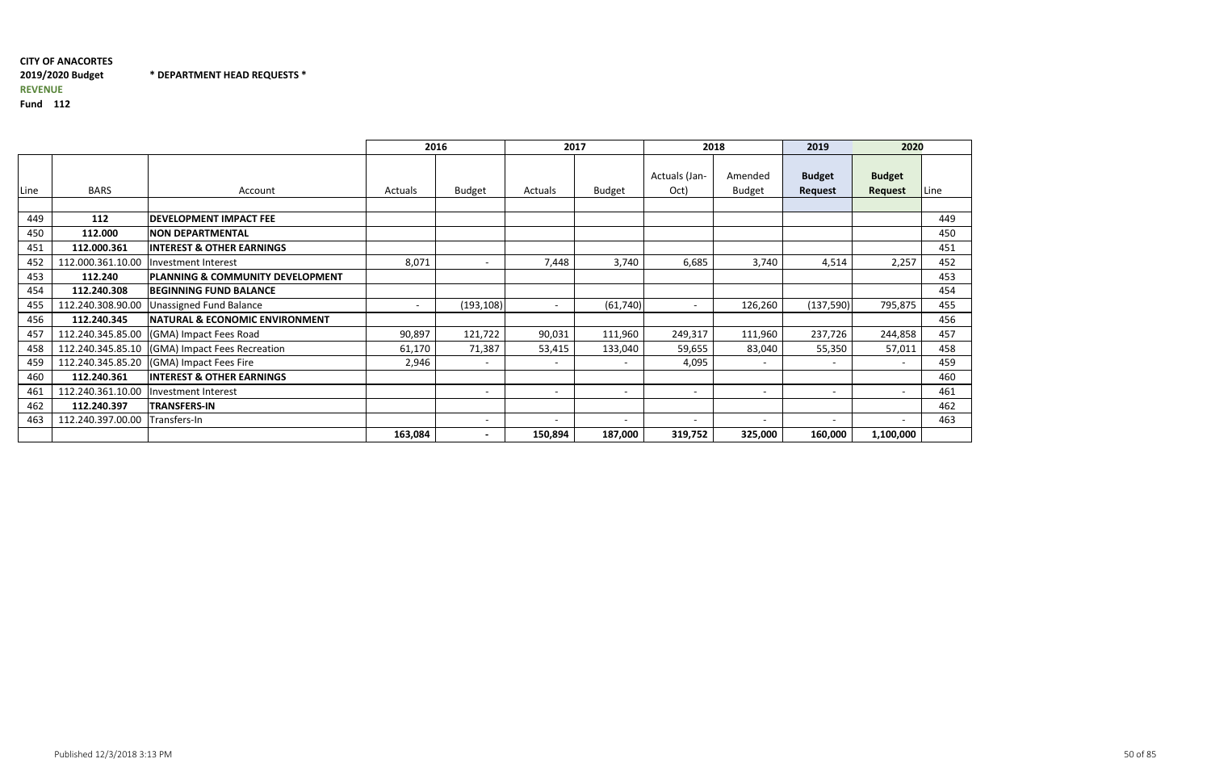**CITY OF ANACORTES**
**2019/2020 Budget** **\* DEPARTMENT HEAD REQUESTS \***
**REVENUE**
**Fund 112**

| | | | 2016 | | 2017 | | 2018 | | 2019 | 2020 | |
|---|---|---|---|---|---|---|---|---|---|---|---|
| Line | BARS | Account | Actuals | Budget | Actuals | Budget | Actuals (Jan-Oct) | Amended Budget | **Budget Request** | **Budget Request** | Line |
| 449 | **112** | **DEVELOPMENT IMPACT FEE** | | | | | | | | | 449 |
| 450 | **112.000** | **NON DEPARTMENTAL** | | | | | | | | | 450 |
| 451 | **112.000.361** | **INTEREST & OTHER EARNINGS** | | | | | | | | | 451 |
| 452 | 112.000.361.10.00 | Investment Interest | 8,071 | - | 7,448 | 3,740 | 6,685 | 3,740 | 4,514 | 2,257 | 452 |
| 453 | **112.240** | **PLANNING & COMMUNITY DEVELOPMENT** | | | | | | | | | 453 |
| 454 | **112.240.308** | **BEGINNING FUND BALANCE** | | | | | | | | | 454 |
| 455 | 112.240.308.90.00 | Unassigned Fund Balance | - | (193,108) | - | (61,740) | - | 126,260 | (137,590) | 795,875 | 455 |
| 456 | **112.240.345** | **NATURAL & ECONOMIC ENVIRONMENT** | | | | | | | | | 456 |
| 457 | 112.240.345.85.00 | (GMA) Impact Fees Road | 90,897 | 121,722 | 90,031 | 111,960 | 249,317 | 111,960 | 237,726 | 244,858 | 457 |
| 458 | 112.240.345.85.10 | (GMA) Impact Fees Recreation | 61,170 | 71,387 | 53,415 | 133,040 | 59,655 | 83,040 | 55,350 | 57,011 | 458 |
| 459 | 112.240.345.85.20 | (GMA) Impact Fees Fire | 2,946 | - | - | - | 4,095 | - | - | - | 459 |
| 460 | **112.240.361** | **INTEREST & OTHER EARNINGS** | | | | | | | | | 460 |
| 461 | 112.240.361.10.00 | Investment Interest | | - | - | - | - | - | - | - | 461 |
| 462 | **112.240.397** | **TRANSFERS-IN** | | | | | | | | | 462 |
| 463 | 112.240.397.00.00 | Transfers-In | | - | - | - | - | - | - | - | 463 |
| | | | **163,084** | **-** | **150,894** | **187,000** | **319,752** | **325,000** | **160,000** | **1,100,000** | |

Published 12/3/2018 3:13 PM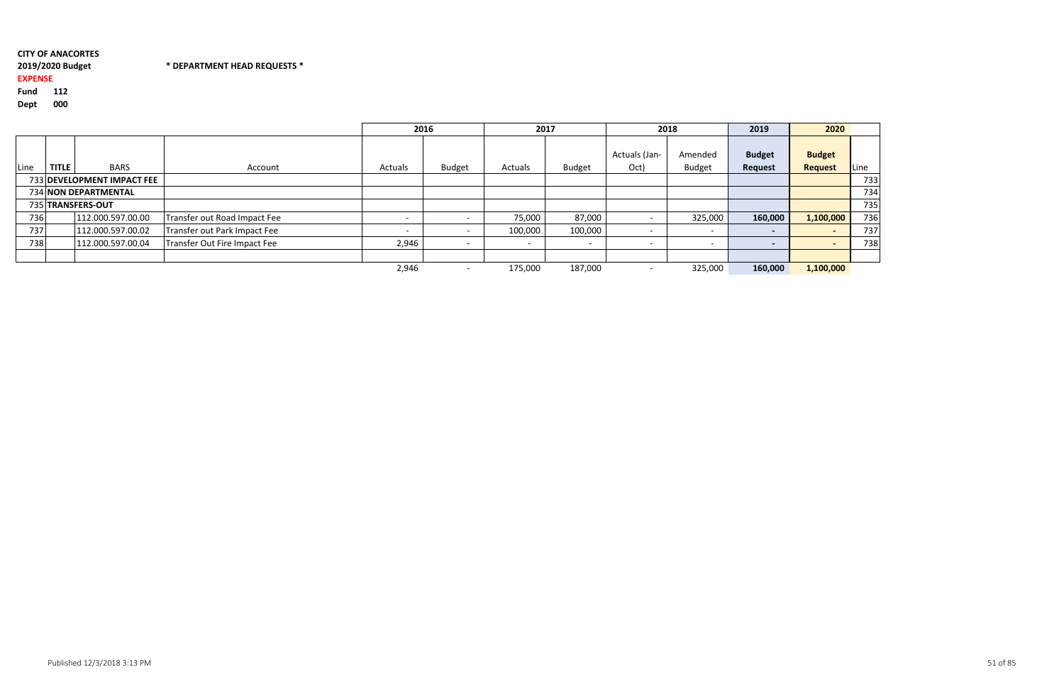**CITY OF ANACORTES**

**2019/2020 Budget** **\* DEPARTMENT HEAD REQUESTS \***

**EXPENSE**

**Fund** **112**

**Dept** **000**

| | | | | 2016 | | 2017 | | 2018 | | 2019 | 2020 | |
|---|---|---|---|---|---|---|---|---|---|---|---|---|
| Line | **TITLE** | BARS | Account | Actuals | Budget | Actuals | Budget | Actuals (Jan-Oct) | Amended Budget | **Budget Request** | **Budget Request** | Line |
| 733 | **DEVELOPMENT IMPACT FEE** | | | | | | | | | | | 733 |
| 734 | **NON DEPARTMENTAL** | | | | | | | | | | | 734 |
| 735 | **TRANSFERS-OUT** | | | | | | | | | | | 735 |
| 736 | | 112.000.597.00.00 | Transfer out Road Impact Fee | - | - | 75,000 | 87,000 | - | 325,000 | **160,000** | **1,100,000** | 736 |
| 737 | | 112.000.597.00.02 | Transfer out Park Impact Fee | - | - | 100,000 | 100,000 | - | - | **-** | **-** | 737 |
| 738 | | 112.000.597.00.04 | Transfer Out Fire Impact Fee | 2,946 | - | - | - | - | - | **-** | **-** | 738 |
| | | | | | | | | | | | | |
| | | | | 2,946 | - | 175,000 | 187,000 | - | 325,000 | **160,000** | **1,100,000** | |

Published 12/3/2018 3:13 PM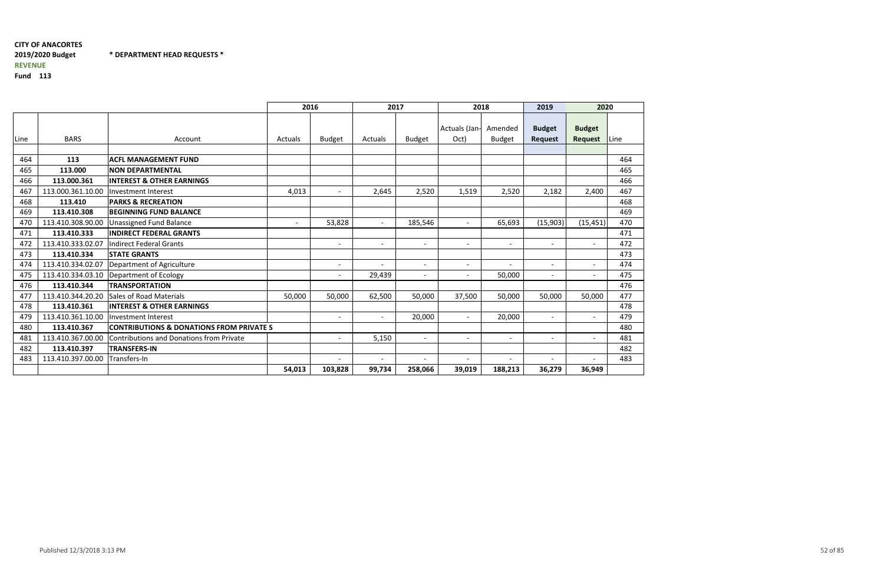**CITY OF ANACORTES**

**2019/2020 Budget** **\* DEPARTMENT HEAD REQUESTS \***

**REVENUE**

**Fund 113**

| | | | 2016 | | 2017 | | 2018 | | 2019 | 2020 | |
|---|---|---|---|---|---|---|---|---|---|---|---|
| Line | BARS | Account | Actuals | Budget | Actuals | Budget | Actuals (Jan-Oct) | Amended Budget | **Budget Request** | **Budget Request** | Line |
| 464 | **113** | **ACFL MANAGEMENT FUND** | | | | | | | | | 464 |
| 465 | **113.000** | **NON DEPARTMENTAL** | | | | | | | | | 465 |
| 466 | **113.000.361** | **INTEREST & OTHER EARNINGS** | | | | | | | | | 466 |
| 467 | 113.000.361.10.00 | Investment Interest | 4,013 | - | 2,645 | 2,520 | 1,519 | 2,520 | 2,182 | 2,400 | 467 |
| 468 | **113.410** | **PARKS & RECREATION** | | | | | | | | | 468 |
| 469 | **113.410.308** | **BEGINNING FUND BALANCE** | | | | | | | | | 469 |
| 470 | 113.410.308.90.00 | Unassigned Fund Balance | - | 53,828 | - | 185,546 | - | 65,693 | (15,903) | (15,451) | 470 |
| 471 | **113.410.333** | **INDIRECT FEDERAL GRANTS** | | | | | | | | | 471 |
| 472 | 113.410.333.02.07 | Indirect Federal Grants | | - | - | - | - | - | - | - | 472 |
| 473 | **113.410.334** | **STATE GRANTS** | | | | | | | | | 473 |
| 474 | 113.410.334.02.07 | Department of Agriculture | | - | - | - | - | - | - | - | 474 |
| 475 | 113.410.334.03.10 | Department of Ecology | | - | 29,439 | - | - | 50,000 | - | - | 475 |
| 476 | **113.410.344** | **TRANSPORTATION** | | | | | | | | | 476 |
| 477 | 113.410.344.20.20 | Sales of Road Materials | 50,000 | 50,000 | 62,500 | 50,000 | 37,500 | 50,000 | 50,000 | 50,000 | 477 |
| 478 | **113.410.361** | **INTEREST & OTHER EARNINGS** | | | | | | | | | 478 |
| 479 | 113.410.361.10.00 | Investment Interest | | - | - | 20,000 | - | 20,000 | - | - | 479 |
| 480 | **113.410.367** | **CONTRIBUTIONS & DONATIONS FROM PRIVATE S** | | | | | | | | | 480 |
| 481 | 113.410.367.00.00 | Contributions and Donations from Private | | - | 5,150 | - | - | - | - | - | 481 |
| 482 | **113.410.397** | **TRANSFERS-IN** | | | | | | | | | 482 |
| 483 | 113.410.397.00.00 | Transfers-In | | - | - | - | - | - | - | - | 483 |
| | | | **54,013** | **103,828** | **99,734** | **258,066** | **39,019** | **188,213** | **36,279** | **36,949** | |

Published 12/3/2018 3:13 PM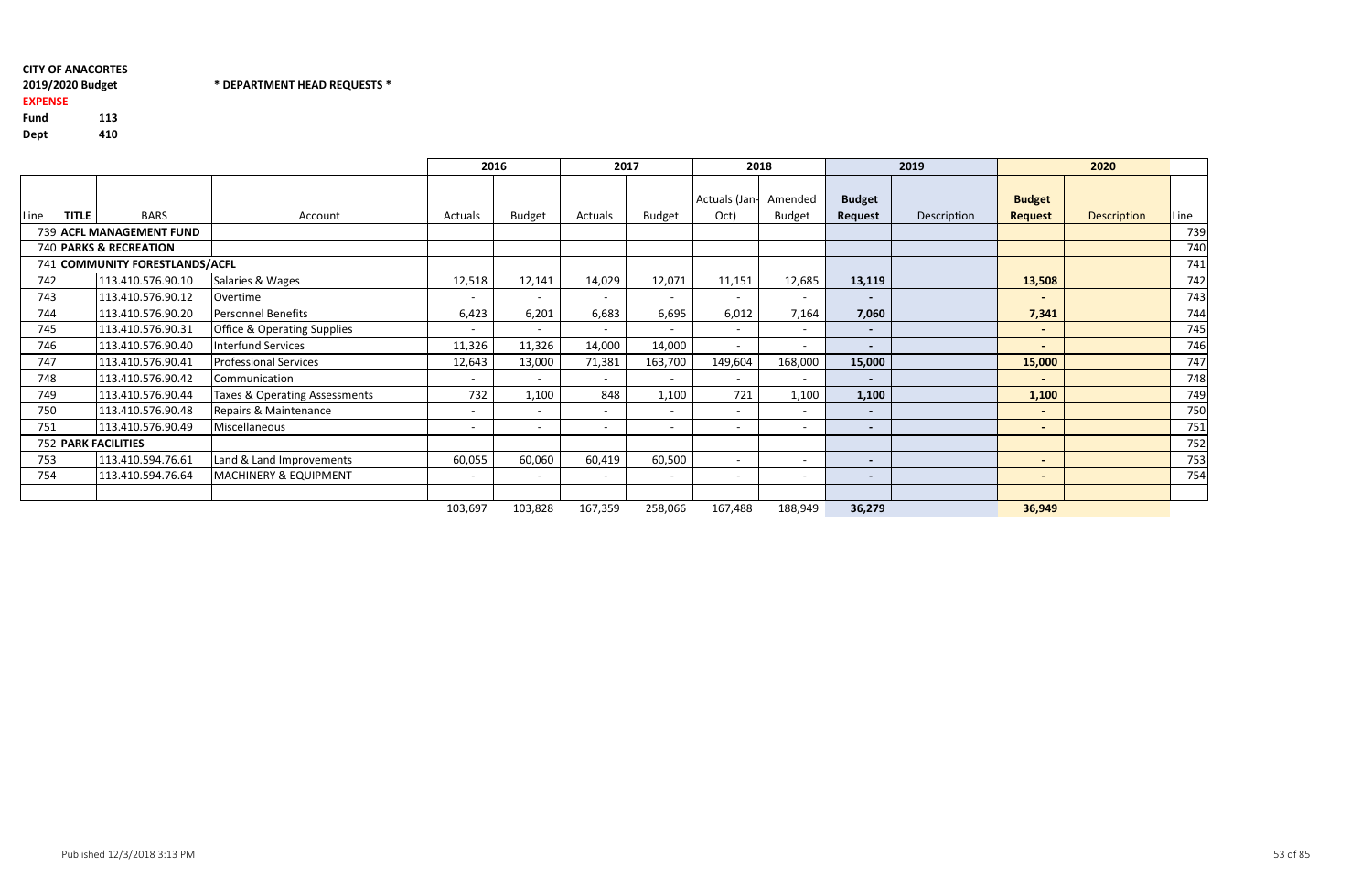**CITY OF ANACORTES**

**2019/2020 Budget** **\* DEPARTMENT HEAD REQUESTS \***

**EXPENSE**

**Fund** 113

**Dept** 410

| | | | | 2016 | | 2017 | | 2018 | | 2019 | | 2020 | | |
|---|---|---|---|---|---|---|---|---|---|---|---|---|---|---|
| Line | TITLE | BARS | Account | Actuals | Budget | Actuals | Budget | Actuals (Jan-Oct) | Amended Budget | **Budget Request** | Description | **Budget Request** | Description | Line |
| 739 | **ACFL MANAGEMENT FUND** | | | | | | | | | | | | | 739 |
| 740 | **PARKS & RECREATION** | | | | | | | | | | | | | 740 |
| 741 | **COMMUNITY FORESTLANDS/ACFL** | | | | | | | | | | | | | 741 |
| 742 | | 113.410.576.90.10 | Salaries & Wages | 12,518 | 12,141 | 14,029 | 12,071 | 11,151 | 12,685 | **13,119** | | **13,508** | | 742 |
| 743 | | 113.410.576.90.12 | Overtime | - | - | - | - | - | - | **-** | | **-** | | 743 |
| 744 | | 113.410.576.90.20 | Personnel Benefits | 6,423 | 6,201 | 6,683 | 6,695 | 6,012 | 7,164 | **7,060** | | **7,341** | | 744 |
| 745 | | 113.410.576.90.31 | Office & Operating Supplies | - | - | - | - | - | - | **-** | | **-** | | 745 |
| 746 | | 113.410.576.90.40 | Interfund Services | 11,326 | 11,326 | 14,000 | 14,000 | - | - | **-** | | **-** | | 746 |
| 747 | | 113.410.576.90.41 | Professional Services | 12,643 | 13,000 | 71,381 | 163,700 | 149,604 | 168,000 | **15,000** | | **15,000** | | 747 |
| 748 | | 113.410.576.90.42 | Communication | - | - | - | - | - | - | **-** | | **-** | | 748 |
| 749 | | 113.410.576.90.44 | Taxes & Operating Assessments | 732 | 1,100 | 848 | 1,100 | 721 | 1,100 | **1,100** | | **1,100** | | 749 |
| 750 | | 113.410.576.90.48 | Repairs & Maintenance | - | - | - | - | - | - | **-** | | **-** | | 750 |
| 751 | | 113.410.576.90.49 | Miscellaneous | - | - | - | - | - | - | **-** | | **-** | | 751 |
| 752 | **PARK FACILITIES** | | | | | | | | | | | | | 752 |
| 753 | | 113.410.594.76.61 | Land & Land Improvements | 60,055 | 60,060 | 60,419 | 60,500 | - | - | **-** | | **-** | | 753 |
| 754 | | 113.410.594.76.64 | MACHINERY & EQUIPMENT | - | - | - | - | - | - | **-** | | **-** | | 754 |
| | | | | | | | | | | | | | | |
| | | | | 103,697 | 103,828 | 167,359 | 258,066 | 167,488 | 188,949 | **36,279** | | **36,949** | | |

Published 12/3/2018 3:13 PM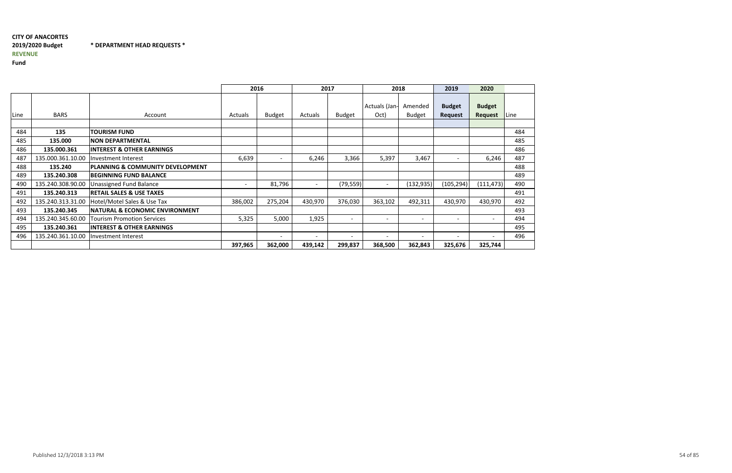**CITY OF ANACORTES**

**2019/2020 Budget** **\* DEPARTMENT HEAD REQUESTS \***

**REVENUE**

**Fund**

| | | | 2016 | | 2017 | | 2018 | | 2019 | 2020 | |
|---|---|---|---|---|---|---|---|---|---|---|---|
| Line | BARS | Account | Actuals | Budget | Actuals | Budget | Actuals (Jan-Oct) | Amended Budget | **Budget Request** | **Budget Request** | Line |
| 484 | **135** | **TOURISM FUND** | | | | | | | | | 484 |
| 485 | **135.000** | **NON DEPARTMENTAL** | | | | | | | | | 485 |
| 486 | **135.000.361** | **INTEREST & OTHER EARNINGS** | | | | | | | | | 486 |
| 487 | 135.000.361.10.00 | Investment Interest | 6,639 | - | 6,246 | 3,366 | 5,397 | 3,467 | - | 6,246 | 487 |
| 488 | **135.240** | **PLANNING & COMMUNITY DEVELOPMENT** | | | | | | | | | 488 |
| 489 | **135.240.308** | **BEGINNING FUND BALANCE** | | | | | | | | | 489 |
| 490 | 135.240.308.90.00 | Unassigned Fund Balance | - | 81,796 | - | (79,559) | - | (132,935) | (105,294) | (111,473) | 490 |
| 491 | **135.240.313** | **RETAIL SALES & USE TAXES** | | | | | | | | | 491 |
| 492 | 135.240.313.31.00 | Hotel/Motel Sales & Use Tax | 386,002 | 275,204 | 430,970 | 376,030 | 363,102 | 492,311 | 430,970 | 430,970 | 492 |
| 493 | **135.240.345** | **NATURAL & ECONOMIC ENVIRONMENT** | | | | | | | | | 493 |
| 494 | 135.240.345.60.00 | Tourism Promotion Services | 5,325 | 5,000 | 1,925 | - | - | - | - | - | 494 |
| 495 | **135.240.361** | **INTEREST & OTHER EARNINGS** | | | | | | | | | 495 |
| 496 | 135.240.361.10.00 | Investment Interest | | - | - | - | - | - | - | - | 496 |
| | | | **397,965** | **362,000** | **439,142** | **299,837** | **368,500** | **362,843** | **325,676** | **325,744** | |

Published 12/3/2018 3:13 PM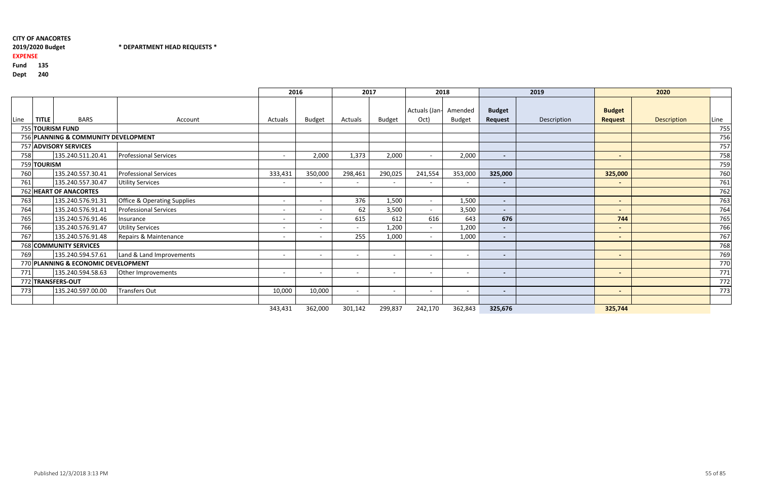**CITY OF ANACORTES**

**2019/2020 Budget** **\* DEPARTMENT HEAD REQUESTS \***

**EXPENSE**

**Fund 135**

**Dept 240**

| | | | | 2016 | | 2017 | | 2018 | | 2019 | | 2020 | | |
|---|---|---|---|---|---|---|---|---|---|---|---|---|---|---|
| Line | TITLE | BARS | Account | Actuals | Budget | Actuals | Budget | Actuals (Jan-Oct) | Amended Budget | **Budget Request** | Description | **Budget Request** | Description | Line |
| 755 | **TOURISM FUND** | | | | | | | | | | | | | 755 |
| 756 | **PLANNING & COMMUNITY DEVELOPMENT** | | | | | | | | | | | | | 756 |
| 757 | **ADVISORY SERVICES** | | | | | | | | | | | | | 757 |
| 758 | | 135.240.511.20.41 | Professional Services | - | 2,000 | 1,373 | 2,000 | - | 2,000 | **-** | | **-** | | 758 |
| 759 | **TOURISM** | | | | | | | | | | | | | 759 |
| 760 | | 135.240.557.30.41 | Professional Services | 333,431 | 350,000 | 298,461 | 290,025 | 241,554 | 353,000 | **325,000** | | **325,000** | | 760 |
| 761 | | 135.240.557.30.47 | Utility Services | - | - | - | - | - | - | **-** | | **-** | | 761 |
| 762 | **HEART OF ANACORTES** | | | | | | | | | | | | | 762 |
| 763 | | 135.240.576.91.31 | Office & Operating Supplies | - | - | 376 | 1,500 | - | 1,500 | **-** | | **-** | | 763 |
| 764 | | 135.240.576.91.41 | Professional Services | - | - | 62 | 3,500 | - | 3,500 | **-** | | **-** | | 764 |
| 765 | | 135.240.576.91.46 | Insurance | - | - | 615 | 612 | 616 | 643 | **676** | | **744** | | 765 |
| 766 | | 135.240.576.91.47 | Utility Services | - | - | - | 1,200 | - | 1,200 | **-** | | **-** | | 766 |
| 767 | | 135.240.576.91.48 | Repairs & Maintenance | - | - | 255 | 1,000 | - | 1,000 | **-** | | **-** | | 767 |
| 768 | **COMMUNITY SERVICES** | | | | | | | | | | | | | 768 |
| 769 | | 135.240.594.57.61 | Land & Land Improvements | - | - | - | - | - | - | **-** | | **-** | | 769 |
| 770 | **PLANNING & ECONOMIC DEVELOPMENT** | | | | | | | | | | | | | 770 |
| 771 | | 135.240.594.58.63 | Other Improvements | - | - | - | - | - | - | **-** | | **-** | | 771 |
| 772 | **TRANSFERS-OUT** | | | | | | | | | | | | | 772 |
| 773 | | 135.240.597.00.00 | Transfers Out | 10,000 | 10,000 | - | - | - | - | **-** | | **-** | | 773 |
| | | | | | | | | | | | | | | |
| | | | | 343,431 | 362,000 | 301,142 | 299,837 | 242,170 | 362,843 | **325,676** | | **325,744** | | |

Published 12/3/2018 3:13 PM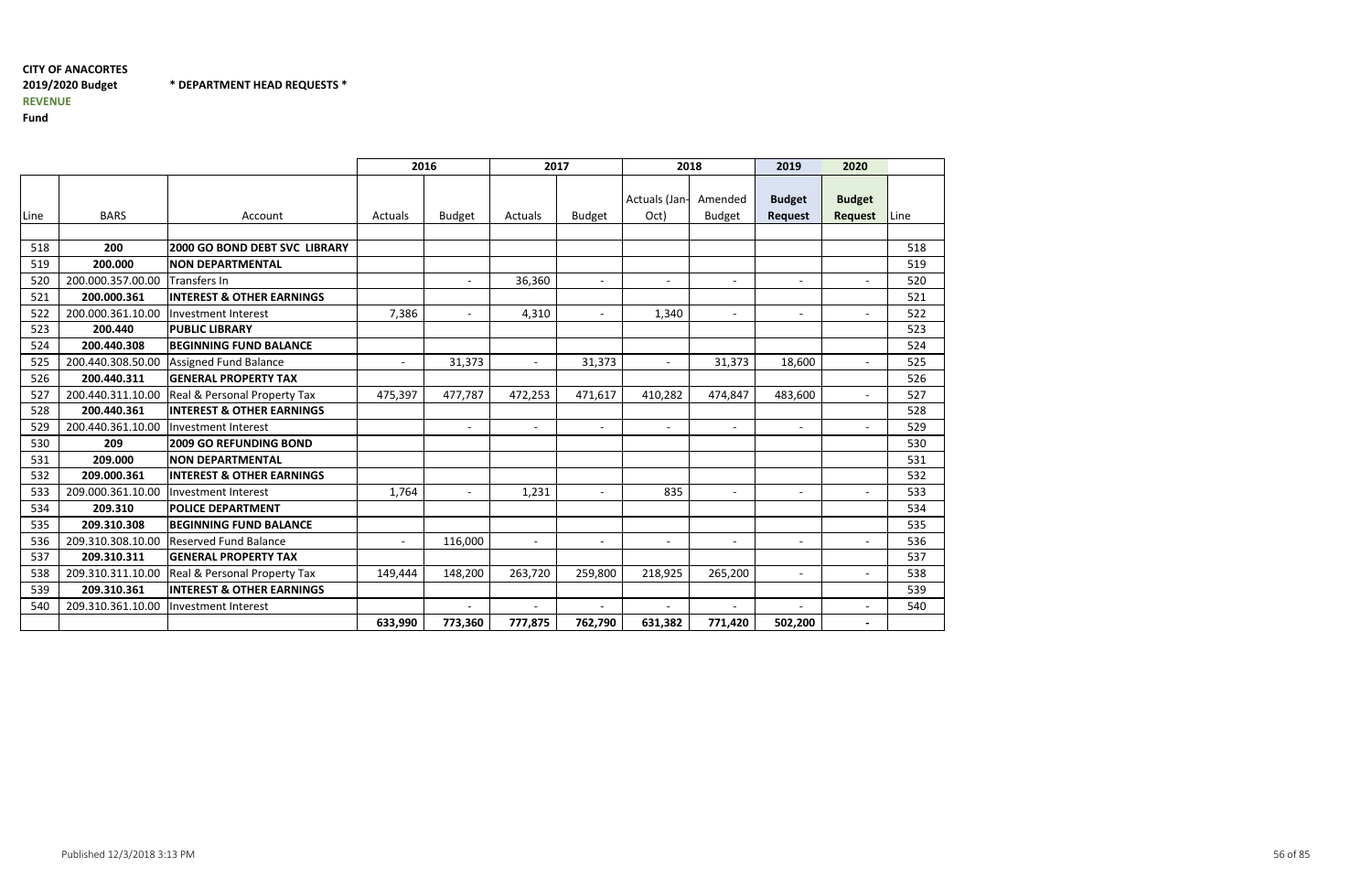**CITY OF ANACORTES**

**2019/2020 Budget** **\* DEPARTMENT HEAD REQUESTS \***

**REVENUE**

**Fund**

| | | | 2016 | | 2017 | | 2018 | | 2019 | 2020 | |
|---|---|---|---|---|---|---|---|---|---|---|---|
| Line | BARS | Account | Actuals | Budget | Actuals | Budget | Actuals (Jan-Oct) | Amended Budget | **Budget Request** | **Budget Request** | Line |
| 518 | **200** | **2000 GO BOND DEBT SVC LIBRARY** | | | | | | | | | 518 |
| 519 | **200.000** | **NON DEPARTMENTAL** | | | | | | | | | 519 |
| 520 | 200.000.357.00.00 | Transfers In | | - | 36,360 | - | - | - | - | - | 520 |
| 521 | **200.000.361** | **INTEREST & OTHER EARNINGS** | | | | | | | | | 521 |
| 522 | 200.000.361.10.00 | Investment Interest | 7,386 | - | 4,310 | - | 1,340 | - | - | - | 522 |
| 523 | **200.440** | **PUBLIC LIBRARY** | | | | | | | | | 523 |
| 524 | **200.440.308** | **BEGINNING FUND BALANCE** | | | | | | | | | 524 |
| 525 | 200.440.308.50.00 | Assigned Fund Balance | - | 31,373 | - | 31,373 | - | 31,373 | 18,600 | - | 525 |
| 526 | **200.440.311** | **GENERAL PROPERTY TAX** | | | | | | | | | 526 |
| 527 | 200.440.311.10.00 | Real & Personal Property Tax | 475,397 | 477,787 | 472,253 | 471,617 | 410,282 | 474,847 | 483,600 | - | 527 |
| 528 | **200.440.361** | **INTEREST & OTHER EARNINGS** | | | | | | | | | 528 |
| 529 | 200.440.361.10.00 | Investment Interest | | - | - | - | - | - | - | - | 529 |
| 530 | **209** | **2009 GO REFUNDING BOND** | | | | | | | | | 530 |
| 531 | **209.000** | **NON DEPARTMENTAL** | | | | | | | | | 531 |
| 532 | **209.000.361** | **INTEREST & OTHER EARNINGS** | | | | | | | | | 532 |
| 533 | 209.000.361.10.00 | Investment Interest | 1,764 | - | 1,231 | - | 835 | - | - | - | 533 |
| 534 | **209.310** | **POLICE DEPARTMENT** | | | | | | | | | 534 |
| 535 | **209.310.308** | **BEGINNING FUND BALANCE** | | | | | | | | | 535 |
| 536 | 209.310.308.10.00 | Reserved Fund Balance | - | 116,000 | - | - | - | - | - | - | 536 |
| 537 | **209.310.311** | **GENERAL PROPERTY TAX** | | | | | | | | | 537 |
| 538 | 209.310.311.10.00 | Real & Personal Property Tax | 149,444 | 148,200 | 263,720 | 259,800 | 218,925 | 265,200 | - | - | 538 |
| 539 | **209.310.361** | **INTEREST & OTHER EARNINGS** | | | | | | | | | 539 |
| 540 | 209.310.361.10.00 | Investment Interest | | - | - | - | - | - | - | - | 540 |
| | | | **633,990** | **773,360** | **777,875** | **762,790** | **631,382** | **771,420** | **502,200** | **-** | |

Published 12/3/2018 3:13 PM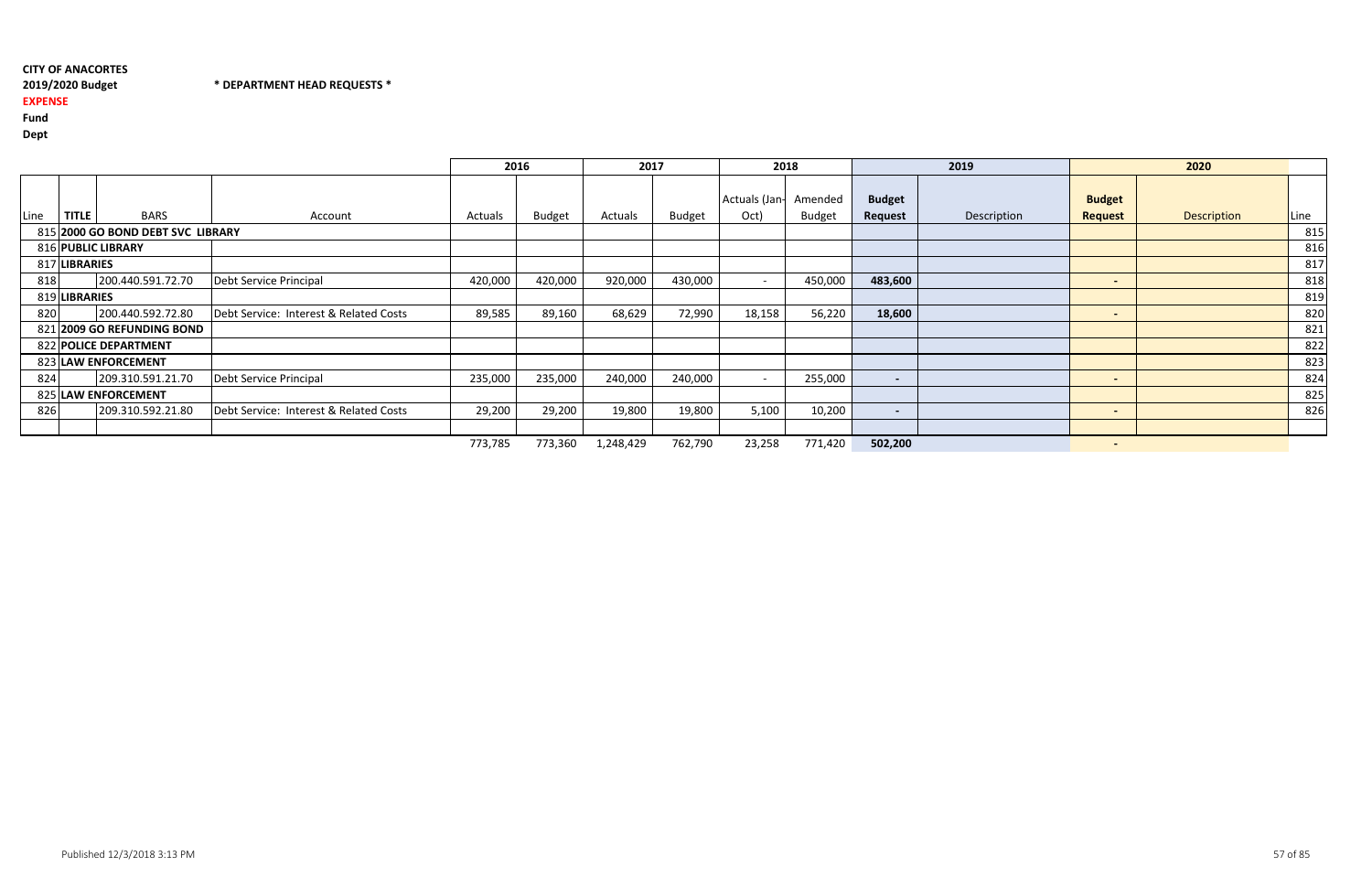**CITY OF ANACORTES**

**2019/2020 Budget** \* DEPARTMENT HEAD REQUESTS \*

**EXPENSE**

**Fund**

**Dept**

| | | | | 2016 | | 2017 | | 2018 | | 2019 | | 2020 | | |
|---|---|---|---|---|---|---|---|---|---|---|---|---|---|---|
| Line | TITLE | BARS | Account | Actuals | Budget | Actuals | Budget | Actuals (Jan-Oct) | Amended Budget | **Budget Request** | Description | **Budget Request** | Description | Line |
| 815 | **2000 GO BOND DEBT SVC LIBRARY** | | | | | | | | | | | | | 815 |
| 816 | **PUBLIC LIBRARY** | | | | | | | | | | | | | 816 |
| 817 | **LIBRARIES** | | | | | | | | | | | | | 817 |
| 818 | | 200.440.591.72.70 | Debt Service Principal | 420,000 | 420,000 | 920,000 | 430,000 | - | 450,000 | **483,600** | | - | | 818 |
| 819 | **LIBRARIES** | | | | | | | | | | | | | 819 |
| 820 | | 200.440.592.72.80 | Debt Service: Interest & Related Costs | 89,585 | 89,160 | 68,629 | 72,990 | 18,158 | 56,220 | **18,600** | | - | | 820 |
| 821 | **2009 GO REFUNDING BOND** | | | | | | | | | | | | | 821 |
| 822 | **POLICE DEPARTMENT** | | | | | | | | | | | | | 822 |
| 823 | **LAW ENFORCEMENT** | | | | | | | | | | | | | 823 |
| 824 | | 209.310.591.21.70 | Debt Service Principal | 235,000 | 235,000 | 240,000 | 240,000 | - | 255,000 | - | | - | | 824 |
| 825 | **LAW ENFORCEMENT** | | | | | | | | | | | | | 825 |
| 826 | | 209.310.592.21.80 | Debt Service: Interest & Related Costs | 29,200 | 29,200 | 19,800 | 19,800 | 5,100 | 10,200 | - | | - | | 826 |
| | | | | | | | | | | | | | | |
| | | | | 773,785 | 773,360 | 1,248,429 | 762,790 | 23,258 | 771,420 | **502,200** | | - | | |

Published 12/3/2018 3:13 PM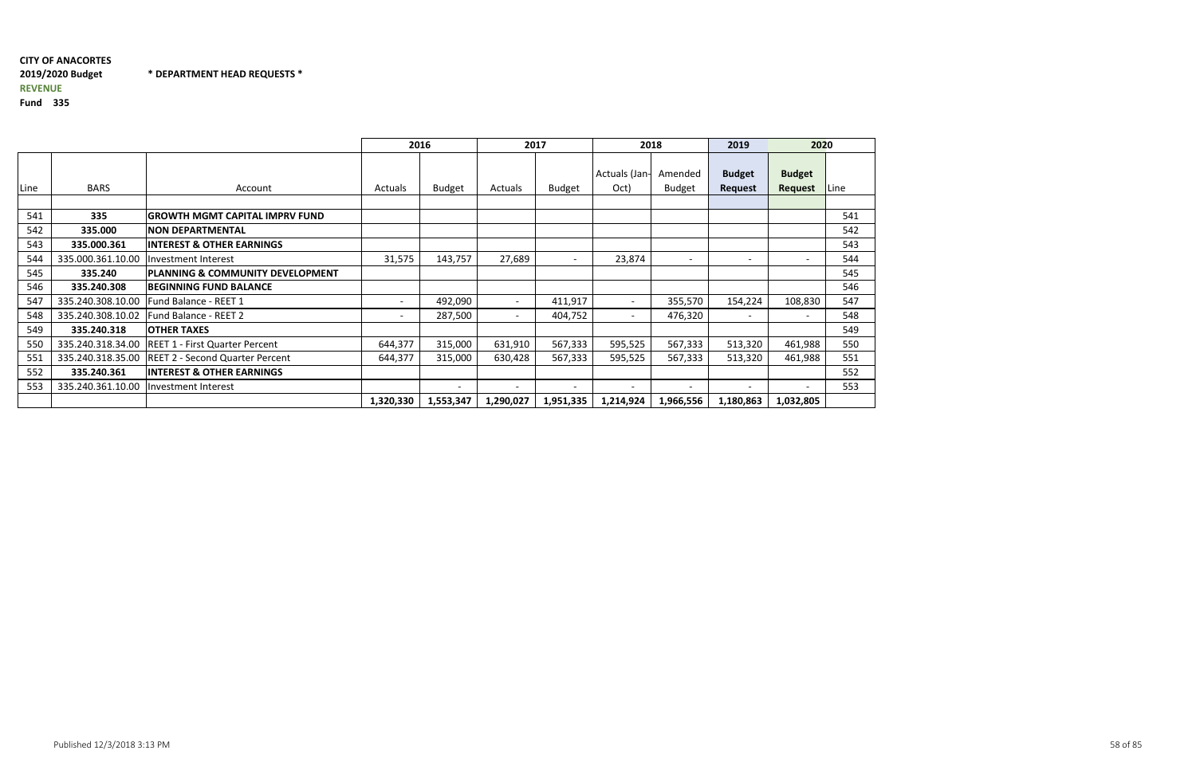**CITY OF ANACORTES**

**2019/2020 Budget** **\* DEPARTMENT HEAD REQUESTS \***

**REVENUE**

**Fund 335**

| | | | 2016 | | 2017 | | 2018 | | 2019 | 2020 | |
|---|---|---|---|---|---|---|---|---|---|---|---|
| Line | BARS | Account | Actuals | Budget | Actuals | Budget | Actuals (Jan-Oct) | Amended Budget | **Budget Request** | **Budget Request** | Line |
| 541 | **335** | **GROWTH MGMT CAPITAL IMPRV FUND** | | | | | | | | | 541 |
| 542 | **335.000** | **NON DEPARTMENTAL** | | | | | | | | | 542 |
| 543 | **335.000.361** | **INTEREST & OTHER EARNINGS** | | | | | | | | | 543 |
| 544 | 335.000.361.10.00 | Investment Interest | 31,575 | 143,757 | 27,689 | - | 23,874 | - | - | - | 544 |
| 545 | **335.240** | **PLANNING & COMMUNITY DEVELOPMENT** | | | | | | | | | 545 |
| 546 | **335.240.308** | **BEGINNING FUND BALANCE** | | | | | | | | | 546 |
| 547 | 335.240.308.10.00 | Fund Balance - REET 1 | - | 492,090 | - | 411,917 | - | 355,570 | 154,224 | 108,830 | 547 |
| 548 | 335.240.308.10.02 | Fund Balance - REET 2 | - | 287,500 | - | 404,752 | - | 476,320 | - | - | 548 |
| 549 | **335.240.318** | **OTHER TAXES** | | | | | | | | | 549 |
| 550 | 335.240.318.34.00 | REET 1 - First Quarter Percent | 644,377 | 315,000 | 631,910 | 567,333 | 595,525 | 567,333 | 513,320 | 461,988 | 550 |
| 551 | 335.240.318.35.00 | REET 2 - Second Quarter Percent | 644,377 | 315,000 | 630,428 | 567,333 | 595,525 | 567,333 | 513,320 | 461,988 | 551 |
| 552 | **335.240.361** | **INTEREST & OTHER EARNINGS** | | | | | | | | | 552 |
| 553 | 335.240.361.10.00 | Investment Interest | | - | - | - | - | - | - | - | 553 |
| | | | **1,320,330** | **1,553,347** | **1,290,027** | **1,951,335** | **1,214,924** | **1,966,556** | **1,180,863** | **1,032,805** | |

Published 12/3/2018 3:13 PM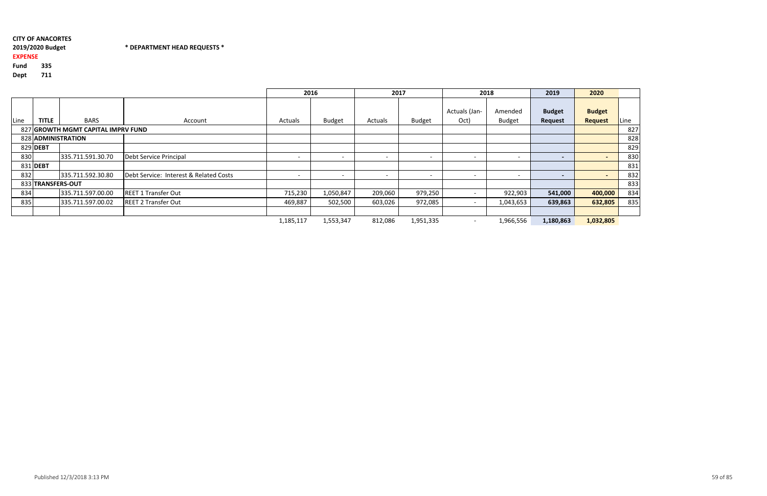**CITY OF ANACORTES**

**2019/2020 Budget** **\* DEPARTMENT HEAD REQUESTS \***

**EXPENSE**

**Fund 335**

**Dept 711**

| Line | TITLE | BARS | Account | 2016 Actuals | 2016 Budget | 2017 Actuals | 2017 Budget | 2018 Actuals (Jan-Oct) | 2018 Amended Budget | 2019 Budget Request | 2020 Budget Request | Line |
|---|---|---|---|---|---|---|---|---|---|---|---|---|
| 827 | **GROWTH MGMT CAPITAL IMPRV FUND** | | | | | | | | | | | 827 |
| 828 | **ADMINISTRATION** | | | | | | | | | | | 828 |
| 829 | **DEBT** | | | | | | | | | | | 829 |
| 830 | | 335.711.591.30.70 | Debt Service Principal | - | - | - | - | - | - | **-** | **-** | 830 |
| 831 | **DEBT** | | | | | | | | | | | 831 |
| 832 | | 335.711.592.30.80 | Debt Service: Interest & Related Costs | - | - | - | - | - | - | **-** | **-** | 832 |
| 833 | **TRANSFERS-OUT** | | | | | | | | | | | 833 |
| 834 | | 335.711.597.00.00 | REET 1 Transfer Out | 715,230 | 1,050,847 | 209,060 | 979,250 | - | 922,903 | **541,000** | **400,000** | 834 |
| 835 | | 335.711.597.00.02 | REET 2 Transfer Out | 469,887 | 502,500 | 603,026 | 972,085 | - | 1,043,653 | **639,863** | **632,805** | 835 |
| | | | | | | | | | | | | |
| | | | | 1,185,117 | 1,553,347 | 812,086 | 1,951,335 | - | 1,966,556 | **1,180,863** | **1,032,805** | |

Published 12/3/2018 3:13 PM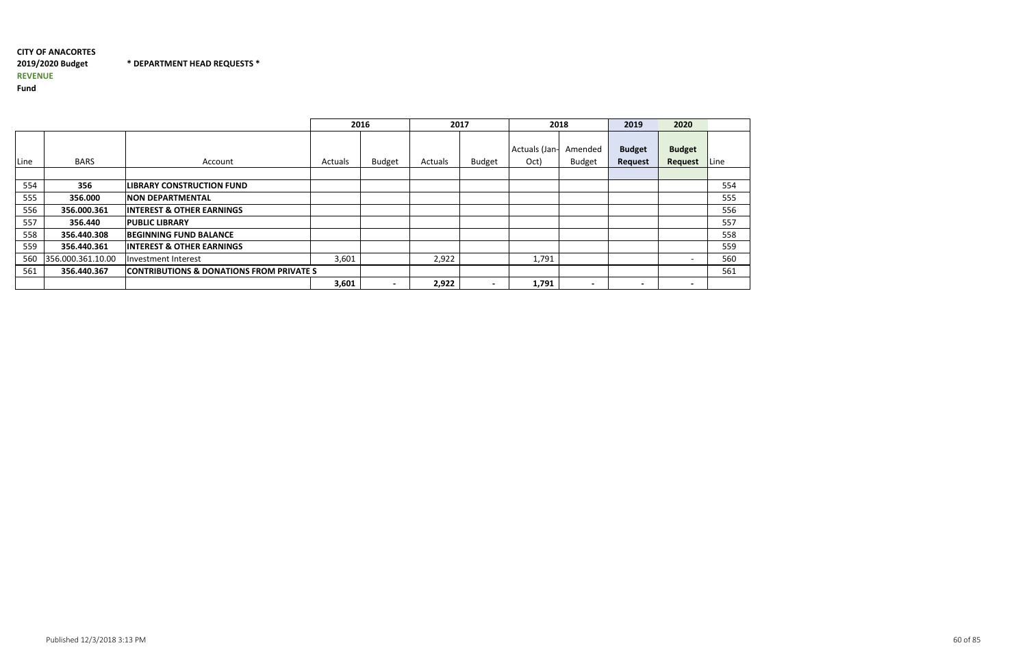**CITY OF ANACORTES**
**2019/2020 Budget** **\* DEPARTMENT HEAD REQUESTS \***
**REVENUE**
**Fund**

| | | | 2016 | | 2017 | | 2018 | | 2019 | 2020 | |
|---|---|---|---|---|---|---|---|---|---|---|---|
| Line | BARS | Account | Actuals | Budget | Actuals | Budget | Actuals (Jan-Oct) | Amended Budget | **Budget Request** | **Budget Request** | Line |
| 554 | **356** | **LIBRARY CONSTRUCTION FUND** | | | | | | | | | 554 |
| 555 | **356.000** | **NON DEPARTMENTAL** | | | | | | | | | 555 |
| 556 | **356.000.361** | **INTEREST & OTHER EARNINGS** | | | | | | | | | 556 |
| 557 | **356.440** | **PUBLIC LIBRARY** | | | | | | | | | 557 |
| 558 | **356.440.308** | **BEGINNING FUND BALANCE** | | | | | | | | | 558 |
| 559 | **356.440.361** | **INTEREST & OTHER EARNINGS** | | | | | | | | | 559 |
| 560 | 356.000.361.10.00 | Investment Interest | 3,601 | | 2,922 | | 1,791 | | | - | 560 |
| 561 | **356.440.367** | **CONTRIBUTIONS & DONATIONS FROM PRIVATE S** | | | | | | | | | 561 |
| | | | **3,601** | **-** | **2,922** | **-** | **1,791** | **-** | **-** | **-** | |

Published 12/3/2018 3:13 PM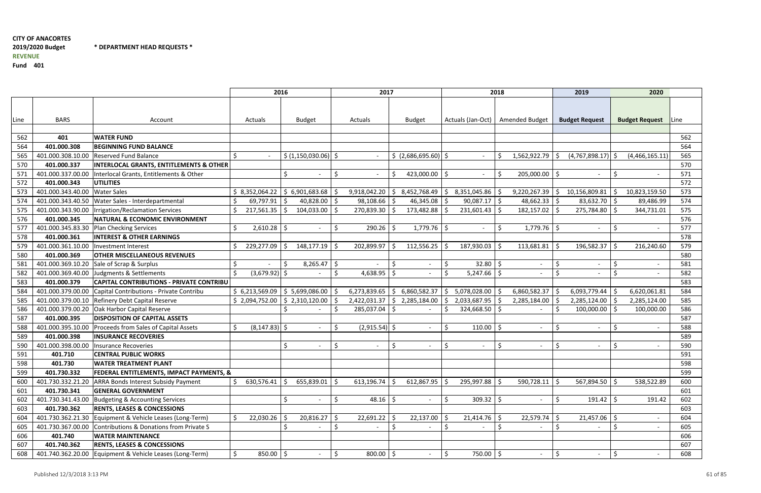**CITY OF ANACORTES**
**2019/2020 Budget** **\* DEPARTMENT HEAD REQUESTS \***
**REVENUE**
**Fund 401**

| | | | 2016 | | 2017 | | 2018 | | 2019 | 2020 | |
|---|---|---|---|---|---|---|---|---|---|---|---|
| Line | BARS | Account | Actuals | Budget | Actuals | Budget | Actuals (Jan-Oct) | Amended Budget | Budget Request | Budget Request | Line |
| 562 | **401** | **WATER FUND** | | | | | | | | | 562 |
| 564 | **401.000.308** | **BEGINNING FUND BALANCE** | | | | | | | | | 564 |
| 565 | 401.000.308.10.00 | Reserved Fund Balance | $ - | $ (1,150,030.06) | $ - | $ (2,686,695.60) | $ - | $ 1,562,922.79 | $ (4,767,898.17) | $ (4,466,165.11) | 565 |
| 570 | **401.000.337** | **INTERLOCAL GRANTS, ENTITLEMENTS & OTHER** | | | | | | | | | 570 |
| 571 | 401.000.337.00.00 | Interlocal Grants, Entitlements & Other | | $ - | $ - | $ 423,000.00 | $ - | $ 205,000.00 | $ - | $ - | 571 |
| 572 | **401.000.343** | **UTILITIES** | | | | | | | | | 572 |
| 573 | 401.000.343.40.00 | Water Sales | $ 8,352,064.22 | $ 6,901,683.68 | $ 9,918,042.20 | $ 8,452,768.49 | $ 8,351,045.86 | $ 9,220,267.39 | $ 10,156,809.81 | $ 10,823,159.50 | 573 |
| 574 | 401.000.343.40.50 | Water Sales - Interdepartmental | $ 69,797.91 | $ 40,828.00 | $ 98,108.66 | $ 46,345.08 | $ 90,087.17 | $ 48,662.33 | $ 83,632.70 | $ 89,486.99 | 574 |
| 575 | 401.000.343.90.00 | Irrigation/Reclamation Services | $ 217,561.35 | $ 104,033.00 | $ 270,839.30 | $ 173,482.88 | $ 231,601.43 | $ 182,157.02 | $ 275,784.80 | $ 344,731.01 | 575 |
| 576 | **401.000.345** | **NATURAL & ECONOMIC ENVIRONMENT** | | | | | | | | | 576 |
| 577 | 401.000.345.83.30 | Plan Checking Services | $ 2,610.28 | $ - | $ 290.26 | $ 1,779.76 | $ - | $ 1,779.76 | $ - | $ - | 577 |
| 578 | **401.000.361** | **INTEREST & OTHER EARNINGS** | | | | | | | | | 578 |
| 579 | 401.000.361.10.00 | Investment Interest | $ 229,277.09 | $ 148,177.19 | $ 202,899.97 | $ 112,556.25 | $ 187,930.03 | $ 113,681.81 | $ 196,582.37 | $ 216,240.60 | 579 |
| 580 | **401.000.369** | **OTHER MISCELLANEOUS REVENUES** | | | | | | | | | 580 |
| 581 | 401.000.369.10.20 | Sale of Scrap & Surplus | $ - | $ 8,265.47 | $ - | $ - | $ 32.80 | $ - | $ - | $ - | 581 |
| 582 | 401.000.369.40.00 | Judgments & Settlements | $ (3,679.92) | $ - | $ 4,638.95 | $ - | $ 5,247.66 | $ - | $ - | $ - | 582 |
| 583 | **401.000.379** | **CAPITAL CONTRIBUTIONS - PRIVATE CONTRIBU** | | | | | | | | | 583 |
| 584 | 401.000.379.00.00 | Capital Contributions - Private Contribu | $ 6,213,569.09 | $ 5,699,086.00 | $ 6,273,839.65 | $ 6,860,582.37 | $ 5,078,028.00 | $ 6,860,582.37 | $ 6,093,779.44 | $ 6,620,061.81 | 584 |
| 585 | 401.000.379.00.10 | Refinery Debt Capital Reserve | $ 2,094,752.00 | $ 2,310,120.00 | $ 2,422,031.37 | $ 2,285,184.00 | $ 2,033,687.95 | $ 2,285,184.00 | $ 2,285,124.00 | $ 2,285,124.00 | 585 |
| 586 | 401.000.379.00.20 | Oak Harbor Capital Reserve | | $ - | $ 285,037.04 | $ - | $ 324,668.50 | $ - | $ 100,000.00 | $ 100,000.00 | 586 |
| 587 | **401.000.395** | **DISPOSITION OF CAPITAL ASSETS** | | | | | | | | | 587 |
| 588 | 401.000.395.10.00 | Proceeds from Sales of Capital Assets | $ (8,147.83) | $ - | $ (2,915.54) | $ - | $ 110.00 | $ - | $ - | $ - | 588 |
| 589 | **401.000.398** | **INSURANCE RECOVERIES** | | | | | | | | | 589 |
| 590 | 401.000.398.00.00 | Insurance Recoveries | | $ - | $ - | $ - | $ - | $ - | $ - | $ - | 590 |
| 591 | **401.710** | **CENTRAL PUBLIC WORKS** | | | | | | | | | 591 |
| 598 | **401.730** | **WATER TREATMENT PLANT** | | | | | | | | | 598 |
| 599 | **401.730.332** | **FEDERAL ENTITLEMENTS, IMPACT PAYMENTS, &** | | | | | | | | | 599 |
| 600 | 401.730.332.21.20 | ARRA Bonds Interest Subsidy Payment | $ 630,576.41 | $ 655,839.01 | $ 613,196.74 | $ 612,867.95 | $ 295,997.88 | $ 590,728.11 | $ 567,894.50 | $ 538,522.89 | 600 |
| 601 | **401.730.341** | **GENERAL GOVERNMENT** | | | | | | | | | 601 |
| 602 | 401.730.341.43.00 | Budgeting & Accounting Services | | $ - | $ 48.16 | $ - | $ 309.32 | $ - | $ 191.42 | $ 191.42 | 602 |
| 603 | **401.730.362** | **RENTS, LEASES & CONCESSIONS** | | | | | | | | | 603 |
| 604 | 401.730.362.21.30 | Equipment & Vehicle Leases (Long-Term) | $ 22,030.26 | $ 20,816.27 | $ 22,691.22 | $ 22,137.00 | $ 21,414.76 | $ 22,579.74 | $ 21,457.06 | $ - | 604 |
| 605 | 401.730.367.00.00 | Contributions & Donations from Private S | | $ - | $ - | $ - | $ - | $ - | $ - | $ - | 605 |
| 606 | **401.740** | **WATER MAINTENANCE** | | | | | | | | | 606 |
| 607 | **401.740.362** | **RENTS, LEASES & CONCESSIONS** | | | | | | | | | 607 |
| 608 | 401.740.362.20.00 | Equipment & Vehicle Leases (Long-Term) | $ 850.00 | $ - | $ 800.00 | $ - | $ 750.00 | $ - | $ - | $ - | 608 |

Published 12/3/2018 3:13 PM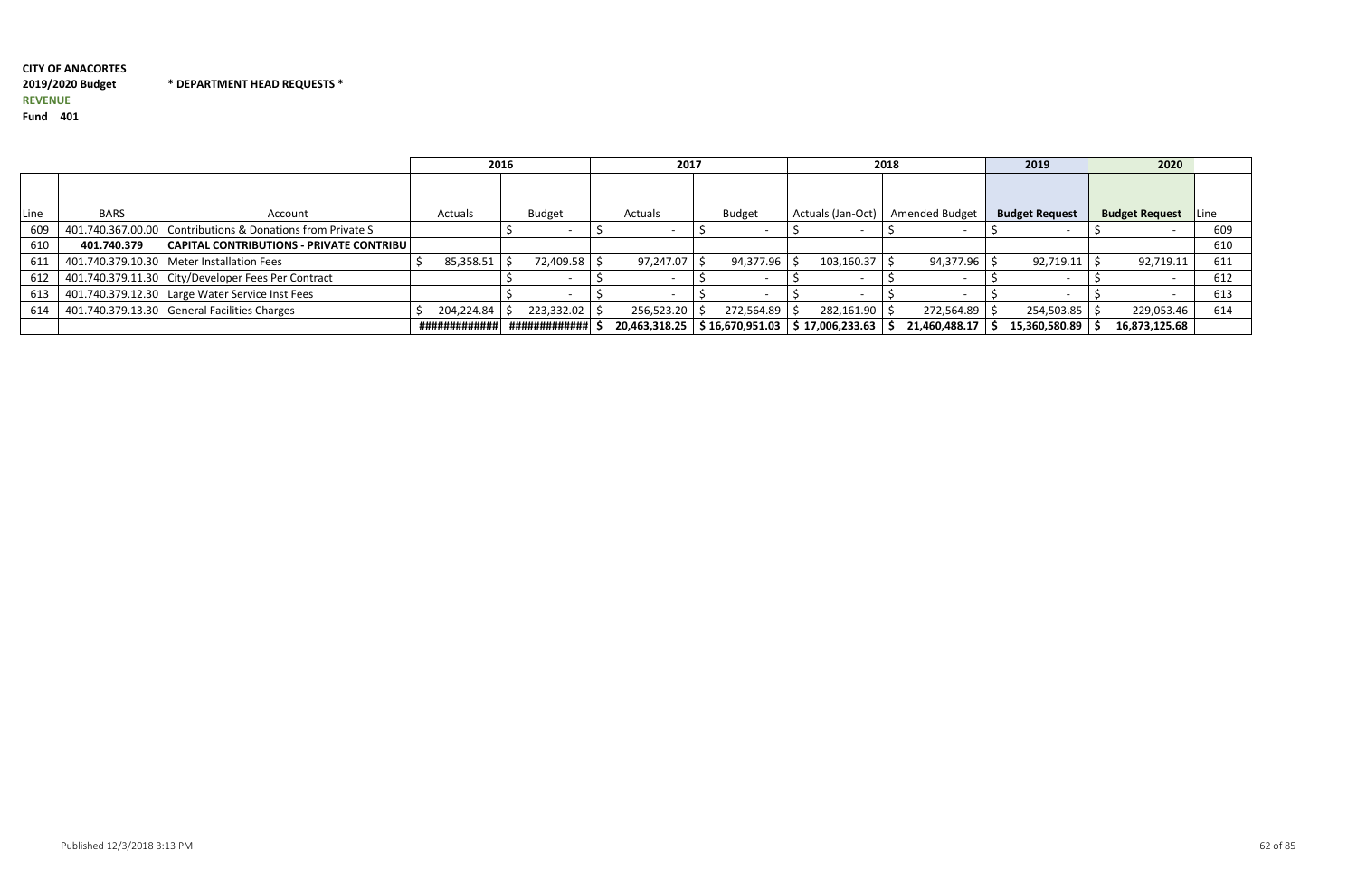**CITY OF ANACORTES**

**2019/2020 Budget** **\* DEPARTMENT HEAD REQUESTS \***

**REVENUE**

**Fund 401**

| | | | 2016 | | 2017 | | 2018 | | 2019 | 2020 | |
|---|---|---|---|---|---|---|---|---|---|---|---|
| Line | BARS | Account | Actuals | Budget | Actuals | Budget | Actuals (Jan-Oct) | Amended Budget | **Budget Request** | **Budget Request** | Line |
| 609 | 401.740.367.00.00 | Contributions & Donations from Private S | | $ - | $ - | $ - | $ - | $ - | $ - | $ - | 609 |
| 610 | **401.740.379** | **CAPITAL CONTRIBUTIONS - PRIVATE CONTRIBU** | | | | | | | | | 610 |
| 611 | 401.740.379.10.30 | Meter Installation Fees | $ 85,358.51 | $ 72,409.58 | $ 97,247.07 | $ 94,377.96 | $ 103,160.37 | $ 94,377.96 | $ 92,719.11 | $ 92,719.11 | 611 |
| 612 | 401.740.379.11.30 | City/Developer Fees Per Contract | | $ - | $ - | $ - | $ - | $ - | $ - | $ - | 612 |
| 613 | 401.740.379.12.30 | Large Water Service Inst Fees | | $ - | $ - | $ - | $ - | $ - | $ - | $ - | 613 |
| 614 | 401.740.379.13.30 | General Facilities Charges | $ 204,224.84 | $ 223,332.02 | $ 256,523.20 | $ 272,564.89 | $ 282,161.90 | $ 272,564.89 | $ 254,503.85 | $ 229,053.46 | 614 |
| | | | ############# | ############# | **$ 20,463,318.25** | **$ 16,670,951.03** | **$ 17,006,233.63** | **$ 21,460,488.17** | **$ 15,360,580.89** | **$ 16,873,125.68** | |

Published 12/3/2018 3:13 PM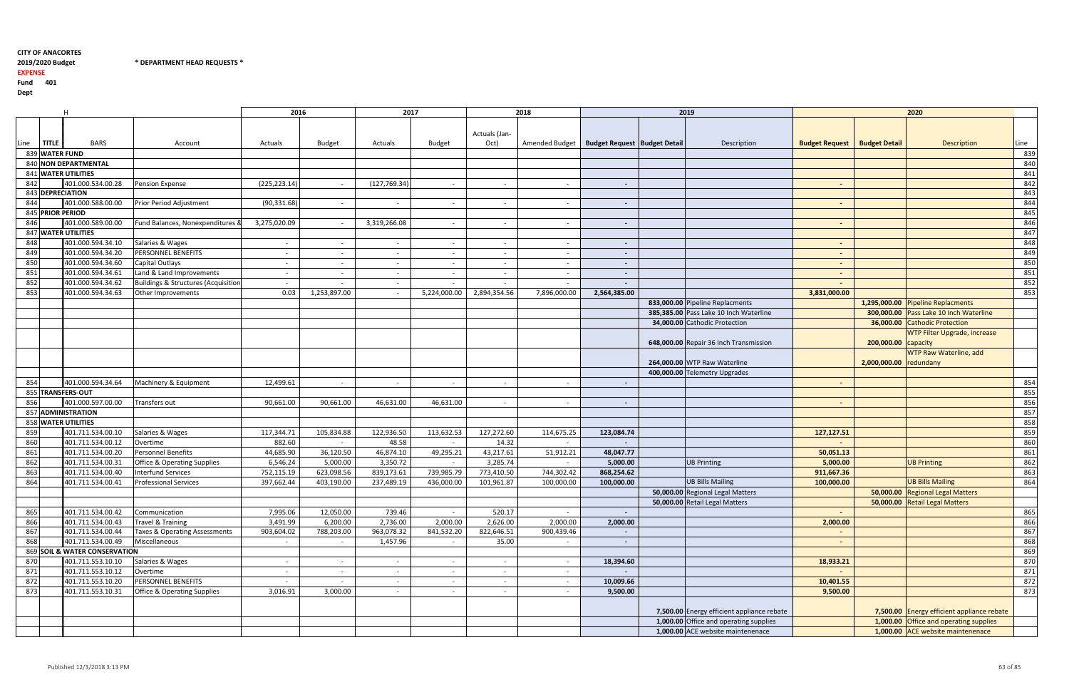**CITY OF ANACORTES**
**2019/2020 Budget** **\* DEPARTMENT HEAD REQUESTS \***
**EXPENSE**
**Fund 401**
**Dept**

| | H | | | 2016 | | 2017 | | 2018 | | | 2019 | | | 2020 | | | |
|---|---|---|---|---|---|---|---|---|---|---|---|---|---|---|---|---|---|
| Line | TITLE | BARS | Account | Actuals | Budget | Actuals | Budget | Actuals (Jan-Oct) | Amended Budget | Budget Request | Budget Detail | Description | Budget Request | Budget Detail | Description | Line |
| 839 | WATER FUND | | | | | | | | | | | | | | | 839 |
| 840 | NON DEPARTMENTAL | | | | | | | | | | | | | | | 840 |
| 841 | WATER UTILITIES | | | | | | | | | | | | | | | 841 |
| 842 | | 401.000.534.00.28 | Pension Expense | (225,223.14) | - | (127,769.34) | - | - | - | - | | | - | | | 842 |
| 843 | DEPRECIATION | | | | | | | | | | | | | | | 843 |
| 844 | | 401.000.588.00.00 | Prior Period Adjustment | (90,331.68) | - | - | - | - | - | - | | | - | | | 844 |
| 845 | PRIOR PERIOD | | | | | | | | | | | | | | | 845 |
| 846 | | 401.000.589.00.00 | Fund Balances, Nonexpenditures & | 3,275,020.09 | - | 3,319,266.08 | - | - | - | - | | | - | | | 846 |
| 847 | WATER UTILITIES | | | | | | | | | | | | | | | 847 |
| 848 | | 401.000.594.34.10 | Salaries & Wages | - | - | - | - | - | - | - | | | - | | | 848 |
| 849 | | 401.000.594.34.20 | PERSONNEL BENEFITS | - | - | - | - | - | - | - | | | - | | | 849 |
| 850 | | 401.000.594.34.60 | Capital Outlays | - | - | - | - | - | - | - | | | - | | | 850 |
| 851 | | 401.000.594.34.61 | Land & Land Improvements | - | - | - | - | - | - | - | | | - | | | 851 |
| 852 | | 401.000.594.34.62 | Buildings & Structures (Acquisition | - | - | - | - | - | - | - | | | - | | | 852 |
| 853 | | 401.000.594.34.63 | Other Improvements | 0.03 | 1,253,897.00 | - | 5,224,000.00 | 2,894,354.56 | 7,896,000.00 | 2,564,385.00 | | | 3,831,000.00 | | | 853 |
| | | | | | | | | | | | 833,000.00 | Pipeline Replacments | | 1,295,000.00 | Pipeline Replacments | |
| | | | | | | | | | | | 385,385.00 | Pass Lake 10 Inch Waterline | | 300,000.00 | Pass Lake 10 Inch Waterline | |
| | | | | | | | | | | | 34,000.00 | Cathodic Protection | | 36,000.00 | Cathodic Protection | |
| | | | | | | | | | | | 648,000.00 | Repair 36 Inch Transmission | | 200,000.00 | WTP Filter Upgrade, increase capacity | |
| | | | | | | | | | | | 264,000.00 | WTP Raw Waterline | | 2,000,000.00 | WTP Raw Waterline, add redundany | |
| | | | | | | | | | | | 400,000.00 | Telemetry Upgrades | | | | |
| 854 | | 401.000.594.34.64 | Machinery & Equipment | 12,499.61 | - | - | - | - | - | - | | | - | | | 854 |
| 855 | TRANSFERS-OUT | | | | | | | | | | | | | | | 855 |
| 856 | | 401.000.597.00.00 | Transfers out | 90,661.00 | 90,661.00 | 46,631.00 | 46,631.00 | - | - | - | | | - | | | 856 |
| 857 | ADMINISTRATION | | | | | | | | | | | | | | | 857 |
| 858 | WATER UTILITIES | | | | | | | | | | | | | | | 858 |
| 859 | | 401.711.534.00.10 | Salaries & Wages | 117,344.71 | 105,834.88 | 122,936.50 | 113,632.53 | 127,272.60 | 114,675.25 | 123,084.74 | | | 127,127.51 | | | 859 |
| 860 | | 401.711.534.00.12 | Overtime | 882.60 | - | 48.58 | - | 14.32 | - | - | | | - | | | 860 |
| 861 | | 401.711.534.00.20 | Personnel Benefits | 44,685.90 | 36,120.50 | 46,874.10 | 49,295.21 | 43,217.61 | 51,912.21 | 48,047.77 | | | 50,051.13 | | | 861 |
| 862 | | 401.711.534.00.31 | Office & Operating Supplies | 6,546.24 | 5,000.00 | 3,350.72 | - | 3,285.74 | - | 5,000.00 | | UB Printing | 5,000.00 | | UB Printing | 862 |
| 863 | | 401.711.534.00.40 | Interfund Services | 752,115.19 | 623,098.56 | 839,173.61 | 739,985.79 | 773,410.50 | 744,302.42 | 868,254.62 | | | 911,667.36 | | | 863 |
| 864 | | 401.711.534.00.41 | Professional Services | 397,662.44 | 403,190.00 | 237,489.19 | 436,000.00 | 101,961.87 | 100,000.00 | 100,000.00 | | UB Bills Mailing | 100,000.00 | | UB Bills Mailing | 864 |
| | | | | | | | | | | | 50,000.00 | Regional Legal Matters | | 50,000.00 | Regional Legal Matters | |
| | | | | | | | | | | | 50,000.00 | Retail Legal Matters | | 50,000.00 | Retail Legal Matters | |
| 865 | | 401.711.534.00.42 | Communication | 7,995.06 | 12,050.00 | 739.46 | - | 520.17 | - | - | | | - | | | 865 |
| 866 | | 401.711.534.00.43 | Travel & Training | 3,491.99 | 6,200.00 | 2,736.00 | 2,000.00 | 2,626.00 | 2,000.00 | 2,000.00 | | | 2,000.00 | | | 866 |
| 867 | | 401.711.534.00.44 | Taxes & Operating Assessments | 903,604.02 | 788,203.00 | 963,078.32 | 841,532.20 | 822,646.51 | 900,439.46 | - | | | - | | | 867 |
| 868 | | 401.711.534.00.49 | Miscellaneous | - | - | 1,457.96 | - | 35.00 | - | - | | | - | | | 868 |
| 869 | SOIL & WATER CONSERVATION | | | | | | | | | | | | | | | 869 |
| 870 | | 401.711.553.10.10 | Salaries & Wages | - | - | - | - | - | - | 18,394.60 | | | 18,933.21 | | | 870 |
| 871 | | 401.711.553.10.12 | Overtime | - | - | - | - | - | - | - | | | - | | | 871 |
| 872 | | 401.711.553.10.20 | PERSONNEL BENEFITS | - | - | - | - | - | - | 10,009.66 | | | 10,401.55 | | | 872 |
| 873 | | 401.711.553.10.31 | Office & Operating Supplies | 3,016.91 | 3,000.00 | - | - | - | - | 9,500.00 | | | 9,500.00 | | | 873 |
| | | | | | | | | | | | 7,500.00 | Energy efficient appliance rebate | | 7,500.00 | Energy efficient appliance rebate | |
| | | | | | | | | | | | 1,000.00 | Office and operating supplies | | 1,000.00 | Office and operating supplies | |
| | | | | | | | | | | | 1,000.00 | ACE website maintenenace | | 1,000.00 | ACE website maintenenace | |

Published 12/3/2018 3:13 PM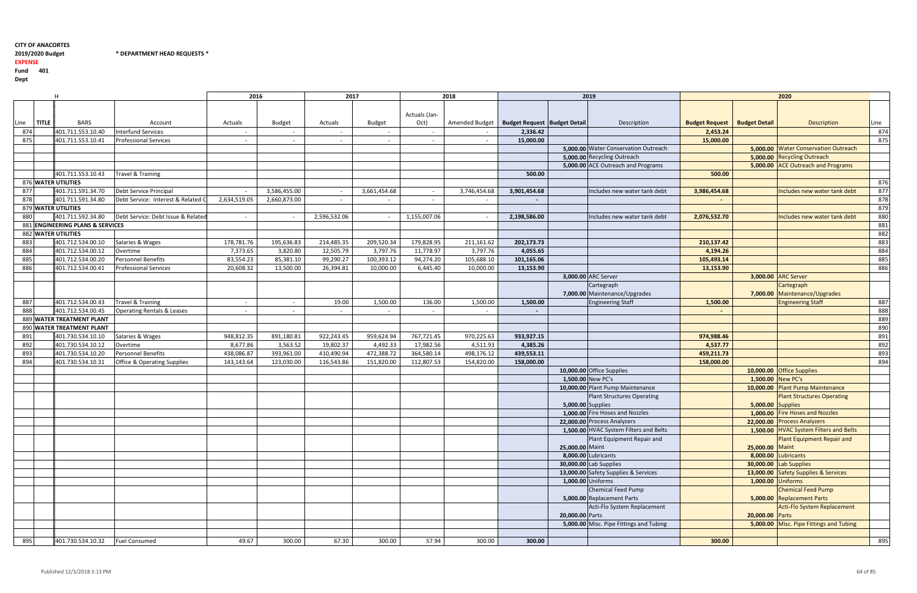**CITY OF ANACORTES**
**2019/2020 Budget** **\* DEPARTMENT HEAD REQUESTS \***
**EXPENSE**
**Fund 401**
**Dept**

| | H | | | 2016 | | 2017 | | 2018 | | 2019 | | | 2020 | | | |
|---|---|---|---|---|---|---|---|---|---|---|---|---|---|---|---|---|
| Line | TITLE | BARS | Account | Actuals | Budget | Actuals | Budget | Actuals (Jan-Oct) | Amended Budget | Budget Request | Budget Detail | Description | Budget Request | Budget Detail | Description | Line |
| 874 | | 401.711.553.10.40 | Interfund Services | - | - | - | - | - | - | 2,336.42 | | | 2,453.24 | | | 874 |
| 875 | | 401.711.553.10.41 | Professional Services | - | - | - | - | - | - | 15,000.00 | | | 15,000.00 | | | 875 |
| | | | | | | | | | | | 5,000.00 | Water Conservation Outreach | | 5,000.00 | Water Conservation Outreach | |
| | | | | | | | | | | | 5,000.00 | Recycling Outreach | | 5,000.00 | Recycling Outreach | |
| | | | | | | | | | | | 5,000.00 | ACE Outreach and Programs | | 5,000.00 | ACE Outreach and Programs | |
| | | 401.711.553.10.43 | Travel & Training | | | | | | | 500.00 | | | 500.00 | | | |
| 876 | WATER UTILITIES | | | | | | | | | | | | | | | 876 |
| 877 | | 401.711.591.34.70 | Debt Service Principal | - | 3,586,455.00 | - | 3,661,454.68 | - | 3,746,454.68 | 3,901,454.68 | | Includes new water tank debt | 3,986,454.68 | | Includes new water tank debt | 877 |
| 878 | | 401.711.591.34.80 | Debt Service: Interest & Related C | 2,634,519.05 | 2,660,873.00 | - | - | - | - | - | | | - | | | 878 |
| 879 | WATER UTILITIES | | | | | | | | | | | | | | | 879 |
| 880 | | 401.711.592.34.80 | Debt Service: Debt Issue & Related | - | - | 2,596,532.06 | - | 1,155,007.06 | - | 2,198,586.00 | | Includes new water tank debt | 2,076,532.70 | | Includes new water tank debt | 880 |
| 881 | ENGINEERING PLANS & SERVICES | | | | | | | | | | | | | | | 881 |
| 882 | WATER UTILITIES | | | | | | | | | | | | | | | 882 |
| 883 | | 401.712.534.00.10 | Salaries & Wages | 178,781.76 | 195,636.83 | 214,485.35 | 209,520.34 | 179,828.95 | 211,161.62 | 202,173.73 | | | 210,137.42 | | | 883 |
| 884 | | 401.712.534.00.12 | Overtime | 7,373.65 | 3,820.80 | 12,505.79 | 3,797.76 | 11,778.97 | 3,797.76 | 4,055.65 | | | 4,194.26 | | | 884 |
| 885 | | 401.712.534.00.20 | Personnel Benefits | 83,554.23 | 85,381.10 | 99,290.27 | 100,393.12 | 94,274.20 | 105,688.10 | 101,165.06 | | | 105,493.14 | | | 885 |
| 886 | | 401.712.534.00.41 | Professional Services | 20,608.32 | 13,500.00 | 26,394.81 | 10,000.00 | 6,445.40 | 10,000.00 | 13,153.90 | | | 13,153.90 | | | 886 |
| | | | | | | | | | | | 3,000.00 | ARC Server | | 3,000.00 | ARC Server | |
| | | | | | | | | | | | 7,000.00 | Cartegraph Maintenance/Upgrades | | 7,000.00 | Cartegraph Maintenance/Upgrades | |
| 887 | | 401.712.534.00.43 | Travel & Training | - | - | 19.00 | 1,500.00 | 136.00 | 1,500.00 | 1,500.00 | | Engineering Staff | 1,500.00 | | Engineering Staff | 887 |
| 888 | | 401.712.534.00.45 | Operating Rentals & Leases | - | - | - | - | - | - | - | | | - | | | 888 |
| 889 | WATER TREATMENT PLANT | | | | | | | | | | | | | | | 889 |
| 890 | WATER TREATMENT PLANT | | | | | | | | | | | | | | | 890 |
| 891 | | 401.730.534.10.10 | Salaries & Wages | 948,812.35 | 891,180.81 | 922,243.45 | 959,624.94 | 767,721.45 | 970,225.63 | 933,927.15 | | | 974,988.46 | | | 891 |
| 892 | | 401.730.534.10.12 | Overtime | 8,677.86 | 3,563.52 | 19,802.37 | 4,492.33 | 17,982.56 | 4,511.93 | 4,385.26 | | | 4,537.77 | | | 892 |
| 893 | | 401.730.534.10.20 | Personnel Benefits | 438,086.87 | 393,961.00 | 410,490.94 | 472,388.72 | 364,580.14 | 498,176.12 | 439,553.11 | | | 459,211.73 | | | 893 |
| 894 | | 401.730.534.10.31 | Office & Operating Supplies | 143,143.64 | 123,030.00 | 116,543.86 | 151,820.00 | 112,807.53 | 154,820.00 | 158,000.00 | | | 158,000.00 | | | 894 |
| | | | | | | | | | | | 10,000.00 | Office Supplies | | 10,000.00 | Office Supplies | |
| | | | | | | | | | | | 1,500.00 | New PC's | | 1,500.00 | New PC's | |
| | | | | | | | | | | | 10,000.00 | Plant Pump Maintenance | | 10,000.00 | Plant Pump Maintenance | |
| | | | | | | | | | | | 5,000.00 | Plant Structures Operating Supplies | | 5,000.00 | Plant Structures Operating Supplies | |
| | | | | | | | | | | | 1,000.00 | Fire Hoses and Nozzles | | 1,000.00 | Fire Hoses and Nozzles | |
| | | | | | | | | | | | 22,000.00 | Process Analyzers | | 22,000.00 | Process Analyzers | |
| | | | | | | | | | | | 1,500.00 | HVAC System Filters and Belts | | 1,500.00 | HVAC System Filters and Belts | |
| | | | | | | | | | | | 25,000.00 | Plant Equipment Repair and Maint | | 25,000.00 | Plant Equipment Repair and Maint | |
| | | | | | | | | | | | 8,000.00 | Lubricants | | 8,000.00 | Lubricants | |
| | | | | | | | | | | | 30,000.00 | Lab Supplies | | 30,000.00 | Lab Supplies | |
| | | | | | | | | | | | 13,000.00 | Safety Supplies & Services | | 13,000.00 | Safety Supplies & Services | |
| | | | | | | | | | | | 1,000.00 | Uniforms | | 1,000.00 | Uniforms | |
| | | | | | | | | | | | 5,000.00 | Chemical Feed Pump Replacement Parts | | 5,000.00 | Chemical Feed Pump Replacement Parts | |
| | | | | | | | | | | | 20,000.00 | Acti-Flo System Replacement Parts | | 20,000.00 | Acti-Flo System Replacement Parts | |
| | | | | | | | | | | | 5,000.00 | Misc. Pipe Fittings and Tubing | | 5,000.00 | Misc. Pipe Fittings and Tubing | |
| 895 | | 401.730.534.10.32 | Fuel Consumed | 49.67 | 300.00 | 67.30 | 300.00 | 57.94 | 300.00 | 300.00 | | | 300.00 | | | 895 |

Published 12/3/2018 3:13 PM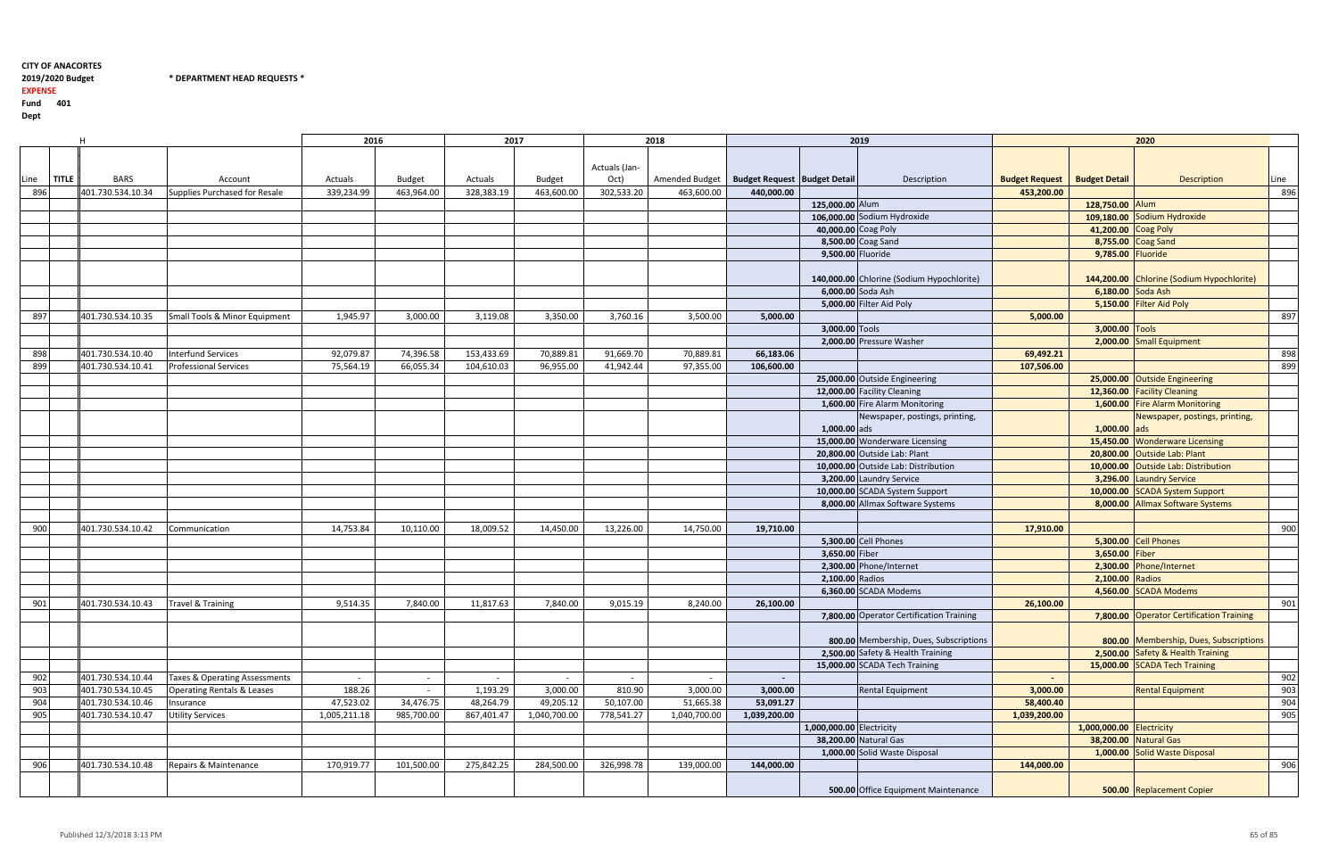**CITY OF ANACORTES**
**2019/2020 Budget** **\* DEPARTMENT HEAD REQUESTS \***
**EXPENSE**
**Fund 401**
**Dept**

| | H | | | 2016 | | 2017 | | 2018 | | 2019 | | | 2020 | | | |
|---|---|---|---|---|---|---|---|---|---|---|---|---|---|---|---|---|
| Line | TITLE | BARS | Account | Actuals | Budget | Actuals | Budget | Actuals (Jan-Oct) | Amended Budget | Budget Request | Budget Detail | Description | Budget Request | Budget Detail | Description | Line |
| 896 | | 401.730.534.10.34 | Supplies Purchased for Resale | 339,234.99 | 463,964.00 | 328,383.19 | 463,600.00 | 302,533.20 | 463,600.00 | 440,000.00 | | | 453,200.00 | | | 896 |
| | | | | | | | | | | | 125,000.00 | Alum | | 128,750.00 | Alum | |
| | | | | | | | | | | | 106,000.00 | Sodium Hydroxide | | 109,180.00 | Sodium Hydroxide | |
| | | | | | | | | | | | 40,000.00 | Coag Poly | | 41,200.00 | Coag Poly | |
| | | | | | | | | | | | 8,500.00 | Coag Sand | | 8,755.00 | Coag Sand | |
| | | | | | | | | | | | 9,500.00 | Fluoride | | 9,785.00 | Fluoride | |
| | | | | | | | | | | | 140,000.00 | Chlorine (Sodium Hypochlorite) | | 144,200.00 | Chlorine (Sodium Hypochlorite) | |
| | | | | | | | | | | | 6,000.00 | Soda Ash | | 6,180.00 | Soda Ash | |
| | | | | | | | | | | | 5,000.00 | Filter Aid Poly | | 5,150.00 | Filter Aid Poly | |
| 897 | | 401.730.534.10.35 | Small Tools & Minor Equipment | 1,945.97 | 3,000.00 | 3,119.08 | 3,350.00 | 3,760.16 | 3,500.00 | 5,000.00 | | | 5,000.00 | | | 897 |
| | | | | | | | | | | | 3,000.00 | Tools | | 3,000.00 | Tools | |
| | | | | | | | | | | | 2,000.00 | Pressure Washer | | 2,000.00 | Small Equipment | |
| 898 | | 401.730.534.10.40 | Interfund Services | 92,079.87 | 74,396.58 | 153,433.69 | 70,889.81 | 91,669.70 | 70,889.81 | 66,183.06 | | | 69,492.21 | | | 898 |
| 899 | | 401.730.534.10.41 | Professional Services | 75,564.19 | 66,055.34 | 104,610.03 | 96,955.00 | 41,942.44 | 97,355.00 | 106,600.00 | | | 107,506.00 | | | 899 |
| | | | | | | | | | | | 25,000.00 | Outside Engineering | | 25,000.00 | Outside Engineering | |
| | | | | | | | | | | | 12,000.00 | Facility Cleaning | | 12,360.00 | Facility Cleaning | |
| | | | | | | | | | | | 1,600.00 | Fire Alarm Monitoring | | 1,600.00 | Fire Alarm Monitoring | |
| | | | | | | | | | | | 1,000.00 | Newspaper, postings, printing, ads | | 1,000.00 | Newspaper, postings, printing, ads | |
| | | | | | | | | | | | 15,000.00 | Wonderware Licensing | | 15,450.00 | Wonderware Licensing | |
| | | | | | | | | | | | 20,800.00 | Outside Lab: Plant | | 20,800.00 | Outside Lab: Plant | |
| | | | | | | | | | | | 10,000.00 | Outside Lab: Distribution | | 10,000.00 | Outside Lab: Distribution | |
| | | | | | | | | | | | 3,200.00 | Laundry Service | | 3,296.00 | Laundry Service | |
| | | | | | | | | | | | 10,000.00 | SCADA System Support | | 10,000.00 | SCADA System Support | |
| | | | | | | | | | | | 8,000.00 | Allmax Software Systems | | 8,000.00 | Allmax Software Systems | |
| 900 | | 401.730.534.10.42 | Communication | 14,753.84 | 10,110.00 | 18,009.52 | 14,450.00 | 13,226.00 | 14,750.00 | 19,710.00 | | | 17,910.00 | | | 900 |
| | | | | | | | | | | | 5,300.00 | Cell Phones | | 5,300.00 | Cell Phones | |
| | | | | | | | | | | | 3,650.00 | Fiber | | 3,650.00 | Fiber | |
| | | | | | | | | | | | 2,300.00 | Phone/Internet | | 2,300.00 | Phone/Internet | |
| | | | | | | | | | | | 2,100.00 | Radios | | 2,100.00 | Radios | |
| | | | | | | | | | | | 6,360.00 | SCADA Modems | | 4,560.00 | SCADA Modems | |
| 901 | | 401.730.534.10.43 | Travel & Training | 9,514.35 | 7,840.00 | 11,817.63 | 7,840.00 | 9,015.19 | 8,240.00 | 26,100.00 | | | 26,100.00 | | | 901 |
| | | | | | | | | | | | 7,800.00 | Operator Certification Training | | 7,800.00 | Operator Certification Training | |
| | | | | | | | | | | | 800.00 | Membership, Dues, Subscriptions | | 800.00 | Membership, Dues, Subscriptions | |
| | | | | | | | | | | | 2,500.00 | Safety & Health Training | | 2,500.00 | Safety & Health Training | |
| | | | | | | | | | | | 15,000.00 | SCADA Tech Training | | 15,000.00 | SCADA Tech Training | |
| 902 | | 401.730.534.10.44 | Taxes & Operating Assessments | - | - | - | - | - | - | - | | | - | | | 902 |
| 903 | | 401.730.534.10.45 | Operating Rentals & Leases | 188.26 | - | 1,193.29 | 3,000.00 | 810.90 | 3,000.00 | 3,000.00 | | Rental Equipment | 3,000.00 | | Rental Equipment | 903 |
| 904 | | 401.730.534.10.46 | Insurance | 47,523.02 | 34,476.75 | 48,264.79 | 49,205.12 | 50,107.00 | 51,665.38 | 53,091.27 | | | 58,400.40 | | | 904 |
| 905 | | 401.730.534.10.47 | Utility Services | 1,005,211.18 | 985,700.00 | 867,401.47 | 1,040,700.00 | 778,541.27 | 1,040,700.00 | 1,039,200.00 | | | 1,039,200.00 | | | 905 |
| | | | | | | | | | | | 1,000,000.00 | Electricity | | 1,000,000.00 | Electricity | |
| | | | | | | | | | | | 38,200.00 | Natural Gas | | 38,200.00 | Natural Gas | |
| | | | | | | | | | | | 1,000.00 | Solid Waste Disposal | | 1,000.00 | Solid Waste Disposal | |
| 906 | | 401.730.534.10.48 | Repairs & Maintenance | 170,919.77 | 101,500.00 | 275,842.25 | 284,500.00 | 326,998.78 | 139,000.00 | 144,000.00 | | | 144,000.00 | | | 906 |
| | | | | | | | | | | | 500.00 | Office Equipment Maintenance | | 500.00 | Replacement Copier | |

Published 12/3/2018 3:13 PM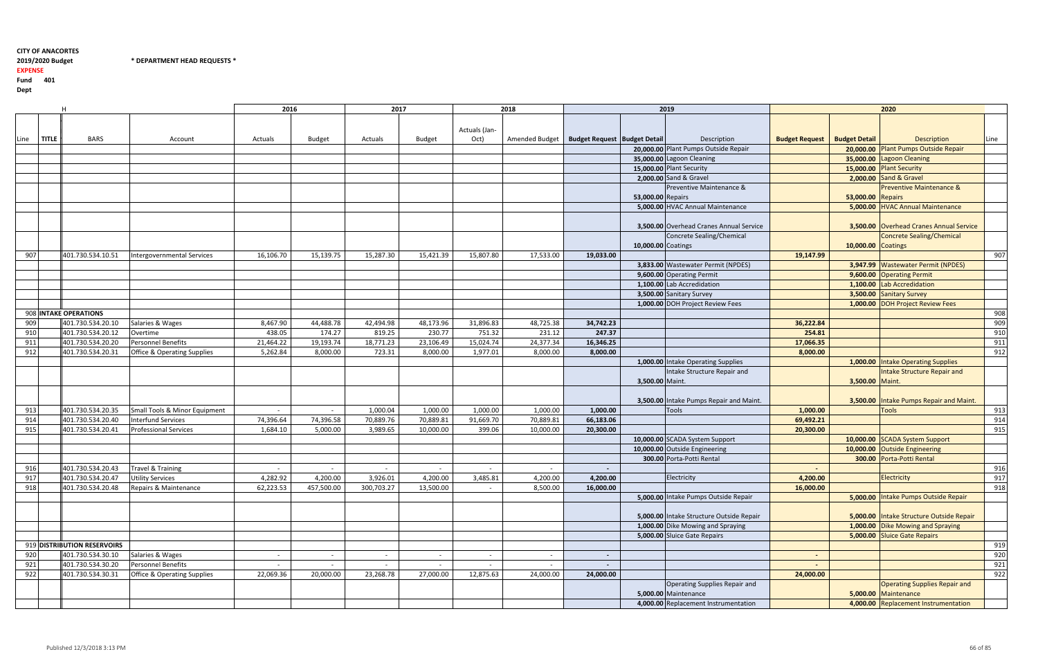**CITY OF ANACORTES**
**2019/2020 Budget** **\* DEPARTMENT HEAD REQUESTS \***
**EXPENSE**
**Fund 401**
**Dept**

| | H | | | 2016 | | 2017 | | 2018 | | 2019 | | | 2020 | | | |
|---|---|---|---|---|---|---|---|---|---|---|---|---|---|---|---|---|
| Line | TITLE | BARS | Account | Actuals | Budget | Actuals | Budget | Actuals (Jan-Oct) | Amended Budget | Budget Request | Budget Detail | Description | Budget Request | Budget Detail | Description | Line |
| | | | | | | | | | | | 20,000.00 | Plant Pumps Outside Repair | | 20,000.00 | Plant Pumps Outside Repair | |
| | | | | | | | | | | | 35,000.00 | Lagoon Cleaning | | 35,000.00 | Lagoon Cleaning | |
| | | | | | | | | | | | 15,000.00 | Plant Security | | 15,000.00 | Plant Security | |
| | | | | | | | | | | | 2,000.00 | Sand & Gravel | | 2,000.00 | Sand & Gravel | |
| | | | | | | | | | | | 53,000.00 | Preventive Maintenance & Repairs | | 53,000.00 | Preventive Maintenance & Repairs | |
| | | | | | | | | | | | 5,000.00 | HVAC Annual Maintenance | | 5,000.00 | HVAC Annual Maintenance | |
| | | | | | | | | | | | 3,500.00 | Overhead Cranes Annual Service | | 3,500.00 | Overhead Cranes Annual Service | |
| | | | | | | | | | | | 10,000.00 | Concrete Sealing/Chemical Coatings | | 10,000.00 | Concrete Sealing/Chemical Coatings | |
| 907 | | 401.730.534.10.51 | Intergovernmental Services | 16,106.70 | 15,139.75 | 15,287.30 | 15,421.39 | 15,807.80 | 17,533.00 | 19,033.00 | | | 19,147.99 | | | 907 |
| | | | | | | | | | | | 3,833.00 | Wastewater Permit (NPDES) | | 3,947.99 | Wastewater Permit (NPDES) | |
| | | | | | | | | | | | 9,600.00 | Operating Permit | | 9,600.00 | Operating Permit | |
| | | | | | | | | | | | 1,100.00 | Lab Accredidation | | 1,100.00 | Lab Accredidation | |
| | | | | | | | | | | | 3,500.00 | Sanitary Survey | | 3,500.00 | Sanitary Survey | |
| | | | | | | | | | | | 1,000.00 | DOH Project Review Fees | | 1,000.00 | DOH Project Review Fees | |
| 908 | **INTAKE OPERATIONS** | | | | | | | | | | | | | | | 908 |
| 909 | | 401.730.534.20.10 | Salaries & Wages | 8,467.90 | 44,488.78 | 42,494.98 | 48,173.96 | 31,896.83 | 48,725.38 | 34,742.23 | | | 36,222.84 | | | 909 |
| 910 | | 401.730.534.20.12 | Overtime | 438.05 | 174.27 | 819.25 | 230.77 | 751.32 | 231.12 | 247.37 | | | 254.81 | | | 910 |
| 911 | | 401.730.534.20.20 | Personnel Benefits | 21,464.22 | 19,193.74 | 18,771.23 | 23,106.49 | 15,024.74 | 24,377.34 | 16,346.25 | | | 17,066.35 | | | 911 |
| 912 | | 401.730.534.20.31 | Office & Operating Supplies | 5,262.84 | 8,000.00 | 723.31 | 8,000.00 | 1,977.01 | 8,000.00 | 8,000.00 | | | 8,000.00 | | | 912 |
| | | | | | | | | | | | 1,000.00 | Intake Operating Supplies | | 1,000.00 | Intake Operating Supplies | |
| | | | | | | | | | | | 3,500.00 | Intake Structure Repair and Maint. | | 3,500.00 | Intake Structure Repair and Maint. | |
| | | | | | | | | | | | 3,500.00 | Intake Pumps Repair and Maint. | | 3,500.00 | Intake Pumps Repair and Maint. | |
| 913 | | 401.730.534.20.35 | Small Tools & Minor Equipment | - | - | 1,000.04 | 1,000.00 | 1,000.00 | 1,000.00 | 1,000.00 | | Tools | 1,000.00 | | Tools | 913 |
| 914 | | 401.730.534.20.40 | Interfund Services | 74,396.64 | 74,396.58 | 70,889.76 | 70,889.81 | 91,669.70 | 70,889.81 | 66,183.06 | | | 69,492.21 | | | 914 |
| 915 | | 401.730.534.20.41 | Professional Services | 1,684.10 | 5,000.00 | 3,989.65 | 10,000.00 | 399.06 | 10,000.00 | 20,300.00 | | | 20,300.00 | | | 915 |
| | | | | | | | | | | | 10,000.00 | SCADA System Support | | 10,000.00 | SCADA System Support | |
| | | | | | | | | | | | 10,000.00 | Outside Engineering | | 10,000.00 | Outside Engineering | |
| | | | | | | | | | | | 300.00 | Porta-Potti Rental | | 300.00 | Porta-Potti Rental | |
| 916 | | 401.730.534.20.43 | Travel & Training | - | - | - | - | - | - | - | | | - | | | 916 |
| 917 | | 401.730.534.20.47 | Utility Services | 4,282.92 | 4,200.00 | 3,926.01 | 4,200.00 | 3,485.81 | 4,200.00 | 4,200.00 | | Electricity | 4,200.00 | | Electricity | 917 |
| 918 | | 401.730.534.20.48 | Repairs & Maintenance | 62,223.53 | 457,500.00 | 300,703.27 | 13,500.00 | - | 8,500.00 | 16,000.00 | | | 16,000.00 | | | 918 |
| | | | | | | | | | | | 5,000.00 | Intake Pumps Outside Repair | | 5,000.00 | Intake Pumps Outside Repair | |
| | | | | | | | | | | | 5,000.00 | Intake Structure Outside Repair | | 5,000.00 | Intake Structure Outside Repair | |
| | | | | | | | | | | | 1,000.00 | Dike Mowing and Spraying | | 1,000.00 | Dike Mowing and Spraying | |
| | | | | | | | | | | | 5,000.00 | Sluice Gate Repairs | | 5,000.00 | Sluice Gate Repairs | |
| 919 | **DISTRIBUTION RESERVOIRS** | | | | | | | | | | | | | | | 919 |
| 920 | | 401.730.534.30.10 | Salaries & Wages | - | - | - | - | - | - | - | | | - | | | 920 |
| 921 | | 401.730.534.30.20 | Personnel Benefits | - | - | - | - | - | - | - | | | - | | | 921 |
| 922 | | 401.730.534.30.31 | Office & Operating Supplies | 22,069.36 | 20,000.00 | 23,268.78 | 27,000.00 | 12,875.63 | 24,000.00 | 24,000.00 | | | 24,000.00 | | | 922 |
| | | | | | | | | | | | 5,000.00 | Operating Supplies Repair and Maintenance | | 5,000.00 | Operating Supplies Repair and Maintenance | |
| | | | | | | | | | | | 4,000.00 | Replacement Instrumentation | | 4,000.00 | Replacement Instrumentation | |

Published 12/3/2018 3:13 PM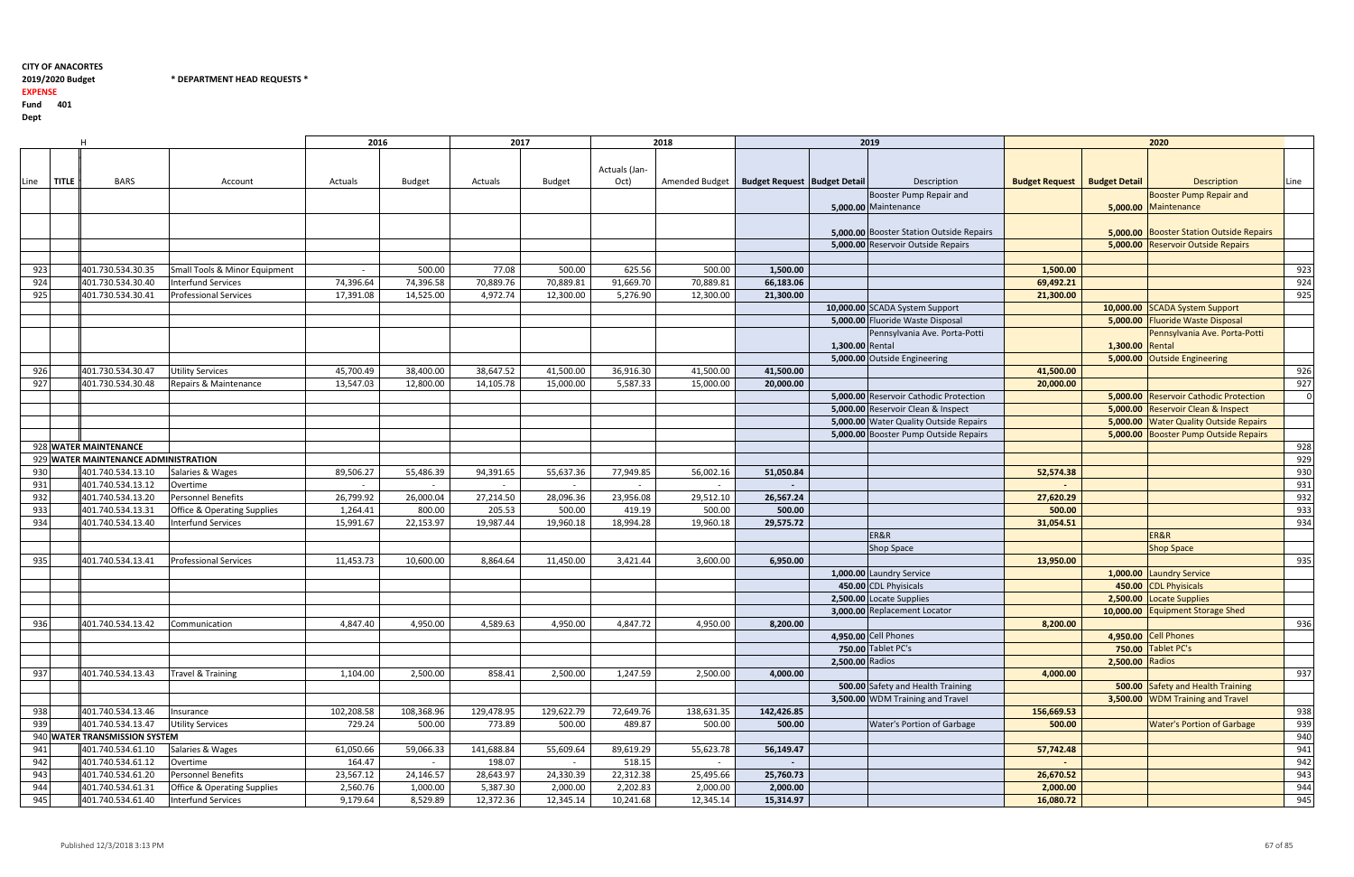**CITY OF ANACORTES**
**2019/2020 Budget** **\* DEPARTMENT HEAD REQUESTS \***
**EXPENSE**
**Fund 401**
**Dept**

| Line | TITLE | BARS | Account | 2016 Actuals | 2016 Budget | 2017 Actuals | 2017 Budget | 2018 Actuals (Jan-Oct) | 2018 Amended Budget | 2019 Budget Request | 2019 Budget Detail | 2019 Description | 2020 Budget Request | 2020 Budget Detail | 2020 Description | Line |
|---|---|---|---|---|---|---|---|---|---|---|---|---|---|---|---|---|
| | | | | | | | | | | | 5,000.00 | Booster Pump Repair and Maintenance | | 5,000.00 | Booster Pump Repair and Maintenance | |
| | | | | | | | | | | | 5,000.00 | Booster Station Outside Repairs | | 5,000.00 | Booster Station Outside Repairs | |
| | | | | | | | | | | | 5,000.00 | Reservoir Outside Repairs | | 5,000.00 | Reservoir Outside Repairs | |
| 923 | | 401.730.534.30.35 | Small Tools & Minor Equipment | - | 500.00 | 77.08 | 500.00 | 625.56 | 500.00 | 1,500.00 | | | 1,500.00 | | | 923 |
| 924 | | 401.730.534.30.40 | Interfund Services | 74,396.64 | 74,396.58 | 70,889.76 | 70,889.81 | 91,669.70 | 70,889.81 | 66,183.06 | | | 69,492.21 | | | 924 |
| 925 | | 401.730.534.30.41 | Professional Services | 17,391.08 | 14,525.00 | 4,972.74 | 12,300.00 | 5,276.90 | 12,300.00 | 21,300.00 | | | 21,300.00 | | | 925 |
| | | | | | | | | | | | 10,000.00 | SCADA System Support | | 10,000.00 | SCADA System Support | |
| | | | | | | | | | | | 5,000.00 | Fluoride Waste Disposal | | 5,000.00 | Fluoride Waste Disposal | |
| | | | | | | | | | | | 1,300.00 | Pennsylvania Ave. Porta-Potti Rental | | 1,300.00 | Pennsylvania Ave. Porta-Potti Rental | |
| | | | | | | | | | | | 5,000.00 | Outside Engineering | | 5,000.00 | Outside Engineering | |
| 926 | | 401.730.534.30.47 | Utility Services | 45,700.49 | 38,400.00 | 38,647.52 | 41,500.00 | 36,916.30 | 41,500.00 | 41,500.00 | | | 41,500.00 | | | 926 |
| 927 | | 401.730.534.30.48 | Repairs & Maintenance | 13,547.03 | 12,800.00 | 14,105.78 | 15,000.00 | 5,587.33 | 15,000.00 | 20,000.00 | | | 20,000.00 | | | 927 |
| | | | | | | | | | | | 5,000.00 | Reservoir Cathodic Protection | | 5,000.00 | Reservoir Cathodic Protection | 0 |
| | | | | | | | | | | | 5,000.00 | Reservoir Clean & Inspect | | 5,000.00 | Reservoir Clean & Inspect | |
| | | | | | | | | | | | 5,000.00 | Water Quality Outside Repairs | | 5,000.00 | Water Quality Outside Repairs | |
| | | | | | | | | | | | 5,000.00 | Booster Pump Outside Repairs | | 5,000.00 | Booster Pump Outside Repairs | |
| 928 | **WATER MAINTENANCE** | | | | | | | | | | | | | | | 928 |
| 929 | **WATER MAINTENANCE ADMINISTRATION** | | | | | | | | | | | | | | | 929 |
| 930 | | 401.740.534.13.10 | Salaries & Wages | 89,506.27 | 55,486.39 | 94,391.65 | 55,637.36 | 77,949.85 | 56,002.16 | 51,050.84 | | | 52,574.38 | | | 930 |
| 931 | | 401.740.534.13.12 | Overtime | - | - | - | - | - | - | - | | | - | | | 931 |
| 932 | | 401.740.534.13.20 | Personnel Benefits | 26,799.92 | 26,000.04 | 27,214.50 | 28,096.36 | 23,956.08 | 29,512.10 | 26,567.24 | | | 27,620.29 | | | 932 |
| 933 | | 401.740.534.13.31 | Office & Operating Supplies | 1,264.41 | 800.00 | 205.53 | 500.00 | 419.19 | 500.00 | 500.00 | | | 500.00 | | | 933 |
| 934 | | 401.740.534.13.40 | Interfund Services | 15,991.67 | 22,153.97 | 19,987.44 | 19,960.18 | 18,994.28 | 19,960.18 | 29,575.72 | | | 31,054.51 | | | 934 |
| | | | | | | | | | | | | ER&R | | | ER&R | |
| | | | | | | | | | | | | Shop Space | | | Shop Space | |
| 935 | | 401.740.534.13.41 | Professional Services | 11,453.73 | 10,600.00 | 8,864.64 | 11,450.00 | 3,421.44 | 3,600.00 | 6,950.00 | | | 13,950.00 | | | 935 |
| | | | | | | | | | | | 1,000.00 | Laundry Service | | 1,000.00 | Laundry Service | |
| | | | | | | | | | | | 450.00 | CDL Phyisicals | | 450.00 | CDL Phyisicals | |
| | | | | | | | | | | | 2,500.00 | Locate Supplies | | 2,500.00 | Locate Supplies | |
| | | | | | | | | | | | 3,000.00 | Replacement Locator | | 10,000.00 | Equipment Storage Shed | |
| 936 | | 401.740.534.13.42 | Communication | 4,847.40 | 4,950.00 | 4,589.63 | 4,950.00 | 4,847.72 | 4,950.00 | 8,200.00 | | | 8,200.00 | | | 936 |
| | | | | | | | | | | | 4,950.00 | Cell Phones | | 4,950.00 | Cell Phones | |
| | | | | | | | | | | | 750.00 | Tablet PC's | | 750.00 | Tablet PC's | |
| | | | | | | | | | | | 2,500.00 | Radios | | 2,500.00 | Radios | |
| 937 | | 401.740.534.13.43 | Travel & Training | 1,104.00 | 2,500.00 | 858.41 | 2,500.00 | 1,247.59 | 2,500.00 | 4,000.00 | | | 4,000.00 | | | 937 |
| | | | | | | | | | | | 500.00 | Safety and Health Training | | 500.00 | Safety and Health Training | |
| | | | | | | | | | | | 3,500.00 | WDM Training and Travel | | 3,500.00 | WDM Training and Travel | |
| 938 | | 401.740.534.13.46 | Insurance | 102,208.58 | 108,368.96 | 129,478.95 | 129,622.79 | 72,649.76 | 138,631.35 | 142,426.85 | | | 156,669.53 | | | 938 |
| 939 | | 401.740.534.13.47 | Utility Services | 729.24 | 500.00 | 773.89 | 500.00 | 489.87 | 500.00 | 500.00 | | Water's Portion of Garbage | 500.00 | | Water's Portion of Garbage | 939 |
| 940 | **WATER TRANSMISSION SYSTEM** | | | | | | | | | | | | | | | 940 |
| 941 | | 401.740.534.61.10 | Salaries & Wages | 61,050.66 | 59,066.33 | 141,688.84 | 55,609.64 | 89,619.29 | 55,623.78 | 56,149.47 | | | 57,742.48 | | | 941 |
| 942 | | 401.740.534.61.12 | Overtime | 164.47 | - | 198.07 | - | 518.15 | - | - | | | - | | | 942 |
| 943 | | 401.740.534.61.20 | Personnel Benefits | 23,567.12 | 24,146.57 | 28,643.97 | 24,330.39 | 22,312.38 | 25,495.66 | 25,760.73 | | | 26,670.52 | | | 943 |
| 944 | | 401.740.534.61.31 | Office & Operating Supplies | 2,560.76 | 1,000.00 | 5,387.30 | 2,000.00 | 2,202.83 | 2,000.00 | 2,000.00 | | | 2,000.00 | | | 944 |
| 945 | | 401.740.534.61.40 | Interfund Services | 9,179.64 | 8,529.89 | 12,372.36 | 12,345.14 | 10,241.68 | 12,345.14 | 15,314.97 | | | 16,080.72 | | | 945 |

Published 12/3/2018 3:13 PM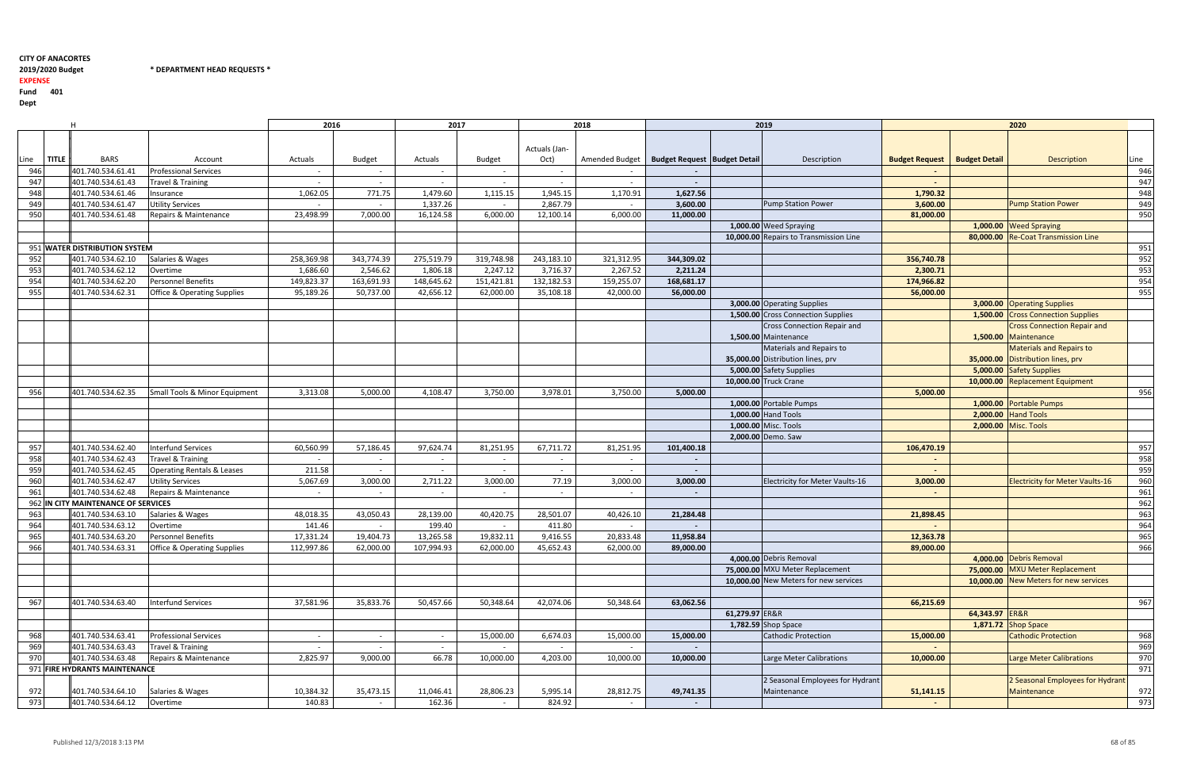**CITY OF ANACORTES**
**2019/2020 Budget** * DEPARTMENT HEAD REQUESTS *
**EXPENSE**
**Fund 401**
**Dept**

| | H | | | 2016 | | 2017 | | 2018 | | 2019 | | | 2020 | | | |
|---|---|---|---|---|---|---|---|---|---|---|---|---|---|---|---|---|
| Line | TITLE | BARS | Account | Actuals | Budget | Actuals | Budget | Actuals (Jan-Oct) | Amended Budget | Budget Request | Budget Detail | Description | Budget Request | Budget Detail | Description | Line |
| 946 | | 401.740.534.61.41 | Professional Services | - | - | - | - | - | - | - | | | - | | | 946 |
| 947 | | 401.740.534.61.43 | Travel & Training | - | - | - | - | - | - | - | | | - | | | 947 |
| 948 | | 401.740.534.61.46 | Insurance | 1,062.05 | 771.75 | 1,479.60 | 1,115.15 | 1,945.15 | 1,170.91 | 1,627.56 | | | 1,790.32 | | | 948 |
| 949 | | 401.740.534.61.47 | Utility Services | - | - | 1,337.26 | - | 2,867.79 | - | 3,600.00 | | Pump Station Power | 3,600.00 | | Pump Station Power | 949 |
| 950 | | 401.740.534.61.48 | Repairs & Maintenance | 23,498.99 | 7,000.00 | 16,124.58 | 6,000.00 | 12,100.14 | 6,000.00 | 11,000.00 | | | 81,000.00 | | | 950 |
| | | | | | | | | | | | 1,000.00 | Weed Spraying | | 1,000.00 | Weed Spraying | |
| | | | | | | | | | | | 10,000.00 | Repairs to Transmission Line | | 80,000.00 | Re-Coat Transmission Line | |
| 951 | WATER DISTRIBUTION SYSTEM | | | | | | | | | | | | | | | 951 |
| 952 | | 401.740.534.62.10 | Salaries & Wages | 258,369.98 | 343,774.39 | 275,519.79 | 319,748.98 | 243,183.10 | 321,312.95 | 344,309.02 | | | 356,740.78 | | | 952 |
| 953 | | 401.740.534.62.12 | Overtime | 1,686.60 | 2,546.62 | 1,806.18 | 2,247.12 | 3,716.37 | 2,267.52 | 2,211.24 | | | 2,300.71 | | | 953 |
| 954 | | 401.740.534.62.20 | Personnel Benefits | 149,823.37 | 163,691.93 | 148,645.62 | 151,421.81 | 132,182.53 | 159,255.07 | 168,681.17 | | | 174,966.82 | | | 954 |
| 955 | | 401.740.534.62.31 | Office & Operating Supplies | 95,189.26 | 50,737.00 | 42,656.12 | 62,000.00 | 35,108.18 | 42,000.00 | 56,000.00 | | | 56,000.00 | | | 955 |
| | | | | | | | | | | | 3,000.00 | Operating Supplies | | 3,000.00 | Operating Supplies | |
| | | | | | | | | | | | 1,500.00 | Cross Connection Supplies | | 1,500.00 | Cross Connection Supplies | |
| | | | | | | | | | | | 1,500.00 | Cross Connection Repair and Maintenance | | 1,500.00 | Cross Connection Repair and Maintenance | |
| | | | | | | | | | | | 35,000.00 | Materials and Repairs to Distribution lines, prv | | 35,000.00 | Materials and Repairs to Distribution lines, prv | |
| | | | | | | | | | | | 5,000.00 | Safety Supplies | | 5,000.00 | Safety Supplies | |
| | | | | | | | | | | | 10,000.00 | Truck Crane | | 10,000.00 | Replacement Equipment | |
| 956 | | 401.740.534.62.35 | Small Tools & Minor Equipment | 3,313.08 | 5,000.00 | 4,108.47 | 3,750.00 | 3,978.01 | 3,750.00 | 5,000.00 | | | 5,000.00 | | | 956 |
| | | | | | | | | | | | 1,000.00 | Portable Pumps | | 1,000.00 | Portable Pumps | |
| | | | | | | | | | | | 1,000.00 | Hand Tools | | 2,000.00 | Hand Tools | |
| | | | | | | | | | | | 1,000.00 | Misc. Tools | | 2,000.00 | Misc. Tools | |
| | | | | | | | | | | | 2,000.00 | Demo. Saw | | | | |
| 957 | | 401.740.534.62.40 | Interfund Services | 60,560.99 | 57,186.45 | 97,624.74 | 81,251.95 | 67,711.72 | 81,251.95 | 101,400.18 | | | 106,470.19 | | | 957 |
| 958 | | 401.740.534.62.43 | Travel & Training | - | - | - | - | - | - | - | | | - | | | 958 |
| 959 | | 401.740.534.62.45 | Operating Rentals & Leases | 211.58 | - | - | - | - | - | - | | | - | | | 959 |
| 960 | | 401.740.534.62.47 | Utility Services | 5,067.69 | 3,000.00 | 2,711.22 | 3,000.00 | 77.19 | 3,000.00 | 3,000.00 | | Electricity for Meter Vaults-16 | 3,000.00 | | Electricity for Meter Vaults-16 | 960 |
| 961 | | 401.740.534.62.48 | Repairs & Maintenance | - | - | - | - | - | - | - | | | - | | | 961 |
| 962 | IN CITY MAINTENANCE OF SERVICES | | | | | | | | | | | | | | | 962 |
| 963 | | 401.740.534.63.10 | Salaries & Wages | 48,018.35 | 43,050.43 | 28,139.00 | 40,420.75 | 28,501.07 | 40,426.10 | 21,284.48 | | | 21,898.45 | | | 963 |
| 964 | | 401.740.534.63.12 | Overtime | 141.46 | - | 199.40 | - | 411.80 | - | - | | | - | | | 964 |
| 965 | | 401.740.534.63.20 | Personnel Benefits | 17,331.24 | 19,404.73 | 13,265.58 | 19,832.11 | 9,416.55 | 20,833.48 | 11,958.84 | | | 12,363.78 | | | 965 |
| 966 | | 401.740.534.63.31 | Office & Operating Supplies | 112,997.86 | 62,000.00 | 107,994.93 | 62,000.00 | 45,652.43 | 62,000.00 | 89,000.00 | | | 89,000.00 | | | 966 |
| | | | | | | | | | | | 4,000.00 | Debris Removal | | 4,000.00 | Debris Removal | |
| | | | | | | | | | | | 75,000.00 | MXU Meter Replacement | | 75,000.00 | MXU Meter Replacement | |
| | | | | | | | | | | | 10,000.00 | New Meters for new services | | 10,000.00 | New Meters for new services | |
| 967 | | 401.740.534.63.40 | Interfund Services | 37,581.96 | 35,833.76 | 50,457.66 | 50,348.64 | 42,074.06 | 50,348.64 | 63,062.56 | | | 66,215.69 | | | 967 |
| | | | | | | | | | | | 61,279.97 | ER&R | | 64,343.97 | ER&R | |
| | | | | | | | | | | | 1,782.59 | Shop Space | | 1,871.72 | Shop Space | |
| 968 | | 401.740.534.63.41 | Professional Services | - | - | - | 15,000.00 | 6,674.03 | 15,000.00 | 15,000.00 | | Cathodic Protection | 15,000.00 | | Cathodic Protection | 968 |
| 969 | | 401.740.534.63.43 | Travel & Training | - | - | - | - | - | - | - | | | - | | | 969 |
| 970 | | 401.740.534.63.48 | Repairs & Maintenance | 2,825.97 | 9,000.00 | 66.78 | 10,000.00 | 4,203.00 | 10,000.00 | 10,000.00 | | Large Meter Calibrations | 10,000.00 | | Large Meter Calibrations | 970 |
| 971 | FIRE HYDRANTS MAINTENANCE | | | | | | | | | | | | | | | 971 |
| 972 | | 401.740.534.64.10 | Salaries & Wages | 10,384.32 | 35,473.15 | 11,046.41 | 28,806.23 | 5,995.14 | 28,812.75 | 49,741.35 | | 2 Seasonal Employees for Hydrant Maintenance | 51,141.15 | | 2 Seasonal Employees for Hydrant Maintenance | 972 |
| 973 | | 401.740.534.64.12 | Overtime | 140.83 | - | 162.36 | - | 824.92 | - | - | | | - | | | 973 |

Published 12/3/2018 3:13 PM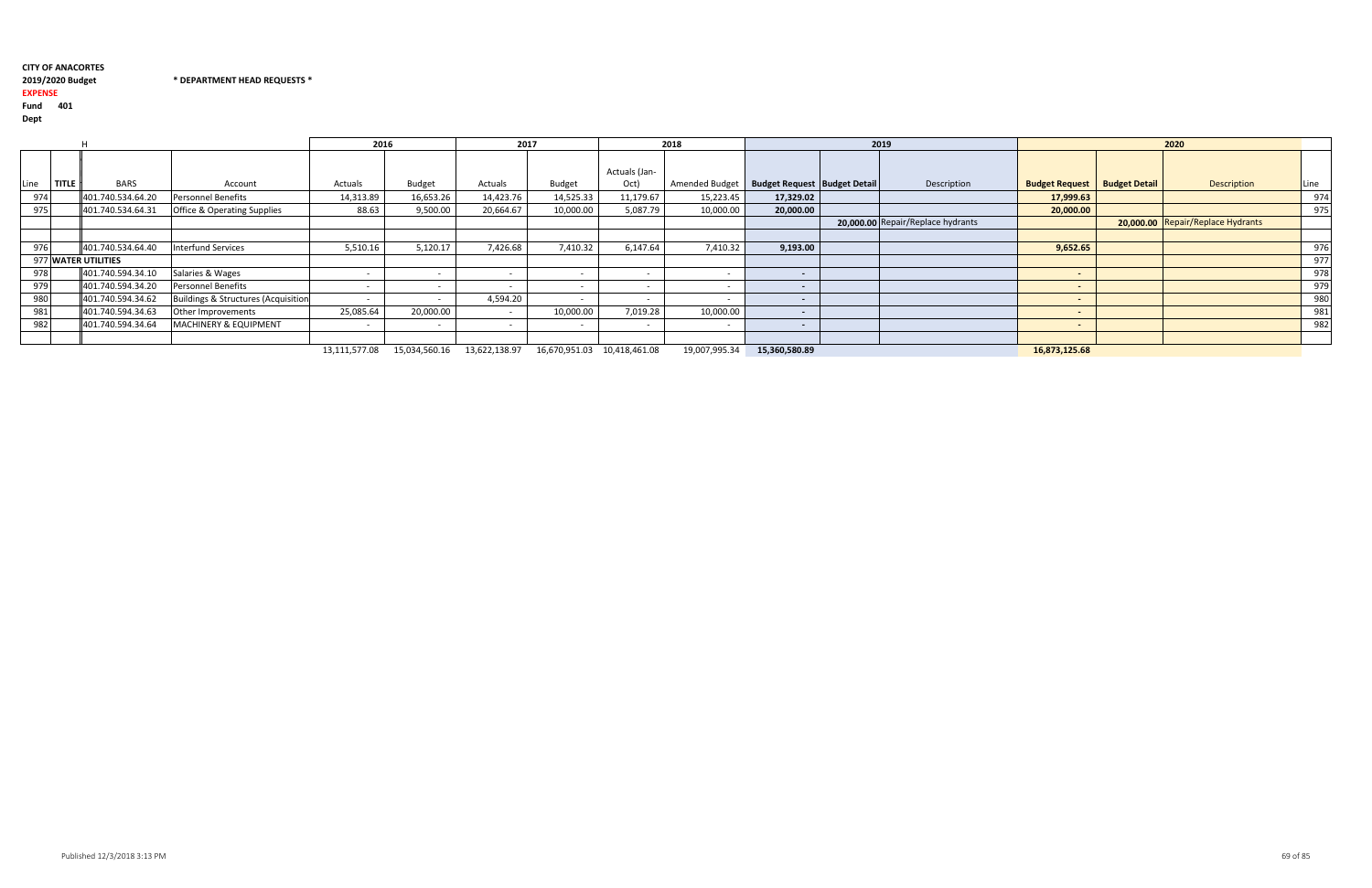**CITY OF ANACORTES**
**2019/2020 Budget** **\* DEPARTMENT HEAD REQUESTS \***
**EXPENSE**
**Fund 401**
**Dept**

| | H | | | 2016 | | 2017 | | 2018 | | 2019 | | | 2020 | | | |
|---|---|---|---|---|---|---|---|---|---|---|---|---|---|---|---|---|
| Line | TITLE | BARS | Account | Actuals | Budget | Actuals | Budget | Actuals (Jan-Oct) | Amended Budget | **Budget Request** | **Budget Detail** | Description | **Budget Request** | **Budget Detail** | Description | Line |
| 974 | | 401.740.534.64.20 | Personnel Benefits | 14,313.89 | 16,653.26 | 14,423.76 | 14,525.33 | 11,179.67 | 15,223.45 | **17,329.02** | | | **17,999.63** | | | 974 |
| 975 | | 401.740.534.64.31 | Office & Operating Supplies | 88.63 | 9,500.00 | 20,664.67 | 10,000.00 | 5,087.79 | 10,000.00 | **20,000.00** | | | **20,000.00** | | | 975 |
| | | | | | | | | | | | **20,000.00** | Repair/Replace hydrants | | **20,000.00** | Repair/Replace Hydrants | |
| | | | | | | | | | | | | | | | | |
| 976 | | 401.740.534.64.40 | Interfund Services | 5,510.16 | 5,120.17 | 7,426.68 | 7,410.32 | 6,147.64 | 7,410.32 | **9,193.00** | | | **9,652.65** | | | 976 |
| 977 | **WATER UTILITIES** | | | | | | | | | | | | | | | 977 |
| 978 | | 401.740.594.34.10 | Salaries & Wages | - | - | - | - | - | - | **-** | | | **-** | | | 978 |
| 979 | | 401.740.594.34.20 | Personnel Benefits | - | - | - | - | - | - | **-** | | | **-** | | | 979 |
| 980 | | 401.740.594.34.62 | Buildings & Structures (Acquisition | - | - | 4,594.20 | - | - | - | **-** | | | **-** | | | 980 |
| 981 | | 401.740.594.34.63 | Other Improvements | 25,085.64 | 20,000.00 | - | 10,000.00 | 7,019.28 | 10,000.00 | **-** | | | **-** | | | 981 |
| 982 | | 401.740.594.34.64 | MACHINERY & EQUIPMENT | - | - | - | - | - | - | **-** | | | **-** | | | 982 |
| | | | | | | | | | | | | | | | | |
| | | | | 13,111,577.08 | 15,034,560.16 | 13,622,138.97 | 16,670,951.03 | 10,418,461.08 | 19,007,995.34 | **15,360,580.89** | | | **16,873,125.68** | | | |

Published 12/3/2018 3:13 PM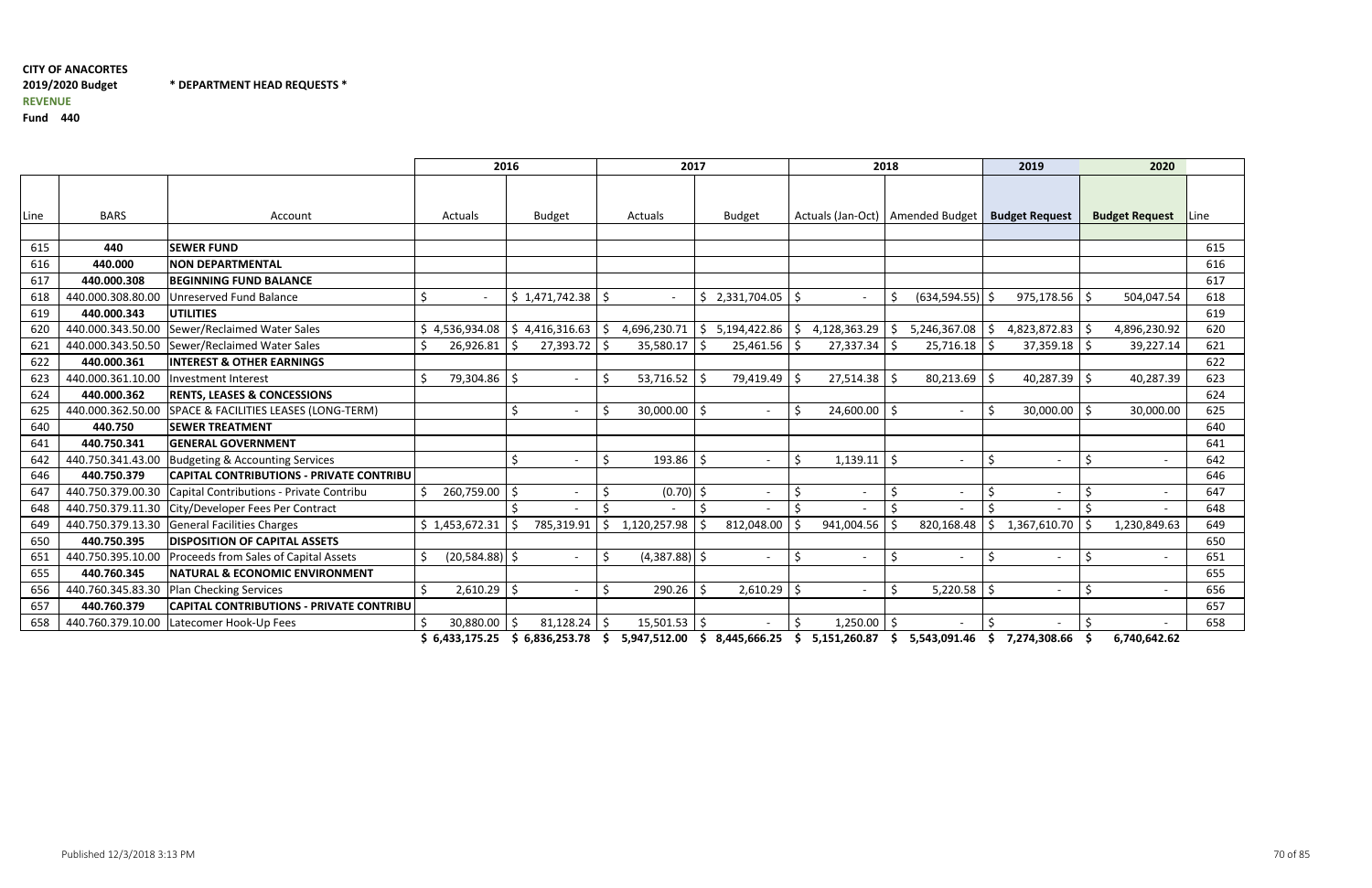**CITY OF ANACORTES**

**2019/2020 Budget** **\* DEPARTMENT HEAD REQUESTS \***

**REVENUE**

**Fund 440**

| | | | 2016 | | 2017 | | 2018 | | 2019 | 2020 | |
|---|---|---|---|---|---|---|---|---|---|---|---|
| Line | BARS | Account | Actuals | Budget | Actuals | Budget | Actuals (Jan-Oct) | Amended Budget | Budget Request | Budget Request | Line |
| 615 | **440** | **SEWER FUND** | | | | | | | | | 615 |
| 616 | **440.000** | **NON DEPARTMENTAL** | | | | | | | | | 616 |
| 617 | **440.000.308** | **BEGINNING FUND BALANCE** | | | | | | | | | 617 |
| 618 | 440.000.308.80.00 | Unreserved Fund Balance | $ - | $ 1,471,742.38 | $ - | $ 2,331,704.05 | $ - | $ (634,594.55) | $ 975,178.56 | $ 504,047.54 | 618 |
| 619 | **440.000.343** | **UTILITIES** | | | | | | | | | 619 |
| 620 | 440.000.343.50.00 | Sewer/Reclaimed Water Sales | $ 4,536,934.08 | $ 4,416,316.63 | $ 4,696,230.71 | $ 5,194,422.86 | $ 4,128,363.29 | $ 5,246,367.08 | $ 4,823,872.83 | $ 4,896,230.92 | 620 |
| 621 | 440.000.343.50.50 | Sewer/Reclaimed Water Sales | $ 26,926.81 | $ 27,393.72 | $ 35,580.17 | $ 25,461.56 | $ 27,337.34 | $ 25,716.18 | $ 37,359.18 | $ 39,227.14 | 621 |
| 622 | **440.000.361** | **INTEREST & OTHER EARNINGS** | | | | | | | | | 622 |
| 623 | 440.000.361.10.00 | Investment Interest | $ 79,304.86 | $ - | $ 53,716.52 | $ 79,419.49 | $ 27,514.38 | $ 80,213.69 | $ 40,287.39 | $ 40,287.39 | 623 |
| 624 | **440.000.362** | **RENTS, LEASES & CONCESSIONS** | | | | | | | | | 624 |
| 625 | 440.000.362.50.00 | SPACE & FACILITIES LEASES (LONG-TERM) | | $ - | $ 30,000.00 | $ - | $ 24,600.00 | $ - | $ 30,000.00 | $ 30,000.00 | 625 |
| 640 | **440.750** | **SEWER TREATMENT** | | | | | | | | | 640 |
| 641 | **440.750.341** | **GENERAL GOVERNMENT** | | | | | | | | | 641 |
| 642 | 440.750.341.43.00 | Budgeting & Accounting Services | | $ - | $ 193.86 | $ - | $ 1,139.11 | $ - | $ - | $ - | 642 |
| 646 | **440.750.379** | **CAPITAL CONTRIBUTIONS - PRIVATE CONTRIBU** | | | | | | | | | 646 |
| 647 | 440.750.379.00.30 | Capital Contributions - Private Contribu | $ 260,759.00 | $ - | $ (0.70) | $ - | $ - | $ - | $ - | $ - | 647 |
| 648 | 440.750.379.11.30 | City/Developer Fees Per Contract | | $ - | $ - | $ - | $ - | $ - | $ - | $ - | 648 |
| 649 | 440.750.379.13.30 | General Facilities Charges | $ 1,453,672.31 | $ 785,319.91 | $ 1,120,257.98 | $ 812,048.00 | $ 941,004.56 | $ 820,168.48 | $ 1,367,610.70 | $ 1,230,849.63 | 649 |
| 650 | **440.750.395** | **DISPOSITION OF CAPITAL ASSETS** | | | | | | | | | 650 |
| 651 | 440.750.395.10.00 | Proceeds from Sales of Capital Assets | $ (20,584.88) | $ - | $ (4,387.88) | $ - | $ - | $ - | $ - | $ - | 651 |
| 655 | **440.760.345** | **NATURAL & ECONOMIC ENVIRONMENT** | | | | | | | | | 655 |
| 656 | 440.760.345.83.30 | Plan Checking Services | $ 2,610.29 | $ - | $ 290.26 | $ 2,610.29 | $ - | $ 5,220.58 | $ - | $ - | 656 |
| 657 | **440.760.379** | **CAPITAL CONTRIBUTIONS - PRIVATE CONTRIBU** | | | | | | | | | 657 |
| 658 | 440.760.379.10.00 | Latecomer Hook-Up Fees | $ 30,880.00 | $ 81,128.24 | $ 15,501.53 | $ - | $ 1,250.00 | $ - | $ - | $ - | 658 |
| | | | **$ 6,433,175.25** | **$ 6,836,253.78** | **$ 5,947,512.00** | **$ 8,445,666.25** | **$ 5,151,260.87** | **$ 5,543,091.46** | **$ 7,274,308.66** | **$ 6,740,642.62** | |

Published 12/3/2018 3:13 PM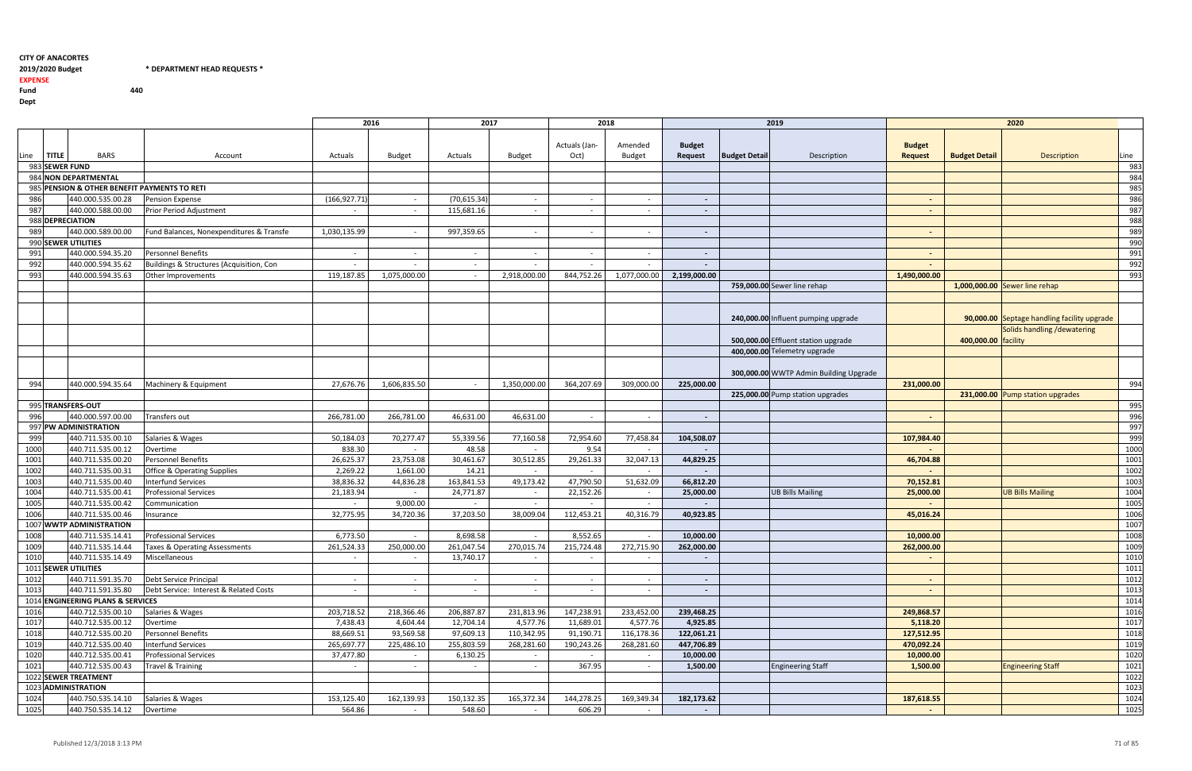**CITY OF ANACORTES**
**2019/2020 Budget** **\* DEPARTMENT HEAD REQUESTS \***
**EXPENSE**
**Fund** **440**
**Dept**

| Line | TITLE | BARS | Account | 2016 Actuals | 2016 Budget | 2017 Actuals | 2017 Budget | 2018 Actuals (Jan-Oct) | 2018 Amended Budget | 2019 Budget Request | 2019 Budget Detail | 2019 Description | 2020 Budget Request | 2020 Budget Detail | 2020 Description | Line |
|---|---|---|---|---|---|---|---|---|---|---|---|---|---|---|---|---|
| 983 | SEWER FUND | | | | | | | | | | | | | | | 983 |
| 984 | NON DEPARTMENTAL | | | | | | | | | | | | | | | 984 |
| 985 | PENSION & OTHER BENEFIT PAYMENTS TO RETI | | | | | | | | | | | | | | | 985 |
| 986 | | 440.000.535.00.28 | Pension Expense | (166,927.71) | - | (70,615.34) | - | - | - | - | | | - | | | 986 |
| 987 | | 440.000.588.00.00 | Prior Period Adjustment | - | - | 115,681.16 | - | - | - | - | | | - | | | 987 |
| 988 | DEPRECIATION | | | | | | | | | | | | | | | 988 |
| 989 | | 440.000.589.00.00 | Fund Balances, Nonexpenditures & Transfe | 1,030,135.99 | - | 997,359.65 | - | - | - | - | | | - | | | 989 |
| 990 | SEWER UTILITIES | | | | | | | | | | | | | | | 990 |
| 991 | | 440.000.594.35.20 | Personnel Benefits | - | - | - | - | - | - | - | | | - | | | 991 |
| 992 | | 440.000.594.35.62 | Buildings & Structures (Acquisition, Con | - | - | - | - | - | - | - | | | - | | | 992 |
| 993 | | 440.000.594.35.63 | Other Improvements | 119,187.85 | 1,075,000.00 | - | 2,918,000.00 | 844,752.26 | 1,077,000.00 | 2,199,000.00 | | | 1,490,000.00 | | | 993 |
| | | | | | | | | | | | 759,000.00 | Sewer line rehab | | 1,000,000.00 | Sewer line rehab | |
| | | | | | | | | | | | 240,000.00 | Influent pumping upgrade | | 90,000.00 | Septage handling facility upgrade | |
| | | | | | | | | | | | 500,000.00 | Effluent station upgrade | | 400,000.00 | Solids handling /dewatering facility | |
| | | | | | | | | | | | 400,000.00 | Telemetry upgrade | | | | |
| | | | | | | | | | | | 300,000.00 | WWTP Admin Building Upgrade | | | | |
| 994 | | 440.000.594.35.64 | Machinery & Equipment | 27,676.76 | 1,606,835.50 | - | 1,350,000.00 | 364,207.69 | 309,000.00 | 225,000.00 | | | 231,000.00 | | | 994 |
| | | | | | | | | | | | 225,000.00 | Pump station upgrades | | 231,000.00 | Pump station upgrades | |
| 995 | TRANSFERS-OUT | | | | | | | | | | | | | | | 995 |
| 996 | | 440.000.597.00.00 | Transfers out | 266,781.00 | 266,781.00 | 46,631.00 | 46,631.00 | - | - | - | | | - | | | 996 |
| 997 | PW ADMINISTRATION | | | | | | | | | | | | | | | 997 |
| 999 | | 440.711.535.00.10 | Salaries & Wages | 50,184.03 | 70,277.47 | 55,339.56 | 77,160.58 | 72,954.60 | 77,458.84 | 104,508.07 | | | 107,984.40 | | | 999 |
| 1000 | | 440.711.535.00.12 | Overtime | 838.30 | - | 48.58 | - | 9.54 | - | - | | | - | | | 1000 |
| 1001 | | 440.711.535.00.20 | Personnel Benefits | 26,625.37 | 23,753.08 | 30,461.67 | 30,512.85 | 29,261.33 | 32,047.13 | 44,829.25 | | | 46,704.88 | | | 1001 |
| 1002 | | 440.711.535.00.31 | Office & Operating Supplies | 2,269.22 | 1,661.00 | 14.21 | - | - | - | - | | | - | | | 1002 |
| 1003 | | 440.711.535.00.40 | Interfund Services | 38,836.32 | 44,836.28 | 163,841.53 | 49,173.42 | 47,790.50 | 51,632.09 | 66,812.20 | | | 70,152.81 | | | 1003 |
| 1004 | | 440.711.535.00.41 | Professional Services | 21,183.94 | - | 24,771.87 | - | 22,152.26 | - | 25,000.00 | | UB Bills Mailing | 25,000.00 | | UB Bills Mailing | 1004 |
| 1005 | | 440.711.535.00.42 | Communication | - | 9,000.00 | - | - | - | - | - | | | - | | | 1005 |
| 1006 | | 440.711.535.00.46 | Insurance | 32,775.95 | 34,720.36 | 37,203.50 | 38,009.04 | 112,453.21 | 40,316.79 | 40,923.85 | | | 45,016.24 | | | 1006 |
| 1007 | WWTP ADMINISTRATION | | | | | | | | | | | | | | | 1007 |
| 1008 | | 440.711.535.14.41 | Professional Services | 6,773.50 | - | 8,698.58 | - | 8,552.65 | - | 10,000.00 | | | 10,000.00 | | | 1008 |
| 1009 | | 440.711.535.14.44 | Taxes & Operating Assessments | 261,524.33 | 250,000.00 | 261,047.54 | 270,015.74 | 215,724.48 | 272,715.90 | 262,000.00 | | | 262,000.00 | | | 1009 |
| 1010 | | 440.711.535.14.49 | Miscellaneous | - | - | 13,740.17 | - | - | - | - | | | - | | | 1010 |
| 1011 | SEWER UTILITIES | | | | | | | | | | | | | | | 1011 |
| 1012 | | 440.711.591.35.70 | Debt Service Principal | - | - | - | - | - | - | - | | | - | | | 1012 |
| 1013 | | 440.711.591.35.80 | Debt Service: Interest & Related Costs | - | - | - | - | - | - | - | | | - | | | 1013 |
| 1014 | ENGINEERING PLANS & SERVICES | | | | | | | | | | | | | | | 1014 |
| 1016 | | 440.712.535.00.10 | Salaries & Wages | 203,718.52 | 218,366.46 | 206,887.87 | 231,813.96 | 147,238.91 | 233,452.00 | 239,468.25 | | | 249,868.57 | | | 1016 |
| 1017 | | 440.712.535.00.12 | Overtime | 7,438.43 | 4,604.44 | 12,704.14 | 4,577.76 | 11,689.01 | 4,577.76 | 4,925.85 | | | 5,118.20 | | | 1017 |
| 1018 | | 440.712.535.00.20 | Personnel Benefits | 88,669.51 | 93,569.58 | 97,609.13 | 110,342.95 | 91,190.71 | 116,178.36 | 122,061.21 | | | 127,512.95 | | | 1018 |
| 1019 | | 440.712.535.00.40 | Interfund Services | 265,697.77 | 225,486.10 | 255,803.59 | 268,281.60 | 190,243.26 | 268,281.60 | 447,706.89 | | | 470,092.24 | | | 1019 |
| 1020 | | 440.712.535.00.41 | Professional Services | 37,477.80 | - | 6,130.25 | - | - | - | 10,000.00 | | | 10,000.00 | | | 1020 |
| 1021 | | 440.712.535.00.43 | Travel & Training | - | - | - | - | 367.95 | - | 1,500.00 | | Engineering Staff | 1,500.00 | | Engineering Staff | 1021 |
| 1022 | SEWER TREATMENT | | | | | | | | | | | | | | | 1022 |
| 1023 | ADMINISTRATION | | | | | | | | | | | | | | | 1023 |
| 1024 | | 440.750.535.14.10 | Salaries & Wages | 153,125.40 | 162,139.93 | 150,132.35 | 165,372.34 | 144,278.25 | 169,349.34 | 182,173.62 | | | 187,618.55 | | | 1024 |
| 1025 | | 440.750.535.14.12 | Overtime | 564.86 | - | 548.60 | - | 606.29 | - | - | | | - | | | 1025 |

Published 12/3/2018 3:13 PM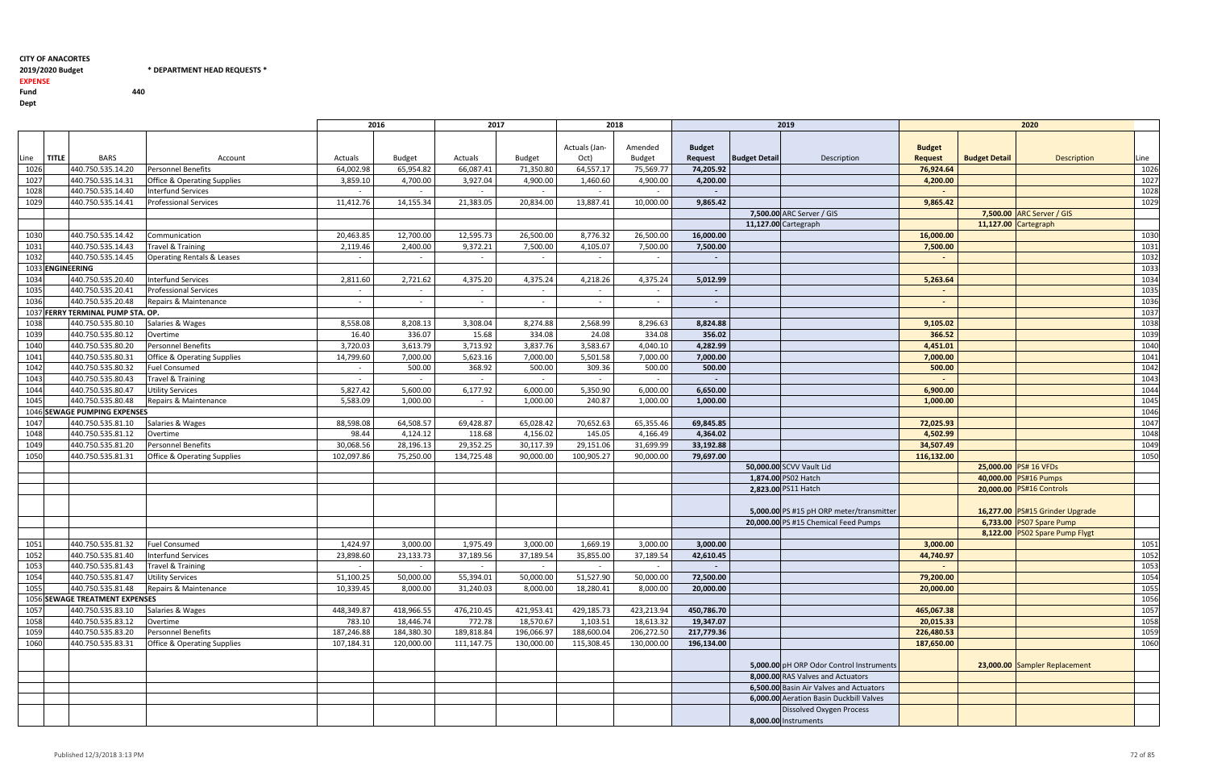**CITY OF ANACORTES**

**2019/2020 Budget** **\* DEPARTMENT HEAD REQUESTS \***

**EXPENSE**

**Fund** **440**

**Dept**

| Line | TITLE | BARS | Account | 2016 Actuals | 2016 Budget | 2017 Actuals | 2017 Budget | 2018 Actuals (Jan-Oct) | 2018 Amended Budget | 2019 Budget Request | 2019 Budget Detail | 2019 Description | 2020 Budget Request | 2020 Budget Detail | 2020 Description | Line |
|---|---|---|---|---|---|---|---|---|---|---|---|---|---|---|---|---|
| 1026 | | 440.750.535.14.20 | Personnel Benefits | 64,002.98 | 65,954.82 | 66,087.41 | 71,350.80 | 64,557.17 | 75,569.77 | **74,205.92** | | | **76,924.64** | | | 1026 |
| 1027 | | 440.750.535.14.31 | Office & Operating Supplies | 3,859.10 | 4,700.00 | 3,927.04 | 4,900.00 | 1,460.60 | 4,900.00 | **4,200.00** | | | **4,200.00** | | | 1027 |
| 1028 | | 440.750.535.14.40 | Interfund Services | - | - | - | - | - | - | **-** | | | **-** | | | 1028 |
| 1029 | | 440.750.535.14.41 | Professional Services | 11,412.76 | 14,155.34 | 21,383.05 | 20,834.00 | 13,887.41 | 10,000.00 | **9,865.42** | | | **9,865.42** | | | 1029 |
| | | | | | | | | | | | **7,500.00** | ARC Server / GIS | | **7,500.00** | ARC Server / GIS | |
| | | | | | | | | | | | **11,127.00** | Cartegraph | | **11,127.00** | Cartegraph | |
| 1030 | | 440.750.535.14.42 | Communication | 20,463.85 | 12,700.00 | 12,595.73 | 26,500.00 | 8,776.32 | 26,500.00 | **16,000.00** | | | **16,000.00** | | | 1030 |
| 1031 | | 440.750.535.14.43 | Travel & Training | 2,119.46 | 2,400.00 | 9,372.21 | 7,500.00 | 4,105.07 | 7,500.00 | **7,500.00** | | | **7,500.00** | | | 1031 |
| 1032 | | 440.750.535.14.45 | Operating Rentals & Leases | - | - | - | - | - | - | **-** | | | **-** | | | 1032 |
| 1033 | **ENGINEERING** | | | | | | | | | | | | | | | 1033 |
| 1034 | | 440.750.535.20.40 | Interfund Services | 2,811.60 | 2,721.62 | 4,375.20 | 4,375.24 | 4,218.26 | 4,375.24 | **5,012.99** | | | **5,263.64** | | | 1034 |
| 1035 | | 440.750.535.20.41 | Professional Services | - | - | - | - | - | - | **-** | | | **-** | | | 1035 |
| 1036 | | 440.750.535.20.48 | Repairs & Maintenance | - | - | - | - | - | - | **-** | | | **-** | | | 1036 |
| 1037 | **FERRY TERMINAL PUMP STA. OP.** | | | | | | | | | | | | | | | 1037 |
| 1038 | | 440.750.535.80.10 | Salaries & Wages | 8,558.08 | 8,208.13 | 3,308.04 | 8,274.88 | 2,568.99 | 8,296.63 | **8,824.88** | | | **9,105.02** | | | 1038 |
| 1039 | | 440.750.535.80.12 | Overtime | 16.40 | 336.07 | 15.68 | 334.08 | 24.08 | 334.08 | **356.02** | | | **366.52** | | | 1039 |
| 1040 | | 440.750.535.80.20 | Personnel Benefits | 3,720.03 | 3,613.79 | 3,713.92 | 3,837.76 | 3,583.67 | 4,040.10 | **4,282.99** | | | **4,451.01** | | | 1040 |
| 1041 | | 440.750.535.80.31 | Office & Operating Supplies | 14,799.60 | 7,000.00 | 5,623.16 | 7,000.00 | 5,501.58 | 7,000.00 | **7,000.00** | | | **7,000.00** | | | 1041 |
| 1042 | | 440.750.535.80.32 | Fuel Consumed | - | 500.00 | 368.92 | 500.00 | 309.36 | 500.00 | **500.00** | | | **500.00** | | | 1042 |
| 1043 | | 440.750.535.80.43 | Travel & Training | - | - | - | - | - | - | **-** | | | **-** | | | 1043 |
| 1044 | | 440.750.535.80.47 | Utility Services | 5,827.42 | 5,600.00 | 6,177.92 | 6,000.00 | 5,350.90 | 6,000.00 | **6,650.00** | | | **6,900.00** | | | 1044 |
| 1045 | | 440.750.535.80.48 | Repairs & Maintenance | 5,583.09 | 1,000.00 | - | 1,000.00 | 240.87 | 1,000.00 | **1,000.00** | | | **1,000.00** | | | 1045 |
| 1046 | **SEWAGE PUMPING EXPENSES** | | | | | | | | | | | | | | | 1046 |
| 1047 | | 440.750.535.81.10 | Salaries & Wages | 88,598.08 | 64,508.57 | 69,428.87 | 65,028.42 | 70,652.63 | 65,355.46 | **69,845.85** | | | **72,025.93** | | | 1047 |
| 1048 | | 440.750.535.81.12 | Overtime | 98.44 | 4,124.12 | 118.68 | 4,156.02 | 145.05 | 4,166.49 | **4,364.02** | | | **4,502.99** | | | 1048 |
| 1049 | | 440.750.535.81.20 | Personnel Benefits | 30,068.56 | 28,196.13 | 29,352.25 | 30,117.39 | 29,151.06 | 31,699.99 | **33,192.88** | | | **34,507.49** | | | 1049 |
| 1050 | | 440.750.535.81.31 | Office & Operating Supplies | 102,097.86 | 75,250.00 | 134,725.48 | 90,000.00 | 100,905.27 | 90,000.00 | **79,697.00** | | | **116,132.00** | | | 1050 |
| | | | | | | | | | | | **50,000.00** | SCVV Vault Lid | | **25,000.00** | PS# 16 VFDs | |
| | | | | | | | | | | | **1,874.00** | PS02 Hatch | | **40,000.00** | PS#16 Pumps | |
| | | | | | | | | | | | **2,823.00** | PS11 Hatch | | **20,000.00** | PS#16 Controls | |
| | | | | | | | | | | | **5,000.00** | PS #15 pH ORP meter/transmitter | | **16,277.00** | PS#15 Grinder Upgrade | |
| | | | | | | | | | | | **20,000.00** | PS #15 Chemical Feed Pumps | | **6,733.00** | PS07 Spare Pump | |
| | | | | | | | | | | | | | | **8,122.00** | PS02 Spare Pump Flygt | |
| 1051 | | 440.750.535.81.32 | Fuel Consumed | 1,424.97 | 3,000.00 | 1,975.49 | 3,000.00 | 1,669.19 | 3,000.00 | **3,000.00** | | | **3,000.00** | | | 1051 |
| 1052 | | 440.750.535.81.40 | Interfund Services | 23,898.60 | 23,133.73 | 37,189.56 | 37,189.54 | 35,855.00 | 37,189.54 | **42,610.45** | | | **44,740.97** | | | 1052 |
| 1053 | | 440.750.535.81.43 | Travel & Training | - | - | - | - | - | - | **-** | | | **-** | | | 1053 |
| 1054 | | 440.750.535.81.47 | Utility Services | 51,100.25 | 50,000.00 | 55,394.01 | 50,000.00 | 51,527.90 | 50,000.00 | **72,500.00** | | | **79,200.00** | | | 1054 |
| 1055 | | 440.750.535.81.48 | Repairs & Maintenance | 10,339.45 | 8,000.00 | 31,240.03 | 8,000.00 | 18,280.41 | 8,000.00 | **20,000.00** | | | **20,000.00** | | | 1055 |
| 1056 | **SEWAGE TREATMENT EXPENSES** | | | | | | | | | | | | | | | 1056 |
| 1057 | | 440.750.535.83.10 | Salaries & Wages | 448,349.87 | 418,966.55 | 476,210.45 | 421,953.41 | 429,185.73 | 423,213.94 | **450,786.70** | | | **465,067.38** | | | 1057 |
| 1058 | | 440.750.535.83.12 | Overtime | 783.10 | 18,446.74 | 772.78 | 18,570.67 | 1,103.51 | 18,613.32 | **19,347.07** | | | **20,015.33** | | | 1058 |
| 1059 | | 440.750.535.83.20 | Personnel Benefits | 187,246.88 | 184,380.30 | 189,818.84 | 196,066.97 | 188,600.04 | 206,272.50 | **217,779.36** | | | **226,480.53** | | | 1059 |
| 1060 | | 440.750.535.83.31 | Office & Operating Supplies | 107,184.31 | 120,000.00 | 111,147.75 | 130,000.00 | 115,308.45 | 130,000.00 | **196,134.00** | | | **187,650.00** | | | 1060 |
| | | | | | | | | | | | **5,000.00** | pH ORP Odor Control Instruments | | **23,000.00** | Sampler Replacement | |
| | | | | | | | | | | | **8,000.00** | RAS Valves and Actuators | | | | |
| | | | | | | | | | | | **6,500.00** | Basin Air Valves and Actuators | | | | |
| | | | | | | | | | | | **6,000.00** | Aeration Basin Duckbill Valves | | | | |
| | | | | | | | | | | | **8,000.00** | Dissolved Oxygen Process Instruments | | | | |

Published 12/3/2018 3:13 PM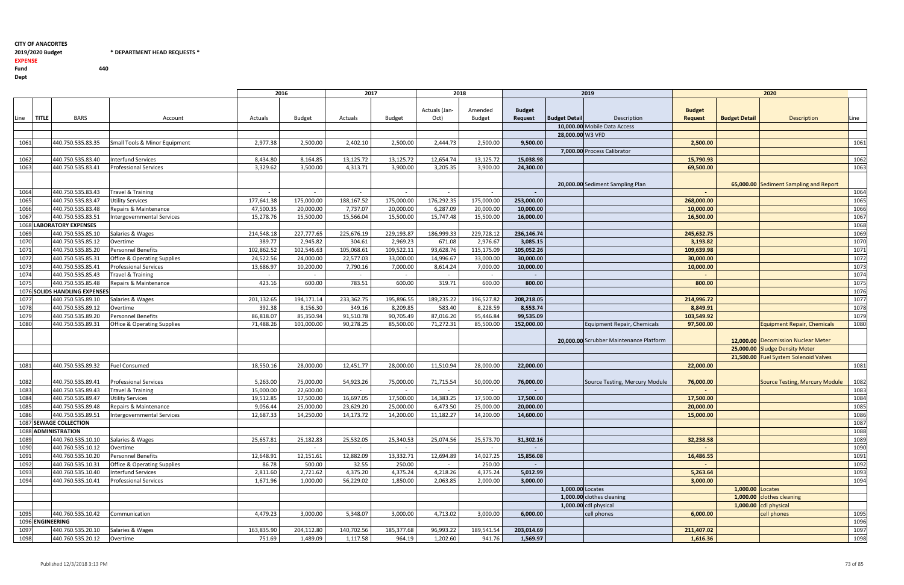**CITY OF ANACORTES**
**2019/2020 Budget** **\* DEPARTMENT HEAD REQUESTS \***
**EXPENSE**
**Fund** 440
**Dept**

| Line | TITLE | BARS | Account | 2016 Actuals | 2016 Budget | 2017 Actuals | 2017 Budget | 2018 Actuals (Jan-Oct) | 2018 Amended Budget | 2019 Budget Request | 2019 Budget Detail | 2019 Description | 2020 Budget Request | 2020 Budget Detail | 2020 Description | Line |
|---|---|---|---|---|---|---|---|---|---|---|---|---|---|---|---|---|
| | | | | | | | | | | | 10,000.00 | Mobile Data Access | | | | |
| | | | | | | | | | | | 28,000.00 | W3 VFD | | | | |
| 1061 | | 440.750.535.83.35 | Small Tools & Minor Equipment | 2,977.38 | 2,500.00 | 2,402.10 | 2,500.00 | 2,444.73 | 2,500.00 | 9,500.00 | | | 2,500.00 | | | 1061 |
| | | | | | | | | | | | 7,000.00 | Process Calibrator | | | | |
| 1062 | | 440.750.535.83.40 | Interfund Services | 8,434.80 | 8,164.85 | 13,125.72 | 13,125.72 | 12,654.74 | 13,125.72 | 15,038.98 | | | 15,790.93 | | | 1062 |
| 1063 | | 440.750.535.83.41 | Professional Services | 3,329.62 | 3,500.00 | 4,313.71 | 3,900.00 | 3,205.35 | 3,900.00 | 24,300.00 | | | 69,500.00 | | | 1063 |
| | | | | | | | | | | | 20,000.00 | Sediment Sampling Plan | | 65,000.00 | Sediment Sampling and Report | |
| 1064 | | 440.750.535.83.43 | Travel & Training | - | - | - | - | - | - | - | | | - | | | 1064 |
| 1065 | | 440.750.535.83.47 | Utility Services | 177,641.38 | 175,000.00 | 188,167.52 | 175,000.00 | 176,292.35 | 175,000.00 | 253,000.00 | | | 268,000.00 | | | 1065 |
| 1066 | | 440.750.535.83.48 | Repairs & Maintenance | 47,500.35 | 20,000.00 | 7,737.07 | 20,000.00 | 6,287.09 | 20,000.00 | 10,000.00 | | | 10,000.00 | | | 1066 |
| 1067 | | 440.750.535.83.51 | Intergovernmental Services | 15,278.76 | 15,500.00 | 15,566.04 | 15,500.00 | 15,747.48 | 15,500.00 | 16,000.00 | | | 16,500.00 | | | 1067 |
| 1068 | LABORATORY EXPENSES | | | | | | | | | | | | | | | 1068 |
| 1069 | | 440.750.535.85.10 | Salaries & Wages | 214,548.18 | 227,777.65 | 225,676.19 | 229,193.87 | 186,999.33 | 229,728.12 | 236,146.74 | | | 245,632.75 | | | 1069 |
| 1070 | | 440.750.535.85.12 | Overtime | 389.77 | 2,945.82 | 304.61 | 2,969.23 | 671.08 | 2,976.67 | 3,085.15 | | | 3,193.82 | | | 1070 |
| 1071 | | 440.750.535.85.20 | Personnel Benefits | 102,862.52 | 102,546.63 | 105,068.61 | 109,522.11 | 93,628.76 | 115,175.09 | 105,052.26 | | | 109,639.98 | | | 1071 |
| 1072 | | 440.750.535.85.31 | Office & Operating Supplies | 24,522.56 | 24,000.00 | 22,577.03 | 33,000.00 | 14,996.67 | 33,000.00 | 30,000.00 | | | 30,000.00 | | | 1072 |
| 1073 | | 440.750.535.85.41 | Professional Services | 13,686.97 | 10,200.00 | 7,790.16 | 7,000.00 | 8,614.24 | 7,000.00 | 10,000.00 | | | 10,000.00 | | | 1073 |
| 1074 | | 440.750.535.85.43 | Travel & Training | - | - | - | - | - | - | - | | | - | | | 1074 |
| 1075 | | 440.750.535.85.48 | Repairs & Maintenance | 423.16 | 600.00 | 783.51 | 600.00 | 319.71 | 600.00 | 800.00 | | | 800.00 | | | 1075 |
| 1076 | SOLIDS HANDLING EXPENSES | | | | | | | | | | | | | | | 1076 |
| 1077 | | 440.750.535.89.10 | Salaries & Wages | 201,132.65 | 194,171.14 | 233,362.75 | 195,896.55 | 189,235.22 | 196,527.82 | 208,218.05 | | | 214,996.72 | | | 1077 |
| 1078 | | 440.750.535.89.12 | Overtime | 392.38 | 8,156.30 | 349.16 | 8,209.85 | 583.40 | 8,228.59 | 8,553.74 | | | 8,849.91 | | | 1078 |
| 1079 | | 440.750.535.89.20 | Personnel Benefits | 86,818.07 | 85,350.94 | 91,510.78 | 90,705.49 | 87,016.20 | 95,446.84 | 99,535.09 | | | 103,549.92 | | | 1079 |
| 1080 | | 440.750.535.89.31 | Office & Operating Supplies | 71,488.26 | 101,000.00 | 90,278.25 | 85,500.00 | 71,272.31 | 85,500.00 | 152,000.00 | | Equipment Repair, Chemicals | 97,500.00 | | Equipment Repair, Chemicals | 1080 |
| | | | | | | | | | | | 20,000.00 | Scrubber Maintenance Platform | | 12,000.00 | Decomission Nuclear Meter | |
| | | | | | | | | | | | | | | 25,000.00 | Sludge Density Meter | |
| | | | | | | | | | | | | | | 21,500.00 | Fuel System Solenoid Valves | |
| 1081 | | 440.750.535.89.32 | Fuel Consumed | 18,550.16 | 28,000.00 | 12,451.77 | 28,000.00 | 11,510.94 | 28,000.00 | 22,000.00 | | | 22,000.00 | | | 1081 |
| 1082 | | 440.750.535.89.41 | Professional Services | 5,263.00 | 75,000.00 | 54,923.26 | 75,000.00 | 71,715.54 | 50,000.00 | 76,000.00 | | Source Testing, Mercury Module | 76,000.00 | | Source Testing, Mercury Module | 1082 |
| 1083 | | 440.750.535.89.43 | Travel & Training | 15,000.00 | 22,600.00 | - | - | - | - | - | | | - | | | 1083 |
| 1084 | | 440.750.535.89.47 | Utility Services | 19,512.85 | 17,500.00 | 16,697.05 | 17,500.00 | 14,383.25 | 17,500.00 | 17,500.00 | | | 17,500.00 | | | 1084 |
| 1085 | | 440.750.535.89.48 | Repairs & Maintenance | 9,056.44 | 25,000.00 | 23,629.20 | 25,000.00 | 6,473.50 | 25,000.00 | 20,000.00 | | | 20,000.00 | | | 1085 |
| 1086 | | 440.750.535.89.51 | Intergovernmental Services | 12,687.33 | 14,250.00 | 14,173.72 | 14,200.00 | 11,182.27 | 14,200.00 | 14,600.00 | | | 15,000.00 | | | 1086 |
| 1087 | SEWAGE COLLECTION | | | | | | | | | | | | | | | 1087 |
| 1088 | ADMINISTRATION | | | | | | | | | | | | | | | 1088 |
| 1089 | | 440.760.535.10.10 | Salaries & Wages | 25,657.81 | 25,182.83 | 25,532.05 | 25,340.53 | 25,074.56 | 25,573.70 | 31,302.16 | | | 32,238.58 | | | 1089 |
| 1090 | | 440.760.535.10.12 | Overtime | - | - | - | - | - | - | - | | | - | | | 1090 |
| 1091 | | 440.760.535.10.20 | Personnel Benefits | 12,648.91 | 12,151.61 | 12,882.09 | 13,332.71 | 12,694.89 | 14,027.25 | 15,856.08 | | | 16,486.55 | | | 1091 |
| 1092 | | 440.760.535.10.31 | Office & Operating Supplies | 86.78 | 500.00 | 32.55 | 250.00 | - | 250.00 | - | | | - | | | 1092 |
| 1093 | | 440.760.535.10.40 | Interfund Services | 2,811.60 | 2,721.62 | 4,375.20 | 4,375.24 | 4,218.26 | 4,375.24 | 5,012.99 | | | 5,263.64 | | | 1093 |
| 1094 | | 440.760.535.10.41 | Professional Services | 1,671.96 | 1,000.00 | 56,229.02 | 1,850.00 | 2,063.85 | 2,000.00 | 3,000.00 | | | 3,000.00 | | | 1094 |
| | | | | | | | | | | | 1,000.00 | Locates | | 1,000.00 | Locates | |
| | | | | | | | | | | | 1,000.00 | clothes cleaning | | 1,000.00 | clothes cleaning | |
| | | | | | | | | | | | 1,000.00 | cdl physical | | 1,000.00 | cdl physical | |
| 1095 | | 440.760.535.10.42 | Communication | 4,479.23 | 3,000.00 | 5,348.07 | 3,000.00 | 4,713.02 | 3,000.00 | 6,000.00 | | cell phones | 6,000.00 | | cell phones | 1095 |
| 1096 | ENGINEERING | | | | | | | | | | | | | | | 1096 |
| 1097 | | 440.760.535.20.10 | Salaries & Wages | 163,835.90 | 204,112.80 | 140,702.56 | 185,377.68 | 96,993.22 | 189,541.54 | 203,014.69 | | | 211,407.02 | | | 1097 |
| 1098 | | 440.760.535.20.12 | Overtime | 751.69 | 1,489.09 | 1,117.58 | 964.19 | 1,202.60 | 941.76 | 1,569.97 | | | 1,616.36 | | | 1098 |

Published 12/3/2018 3:13 PM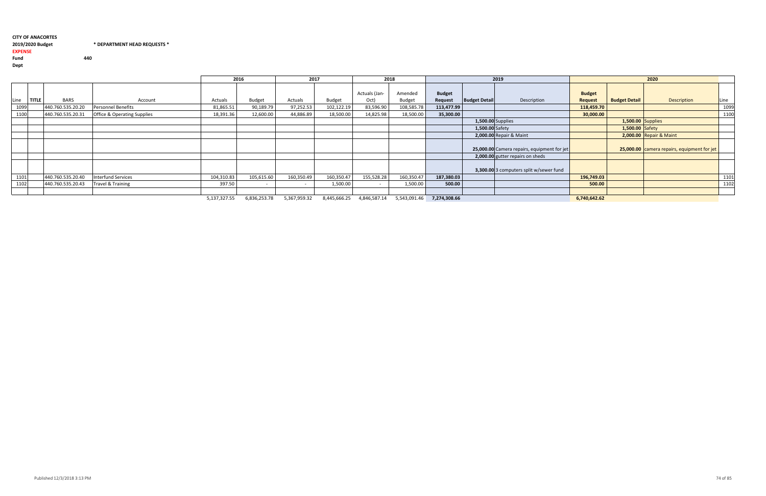**CITY OF ANACORTES**

**2019/2020 Budget** **\* DEPARTMENT HEAD REQUESTS \***

**EXPENSE**

**Fund** **440**

**Dept**

| | | | | 2016 | | 2017 | | 2018 | | 2019 | | | 2020 | | | |
|---|---|---|---|---|---|---|---|---|---|---|---|---|---|---|---|---|
| Line | TITLE | BARS | Account | Actuals | Budget | Actuals | Budget | Actuals (Jan-Oct) | Amended Budget | **Budget Request** | **Budget Detail** | Description | **Budget Request** | **Budget Detail** | Description | Line |
| 1099 | | 440.760.535.20.20 | Personnel Benefits | 81,865.51 | 90,189.79 | 97,252.53 | 102,122.19 | 83,596.90 | 108,585.78 | **113,477.99** | | | **118,459.70** | | | 1099 |
| 1100 | | 440.760.535.20.31 | Office & Operating Supplies | 18,391.36 | 12,600.00 | 44,886.89 | 18,500.00 | 14,825.98 | 18,500.00 | **35,300.00** | | | **30,000.00** | | | 1100 |
| | | | | | | | | | | | **1,500.00** | Supplies | | **1,500.00** | Supplies | |
| | | | | | | | | | | | **1,500.00** | Safety | | **1,500.00** | Safety | |
| | | | | | | | | | | | **2,000.00** | Repair & Maint | | **2,000.00** | Repair & Maint | |
| | | | | | | | | | | | **25,000.00** | Camera repairs, equipment for jet | | **25,000.00** | camera repairs, equipment for jet | |
| | | | | | | | | | | | **2,000.00** | gutter repairs on sheds | | | | |
| | | | | | | | | | | | **3,300.00** | 3 computers split w/sewer fund | | | | |
| 1101 | | 440.760.535.20.40 | Interfund Services | 104,310.83 | 105,615.60 | 160,350.49 | 160,350.47 | 155,528.28 | 160,350.47 | **187,380.03** | | | **196,749.03** | | | 1101 |
| 1102 | | 440.760.535.20.43 | Travel & Training | 397.50 | - | - | 1,500.00 | - | 1,500.00 | **500.00** | | | **500.00** | | | 1102 |
| | | | | | | | | | | | | | | | | |
| | | | | 5,137,327.55 | 6,836,253.78 | 5,367,959.32 | 8,445,666.25 | 4,846,587.14 | 5,543,091.46 | **7,274,308.66** | | | **6,740,642.62** | | | |

Published 12/3/2018 3:13 PM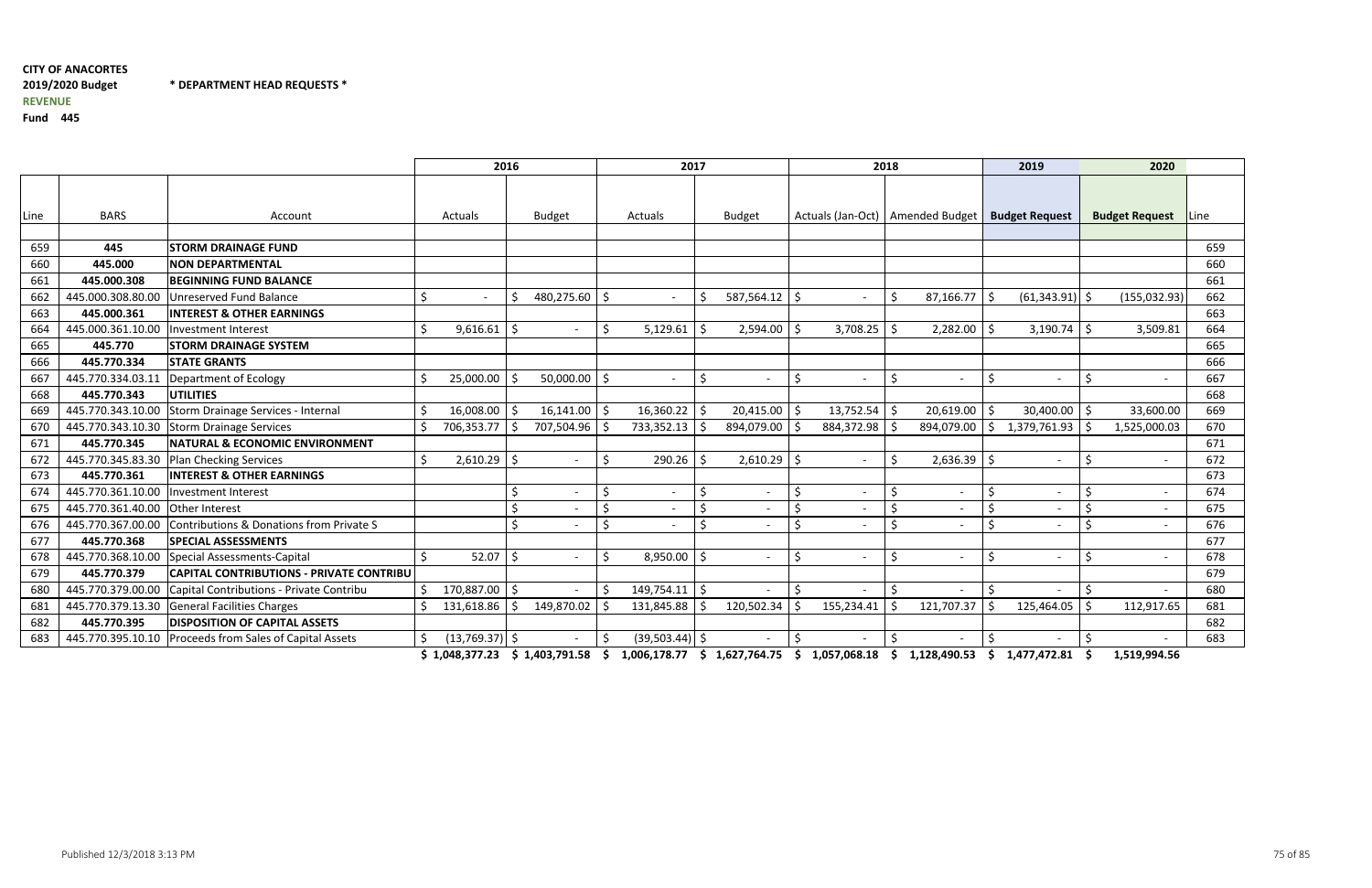**CITY OF ANACORTES**

**2019/2020 Budget** **\* DEPARTMENT HEAD REQUESTS \***

**REVENUE**

**Fund 445**

| | | | 2016 | | 2017 | | 2018 | | 2019 | 2020 | |
|---|---|---|---|---|---|---|---|---|---|---|---|
| Line | BARS | Account | Actuals | Budget | Actuals | Budget | Actuals (Jan-Oct) | Amended Budget | Budget Request | Budget Request | Line |
| 659 | **445** | **STORM DRAINAGE FUND** | | | | | | | | | 659 |
| 660 | **445.000** | **NON DEPARTMENTAL** | | | | | | | | | 660 |
| 661 | **445.000.308** | **BEGINNING FUND BALANCE** | | | | | | | | | 661 |
| 662 | 445.000.308.80.00 | Unreserved Fund Balance | $ - | $ 480,275.60 | $ - | $ 587,564.12 | $ - | $ 87,166.77 | $ (61,343.91) | $ (155,032.93) | 662 |
| 663 | **445.000.361** | **INTEREST & OTHER EARNINGS** | | | | | | | | | 663 |
| 664 | 445.000.361.10.00 | Investment Interest | $ 9,616.61 | $ - | $ 5,129.61 | $ 2,594.00 | $ 3,708.25 | $ 2,282.00 | $ 3,190.74 | $ 3,509.81 | 664 |
| 665 | **445.770** | **STORM DRAINAGE SYSTEM** | | | | | | | | | 665 |
| 666 | **445.770.334** | **STATE GRANTS** | | | | | | | | | 666 |
| 667 | 445.770.334.03.11 | Department of Ecology | $ 25,000.00 | $ 50,000.00 | $ - | $ - | $ - | $ - | $ - | $ - | 667 |
| 668 | **445.770.343** | **UTILITIES** | | | | | | | | | 668 |
| 669 | 445.770.343.10.00 | Storm Drainage Services - Internal | $ 16,008.00 | $ 16,141.00 | $ 16,360.22 | $ 20,415.00 | $ 13,752.54 | $ 20,619.00 | $ 30,400.00 | $ 33,600.00 | 669 |
| 670 | 445.770.343.10.30 | Storm Drainage Services | $ 706,353.77 | $ 707,504.96 | $ 733,352.13 | $ 894,079.00 | $ 884,372.98 | $ 894,079.00 | $ 1,379,761.93 | $ 1,525,000.03 | 670 |
| 671 | **445.770.345** | **NATURAL & ECONOMIC ENVIRONMENT** | | | | | | | | | 671 |
| 672 | 445.770.345.83.30 | Plan Checking Services | $ 2,610.29 | $ - | $ 290.26 | $ 2,610.29 | $ - | $ 2,636.39 | $ - | $ - | 672 |
| 673 | **445.770.361** | **INTEREST & OTHER EARNINGS** | | | | | | | | | 673 |
| 674 | 445.770.361.10.00 | Investment Interest | | $ - | $ - | $ - | $ - | $ - | $ - | $ - | 674 |
| 675 | 445.770.361.40.00 | Other Interest | | $ - | $ - | $ - | $ - | $ - | $ - | $ - | 675 |
| 676 | 445.770.367.00.00 | Contributions & Donations from Private S | | $ - | $ - | $ - | $ - | $ - | $ - | $ - | 676 |
| 677 | **445.770.368** | **SPECIAL ASSESSMENTS** | | | | | | | | | 677 |
| 678 | 445.770.368.10.00 | Special Assessments-Capital | $ 52.07 | $ - | $ 8,950.00 | $ - | $ - | $ - | $ - | $ - | 678 |
| 679 | **445.770.379** | **CAPITAL CONTRIBUTIONS - PRIVATE CONTRIBU** | | | | | | | | | 679 |
| 680 | 445.770.379.00.00 | Capital Contributions - Private Contribu | $ 170,887.00 | $ - | $ 149,754.11 | $ - | $ - | $ - | $ - | $ - | 680 |
| 681 | 445.770.379.13.30 | General Facilities Charges | $ 131,618.86 | $ 149,870.02 | $ 131,845.88 | $ 120,502.34 | $ 155,234.41 | $ 121,707.37 | $ 125,464.05 | $ 112,917.65 | 681 |
| 682 | **445.770.395** | **DISPOSITION OF CAPITAL ASSETS** | | | | | | | | | 682 |
| 683 | 445.770.395.10.10 | Proceeds from Sales of Capital Assets | $ (13,769.37) | $ - | $ (39,503.44) | $ - | $ - | $ - | $ - | $ - | 683 |
| | | | **$ 1,048,377.23** | **$ 1,403,791.58** | **$ 1,006,178.77** | **$ 1,627,764.75** | **$ 1,057,068.18** | **$ 1,128,490.53** | **$ 1,477,472.81** | **$ 1,519,994.56** | |

Published 12/3/2018 3:13 PM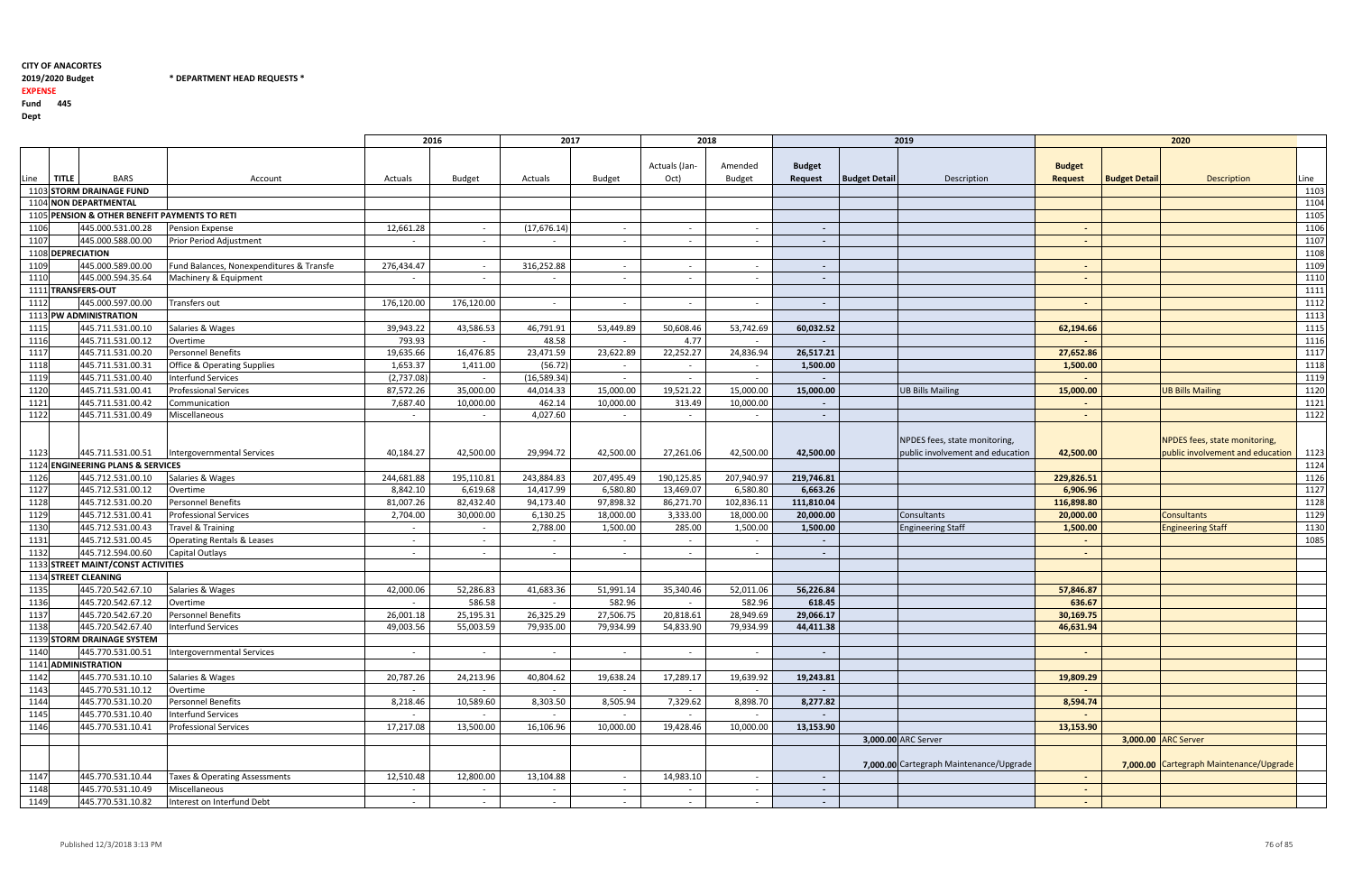**CITY OF ANACORTES**
**2019/2020 Budget** **\* DEPARTMENT HEAD REQUESTS \***
**EXPENSE**
**Fund 445**
**Dept**

| | | | | 2016 | | 2017 | | 2018 | | 2019 | | | 2020 | | | |
|---|---|---|---|---|---|---|---|---|---|---|---|---|---|---|---|---|
| Line | TITLE | BARS | Account | Actuals | Budget | Actuals | Budget | Actuals (Jan-Oct) | Amended Budget | Budget Request | Budget Detail | Description | Budget Request | Budget Detail | Description | Line |
| 1103 | STORM DRAINAGE FUND | | | | | | | | | | | | | | | 1103 |
| 1104 | NON DEPARTMENTAL | | | | | | | | | | | | | | | 1104 |
| 1105 | PENSION & OTHER BENEFIT PAYMENTS TO RETI | | | | | | | | | | | | | | | 1105 |
| 1106 | | 445.000.531.00.28 | Pension Expense | 12,661.28 | - | (17,676.14) | - | - | - | - | | | - | | | 1106 |
| 1107 | | 445.000.588.00.00 | Prior Period Adjustment | - | - | - | - | - | - | - | | | - | | | 1107 |
| 1108 | DEPRECIATION | | | | | | | | | | | | | | | 1108 |
| 1109 | | 445.000.589.00.00 | Fund Balances, Nonexpenditures & Transfe | 276,434.47 | - | 316,252.88 | - | - | - | - | | | - | | | 1109 |
| 1110 | | 445.000.594.35.64 | Machinery & Equipment | - | - | - | - | - | - | - | | | - | | | 1110 |
| 1111 | TRANSFERS-OUT | | | | | | | | | | | | | | | 1111 |
| 1112 | | 445.000.597.00.00 | Transfers out | 176,120.00 | 176,120.00 | - | - | - | - | - | | | - | | | 1112 |
| 1113 | PW ADMINISTRATION | | | | | | | | | | | | | | | 1113 |
| 1115 | | 445.711.531.00.10 | Salaries & Wages | 39,943.22 | 43,586.53 | 46,791.91 | 53,449.89 | 50,608.46 | 53,742.69 | 60,032.52 | | | 62,194.66 | | | 1115 |
| 1116 | | 445.711.531.00.12 | Overtime | 793.93 | - | 48.58 | - | 4.77 | - | - | | | - | | | 1116 |
| 1117 | | 445.711.531.00.20 | Personnel Benefits | 19,635.66 | 16,476.85 | 23,471.59 | 23,622.89 | 22,252.27 | 24,836.94 | 26,517.21 | | | 27,652.86 | | | 1117 |
| 1118 | | 445.711.531.00.31 | Office & Operating Supplies | 1,653.37 | 1,411.00 | (56.72) | - | - | - | 1,500.00 | | | 1,500.00 | | | 1118 |
| 1119 | | 445.711.531.00.40 | Interfund Services | (2,737.08) | - | (16,589.34) | - | - | - | - | | | - | | | 1119 |
| 1120 | | 445.711.531.00.41 | Professional Services | 87,572.26 | 35,000.00 | 44,014.33 | 15,000.00 | 19,521.22 | 15,000.00 | 15,000.00 | | UB Bills Mailing | 15,000.00 | | UB Bills Mailing | 1120 |
| 1121 | | 445.711.531.00.42 | Communication | 7,687.40 | 10,000.00 | 462.14 | 10,000.00 | 313.49 | 10,000.00 | - | | | - | | | 1121 |
| 1122 | | 445.711.531.00.49 | Miscellaneous | - | - | 4,027.60 | - | - | - | - | | | - | | | 1122 |
| 1123 | | 445.711.531.00.51 | Intergovernmental Services | 40,184.27 | 42,500.00 | 29,994.72 | 42,500.00 | 27,261.06 | 42,500.00 | 42,500.00 | | NPDES fees, state monitoring, public involvement and education | 42,500.00 | | NPDES fees, state monitoring, public involvement and education | 1123 |
| 1124 | ENGINEERING PLANS & SERVICES | | | | | | | | | | | | | | | 1124 |
| 1126 | | 445.712.531.00.10 | Salaries & Wages | 244,681.88 | 195,110.81 | 243,884.83 | 207,495.49 | 190,125.85 | 207,940.97 | 219,746.81 | | | 229,826.51 | | | 1126 |
| 1127 | | 445.712.531.00.12 | Overtime | 8,842.10 | 6,619.68 | 14,417.99 | 6,580.80 | 13,469.07 | 6,580.80 | 6,663.26 | | | 6,906.96 | | | 1127 |
| 1128 | | 445.712.531.00.20 | Personnel Benefits | 81,007.26 | 82,432.40 | 94,173.40 | 97,898.32 | 86,271.70 | 102,836.11 | 111,810.04 | | | 116,898.80 | | | 1128 |
| 1129 | | 445.712.531.00.41 | Professional Services | 2,704.00 | 30,000.00 | 6,130.25 | 18,000.00 | 3,333.00 | 18,000.00 | 20,000.00 | | Consultants | 20,000.00 | | Consultants | 1129 |
| 1130 | | 445.712.531.00.43 | Travel & Training | - | - | 2,788.00 | 1,500.00 | 285.00 | 1,500.00 | 1,500.00 | | Engineering Staff | 1,500.00 | | Engineering Staff | 1130 |
| 1131 | | 445.712.531.00.45 | Operating Rentals & Leases | - | - | - | - | - | - | - | | | - | | | 1085 |
| 1132 | | 445.712.594.00.60 | Capital Outlays | - | - | - | - | - | - | - | | | - | | | |
| 1133 | STREET MAINT/CONST ACTIVITIES | | | | | | | | | | | | | | | |
| 1134 | STREET CLEANING | | | | | | | | | | | | | | | |
| 1135 | | 445.720.542.67.10 | Salaries & Wages | 42,000.06 | 52,286.83 | 41,683.36 | 51,991.14 | 35,340.46 | 52,011.06 | 56,226.84 | | | 57,846.87 | | | |
| 1136 | | 445.720.542.67.12 | Overtime | - | 586.58 | - | 582.96 | - | 582.96 | 618.45 | | | 636.67 | | | |
| 1137 | | 445.720.542.67.20 | Personnel Benefits | 26,001.18 | 25,195.31 | 26,325.29 | 27,506.75 | 20,818.61 | 28,949.69 | 29,066.17 | | | 30,169.75 | | | |
| 1138 | | 445.720.542.67.40 | Interfund Services | 49,003.56 | 55,003.59 | 79,935.00 | 79,934.99 | 54,833.90 | 79,934.99 | 44,411.38 | | | 46,631.94 | | | |
| 1139 | STORM DRAINAGE SYSTEM | | | | | | | | | | | | | | | |
| 1140 | | 445.770.531.00.51 | Intergovernmental Services | - | - | - | - | - | - | - | | | - | | | |
| 1141 | ADMINISTRATION | | | | | | | | | | | | | | | |
| 1142 | | 445.770.531.10.10 | Salaries & Wages | 20,787.26 | 24,213.96 | 40,804.62 | 19,638.24 | 17,289.17 | 19,639.92 | 19,243.81 | | | 19,809.29 | | | |
| 1143 | | 445.770.531.10.12 | Overtime | - | - | - | - | - | - | - | | | - | | | |
| 1144 | | 445.770.531.10.20 | Personnel Benefits | 8,218.46 | 10,589.60 | 8,303.50 | 8,505.94 | 7,329.62 | 8,898.70 | 8,277.82 | | | 8,594.74 | | | |
| 1145 | | 445.770.531.10.40 | Interfund Services | - | - | - | - | - | - | - | | | - | | | |
| 1146 | | 445.770.531.10.41 | Professional Services | 17,217.08 | 13,500.00 | 16,106.96 | 10,000.00 | 19,428.46 | 10,000.00 | 13,153.90 | | | 13,153.90 | | | |
| | | | | | | | | | | | 3,000.00 | ARC Server | | 3,000.00 | ARC Server | |
| | | | | | | | | | | | 7,000.00 | Cartegraph Maintenance/Upgrade | | 7,000.00 | Cartegraph Maintenance/Upgrade | |
| 1147 | | 445.770.531.10.44 | Taxes & Operating Assessments | 12,510.48 | 12,800.00 | 13,104.88 | - | 14,983.10 | - | - | | | - | | | |
| 1148 | | 445.770.531.10.49 | Miscellaneous | - | - | - | - | - | - | - | | | - | | | |
| 1149 | | 445.770.531.10.82 | Interest on Interfund Debt | - | - | - | - | - | - | - | | | - | | | |

Published 12/3/2018 3:13 PM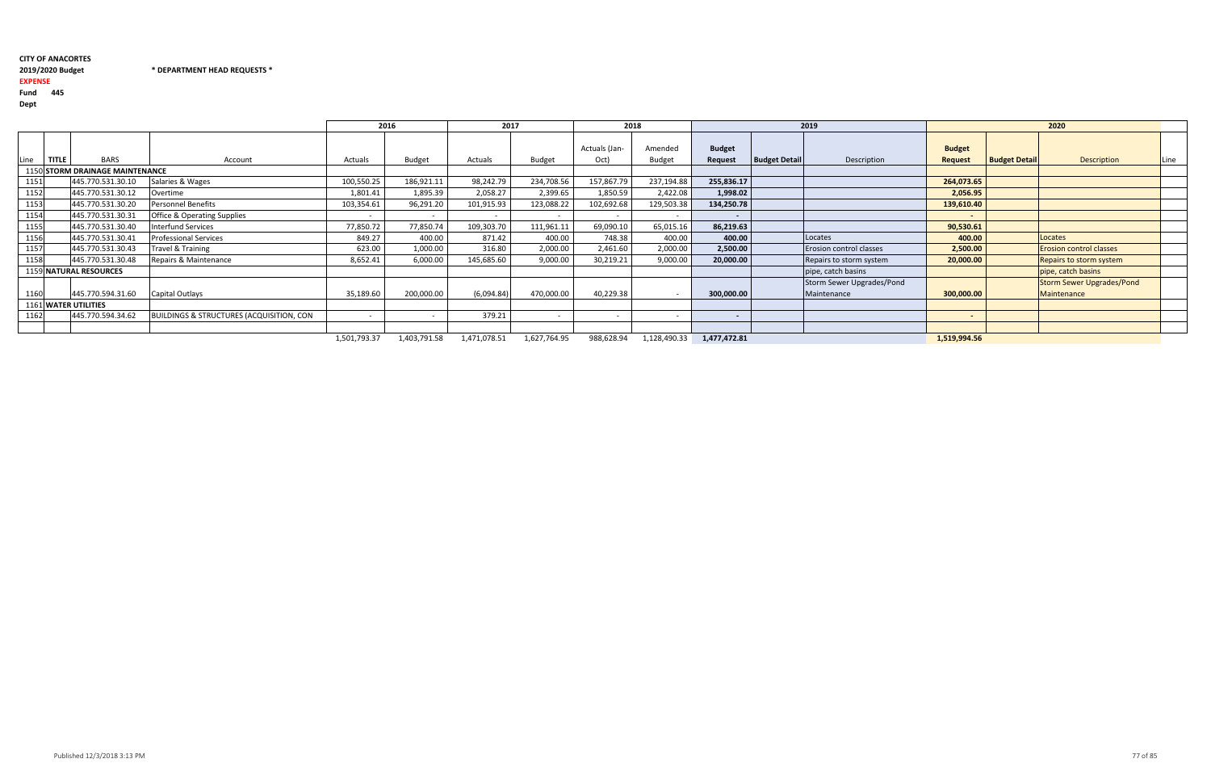**CITY OF ANACORTES**

**2019/2020 Budget** **\* DEPARTMENT HEAD REQUESTS \***

**EXPENSE**

**Fund 445**

**Dept**

| | | | | 2016 | | 2017 | | 2018 | | 2019 | | | 2020 | | | |
|---|---|---|---|---|---|---|---|---|---|---|---|---|---|---|---|---|
| Line | TITLE | BARS | Account | Actuals | Budget | Actuals | Budget | Actuals (Jan-Oct) | Amended Budget | Budget Request | Budget Detail | Description | Budget Request | Budget Detail | Description | Line |
| 1150 | STORM DRAINAGE MAINTENANCE | | | | | | | | | | | | | | | |
| 1151 | | 445.770.531.30.10 | Salaries & Wages | 100,550.25 | 186,921.11 | 98,242.79 | 234,708.56 | 157,867.79 | 237,194.88 | 255,836.17 | | | 264,073.65 | | | |
| 1152 | | 445.770.531.30.12 | Overtime | 1,801.41 | 1,895.39 | 2,058.27 | 2,399.65 | 1,850.59 | 2,422.08 | 1,998.02 | | | 2,056.95 | | | |
| 1153 | | 445.770.531.30.20 | Personnel Benefits | 103,354.61 | 96,291.20 | 101,915.93 | 123,088.22 | 102,692.68 | 129,503.38 | 134,250.78 | | | 139,610.40 | | | |
| 1154 | | 445.770.531.30.31 | Office & Operating Supplies | - | - | - | - | - | - | - | | | - | | | |
| 1155 | | 445.770.531.30.40 | Interfund Services | 77,850.72 | 77,850.74 | 109,303.70 | 111,961.11 | 69,090.10 | 65,015.16 | 86,219.63 | | | 90,530.61 | | | |
| 1156 | | 445.770.531.30.41 | Professional Services | 849.27 | 400.00 | 871.42 | 400.00 | 748.38 | 400.00 | 400.00 | | Locates | 400.00 | | Locates | |
| 1157 | | 445.770.531.30.43 | Travel & Training | 623.00 | 1,000.00 | 316.80 | 2,000.00 | 2,461.60 | 2,000.00 | 2,500.00 | | Erosion control classes | 2,500.00 | | Erosion control classes | |
| 1158 | | 445.770.531.30.48 | Repairs & Maintenance | 8,652.41 | 6,000.00 | 145,685.60 | 9,000.00 | 30,219.21 | 9,000.00 | 20,000.00 | | Repairs to storm system | 20,000.00 | | Repairs to storm system | |
| 1159 | NATURAL RESOURCES | | | | | | | | | | | pipe, catch basins | | | pipe, catch basins | |
| 1160 | | 445.770.594.31.60 | Capital Outlays | 35,189.60 | 200,000.00 | (6,094.84) | 470,000.00 | 40,229.38 | - | 300,000.00 | | Storm Sewer Upgrades/Pond Maintenance | 300,000.00 | | Storm Sewer Upgrades/Pond Maintenance | |
| 1161 | WATER UTILITIES | | | | | | | | | | | | | | | |
| 1162 | | 445.770.594.34.62 | BUILDINGS & STRUCTURES (ACQUISITION, CON | - | - | 379.21 | - | - | - | - | | | - | | | |
| | | | | | | | | | | | | | | | | |
| | | | | 1,501,793.37 | 1,403,791.58 | 1,471,078.51 | 1,627,764.95 | 988,628.94 | 1,128,490.33 | 1,477,472.81 | | | 1,519,994.56 | | | |

Published 12/3/2018 3:13 PM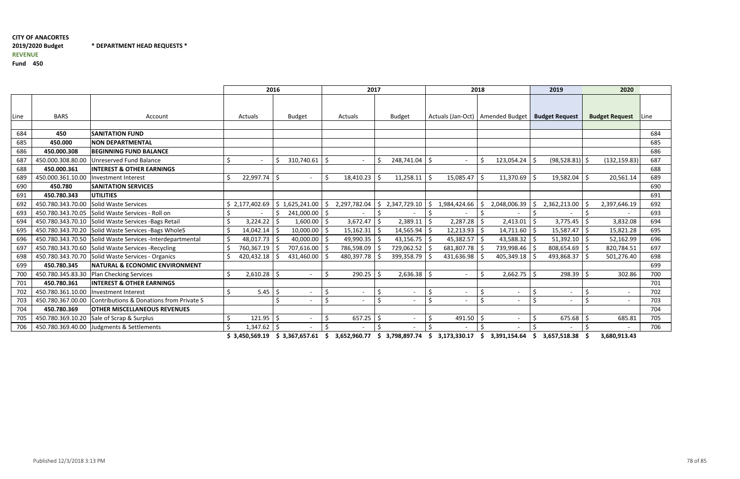**CITY OF ANACORTES**

**2019/2020 Budget** **\* DEPARTMENT HEAD REQUESTS \***

**REVENUE**

**Fund 450**

| Line | BARS | Account | 2016 Actuals | 2016 Budget | 2017 Actuals | 2017 Budget | 2018 Actuals (Jan-Oct) | 2018 Amended Budget | 2019 Budget Request | 2020 Budget Request | Line |
|---|---|---|---|---|---|---|---|---|---|---|---|
| 684 | **450** | **SANITATION FUND** | | | | | | | | | 684 |
| 685 | **450.000** | **NON DEPARTMENTAL** | | | | | | | | | 685 |
| 686 | **450.000.308** | **BEGINNING FUND BALANCE** | | | | | | | | | 686 |
| 687 | 450.000.308.80.00 | Unreserved Fund Balance | $ - | $ 310,740.61 | $ - | $ 248,741.04 | $ - | $ 123,054.24 | $ (98,528.81) | $ (132,159.83) | 687 |
| 688 | **450.000.361** | **INTEREST & OTHER EARNINGS** | | | | | | | | | 688 |
| 689 | 450.000.361.10.00 | Investment Interest | $ 22,997.74 | $ - | $ 18,410.23 | $ 11,258.11 | $ 15,085.47 | $ 11,370.69 | $ 19,582.04 | $ 20,561.14 | 689 |
| 690 | **450.780** | **SANITATION SERVICES** | | | | | | | | | 690 |
| 691 | **450.780.343** | **UTILITIES** | | | | | | | | | 691 |
| 692 | 450.780.343.70.00 | Solid Waste Services | $ 2,177,402.69 | $ 1,625,241.00 | $ 2,297,782.04 | $ 2,347,729.10 | $ 1,984,424.66 | $ 2,048,006.39 | $ 2,362,213.00 | $ 2,397,646.19 | 692 |
| 693 | 450.780.343.70.05 | Solid Waste Services - Roll on | $ - | $ 241,000.00 | $ - | $ - | $ - | $ - | $ - | $ - | 693 |
| 694 | 450.780.343.70.10 | Solid Waste Services -Bags Retail | $ 3,224.22 | $ 1,600.00 | $ 3,672.47 | $ 2,389.11 | $ 2,287.28 | $ 2,413.01 | $ 3,775.45 | $ 3,832.08 | 694 |
| 695 | 450.780.343.70.20 | Solid Waste Services -Bags WholeS | $ 14,042.14 | $ 10,000.00 | $ 15,162.31 | $ 14,565.94 | $ 12,213.93 | $ 14,711.60 | $ 15,587.47 | $ 15,821.28 | 695 |
| 696 | 450.780.343.70.50 | Solid Waste Services -Interdepartmental | $ 48,017.73 | $ 40,000.00 | $ 49,990.35 | $ 43,156.75 | $ 45,382.57 | $ 43,588.32 | $ 51,392.10 | $ 52,162.99 | 696 |
| 697 | 450.780.343.70.60 | Solid Waste Services -Recycling | $ 760,367.19 | $ 707,616.00 | $ 786,598.09 | $ 729,062.52 | $ 681,807.78 | $ 739,998.46 | $ 808,654.69 | $ 820,784.51 | 697 |
| 698 | 450.780.343.70.70 | Solid Waste Services - Organics | $ 420,432.18 | $ 431,460.00 | $ 480,397.78 | $ 399,358.79 | $ 431,636.98 | $ 405,349.18 | $ 493,868.37 | $ 501,276.40 | 698 |
| 699 | **450.780.345** | **NATURAL & ECONOMIC ENVIRONMENT** | | | | | | | | | 699 |
| 700 | 450.780.345.83.30 | Plan Checking Services | $ 2,610.28 | $ - | $ 290.25 | $ 2,636.38 | $ - | $ 2,662.75 | $ 298.39 | $ 302.86 | 700 |
| 701 | **450.780.361** | **INTEREST & OTHER EARNINGS** | | | | | | | | | 701 |
| 702 | 450.780.361.10.00 | Investment Interest | $ 5.45 | $ - | $ - | $ - | $ - | $ - | $ - | $ - | 702 |
| 703 | 450.780.367.00.00 | Contributions & Donations from Private S | | $ - | $ - | $ - | $ - | $ - | $ - | $ - | 703 |
| 704 | **450.780.369** | **OTHER MISCELLANEOUS REVENUES** | | | | | | | | | 704 |
| 705 | 450.780.369.10.20 | Sale of Scrap & Surplus | $ 121.95 | $ - | $ 657.25 | $ - | $ 491.50 | $ - | $ 675.68 | $ 685.81 | 705 |
| 706 | 450.780.369.40.00 | Judgments & Settlements | $ 1,347.62 | $ - | $ - | $ - | $ - | $ - | $ - | $ - | 706 |
| | | | **$ 3,450,569.19** | **$ 3,367,657.61** | **$ 3,652,960.77** | **$ 3,798,897.74** | **$ 3,173,330.17** | **$ 3,391,154.64** | **$ 3,657,518.38** | **$ 3,680,913.43** | |

Published 12/3/2018 3:13 PM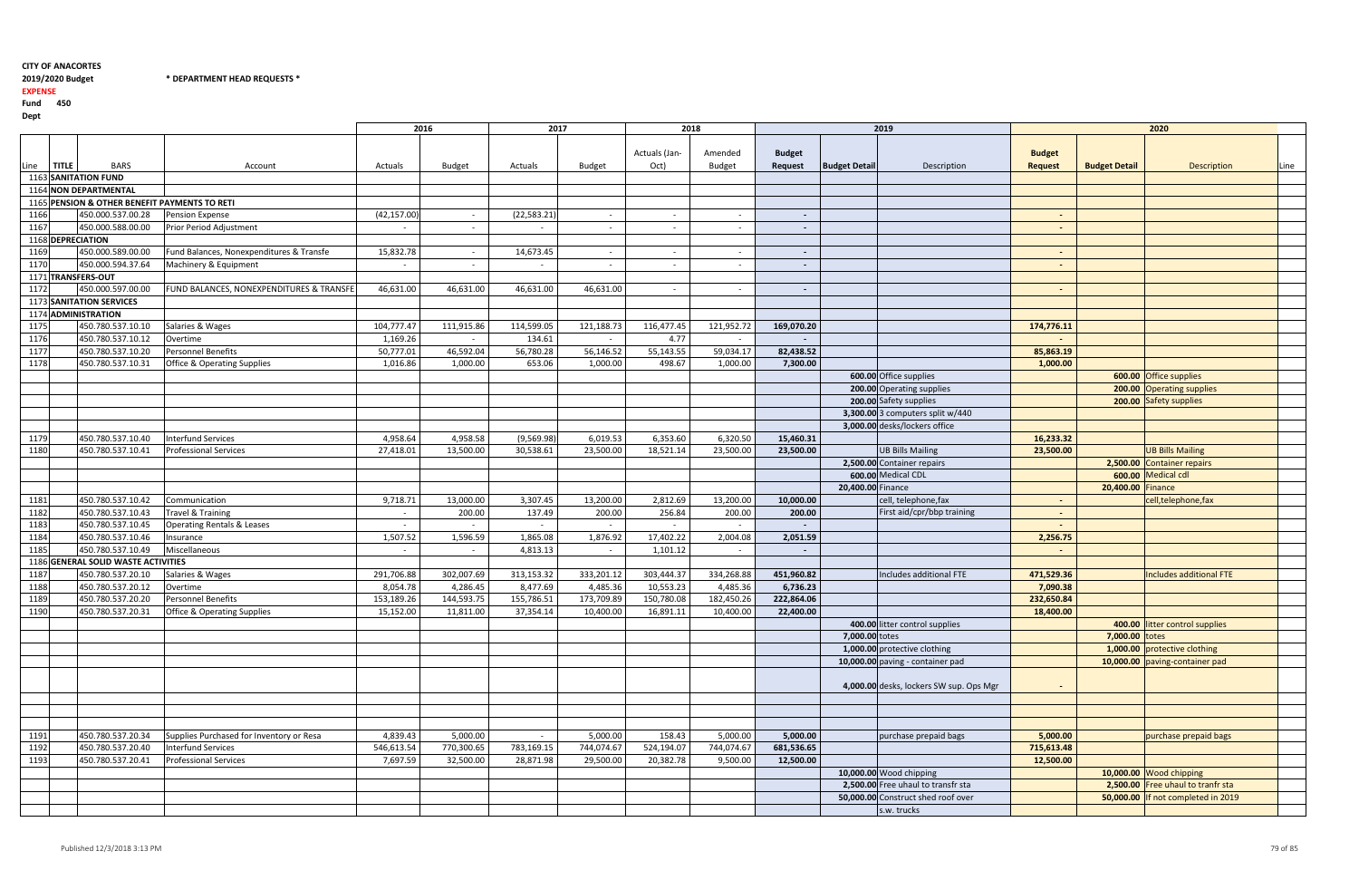**CITY OF ANACORTES**
**2019/2020 Budget** * DEPARTMENT HEAD REQUESTS *
**EXPENSE**
**Fund 450**
**Dept**

| | | | | 2016 | | 2017 | | 2018 | | 2019 | | | 2020 | | | |
|---|---|---|---|---|---|---|---|---|---|---|---|---|---|---|---|---|
| Line | TITLE | BARS | Account | Actuals | Budget | Actuals | Budget | Actuals (Jan-Oct) | Amended Budget | Budget Request | Budget Detail | Description | Budget Request | Budget Detail | Description | Line |
| 1163 | SANITATION FUND | | | | | | | | | | | | | | | |
| 1164 | NON DEPARTMENTAL | | | | | | | | | | | | | | | |
| 1165 | PENSION & OTHER BENEFIT PAYMENTS TO RETI | | | | | | | | | | | | | | | |
| 1166 | | 450.000.537.00.28 | Pension Expense | (42,157.00) | - | (22,583.21) | - | - | - | - | | | - | | | |
| 1167 | | 450.000.588.00.00 | Prior Period Adjustment | - | - | - | - | - | - | - | | | - | | | |
| 1168 | DEPRECIATION | | | | | | | | | | | | | | | |
| 1169 | | 450.000.589.00.00 | Fund Balances, Nonexpenditures & Transfe | 15,832.78 | - | 14,673.45 | - | - | - | - | | | - | | | |
| 1170 | | 450.000.594.37.64 | Machinery & Equipment | - | - | - | - | - | - | - | | | - | | | |
| 1171 | TRANSFERS-OUT | | | | | | | | | | | | | | | |
| 1172 | | 450.000.597.00.00 | FUND BALANCES, NONEXPENDITURES & TRANSFE | 46,631.00 | 46,631.00 | 46,631.00 | 46,631.00 | - | - | - | | | - | | | |
| 1173 | SANITATION SERVICES | | | | | | | | | | | | | | | |
| 1174 | ADMINISTRATION | | | | | | | | | | | | | | | |
| 1175 | | 450.780.537.10.10 | Salaries & Wages | 104,777.47 | 111,915.86 | 114,599.05 | 121,188.73 | 116,477.45 | 121,952.72 | 169,070.20 | | | 174,776.11 | | | |
| 1176 | | 450.780.537.10.12 | Overtime | 1,169.26 | - | 134.61 | - | 4.77 | - | - | | | - | | | |
| 1177 | | 450.780.537.10.20 | Personnel Benefits | 50,777.01 | 46,592.04 | 56,780.28 | 56,146.52 | 55,143.55 | 59,034.17 | 82,438.52 | | | 85,863.19 | | | |
| 1178 | | 450.780.537.10.31 | Office & Operating Supplies | 1,016.86 | 1,000.00 | 653.06 | 1,000.00 | 498.67 | 1,000.00 | 7,300.00 | | | 1,000.00 | | | |
| | | | | | | | | | | | 600.00 | Office supplies | | 600.00 | Office supplies | |
| | | | | | | | | | | | 200.00 | Operating supplies | | 200.00 | Operating supplies | |
| | | | | | | | | | | | 200.00 | Safety supplies | | 200.00 | Safety supplies | |
| | | | | | | | | | | | 3,300.00 | 3 computers split w/440 | | | | |
| | | | | | | | | | | | 3,000.00 | desks/lockers office | | | | |
| 1179 | | 450.780.537.10.40 | Interfund Services | 4,958.64 | 4,958.58 | (9,569.98) | 6,019.53 | 6,353.60 | 6,320.50 | 15,460.31 | | | 16,233.32 | | | |
| 1180 | | 450.780.537.10.41 | Professional Services | 27,418.01 | 13,500.00 | 30,538.61 | 23,500.00 | 18,521.14 | 23,500.00 | 23,500.00 | | UB Bills Mailing | 23,500.00 | | UB Bills Mailing | |
| | | | | | | | | | | | 2,500.00 | Container repairs | | 2,500.00 | Container repairs | |
| | | | | | | | | | | | 600.00 | Medical CDL | | 600.00 | Medical cdl | |
| | | | | | | | | | | | 20,400.00 | Finance | | 20,400.00 | Finance | |
| 1181 | | 450.780.537.10.42 | Communication | 9,718.71 | 13,000.00 | 3,307.45 | 13,200.00 | 2,812.69 | 13,200.00 | 10,000.00 | | cell, telephone,fax | - | | cell,telephone,fax | |
| 1182 | | 450.780.537.10.43 | Travel & Training | - | 200.00 | 137.49 | 200.00 | 256.84 | 200.00 | 200.00 | | First aid/cpr/bbp training | - | | | |
| 1183 | | 450.780.537.10.45 | Operating Rentals & Leases | - | - | - | - | - | - | - | | | - | | | |
| 1184 | | 450.780.537.10.46 | Insurance | 1,507.52 | 1,596.59 | 1,865.08 | 1,876.92 | 17,402.22 | 2,004.08 | 2,051.59 | | | 2,256.75 | | | |
| 1185 | | 450.780.537.10.49 | Miscellaneous | - | - | 4,813.13 | - | 1,101.12 | - | - | | | - | | | |
| 1186 | GENERAL SOLID WASTE ACTIVITIES | | | | | | | | | | | | | | | |
| 1187 | | 450.780.537.20.10 | Salaries & Wages | 291,706.88 | 302,007.69 | 313,153.32 | 333,201.12 | 303,444.37 | 334,268.88 | 451,960.82 | | Includes additional FTE | 471,529.36 | | Includes additional FTE | |
| 1188 | | 450.780.537.20.12 | Overtime | 8,054.78 | 4,286.45 | 8,477.69 | 4,485.36 | 10,553.23 | 4,485.36 | 6,736.23 | | | 7,090.38 | | | |
| 1189 | | 450.780.537.20.20 | Personnel Benefits | 153,189.26 | 144,593.75 | 155,786.51 | 173,709.89 | 150,780.08 | 182,450.26 | 222,864.06 | | | 232,650.84 | | | |
| 1190 | | 450.780.537.20.31 | Office & Operating Supplies | 15,152.00 | 11,811.00 | 37,354.14 | 10,400.00 | 16,891.11 | 10,400.00 | 22,400.00 | | | 18,400.00 | | | |
| | | | | | | | | | | | 400.00 | litter control supplies | | 400.00 | litter control supplies | |
| | | | | | | | | | | | 7,000.00 | totes | | 7,000.00 | totes | |
| | | | | | | | | | | | 1,000.00 | protective clothing | | 1,000.00 | protective clothing | |
| | | | | | | | | | | | 10,000.00 | paving - container pad | | 10,000.00 | paving-container pad | |
| | | | | | | | | | | | 4,000.00 | desks, lockers SW sup. Ops Mgr | - | | | |
| 1191 | | 450.780.537.20.34 | Supplies Purchased for Inventory or Resa | 4,839.43 | 5,000.00 | - | 5,000.00 | 158.43 | 5,000.00 | 5,000.00 | | purchase prepaid bags | 5,000.00 | | purchase prepaid bags | |
| 1192 | | 450.780.537.20.40 | Interfund Services | 546,613.54 | 770,300.65 | 783,169.15 | 744,074.67 | 524,194.07 | 744,074.67 | 681,536.65 | | | 715,613.48 | | | |
| 1193 | | 450.780.537.20.41 | Professional Services | 7,697.59 | 32,500.00 | 28,871.98 | 29,500.00 | 20,382.78 | 9,500.00 | 12,500.00 | | | 12,500.00 | | | |
| | | | | | | | | | | | 10,000.00 | Wood chipping | | 10,000.00 | Wood chipping | |
| | | | | | | | | | | | 2,500.00 | Free uhaul to transfr sta | | 2,500.00 | Free uhaul to tranfr sta | |
| | | | | | | | | | | | 50,000.00 | Construct shed roof over s.w. trucks | | 50,000.00 | If not completed in 2019 | |

Published 12/3/2018 3:13 PM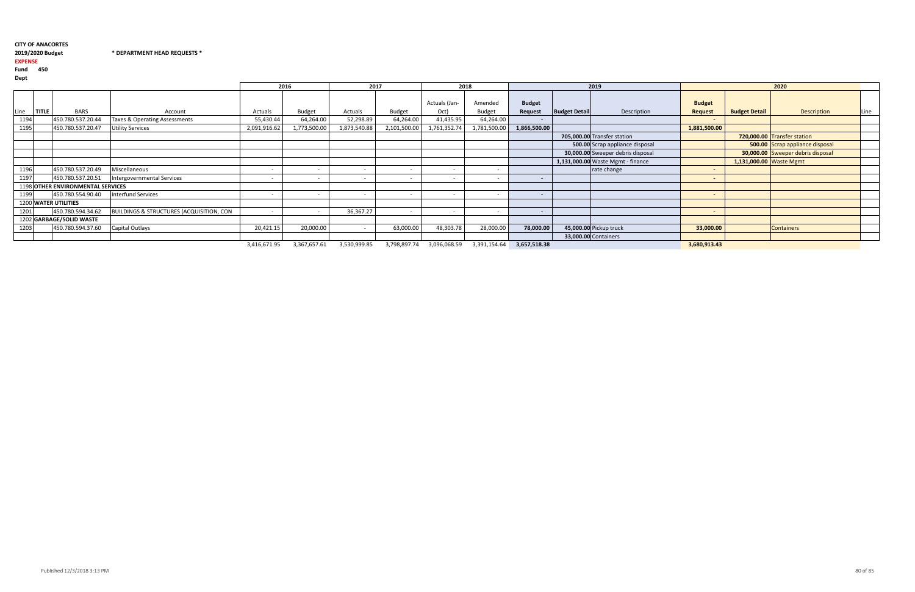**CITY OF ANACORTES**

**2019/2020 Budget** **\* DEPARTMENT HEAD REQUESTS \***

**EXPENSE**

**Fund 450**

**Dept**

| Line | TITLE | BARS | Account | 2016 Actuals | 2016 Budget | 2017 Actuals | 2017 Budget | 2018 Actuals (Jan-Oct) | 2018 Amended Budget | 2019 Budget Request | 2019 Budget Detail | 2019 Description | 2020 Budget Request | 2020 Budget Detail | 2020 Description | Line |
|---|---|---|---|---|---|---|---|---|---|---|---|---|---|---|---|---|
| 1194 | | 450.780.537.20.44 | Taxes & Operating Assessments | 55,430.44 | 64,264.00 | 52,298.89 | 64,264.00 | 41,435.95 | 64,264.00 | - | | | - | | | |
| 1195 | | 450.780.537.20.47 | Utility Services | 2,091,916.62 | 1,773,500.00 | 1,873,540.88 | 2,101,500.00 | 1,761,352.74 | 1,781,500.00 | 1,866,500.00 | | | 1,881,500.00 | | | |
| | | | | | | | | | | | 705,000.00 | Transfer station | | 720,000.00 | Transfer station | |
| | | | | | | | | | | | 500.00 | Scrap appliance disposal | | 500.00 | Scrap appliance disposal | |
| | | | | | | | | | | | 30,000.00 | Sweeper debris disposal | | 30,000.00 | Sweeper debris disposal | |
| | | | | | | | | | | | 1,131,000.00 | Waste Mgmt - finance | | 1,131,000.00 | Waste Mgmt | |
| 1196 | | 450.780.537.20.49 | Miscellaneous | - | - | - | - | - | - | | | rate change | - | | | |
| 1197 | | 450.780.537.20.51 | Intergovernmental Services | - | - | - | - | - | - | - | | | - | | | |
| 1198 | **OTHER ENVIRONMENTAL SERVICES** | | | | | | | | | | | | | | | |
| 1199 | | 450.780.554.90.40 | Interfund Services | - | - | - | - | - | - | - | | | - | | | |
| 1200 | **WATER UTILITIES** | | | | | | | | | | | | | | | |
| 1201 | | 450.780.594.34.62 | BUILDINGS & STRUCTURES (ACQUISITION, CON | - | - | 36,367.27 | - | - | - | - | | | - | | | |
| 1202 | **GARBAGE/SOLID WASTE** | | | | | | | | | | | | | | | |
| 1203 | | 450.780.594.37.60 | Capital Outlays | 20,421.15 | 20,000.00 | - | 63,000.00 | 48,303.78 | 28,000.00 | 78,000.00 | 45,000.00 | Pickup truck | 33,000.00 | | Containers | |
| | | | | | | | | | | | 33,000.00 | Containers | | | | |
| | | | | 3,416,671.95 | 3,367,657.61 | 3,530,999.85 | 3,798,897.74 | 3,096,068.59 | 3,391,154.64 | 3,657,518.38 | | | 3,680,913.43 | | | |

Published 12/3/2018 3:13 PM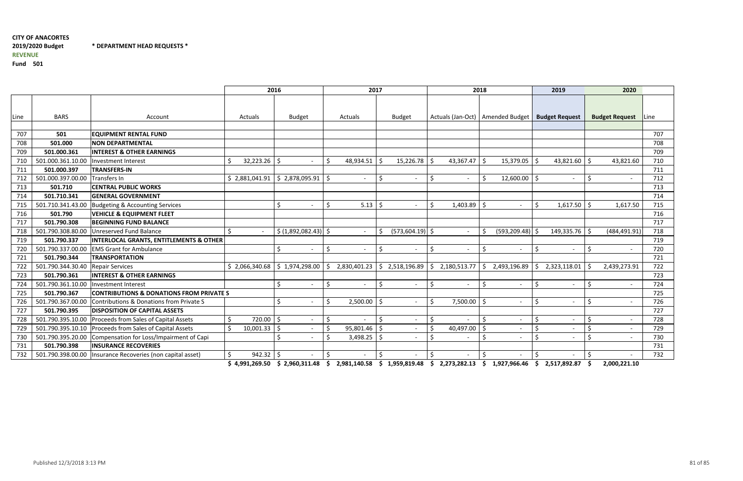**CITY OF ANACORTES**

**2019/2020 Budget** **\* DEPARTMENT HEAD REQUESTS \***

**REVENUE**

**Fund 501**

| | | | 2016 | | 2017 | | 2018 | | 2019 | 2020 | |
|---|---|---|---|---|---|---|---|---|---|---|---|
| Line | BARS | Account | Actuals | Budget | Actuals | Budget | Actuals (Jan-Oct) | Amended Budget | Budget Request | Budget Request | Line |
| 707 | **501** | **EQUIPMENT RENTAL FUND** | | | | | | | | | 707 |
| 708 | **501.000** | **NON DEPARTMENTAL** | | | | | | | | | 708 |
| 709 | **501.000.361** | **INTEREST & OTHER EARNINGS** | | | | | | | | | 709 |
| 710 | 501.000.361.10.00 | Investment Interest | $ 32,223.26 | $ - | $ 48,934.51 | $ 15,226.78 | $ 43,367.47 | $ 15,379.05 | $ 43,821.60 | $ 43,821.60 | 710 |
| 711 | **501.000.397** | **TRANSFERS-IN** | | | | | | | | | 711 |
| 712 | 501.000.397.00.00 | Transfers In | $ 2,881,041.91 | $ 2,878,095.91 | $ - | $ - | $ - | $ 12,600.00 | $ - | $ - | 712 |
| 713 | **501.710** | **CENTRAL PUBLIC WORKS** | | | | | | | | | 713 |
| 714 | **501.710.341** | **GENERAL GOVERNMENT** | | | | | | | | | 714 |
| 715 | 501.710.341.43.00 | Budgeting & Accounting Services | | $ - | $ 5.13 | $ - | $ 1,403.89 | $ - | $ 1,617.50 | $ 1,617.50 | 715 |
| 716 | **501.790** | **VEHICLE & EQUIPMENT FLEET** | | | | | | | | | 716 |
| 717 | **501.790.308** | **BEGINNING FUND BALANCE** | | | | | | | | | 717 |
| 718 | 501.790.308.80.00 | Unreserved Fund Balance | $ - | $ (1,892,082.43) | $ - | $ (573,604.19) | $ - | $ (593,209.48) | $ 149,335.76 | $ (484,491.91) | 718 |
| 719 | **501.790.337** | **INTERLOCAL GRANTS, ENTITLEMENTS & OTHER** | | | | | | | | | 719 |
| 720 | 501.790.337.00.00 | EMS Grant for Ambulance | | $ - | $ - | $ - | $ - | $ - | $ - | $ - | 720 |
| 721 | **501.790.344** | **TRANSPORTATION** | | | | | | | | | 721 |
| 722 | 501.790.344.30.40 | Repair Services | $ 2,066,340.68 | $ 1,974,298.00 | $ 2,830,401.23 | $ 2,518,196.89 | $ 2,180,513.77 | $ 2,493,196.89 | $ 2,323,118.01 | $ 2,439,273.91 | 722 |
| 723 | **501.790.361** | **INTEREST & OTHER EARNINGS** | | | | | | | | | 723 |
| 724 | 501.790.361.10.00 | Investment Interest | | $ - | $ - | $ - | $ - | $ - | $ - | $ - | 724 |
| 725 | **501.790.367** | **CONTRIBUTIONS & DONATIONS FROM PRIVATE S** | | | | | | | | | 725 |
| 726 | 501.790.367.00.00 | Contributions & Donations from Private S | | $ - | $ 2,500.00 | $ - | $ 7,500.00 | $ - | $ - | $ - | 726 |
| 727 | **501.790.395** | **DISPOSITION OF CAPITAL ASSETS** | | | | | | | | | 727 |
| 728 | 501.790.395.10.00 | Proceeds from Sales of Capital Assets | $ 720.00 | $ - | $ - | $ - | $ - | $ - | $ - | $ - | 728 |
| 729 | 501.790.395.10.10 | Proceeds from Sales of Capital Assets | $ 10,001.33 | $ - | $ 95,801.46 | $ - | $ 40,497.00 | $ - | $ - | $ - | 729 |
| 730 | 501.790.395.20.00 | Compensation for Loss/Impairment of Capi | | $ - | $ 3,498.25 | $ - | $ - | $ - | $ - | $ - | 730 |
| 731 | **501.790.398** | **INSURANCE RECOVERIES** | | | | | | | | | 731 |
| 732 | 501.790.398.00.00 | Insurance Recoveries (non capital asset) | $ 942.32 | $ - | $ - | $ - | $ - | $ - | $ - | $ - | 732 |
| | | | **$ 4,991,269.50** | **$ 2,960,311.48** | **$ 2,981,140.58** | **$ 1,959,819.48** | **$ 2,273,282.13** | **$ 1,927,966.46** | **$ 2,517,892.87** | **$ 2,000,221.10** | |

Published 12/3/2018 3:13 PM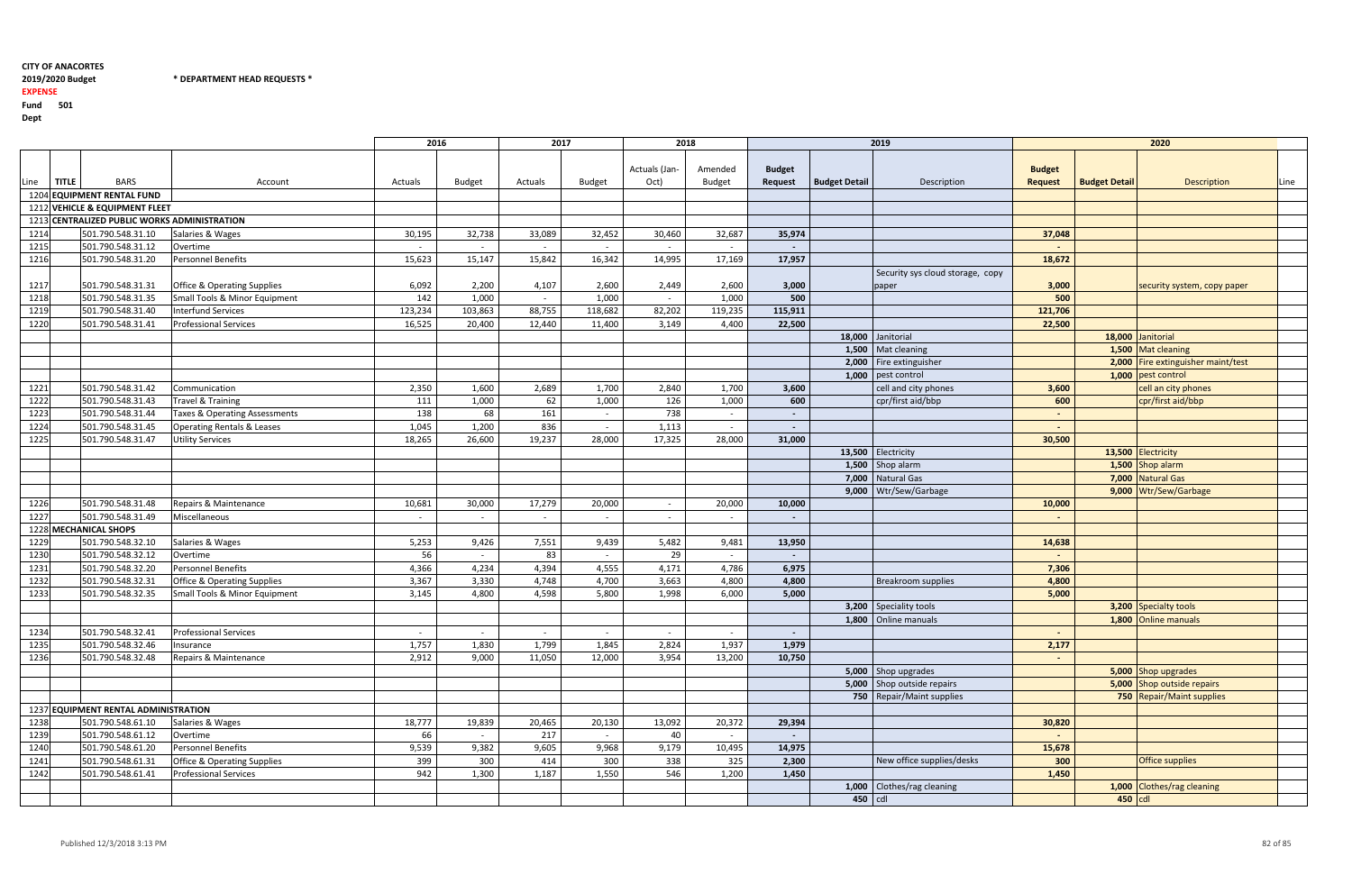**CITY OF ANACORTES**
**2019/2020 Budget** **\* DEPARTMENT HEAD REQUESTS \***
**EXPENSE**
**Fund 501**
**Dept**

| Line | TITLE | BARS | Account | 2016 Actuals | 2016 Budget | 2017 Actuals | 2017 Budget | 2018 Actuals (Jan-Oct) | 2018 Amended Budget | 2019 Budget Request | 2019 Budget Detail | 2019 Description | 2020 Budget Request | 2020 Budget Detail | 2020 Description | Line |
|---|---|---|---|---|---|---|---|---|---|---|---|---|---|---|---|---|
| 1204 | **EQUIPMENT RENTAL FUND** | | | | | | | | | | | | | | | |
| 1212 | **VEHICLE & EQUIPMENT FLEET** | | | | | | | | | | | | | | | |
| 1213 | **CENTRALIZED PUBLIC WORKS ADMINISTRATION** | | | | | | | | | | | | | | | |
| 1214 | | 501.790.548.31.10 | Salaries & Wages | 30,195 | 32,738 | 33,089 | 32,452 | 30,460 | 32,687 | 35,974 | | | 37,048 | | | |
| 1215 | | 501.790.548.31.12 | Overtime | - | - | - | - | - | - | - | | | - | | | |
| 1216 | | 501.790.548.31.20 | Personnel Benefits | 15,623 | 15,147 | 15,842 | 16,342 | 14,995 | 17,169 | 17,957 | | | 18,672 | | | |
| 1217 | | 501.790.548.31.31 | Office & Operating Supplies | 6,092 | 2,200 | 4,107 | 2,600 | 2,449 | 2,600 | 3,000 | | Security sys cloud storage, copy paper | 3,000 | | security system, copy paper | |
| 1218 | | 501.790.548.31.35 | Small Tools & Minor Equipment | 142 | 1,000 | - | 1,000 | - | 1,000 | 500 | | | 500 | | | |
| 1219 | | 501.790.548.31.40 | Interfund Services | 123,234 | 103,863 | 88,755 | 118,682 | 82,202 | 119,235 | 115,911 | | | 121,706 | | | |
| 1220 | | 501.790.548.31.41 | Professional Services | 16,525 | 20,400 | 12,440 | 11,400 | 3,149 | 4,400 | 22,500 | | | 22,500 | | | |
| | | | | | | | | | | | 18,000 | Janitorial | | 18,000 | Janitorial | |
| | | | | | | | | | | | 1,500 | Mat cleaning | | 1,500 | Mat cleaning | |
| | | | | | | | | | | | 2,000 | Fire extinguisher | | 2,000 | Fire extinguisher maint/test | |
| | | | | | | | | | | | 1,000 | pest control | | 1,000 | pest control | |
| 1221 | | 501.790.548.31.42 | Communication | 2,350 | 1,600 | 2,689 | 1,700 | 2,840 | 1,700 | 3,600 | | cell and city phones | 3,600 | | cell an city phones | |
| 1222 | | 501.790.548.31.43 | Travel & Training | 111 | 1,000 | 62 | 1,000 | 126 | 1,000 | 600 | | cpr/first aid/bbp | 600 | | cpr/first aid/bbp | |
| 1223 | | 501.790.548.31.44 | Taxes & Operating Assessments | 138 | 68 | 161 | - | 738 | - | - | | | - | | | |
| 1224 | | 501.790.548.31.45 | Operating Rentals & Leases | 1,045 | 1,200 | 836 | - | 1,113 | - | - | | | - | | | |
| 1225 | | 501.790.548.31.47 | Utility Services | 18,265 | 26,600 | 19,237 | 28,000 | 17,325 | 28,000 | 31,000 | | | 30,500 | | | |
| | | | | | | | | | | | 13,500 | Electricity | | 13,500 | Electricity | |
| | | | | | | | | | | | 1,500 | Shop alarm | | 1,500 | Shop alarm | |
| | | | | | | | | | | | 7,000 | Natural Gas | | 7,000 | Natural Gas | |
| | | | | | | | | | | | 9,000 | Wtr/Sew/Garbage | | 9,000 | Wtr/Sew/Garbage | |
| 1226 | | 501.790.548.31.48 | Repairs & Maintenance | 10,681 | 30,000 | 17,279 | 20,000 | - | 20,000 | 10,000 | | | 10,000 | | | |
| 1227 | | 501.790.548.31.49 | Miscellaneous | - | - | - | - | - | - | - | | | - | | | |
| 1228 | **MECHANICAL SHOPS** | | | | | | | | | | | | | | | |
| 1229 | | 501.790.548.32.10 | Salaries & Wages | 5,253 | 9,426 | 7,551 | 9,439 | 5,482 | 9,481 | 13,950 | | | 14,638 | | | |
| 1230 | | 501.790.548.32.12 | Overtime | 56 | - | 83 | - | 29 | - | - | | | - | | | |
| 1231 | | 501.790.548.32.20 | Personnel Benefits | 4,366 | 4,234 | 4,394 | 4,555 | 4,171 | 4,786 | 6,975 | | | 7,306 | | | |
| 1232 | | 501.790.548.32.31 | Office & Operating Supplies | 3,367 | 3,330 | 4,748 | 4,700 | 3,663 | 4,800 | 4,800 | | Breakroom supplies | 4,800 | | | |
| 1233 | | 501.790.548.32.35 | Small Tools & Minor Equipment | 3,145 | 4,800 | 4,598 | 5,800 | 1,998 | 6,000 | 5,000 | | | 5,000 | | | |
| | | | | | | | | | | | 3,200 | Speciality tools | | 3,200 | Specialty tools | |
| | | | | | | | | | | | 1,800 | Online manuals | | 1,800 | Online manuals | |
| 1234 | | 501.790.548.32.41 | Professional Services | - | - | - | - | - | - | - | | | - | | | |
| 1235 | | 501.790.548.32.46 | Insurance | 1,757 | 1,830 | 1,799 | 1,845 | 2,824 | 1,937 | 1,979 | | | 2,177 | | | |
| 1236 | | 501.790.548.32.48 | Repairs & Maintenance | 2,912 | 9,000 | 11,050 | 12,000 | 3,954 | 13,200 | 10,750 | | | - | | | |
| | | | | | | | | | | | 5,000 | Shop upgrades | | 5,000 | Shop upgrades | |
| | | | | | | | | | | | 5,000 | Shop outside repairs | | 5,000 | Shop outside repairs | |
| | | | | | | | | | | | 750 | Repair/Maint supplies | | 750 | Repair/Maint supplies | |
| 1237 | **EQUIPMENT RENTAL ADMINISTRATION** | | | | | | | | | | | | | | | |
| 1238 | | 501.790.548.61.10 | Salaries & Wages | 18,777 | 19,839 | 20,465 | 20,130 | 13,092 | 20,372 | 29,394 | | | 30,820 | | | |
| 1239 | | 501.790.548.61.12 | Overtime | 66 | - | 217 | - | 40 | - | - | | | - | | | |
| 1240 | | 501.790.548.61.20 | Personnel Benefits | 9,539 | 9,382 | 9,605 | 9,968 | 9,179 | 10,495 | 14,975 | | | 15,678 | | | |
| 1241 | | 501.790.548.61.31 | Office & Operating Supplies | 399 | 300 | 414 | 300 | 338 | 325 | 2,300 | | New office supplies/desks | 300 | | Office supplies | |
| 1242 | | 501.790.548.61.41 | Professional Services | 942 | 1,300 | 1,187 | 1,550 | 546 | 1,200 | 1,450 | | | 1,450 | | | |
| | | | | | | | | | | | 1,000 | Clothes/rag cleaning | | 1,000 | Clothes/rag cleaning | |
| | | | | | | | | | | | 450 | cdl | | 450 | cdl | |

Published 12/3/2018 3:13 PM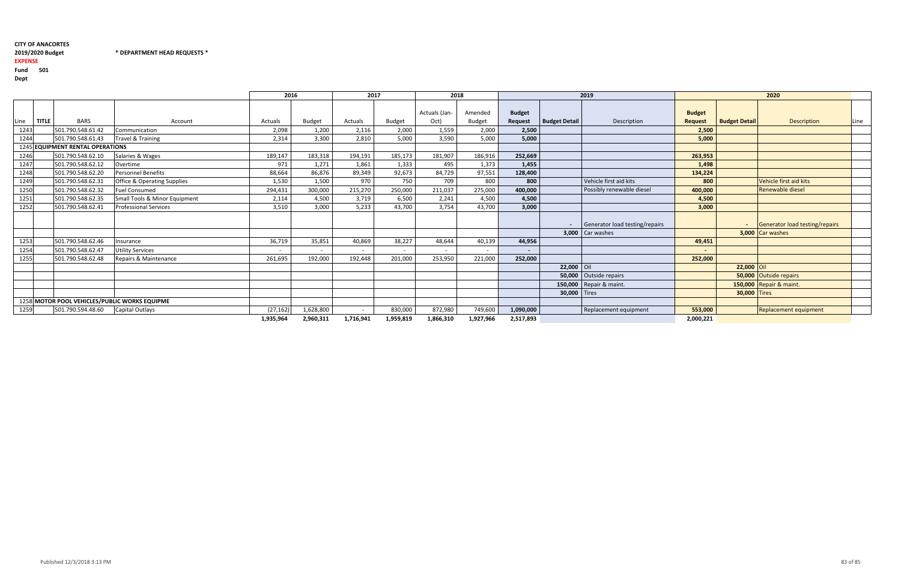**CITY OF ANACORTES**
**2019/2020 Budget** **\* DEPARTMENT HEAD REQUESTS \***
**EXPENSE**
**Fund 501**
**Dept**

| | | | | 2016 | | 2017 | | 2018 | | 2019 | | | 2020 | | | |
|---|---|---|---|---|---|---|---|---|---|---|---|---|---|---|---|---|
| Line | TITLE | BARS | Account | Actuals | Budget | Actuals | Budget | Actuals (Jan-Oct) | Amended Budget | Budget Request | Budget Detail | Description | Budget Request | Budget Detail | Description | Line |
| 1243 | | 501.790.548.61.42 | Communication | 2,098 | 1,200 | 2,116 | 2,000 | 1,559 | 2,000 | 2,500 | | | 2,500 | | | |
| 1244 | | 501.790.548.61.43 | Travel & Training | 2,314 | 3,300 | 2,810 | 5,000 | 3,590 | 5,000 | 5,000 | | | 5,000 | | | |
| 1245 | EQUIPMENT RENTAL OPERATIONS | | | | | | | | | | | | | | | |
| 1246 | | 501.790.548.62.10 | Salaries & Wages | 189,147 | 183,318 | 194,191 | 185,173 | 181,907 | 186,916 | 252,669 | | | 263,953 | | | |
| 1247 | | 501.790.548.62.12 | Overtime | 971 | 1,271 | 1,861 | 1,333 | 495 | 1,373 | 1,455 | | | 1,498 | | | |
| 1248 | | 501.790.548.62.20 | Personnel Benefits | 88,664 | 86,876 | 89,349 | 92,673 | 84,729 | 97,551 | 128,400 | | | 134,224 | | | |
| 1249 | | 501.790.548.62.31 | Office & Operating Supplies | 1,530 | 1,500 | 970 | 750 | 709 | 800 | 800 | | Vehicle first aid kits | 800 | | Vehicle first aid kits | |
| 1250 | | 501.790.548.62.32 | Fuel Consumed | 294,431 | 300,000 | 215,270 | 250,000 | 211,037 | 275,000 | 400,000 | | Possibly renewable diesel | 400,000 | | Renewable diesel | |
| 1251 | | 501.790.548.62.35 | Small Tools & Minor Equipment | 2,114 | 4,500 | 3,719 | 6,500 | 2,241 | 4,500 | 4,500 | | | 4,500 | | | |
| 1252 | | 501.790.548.62.41 | Professional Services | 3,510 | 3,000 | 5,233 | 43,700 | 3,754 | 43,700 | 3,000 | | | 3,000 | | | |
| | | | | | | | | | | | - | Generator load testing/repairs | | - | Generator load testing/repairs | |
| | | | | | | | | | | | 3,000 | Car washes | | 3,000 | Car washes | |
| 1253 | | 501.790.548.62.46 | Insurance | 36,719 | 35,851 | 40,869 | 38,227 | 48,644 | 40,139 | 44,956 | | | 49,451 | | | |
| 1254 | | 501.790.548.62.47 | Utility Services | - | - | - | - | - | - | - | | | - | | | |
| 1255 | | 501.790.548.62.48 | Repairs & Maintenance | 261,695 | 192,000 | 192,448 | 201,000 | 253,950 | 221,000 | 252,000 | | | 252,000 | | | |
| | | | | | | | | | | | 22,000 | Oil | | 22,000 | Oil | |
| | | | | | | | | | | | 50,000 | Outside repairs | | 50,000 | Outside repairs | |
| | | | | | | | | | | | 150,000 | Repair & maint. | | 150,000 | Repair & maint. | |
| | | | | | | | | | | | 30,000 | Tires | | 30,000 | Tires | |
| 1258 | MOTOR POOL VEHICLES/PUBLIC WORKS EQUIPME | | | | | | | | | | | | | | | |
| 1259 | | 501.790.594.48.60 | Capital Outlays | (27,162) | 1,628,800 | - | 830,000 | 872,980 | 749,600 | 1,090,000 | | Replacement equipment | 553,000 | | Replacement equipment | |
| | | | | 1,935,964 | 2,960,311 | 1,716,941 | 1,959,819 | 1,866,310 | 1,927,966 | 2,517,893 | | | 2,000,221 | | | |

Published 12/3/2018 3:13 PM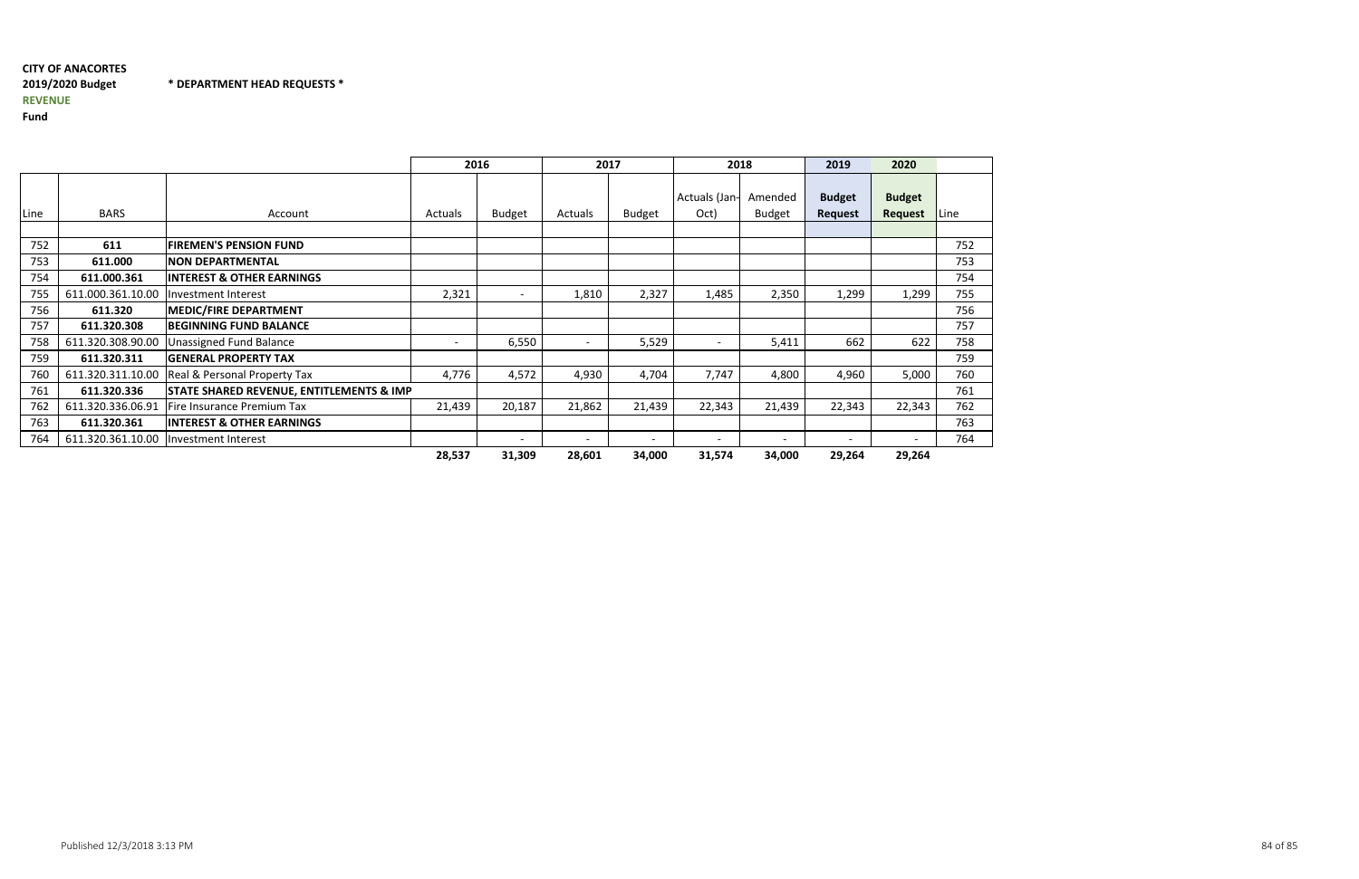**CITY OF ANACORTES**

**2019/2020 Budget** **\* DEPARTMENT HEAD REQUESTS \***

**REVENUE**

**Fund**

| | | | 2016 | | 2017 | | 2018 | | 2019 | 2020 | |
|---|---|---|---|---|---|---|---|---|---|---|---|
| Line | BARS | Account | Actuals | Budget | Actuals | Budget | Actuals (Jan-Oct) | Amended Budget | **Budget Request** | **Budget Request** | Line |
| 752 | **611** | **FIREMEN'S PENSION FUND** | | | | | | | | | 752 |
| 753 | **611.000** | **NON DEPARTMENTAL** | | | | | | | | | 753 |
| 754 | **611.000.361** | **INTEREST & OTHER EARNINGS** | | | | | | | | | 754 |
| 755 | 611.000.361.10.00 | Investment Interest | 2,321 | - | 1,810 | 2,327 | 1,485 | 2,350 | 1,299 | 1,299 | 755 |
| 756 | **611.320** | **MEDIC/FIRE DEPARTMENT** | | | | | | | | | 756 |
| 757 | **611.320.308** | **BEGINNING FUND BALANCE** | | | | | | | | | 757 |
| 758 | 611.320.308.90.00 | Unassigned Fund Balance | - | 6,550 | - | 5,529 | - | 5,411 | 662 | 622 | 758 |
| 759 | **611.320.311** | **GENERAL PROPERTY TAX** | | | | | | | | | 759 |
| 760 | 611.320.311.10.00 | Real & Personal Property Tax | 4,776 | 4,572 | 4,930 | 4,704 | 7,747 | 4,800 | 4,960 | 5,000 | 760 |
| 761 | **611.320.336** | **STATE SHARED REVENUE, ENTITLEMENTS & IMP** | | | | | | | | | 761 |
| 762 | 611.320.336.06.91 | Fire Insurance Premium Tax | 21,439 | 20,187 | 21,862 | 21,439 | 22,343 | 21,439 | 22,343 | 22,343 | 762 |
| 763 | **611.320.361** | **INTEREST & OTHER EARNINGS** | | | | | | | | | 763 |
| 764 | 611.320.361.10.00 | Investment Interest | | - | - | - | - | - | - | - | 764 |
| | | | **28,537** | **31,309** | **28,601** | **34,000** | **31,574** | **34,000** | **29,264** | **29,264** | |

Published 12/3/2018 3:13 PM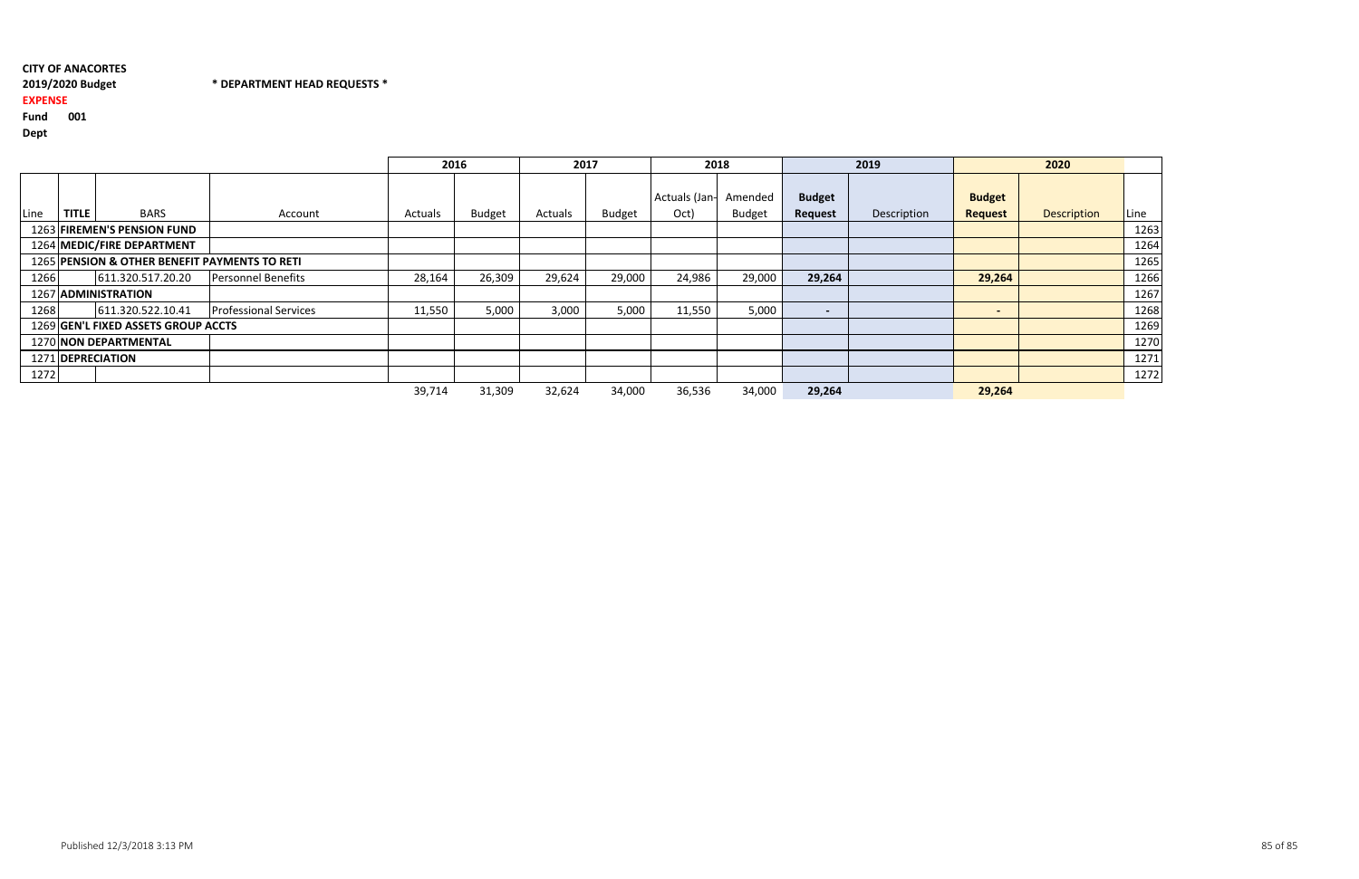**CITY OF ANACORTES**

**2019/2020 Budget** **\* DEPARTMENT HEAD REQUESTS \***

**EXPENSE**

**Fund 001**

**Dept**

| | | | | 2016 | | 2017 | | 2018 | | 2019 | | 2020 | | |
|---|---|---|---|---|---|---|---|---|---|---|---|---|---|---|
| Line | TITLE | BARS | Account | Actuals | Budget | Actuals | Budget | Actuals (Jan-Oct) | Amended Budget | **Budget Request** | Description | **Budget Request** | Description | Line |
| 1263 | **FIREMEN'S PENSION FUND** | | | | | | | | | | | | | 1263 |
| 1264 | **MEDIC/FIRE DEPARTMENT** | | | | | | | | | | | | | 1264 |
| 1265 | **PENSION & OTHER BENEFIT PAYMENTS TO RETI** | | | | | | | | | | | | | 1265 |
| 1266 | | 611.320.517.20.20 | Personnel Benefits | 28,164 | 26,309 | 29,624 | 29,000 | 24,986 | 29,000 | **29,264** | | **29,264** | | 1266 |
| 1267 | **ADMINISTRATION** | | | | | | | | | | | | | 1267 |
| 1268 | | 611.320.522.10.41 | Professional Services | 11,550 | 5,000 | 3,000 | 5,000 | 11,550 | 5,000 | - | | - | | 1268 |
| 1269 | **GEN'L FIXED ASSETS GROUP ACCTS** | | | | | | | | | | | | | 1269 |
| 1270 | **NON DEPARTMENTAL** | | | | | | | | | | | | | 1270 |
| 1271 | **DEPRECIATION** | | | | | | | | | | | | | 1271 |
| 1272 | | | | | | | | | | | | | | 1272 |
| | | | | 39,714 | 31,309 | 32,624 | 34,000 | 36,536 | 34,000 | **29,264** | | **29,264** | | |

Published 12/3/2018 3:13 PM